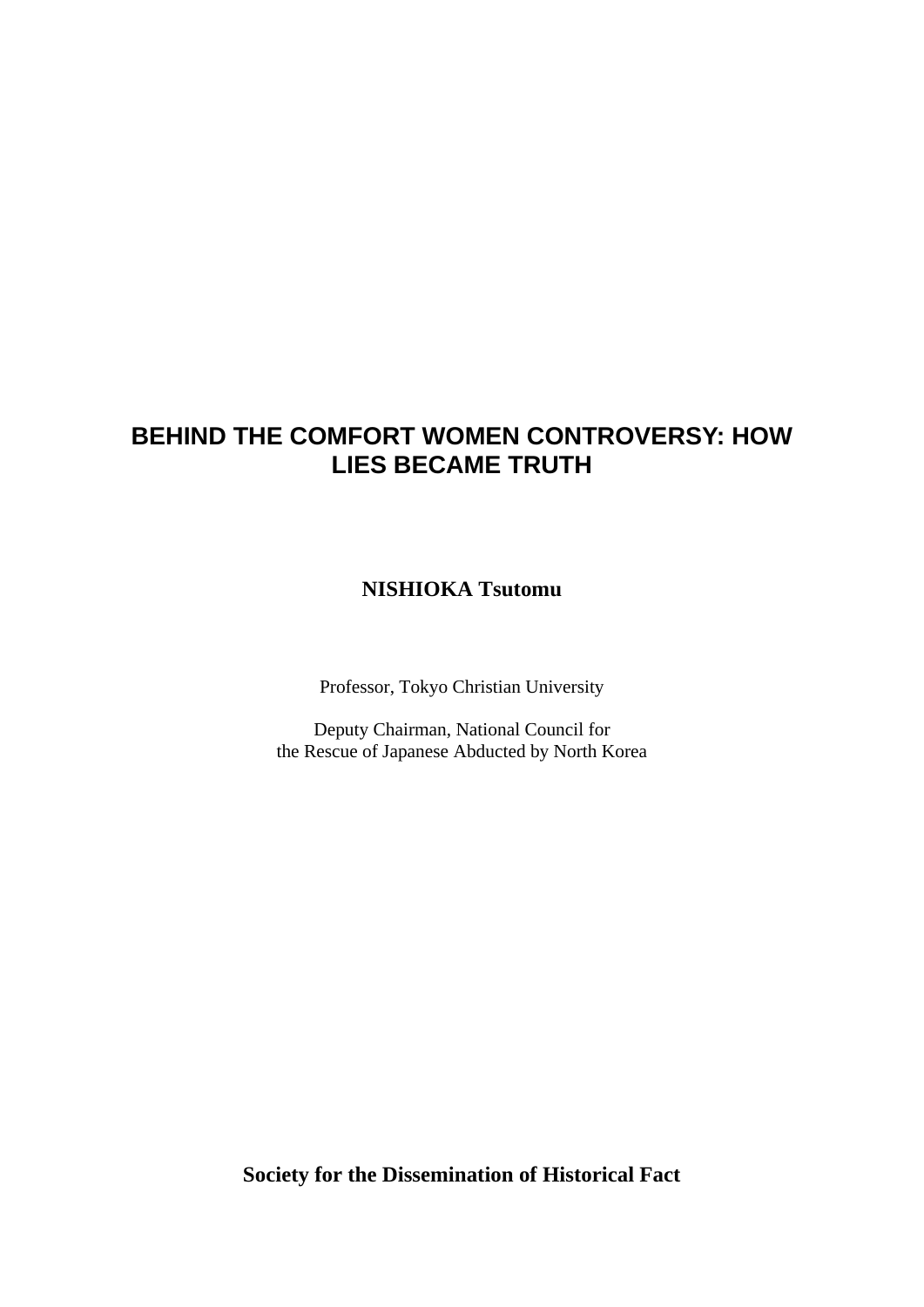# BEHIND THE COMFORT WOMEN CONTROVERSY: HOW LIES BECAME TRUTH

**NISHIOKA Tsutomu**

Professor, Tokyo Christian University

Deputy Chairman, National Council for
the Rescue of Japanese Abducted by North Korea

**Society for the Dissemination of Historical Fact**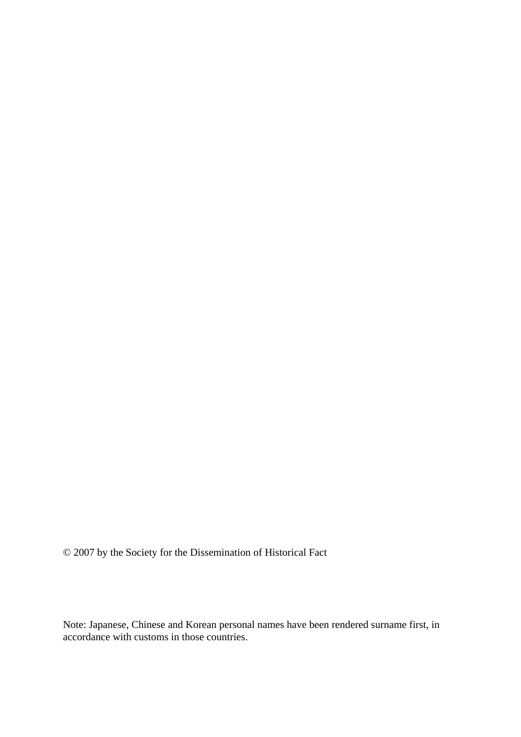© 2007 by the Society for the Dissemination of Historical Fact

Note: Japanese, Chinese and Korean personal names have been rendered surname first, in accordance with customs in those countries.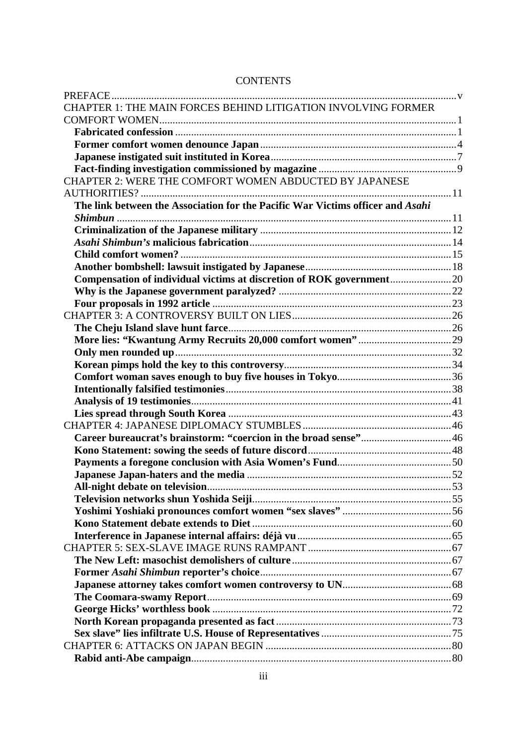# CONTENTS

PREFACE .......... v

CHAPTER 1: THE MAIN FORCES BEHIND LITIGATION INVOLVING FORMER COMFORT WOMEN .......... 1

- **Fabricated confession** .......... 1
- **Former comfort women denounce Japan** .......... 4
- **Japanese instigated suit instituted in Korea** .......... 7
- **Fact-finding investigation commissioned by magazine** .......... 9

CHAPTER 2: WERE THE COMFORT WOMEN ABDUCTED BY JAPANESE AUTHORITIES? .......... 11

- **The link between the Association for the Pacific War Victims officer and *Asahi Shimbun*** .......... 11
- **Criminalization of the Japanese military** .......... 12
- ***Asahi Shimbun's* malicious fabrication** .......... 14
- **Child comfort women?** .......... 15
- **Another bombshell: lawsuit instigated by Japanese** .......... 18
- **Compensation of individual victims at discretion of ROK government** .......... 20
- **Why is the Japanese government paralyzed?** .......... 22
- **Four proposals in 1992 article** .......... 23

CHAPTER 3: A CONTROVERSY BUILT ON LIES .......... 26

- **The Cheju Island slave hunt farce** .......... 26
- **More lies: "Kwantung Army Recruits 20,000 comfort women"** .......... 29
- **Only men rounded up** .......... 32
- **Korean pimps hold the key to this controversy** .......... 34
- **Comfort woman saves enough to buy five houses in Tokyo** .......... 36
- **Intentionally falsified testimonies** .......... 38
- **Analysis of 19 testimonies** .......... 41
- **Lies spread through South Korea** .......... 43

CHAPTER 4: JAPANESE DIPLOMACY STUMBLES .......... 46

- **Career bureaucrat's brainstorm: "coercion in the broad sense"** .......... 46
- **Kono Statement: sowing the seeds of future discord** .......... 48
- **Payments a foregone conclusion with Asia Women's Fund** .......... 50
- **Japanese Japan-haters and the media** .......... 52
- **All-night debate on television** .......... 53
- **Television networks shun Yoshida Seiji** .......... 55
- **Yoshimi Yoshiaki pronounces comfort women "sex slaves"** .......... 56
- **Kono Statement debate extends to Diet** .......... 60
- **Interference in Japanese internal affairs: déjà vu** .......... 65

CHAPTER 5: SEX-SLAVE IMAGE RUNS RAMPANT .......... 67

- **The New Left: masochist demolishers of culture** .......... 67
- **Former *Asahi Shimbun* reporter's choice** .......... 67
- **Japanese attorney takes comfort women controversy to UN** .......... 68
- **The Coomara-swamy Report** .......... 69
- **George Hicks' worthless book** .......... 72
- **North Korean propaganda presented as fact** .......... 73
- **Sex slave" lies infiltrate U.S. House of Representatives** .......... 75

CHAPTER 6: ATTACKS ON JAPAN BEGIN .......... 80

- **Rabid anti-Abe campaign** .......... 80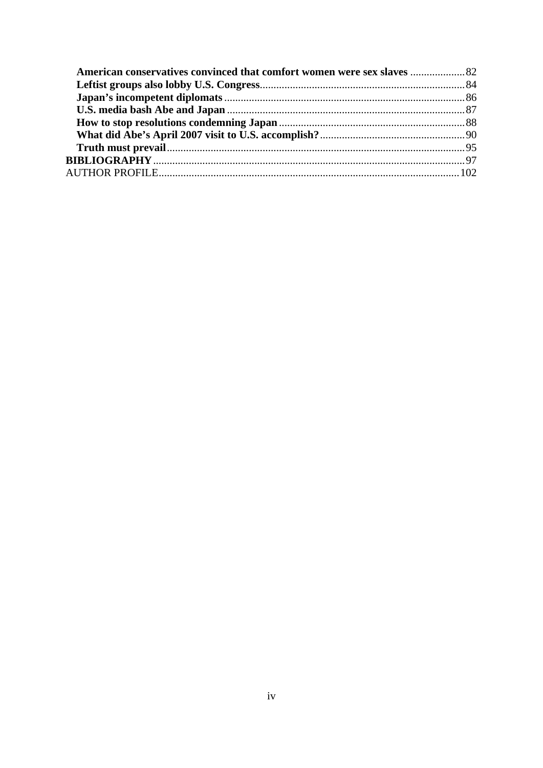**American conservatives convinced that comfort women were sex slaves** ....................82
**Leftist groups also lobby U.S. Congress**..........................................................................84
**Japan's incompetent diplomats** ........................................................................................86
**U.S. media bash Abe and Japan** .......................................................................................87
**How to stop resolutions condemning Japan** ....................................................................88
**What did Abe's April 2007 visit to U.S. accomplish?**.....................................................90
**Truth must prevail**.............................................................................................................95

**BIBLIOGRAPHY** ..................................................................................................................97

AUTHOR PROFILE..............................................................................................................102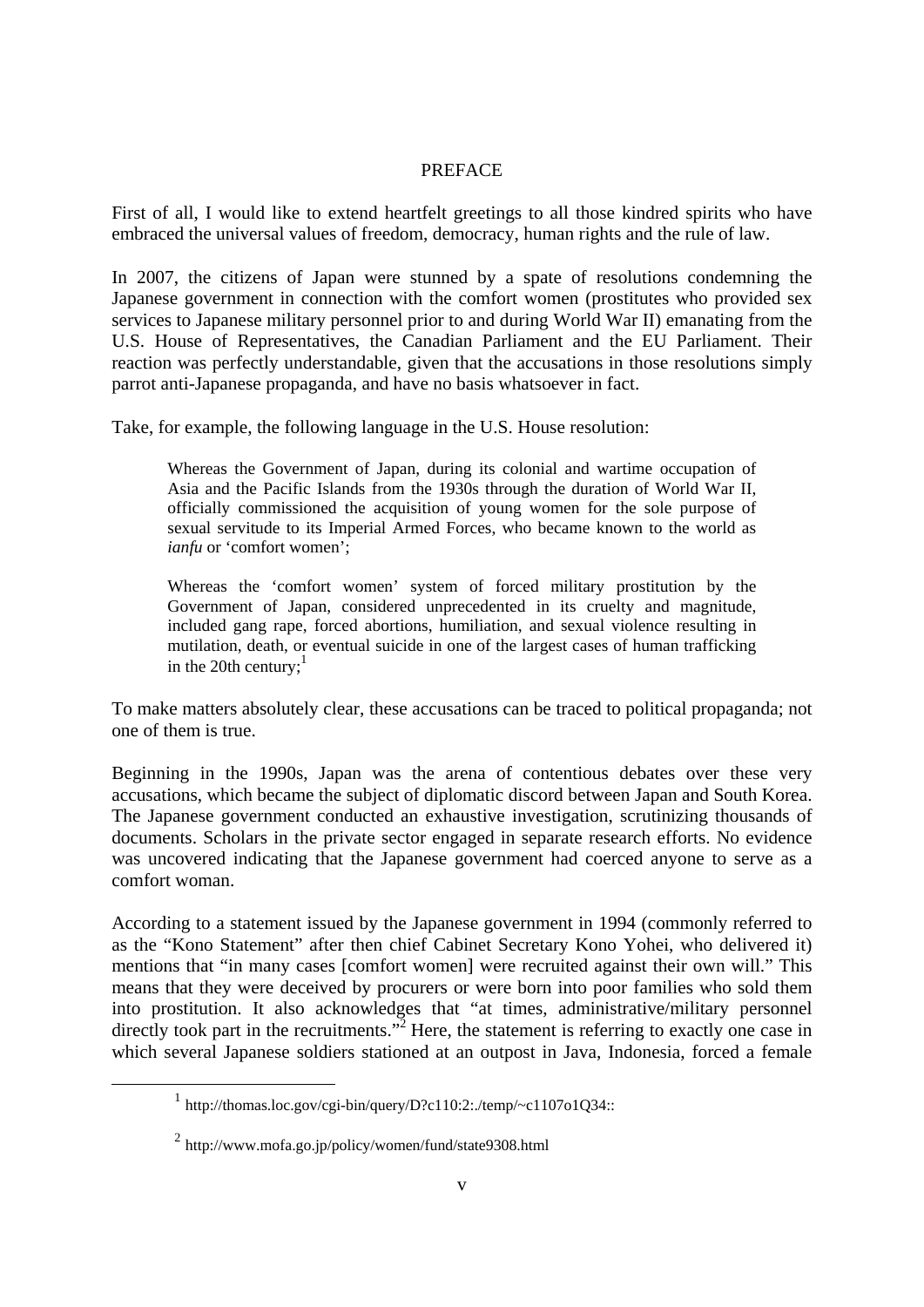# PREFACE

First of all, I would like to extend heartfelt greetings to all those kindred spirits who have embraced the universal values of freedom, democracy, human rights and the rule of law.

In 2007, the citizens of Japan were stunned by a spate of resolutions condemning the Japanese government in connection with the comfort women (prostitutes who provided sex services to Japanese military personnel prior to and during World War II) emanating from the U.S. House of Representatives, the Canadian Parliament and the EU Parliament. Their reaction was perfectly understandable, given that the accusations in those resolutions simply parrot anti-Japanese propaganda, and have no basis whatsoever in fact.

Take, for example, the following language in the U.S. House resolution:

> Whereas the Government of Japan, during its colonial and wartime occupation of Asia and the Pacific Islands from the 1930s through the duration of World War II, officially commissioned the acquisition of young women for the sole purpose of sexual servitude to its Imperial Armed Forces, who became known to the world as *ianfu* or 'comfort women';
>
> Whereas the 'comfort women' system of forced military prostitution by the Government of Japan, considered unprecedented in its cruelty and magnitude, included gang rape, forced abortions, humiliation, and sexual violence resulting in mutilation, death, or eventual suicide in one of the largest cases of human trafficking in the 20th century;[1]

To make matters absolutely clear, these accusations can be traced to political propaganda; not one of them is true.

Beginning in the 1990s, Japan was the arena of contentious debates over these very accusations, which became the subject of diplomatic discord between Japan and South Korea. The Japanese government conducted an exhaustive investigation, scrutinizing thousands of documents. Scholars in the private sector engaged in separate research efforts. No evidence was uncovered indicating that the Japanese government had coerced anyone to serve as a comfort woman.

According to a statement issued by the Japanese government in 1994 (commonly referred to as the "Kono Statement" after then chief Cabinet Secretary Kono Yohei, who delivered it) mentions that "in many cases [comfort women] were recruited against their own will." This means that they were deceived by procurers or were born into poor families who sold them into prostitution. It also acknowledges that "at times, administrative/military personnel directly took part in the recruitments."[2] Here, the statement is referring to exactly one case in which several Japanese soldiers stationed at an outpost in Java, Indonesia, forced a female

---

[1] http://thomas.loc.gov/cgi-bin/query/D?c110:2:./temp/~c1107o1Q34::

[2] http://www.mofa.go.jp/policy/women/fund/state9308.html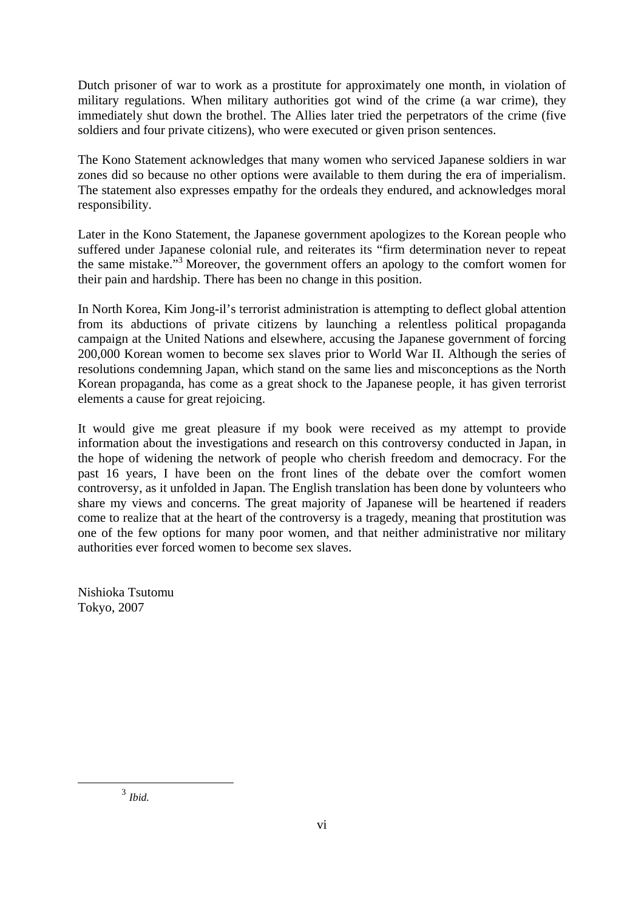Dutch prisoner of war to work as a prostitute for approximately one month, in violation of military regulations. When military authorities got wind of the crime (a war crime), they immediately shut down the brothel. The Allies later tried the perpetrators of the crime (five soldiers and four private citizens), who were executed or given prison sentences.

The Kono Statement acknowledges that many women who serviced Japanese soldiers in war zones did so because no other options were available to them during the era of imperialism. The statement also expresses empathy for the ordeals they endured, and acknowledges moral responsibility.

Later in the Kono Statement, the Japanese government apologizes to the Korean people who suffered under Japanese colonial rule, and reiterates its "firm determination never to repeat the same mistake."[3] Moreover, the government offers an apology to the comfort women for their pain and hardship. There has been no change in this position.

In North Korea, Kim Jong-il's terrorist administration is attempting to deflect global attention from its abductions of private citizens by launching a relentless political propaganda campaign at the United Nations and elsewhere, accusing the Japanese government of forcing 200,000 Korean women to become sex slaves prior to World War II. Although the series of resolutions condemning Japan, which stand on the same lies and misconceptions as the North Korean propaganda, has come as a great shock to the Japanese people, it has given terrorist elements a cause for great rejoicing.

It would give me great pleasure if my book were received as my attempt to provide information about the investigations and research on this controversy conducted in Japan, in the hope of widening the network of people who cherish freedom and democracy. For the past 16 years, I have been on the front lines of the debate over the comfort women controversy, as it unfolded in Japan. The English translation has been done by volunteers who share my views and concerns. The great majority of Japanese will be heartened if readers come to realize that at the heart of the controversy is a tragedy, meaning that prostitution was one of the few options for many poor women, and that neither administrative nor military authorities ever forced women to become sex slaves.

Nishioka Tsutomu
Tokyo, 2007

---

[3] *Ibid.*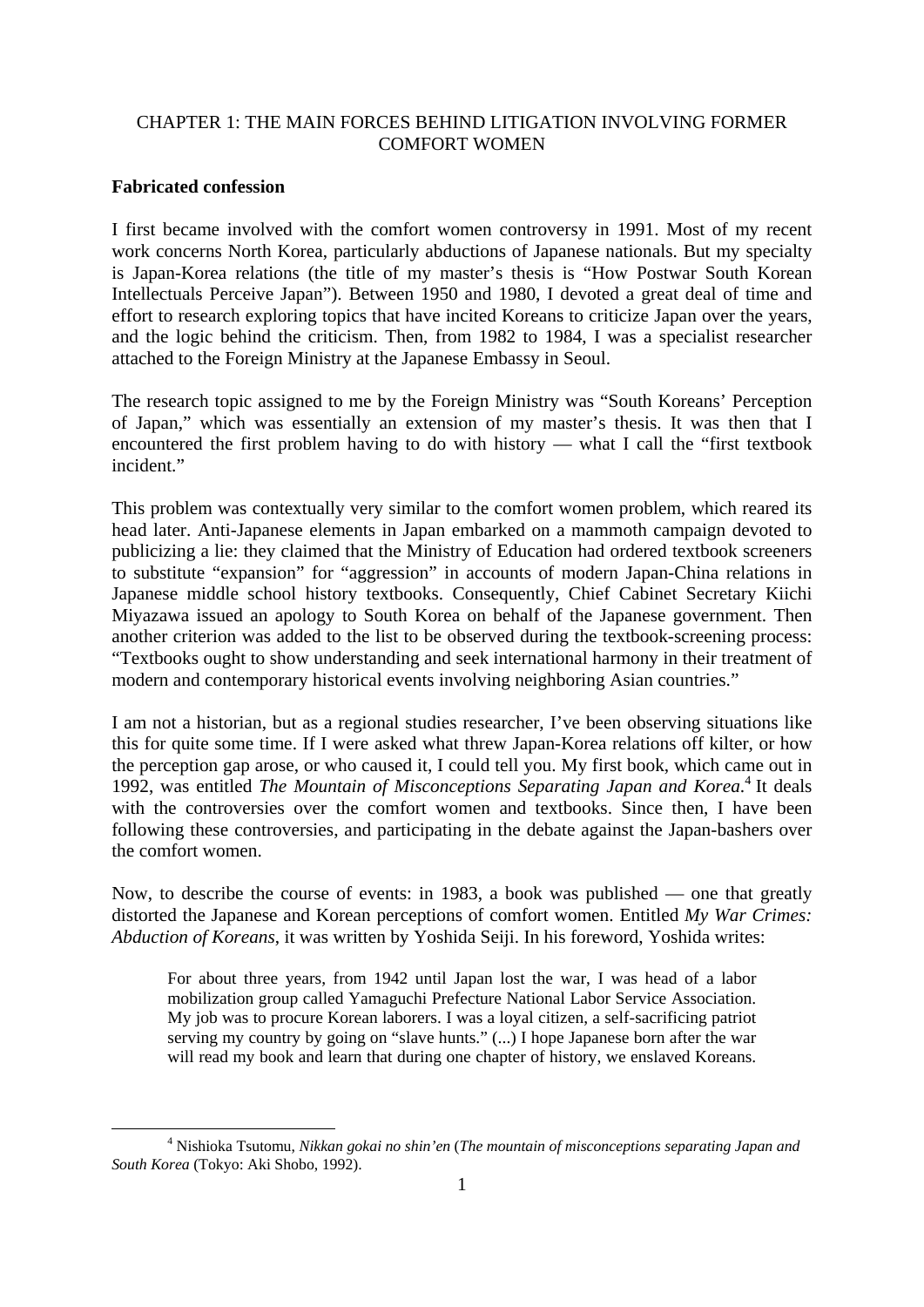CHAPTER 1: THE MAIN FORCES BEHIND LITIGATION INVOLVING FORMER COMFORT WOMEN

**Fabricated confession**

I first became involved with the comfort women controversy in 1991. Most of my recent work concerns North Korea, particularly abductions of Japanese nationals. But my specialty is Japan-Korea relations (the title of my master's thesis is "How Postwar South Korean Intellectuals Perceive Japan"). Between 1950 and 1980, I devoted a great deal of time and effort to research exploring topics that have incited Koreans to criticize Japan over the years, and the logic behind the criticism. Then, from 1982 to 1984, I was a specialist researcher attached to the Foreign Ministry at the Japanese Embassy in Seoul.

The research topic assigned to me by the Foreign Ministry was "South Koreans' Perception of Japan," which was essentially an extension of my master's thesis. It was then that I encountered the first problem having to do with history — what I call the "first textbook incident."

This problem was contextually very similar to the comfort women problem, which reared its head later. Anti-Japanese elements in Japan embarked on a mammoth campaign devoted to publicizing a lie: they claimed that the Ministry of Education had ordered textbook screeners to substitute "expansion" for "aggression" in accounts of modern Japan-China relations in Japanese middle school history textbooks. Consequently, Chief Cabinet Secretary Kiichi Miyazawa issued an apology to South Korea on behalf of the Japanese government. Then another criterion was added to the list to be observed during the textbook-screening process: "Textbooks ought to show understanding and seek international harmony in their treatment of modern and contemporary historical events involving neighboring Asian countries."

I am not a historian, but as a regional studies researcher, I've been observing situations like this for quite some time. If I were asked what threw Japan-Korea relations off kilter, or how the perception gap arose, or who caused it, I could tell you. My first book, which came out in 1992, was entitled *The Mountain of Misconceptions Separating Japan and Korea*.[4] It deals with the controversies over the comfort women and textbooks. Since then, I have been following these controversies, and participating in the debate against the Japan-bashers over the comfort women.

Now, to describe the course of events: in 1983, a book was published — one that greatly distorted the Japanese and Korean perceptions of comfort women. Entitled *My War Crimes: Abduction of Koreans*, it was written by Yoshida Seiji. In his foreword, Yoshida writes:

> For about three years, from 1942 until Japan lost the war, I was head of a labor mobilization group called Yamaguchi Prefecture National Labor Service Association. My job was to procure Korean laborers. I was a loyal citizen, a self-sacrificing patriot serving my country by going on "slave hunts." (...) I hope Japanese born after the war will read my book and learn that during one chapter of history, we enslaved Koreans.

---

[4] Nishioka Tsutomu, *Nikkan gokai no shin'en* (*The mountain of misconceptions separating Japan and South Korea* (Tokyo: Aki Shobo, 1992).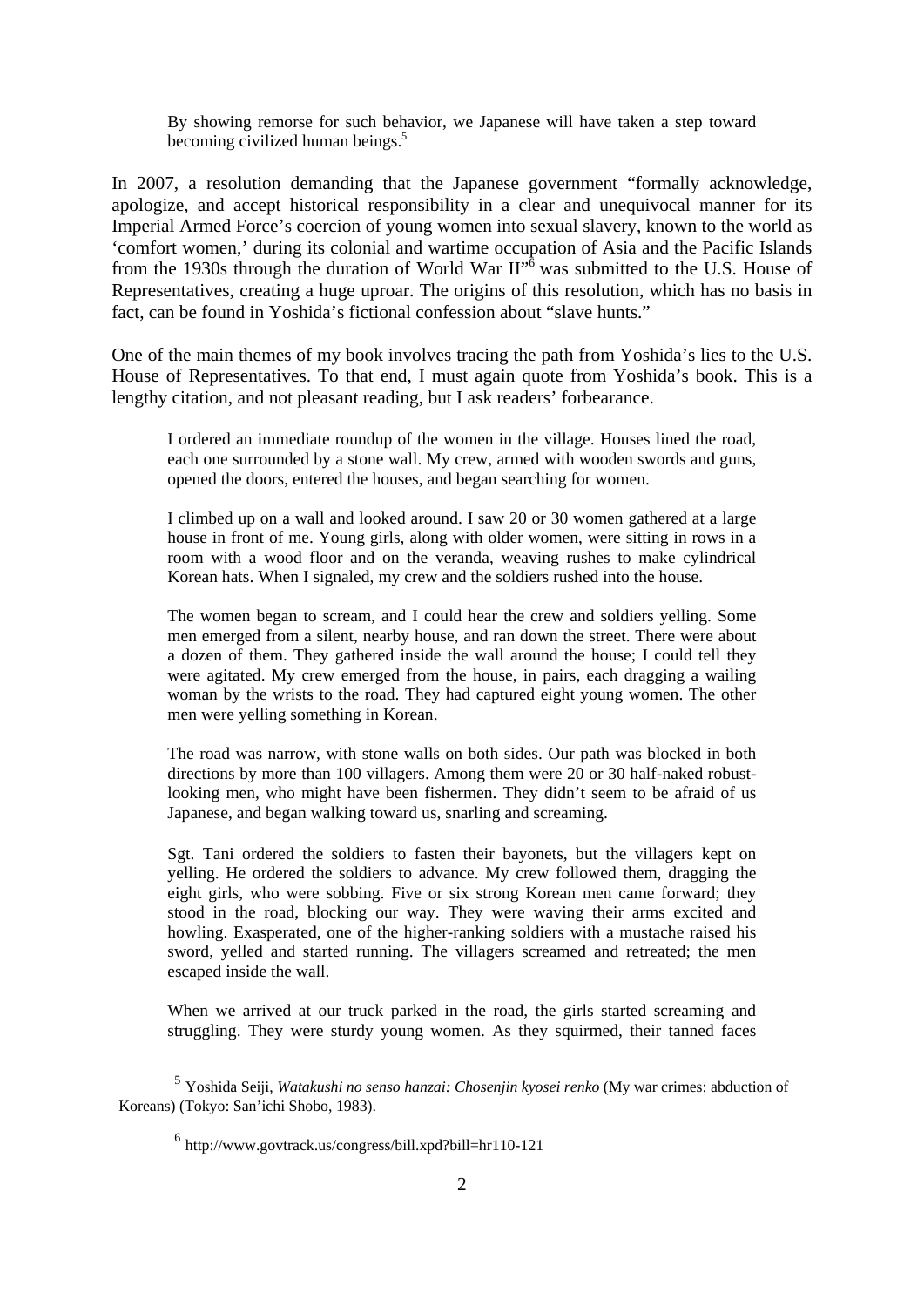> By showing remorse for such behavior, we Japanese will have taken a step toward becoming civilized human beings.[5]

In 2007, a resolution demanding that the Japanese government "formally acknowledge, apologize, and accept historical responsibility in a clear and unequivocal manner for its Imperial Armed Force's coercion of young women into sexual slavery, known to the world as 'comfort women,' during its colonial and wartime occupation of Asia and the Pacific Islands from the 1930s through the duration of World War II"[6] was submitted to the U.S. House of Representatives, creating a huge uproar. The origins of this resolution, which has no basis in fact, can be found in Yoshida's fictional confession about "slave hunts."

One of the main themes of my book involves tracing the path from Yoshida's lies to the U.S. House of Representatives. To that end, I must again quote from Yoshida's book. This is a lengthy citation, and not pleasant reading, but I ask readers' forbearance.

> I ordered an immediate roundup of the women in the village. Houses lined the road, each one surrounded by a stone wall. My crew, armed with wooden swords and guns, opened the doors, entered the houses, and began searching for women.
>
> I climbed up on a wall and looked around. I saw 20 or 30 women gathered at a large house in front of me. Young girls, along with older women, were sitting in rows in a room with a wood floor and on the veranda, weaving rushes to make cylindrical Korean hats. When I signaled, my crew and the soldiers rushed into the house.
>
> The women began to scream, and I could hear the crew and soldiers yelling. Some men emerged from a silent, nearby house, and ran down the street. There were about a dozen of them. They gathered inside the wall around the house; I could tell they were agitated. My crew emerged from the house, in pairs, each dragging a wailing woman by the wrists to the road. They had captured eight young women. The other men were yelling something in Korean.
>
> The road was narrow, with stone walls on both sides. Our path was blocked in both directions by more than 100 villagers. Among them were 20 or 30 half-naked robust-looking men, who might have been fishermen. They didn't seem to be afraid of us Japanese, and began walking toward us, snarling and screaming.
>
> Sgt. Tani ordered the soldiers to fasten their bayonets, but the villagers kept on yelling. He ordered the soldiers to advance. My crew followed them, dragging the eight girls, who were sobbing. Five or six strong Korean men came forward; they stood in the road, blocking our way. They were waving their arms excited and howling. Exasperated, one of the higher-ranking soldiers with a mustache raised his sword, yelled and started running. The villagers screamed and retreated; the men escaped inside the wall.
>
> When we arrived at our truck parked in the road, the girls started screaming and struggling. They were sturdy young women. As they squirmed, their tanned faces

---

[5] Yoshida Seiji, *Watakushi no senso hanzai: Chosenjin kyosei renko* (My war crimes: abduction of Koreans) (Tokyo: San'ichi Shobo, 1983).

[6] http://www.govtrack.us/congress/bill.xpd?bill=hr110-121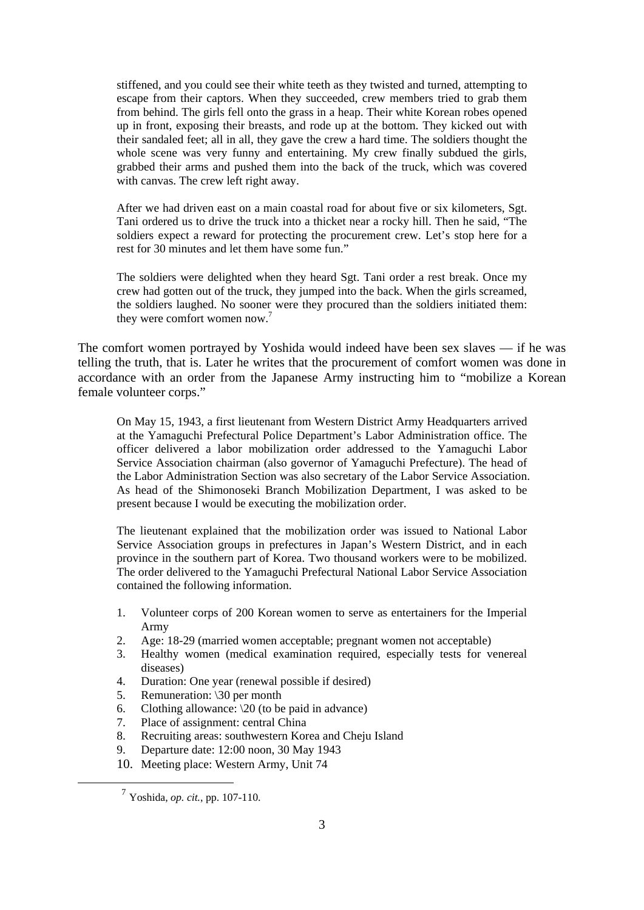> stiffened, and you could see their white teeth as they twisted and turned, attempting to escape from their captors. When they succeeded, crew members tried to grab them from behind. The girls fell onto the grass in a heap. Their white Korean robes opened up in front, exposing their breasts, and rode up at the bottom. They kicked out with their sandaled feet; all in all, they gave the crew a hard time. The soldiers thought the whole scene was very funny and entertaining. My crew finally subdued the girls, grabbed their arms and pushed them into the back of the truck, which was covered with canvas. The crew left right away.
>
> After we had driven east on a main coastal road for about five or six kilometers, Sgt. Tani ordered us to drive the truck into a thicket near a rocky hill. Then he said, "The soldiers expect a reward for protecting the procurement crew. Let's stop here for a rest for 30 minutes and let them have some fun."
>
> The soldiers were delighted when they heard Sgt. Tani order a rest break. Once my crew had gotten out of the truck, they jumped into the back. When the girls screamed, the soldiers laughed. No sooner were they procured than the soldiers initiated them: they were comfort women now.[7]

The comfort women portrayed by Yoshida would indeed have been sex slaves — if he was telling the truth, that is. Later he writes that the procurement of comfort women was done in accordance with an order from the Japanese Army instructing him to "mobilize a Korean female volunteer corps."

> On May 15, 1943, a first lieutenant from Western District Army Headquarters arrived at the Yamaguchi Prefectural Police Department's Labor Administration office. The officer delivered a labor mobilization order addressed to the Yamaguchi Labor Service Association chairman (also governor of Yamaguchi Prefecture). The head of the Labor Administration Section was also secretary of the Labor Service Association. As head of the Shimonoseki Branch Mobilization Department, I was asked to be present because I would be executing the mobilization order.
>
> The lieutenant explained that the mobilization order was issued to National Labor Service Association groups in prefectures in Japan's Western District, and in each province in the southern part of Korea. Two thousand workers were to be mobilized. The order delivered to the Yamaguchi Prefectural National Labor Service Association contained the following information.
>
> 1. Volunteer corps of 200 Korean women to serve as entertainers for the Imperial Army
> 2. Age: 18-29 (married women acceptable; pregnant women not acceptable)
> 3. Healthy women (medical examination required, especially tests for venereal diseases)
> 4. Duration: One year (renewal possible if desired)
> 5. Remuneration: \30 per month
> 6. Clothing allowance: \20 (to be paid in advance)
> 7. Place of assignment: central China
> 8. Recruiting areas: southwestern Korea and Cheju Island
> 9. Departure date: 12:00 noon, 30 May 1943
> 10. Meeting place: Western Army, Unit 74

[7] Yoshida, *op. cit.*, pp. 107-110.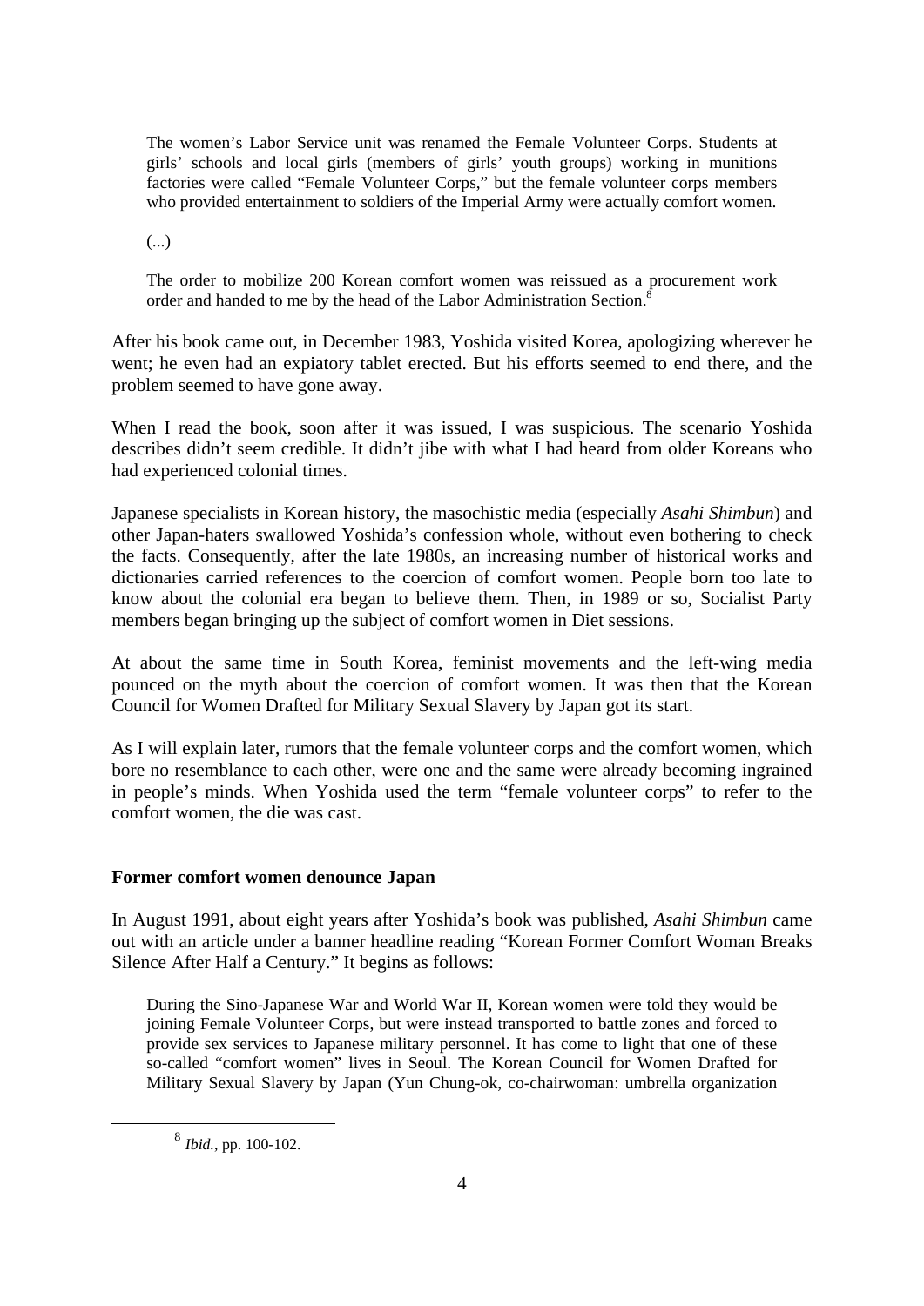> The women's Labor Service unit was renamed the Female Volunteer Corps. Students at girls' schools and local girls (members of girls' youth groups) working in munitions factories were called "Female Volunteer Corps," but the female volunteer corps members who provided entertainment to soldiers of the Imperial Army were actually comfort women.
>
> (...)
>
> The order to mobilize 200 Korean comfort women was reissued as a procurement work order and handed to me by the head of the Labor Administration Section.[8]

After his book came out, in December 1983, Yoshida visited Korea, apologizing wherever he went; he even had an expiatory tablet erected. But his efforts seemed to end there, and the problem seemed to have gone away.

When I read the book, soon after it was issued, I was suspicious. The scenario Yoshida describes didn't seem credible. It didn't jibe with what I had heard from older Koreans who had experienced colonial times.

Japanese specialists in Korean history, the masochistic media (especially *Asahi Shimbun*) and other Japan-haters swallowed Yoshida's confession whole, without even bothering to check the facts. Consequently, after the late 1980s, an increasing number of historical works and dictionaries carried references to the coercion of comfort women. People born too late to know about the colonial era began to believe them. Then, in 1989 or so, Socialist Party members began bringing up the subject of comfort women in Diet sessions.

At about the same time in South Korea, feminist movements and the left-wing media pounced on the myth about the coercion of comfort women. It was then that the Korean Council for Women Drafted for Military Sexual Slavery by Japan got its start.

As I will explain later, rumors that the female volunteer corps and the comfort women, which bore no resemblance to each other, were one and the same were already becoming ingrained in people's minds. When Yoshida used the term "female volunteer corps" to refer to the comfort women, the die was cast.

### Former comfort women denounce Japan

In August 1991, about eight years after Yoshida's book was published, *Asahi Shimbun* came out with an article under a banner headline reading "Korean Former Comfort Woman Breaks Silence After Half a Century." It begins as follows:

> During the Sino-Japanese War and World War II, Korean women were told they would be joining Female Volunteer Corps, but were instead transported to battle zones and forced to provide sex services to Japanese military personnel. It has come to light that one of these so-called "comfort women" lives in Seoul. The Korean Council for Women Drafted for Military Sexual Slavery by Japan (Yun Chung-ok, co-chairwoman: umbrella organization

[8] *Ibid.*, pp. 100-102.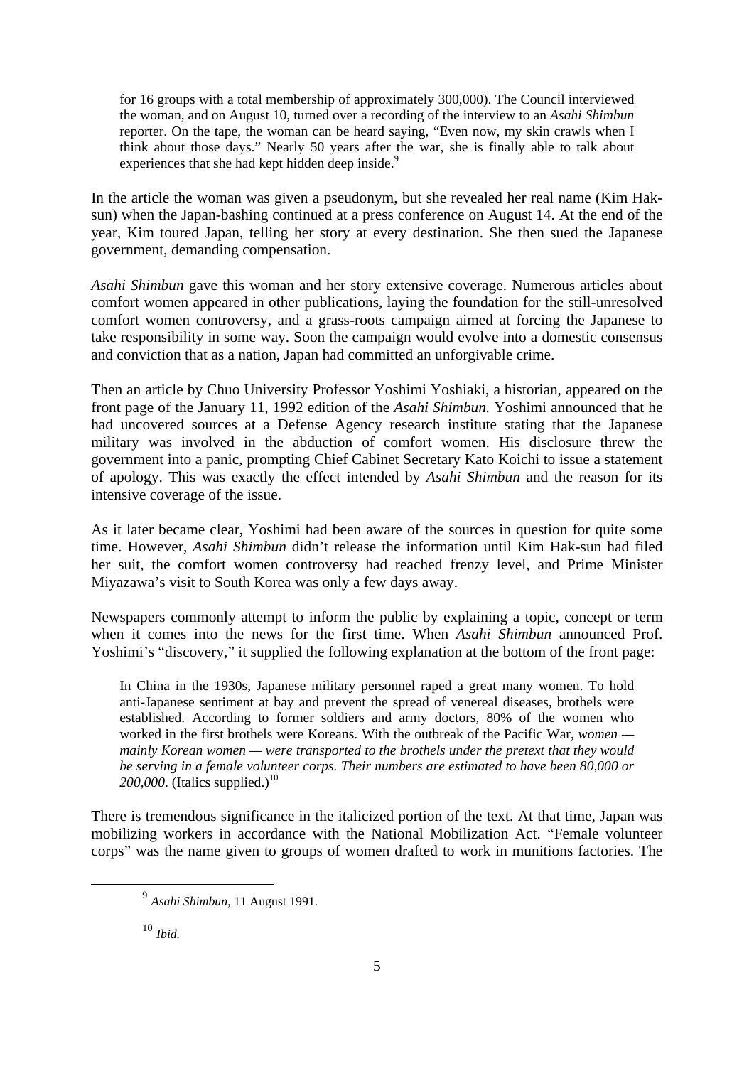> for 16 groups with a total membership of approximately 300,000). The Council interviewed the woman, and on August 10, turned over a recording of the interview to an *Asahi Shimbun* reporter. On the tape, the woman can be heard saying, "Even now, my skin crawls when I think about those days." Nearly 50 years after the war, she is finally able to talk about experiences that she had kept hidden deep inside.[9]

In the article the woman was given a pseudonym, but she revealed her real name (Kim Hak-sun) when the Japan-bashing continued at a press conference on August 14. At the end of the year, Kim toured Japan, telling her story at every destination. She then sued the Japanese government, demanding compensation.

*Asahi Shimbun* gave this woman and her story extensive coverage. Numerous articles about comfort women appeared in other publications, laying the foundation for the still-unresolved comfort women controversy, and a grass-roots campaign aimed at forcing the Japanese to take responsibility in some way. Soon the campaign would evolve into a domestic consensus and conviction that as a nation, Japan had committed an unforgivable crime.

Then an article by Chuo University Professor Yoshimi Yoshiaki, a historian, appeared on the front page of the January 11, 1992 edition of the *Asahi Shimbun.* Yoshimi announced that he had uncovered sources at a Defense Agency research institute stating that the Japanese military was involved in the abduction of comfort women. His disclosure threw the government into a panic, prompting Chief Cabinet Secretary Kato Koichi to issue a statement of apology. This was exactly the effect intended by *Asahi Shimbun* and the reason for its intensive coverage of the issue.

As it later became clear, Yoshimi had been aware of the sources in question for quite some time. However, *Asahi Shimbun* didn't release the information until Kim Hak-sun had filed her suit, the comfort women controversy had reached frenzy level, and Prime Minister Miyazawa's visit to South Korea was only a few days away.

Newspapers commonly attempt to inform the public by explaining a topic, concept or term when it comes into the news for the first time. When *Asahi Shimbun* announced Prof. Yoshimi's "discovery," it supplied the following explanation at the bottom of the front page:

> In China in the 1930s, Japanese military personnel raped a great many women. To hold anti-Japanese sentiment at bay and prevent the spread of venereal diseases, brothels were established. According to former soldiers and army doctors, 80% of the women who worked in the first brothels were Koreans. With the outbreak of the Pacific War, *women — mainly Korean women — were transported to the brothels under the pretext that they would be serving in a female volunteer corps. Their numbers are estimated to have been 80,000 or 200,000*. (Italics supplied.)[10]

There is tremendous significance in the italicized portion of the text. At that time, Japan was mobilizing workers in accordance with the National Mobilization Act. "Female volunteer corps" was the name given to groups of women drafted to work in munitions factories. The

[9] *Asahi Shimbun*, 11 August 1991.

[10] *Ibid.*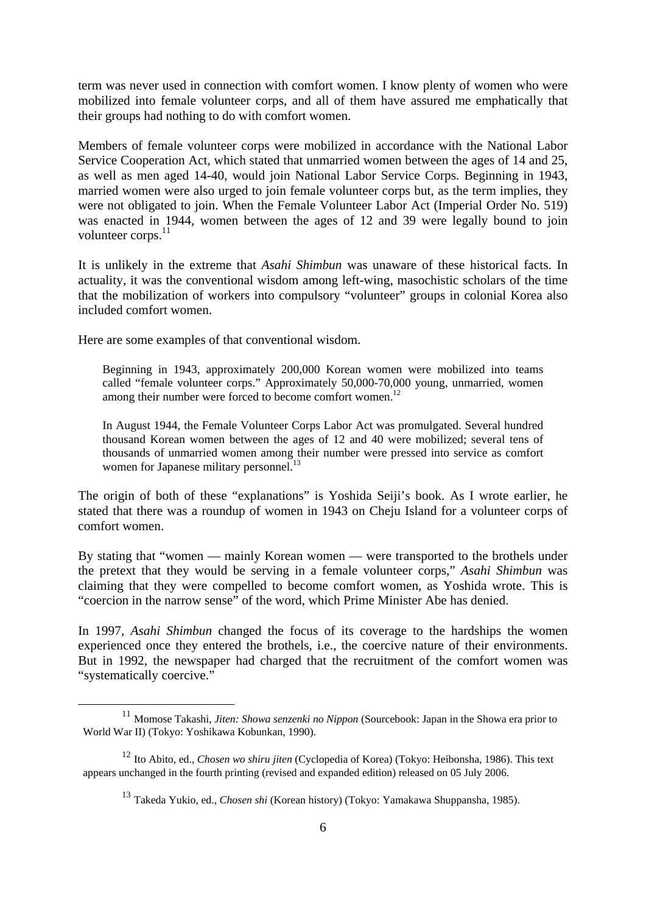term was never used in connection with comfort women. I know plenty of women who were mobilized into female volunteer corps, and all of them have assured me emphatically that their groups had nothing to do with comfort women.

Members of female volunteer corps were mobilized in accordance with the National Labor Service Cooperation Act, which stated that unmarried women between the ages of 14 and 25, as well as men aged 14-40, would join National Labor Service Corps. Beginning in 1943, married women were also urged to join female volunteer corps but, as the term implies, they were not obligated to join. When the Female Volunteer Labor Act (Imperial Order No. 519) was enacted in 1944, women between the ages of 12 and 39 were legally bound to join volunteer corps.[11]

It is unlikely in the extreme that *Asahi Shimbun* was unaware of these historical facts. In actuality, it was the conventional wisdom among left-wing, masochistic scholars of the time that the mobilization of workers into compulsory "volunteer" groups in colonial Korea also included comfort women.

Here are some examples of that conventional wisdom.

> Beginning in 1943, approximately 200,000 Korean women were mobilized into teams called "female volunteer corps." Approximately 50,000-70,000 young, unmarried, women among their number were forced to become comfort women.[12]
>
> In August 1944, the Female Volunteer Corps Labor Act was promulgated. Several hundred thousand Korean women between the ages of 12 and 40 were mobilized; several tens of thousands of unmarried women among their number were pressed into service as comfort women for Japanese military personnel.[13]

The origin of both of these "explanations" is Yoshida Seiji's book. As I wrote earlier, he stated that there was a roundup of women in 1943 on Cheju Island for a volunteer corps of comfort women.

By stating that "women — mainly Korean women — were transported to the brothels under the pretext that they would be serving in a female volunteer corps," *Asahi Shimbun* was claiming that they were compelled to become comfort women, as Yoshida wrote. This is "coercion in the narrow sense" of the word, which Prime Minister Abe has denied.

In 1997, *Asahi Shimbun* changed the focus of its coverage to the hardships the women experienced once they entered the brothels, i.e., the coercive nature of their environments. But in 1992, the newspaper had charged that the recruitment of the comfort women was "systematically coercive."

---

[11] Momose Takashi, *Jiten: Showa senzenki no Nippon* (Sourcebook: Japan in the Showa era prior to World War II) (Tokyo: Yoshikawa Kobunkan, 1990).

[12] Ito Abito, ed., *Chosen wo shiru jiten* (Cyclopedia of Korea) (Tokyo: Heibonsha, 1986). This text appears unchanged in the fourth printing (revised and expanded edition) released on 05 July 2006.

[13] Takeda Yukio, ed., *Chosen shi* (Korean history) (Tokyo: Yamakawa Shuppansha, 1985).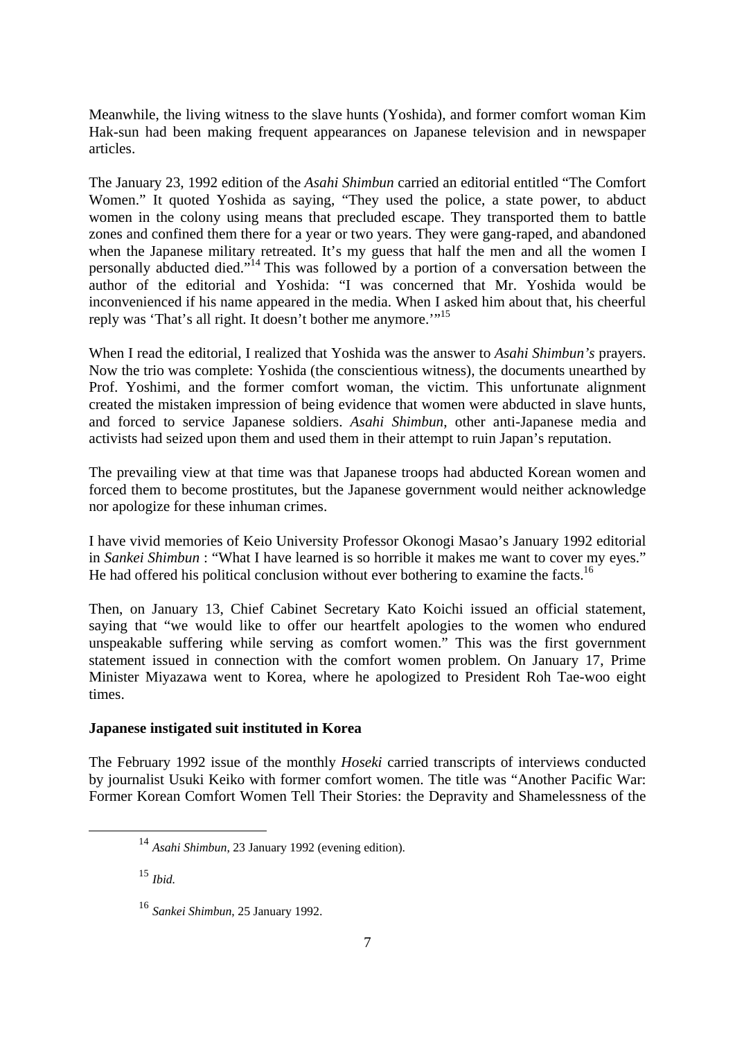Meanwhile, the living witness to the slave hunts (Yoshida), and former comfort woman Kim Hak-sun had been making frequent appearances on Japanese television and in newspaper articles.

The January 23, 1992 edition of the *Asahi Shimbun* carried an editorial entitled "The Comfort Women." It quoted Yoshida as saying, "They used the police, a state power, to abduct women in the colony using means that precluded escape. They transported them to battle zones and confined them there for a year or two years. They were gang-raped, and abandoned when the Japanese military retreated. It's my guess that half the men and all the women I personally abducted died."[14] This was followed by a portion of a conversation between the author of the editorial and Yoshida: "I was concerned that Mr. Yoshida would be inconvenienced if his name appeared in the media. When I asked him about that, his cheerful reply was 'That's all right. It doesn't bother me anymore.'"[15]

When I read the editorial, I realized that Yoshida was the answer to *Asahi Shimbun's* prayers. Now the trio was complete: Yoshida (the conscientious witness), the documents unearthed by Prof. Yoshimi, and the former comfort woman, the victim. This unfortunate alignment created the mistaken impression of being evidence that women were abducted in slave hunts, and forced to service Japanese soldiers. *Asahi Shimbun*, other anti-Japanese media and activists had seized upon them and used them in their attempt to ruin Japan's reputation.

The prevailing view at that time was that Japanese troops had abducted Korean women and forced them to become prostitutes, but the Japanese government would neither acknowledge nor apologize for these inhuman crimes.

I have vivid memories of Keio University Professor Okonogi Masao's January 1992 editorial in *Sankei Shimbun* : "What I have learned is so horrible it makes me want to cover my eyes." He had offered his political conclusion without ever bothering to examine the facts.[16]

Then, on January 13, Chief Cabinet Secretary Kato Koichi issued an official statement, saying that "we would like to offer our heartfelt apologies to the women who endured unspeakable suffering while serving as comfort women." This was the first government statement issued in connection with the comfort women problem. On January 17, Prime Minister Miyazawa went to Korea, where he apologized to President Roh Tae-woo eight times.

**Japanese instigated suit instituted in Korea**

The February 1992 issue of the monthly *Hoseki* carried transcripts of interviews conducted by journalist Usuki Keiko with former comfort women. The title was "Another Pacific War: Former Korean Comfort Women Tell Their Stories: the Depravity and Shamelessness of the

---

[14] *Asahi Shimbun*, 23 January 1992 (evening edition).

[15] *Ibid.*

[16] *Sankei Shimbun*, 25 January 1992.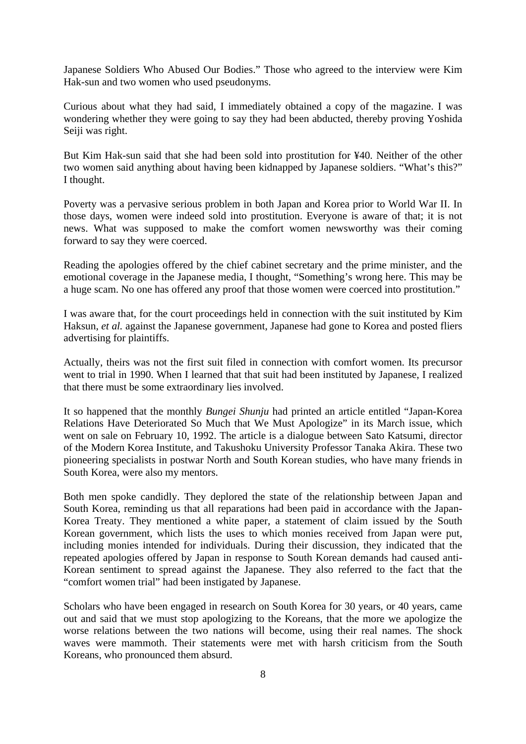Japanese Soldiers Who Abused Our Bodies." Those who agreed to the interview were Kim Hak-sun and two women who used pseudonyms.

Curious about what they had said, I immediately obtained a copy of the magazine. I was wondering whether they were going to say they had been abducted, thereby proving Yoshida Seiji was right.

But Kim Hak-sun said that she had been sold into prostitution for ¥40. Neither of the other two women said anything about having been kidnapped by Japanese soldiers. "What's this?" I thought.

Poverty was a pervasive serious problem in both Japan and Korea prior to World War II. In those days, women were indeed sold into prostitution. Everyone is aware of that; it is not news. What was supposed to make the comfort women newsworthy was their coming forward to say they were coerced.

Reading the apologies offered by the chief cabinet secretary and the prime minister, and the emotional coverage in the Japanese media, I thought, "Something's wrong here. This may be a huge scam. No one has offered any proof that those women were coerced into prostitution."

I was aware that, for the court proceedings held in connection with the suit instituted by Kim Haksun, *et al.* against the Japanese government, Japanese had gone to Korea and posted fliers advertising for plaintiffs.

Actually, theirs was not the first suit filed in connection with comfort women. Its precursor went to trial in 1990. When I learned that that suit had been instituted by Japanese, I realized that there must be some extraordinary lies involved.

It so happened that the monthly *Bungei Shunju* had printed an article entitled "Japan-Korea Relations Have Deteriorated So Much that We Must Apologize" in its March issue, which went on sale on February 10, 1992. The article is a dialogue between Sato Katsumi, director of the Modern Korea Institute, and Takushoku University Professor Tanaka Akira. These two pioneering specialists in postwar North and South Korean studies, who have many friends in South Korea, were also my mentors.

Both men spoke candidly. They deplored the state of the relationship between Japan and South Korea, reminding us that all reparations had been paid in accordance with the Japan-Korea Treaty. They mentioned a white paper, a statement of claim issued by the South Korean government, which lists the uses to which monies received from Japan were put, including monies intended for individuals. During their discussion, they indicated that the repeated apologies offered by Japan in response to South Korean demands had caused anti-Korean sentiment to spread against the Japanese. They also referred to the fact that the "comfort women trial" had been instigated by Japanese.

Scholars who have been engaged in research on South Korea for 30 years, or 40 years, came out and said that we must stop apologizing to the Koreans, that the more we apologize the worse relations between the two nations will become, using their real names. The shock waves were mammoth. Their statements were met with harsh criticism from the South Koreans, who pronounced them absurd.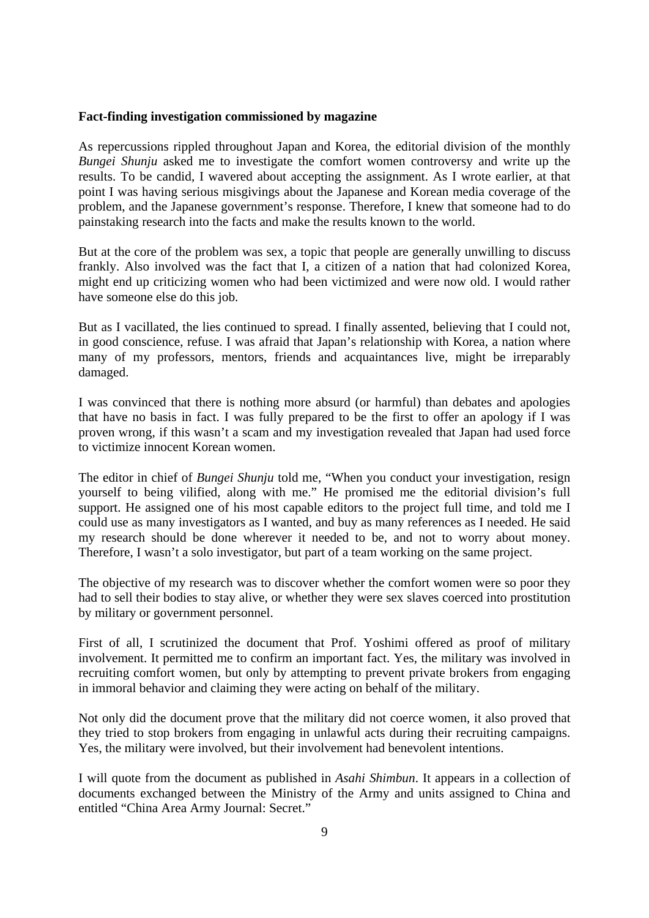**Fact-finding investigation commissioned by magazine**

As repercussions rippled throughout Japan and Korea, the editorial division of the monthly *Bungei Shunju* asked me to investigate the comfort women controversy and write up the results. To be candid, I wavered about accepting the assignment. As I wrote earlier, at that point I was having serious misgivings about the Japanese and Korean media coverage of the problem, and the Japanese government's response. Therefore, I knew that someone had to do painstaking research into the facts and make the results known to the world.

But at the core of the problem was sex, a topic that people are generally unwilling to discuss frankly. Also involved was the fact that I, a citizen of a nation that had colonized Korea, might end up criticizing women who had been victimized and were now old. I would rather have someone else do this job.

But as I vacillated, the lies continued to spread. I finally assented, believing that I could not, in good conscience, refuse. I was afraid that Japan's relationship with Korea, a nation where many of my professors, mentors, friends and acquaintances live, might be irreparably damaged.

I was convinced that there is nothing more absurd (or harmful) than debates and apologies that have no basis in fact. I was fully prepared to be the first to offer an apology if I was proven wrong, if this wasn't a scam and my investigation revealed that Japan had used force to victimize innocent Korean women.

The editor in chief of *Bungei Shunju* told me, "When you conduct your investigation, resign yourself to being vilified, along with me." He promised me the editorial division's full support. He assigned one of his most capable editors to the project full time, and told me I could use as many investigators as I wanted, and buy as many references as I needed. He said my research should be done wherever it needed to be, and not to worry about money. Therefore, I wasn't a solo investigator, but part of a team working on the same project.

The objective of my research was to discover whether the comfort women were so poor they had to sell their bodies to stay alive, or whether they were sex slaves coerced into prostitution by military or government personnel.

First of all, I scrutinized the document that Prof. Yoshimi offered as proof of military involvement. It permitted me to confirm an important fact. Yes, the military was involved in recruiting comfort women, but only by attempting to prevent private brokers from engaging in immoral behavior and claiming they were acting on behalf of the military.

Not only did the document prove that the military did not coerce women, it also proved that they tried to stop brokers from engaging in unlawful acts during their recruiting campaigns. Yes, the military were involved, but their involvement had benevolent intentions.

I will quote from the document as published in *Asahi Shimbun*. It appears in a collection of documents exchanged between the Ministry of the Army and units assigned to China and entitled "China Area Army Journal: Secret."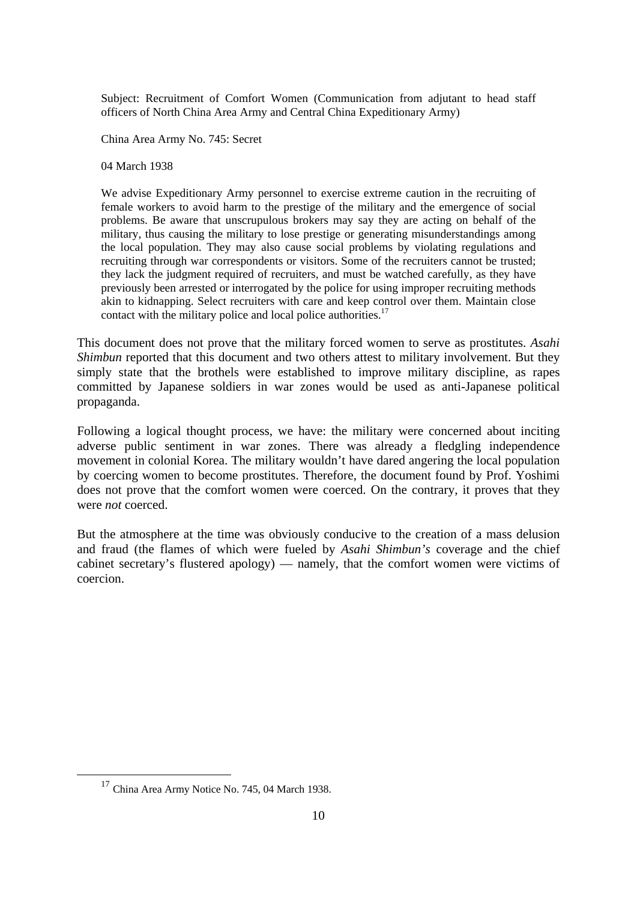> Subject: Recruitment of Comfort Women (Communication from adjutant to head staff officers of North China Area Army and Central China Expeditionary Army)
>
> China Area Army No. 745: Secret
>
> 04 March 1938
>
> We advise Expeditionary Army personnel to exercise extreme caution in the recruiting of female workers to avoid harm to the prestige of the military and the emergence of social problems. Be aware that unscrupulous brokers may say they are acting on behalf of the military, thus causing the military to lose prestige or generating misunderstandings among the local population. They may also cause social problems by violating regulations and recruiting through war correspondents or visitors. Some of the recruiters cannot be trusted; they lack the judgment required of recruiters, and must be watched carefully, as they have previously been arrested or interrogated by the police for using improper recruiting methods akin to kidnapping. Select recruiters with care and keep control over them. Maintain close contact with the military police and local police authorities.[17]

This document does not prove that the military forced women to serve as prostitutes. *Asahi Shimbun* reported that this document and two others attest to military involvement. But they simply state that the brothels were established to improve military discipline, as rapes committed by Japanese soldiers in war zones would be used as anti-Japanese political propaganda.

Following a logical thought process, we have: the military were concerned about inciting adverse public sentiment in war zones. There was already a fledgling independence movement in colonial Korea. The military wouldn't have dared angering the local population by coercing women to become prostitutes. Therefore, the document found by Prof. Yoshimi does not prove that the comfort women were coerced. On the contrary, it proves that they were *not* coerced.

But the atmosphere at the time was obviously conducive to the creation of a mass delusion and fraud (the flames of which were fueled by *Asahi Shimbun's* coverage and the chief cabinet secretary's flustered apology) — namely, that the comfort women were victims of coercion.

---

[17] China Area Army Notice No. 745, 04 March 1938.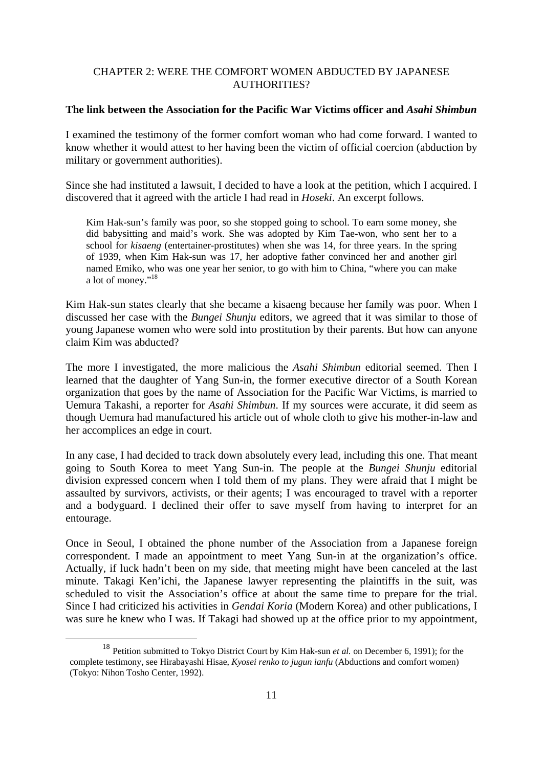## CHAPTER 2: WERE THE COMFORT WOMEN ABDUCTED BY JAPANESE AUTHORITIES?

### The link between the Association for the Pacific War Victims officer and *Asahi Shimbun*

I examined the testimony of the former comfort woman who had come forward. I wanted to know whether it would attest to her having been the victim of official coercion (abduction by military or government authorities).

Since she had instituted a lawsuit, I decided to have a look at the petition, which I acquired. I discovered that it agreed with the article I had read in *Hoseki*. An excerpt follows.

> Kim Hak-sun's family was poor, so she stopped going to school. To earn some money, she did babysitting and maid's work. She was adopted by Kim Tae-won, who sent her to a school for *kisaeng* (entertainer-prostitutes) when she was 14, for three years. In the spring of 1939, when Kim Hak-sun was 17, her adoptive father convinced her and another girl named Emiko, who was one year her senior, to go with him to China, "where you can make a lot of money."[18]

Kim Hak-sun states clearly that she became a kisaeng because her family was poor. When I discussed her case with the *Bungei Shunju* editors, we agreed that it was similar to those of young Japanese women who were sold into prostitution by their parents. But how can anyone claim Kim was abducted?

The more I investigated, the more malicious the *Asahi Shimbun* editorial seemed. Then I learned that the daughter of Yang Sun-in, the former executive director of a South Korean organization that goes by the name of Association for the Pacific War Victims, is married to Uemura Takashi, a reporter for *Asahi Shimbun*. If my sources were accurate, it did seem as though Uemura had manufactured his article out of whole cloth to give his mother-in-law and her accomplices an edge in court.

In any case, I had decided to track down absolutely every lead, including this one. That meant going to South Korea to meet Yang Sun-in. The people at the *Bungei Shunju* editorial division expressed concern when I told them of my plans. They were afraid that I might be assaulted by survivors, activists, or their agents; I was encouraged to travel with a reporter and a bodyguard. I declined their offer to save myself from having to interpret for an entourage.

Once in Seoul, I obtained the phone number of the Association from a Japanese foreign correspondent. I made an appointment to meet Yang Sun-in at the organization's office. Actually, if luck hadn't been on my side, that meeting might have been canceled at the last minute. Takagi Ken'ichi, the Japanese lawyer representing the plaintiffs in the suit, was scheduled to visit the Association's office at about the same time to prepare for the trial. Since I had criticized his activities in *Gendai Koria* (Modern Korea) and other publications, I was sure he knew who I was. If Takagi had showed up at the office prior to my appointment,

---

[18] Petition submitted to Tokyo District Court by Kim Hak-sun *et al.* on December 6, 1991); for the complete testimony, see Hirabayashi Hisae, *Kyosei renko to jugun ianfu* (Abductions and comfort women) (Tokyo: Nihon Tosho Center, 1992).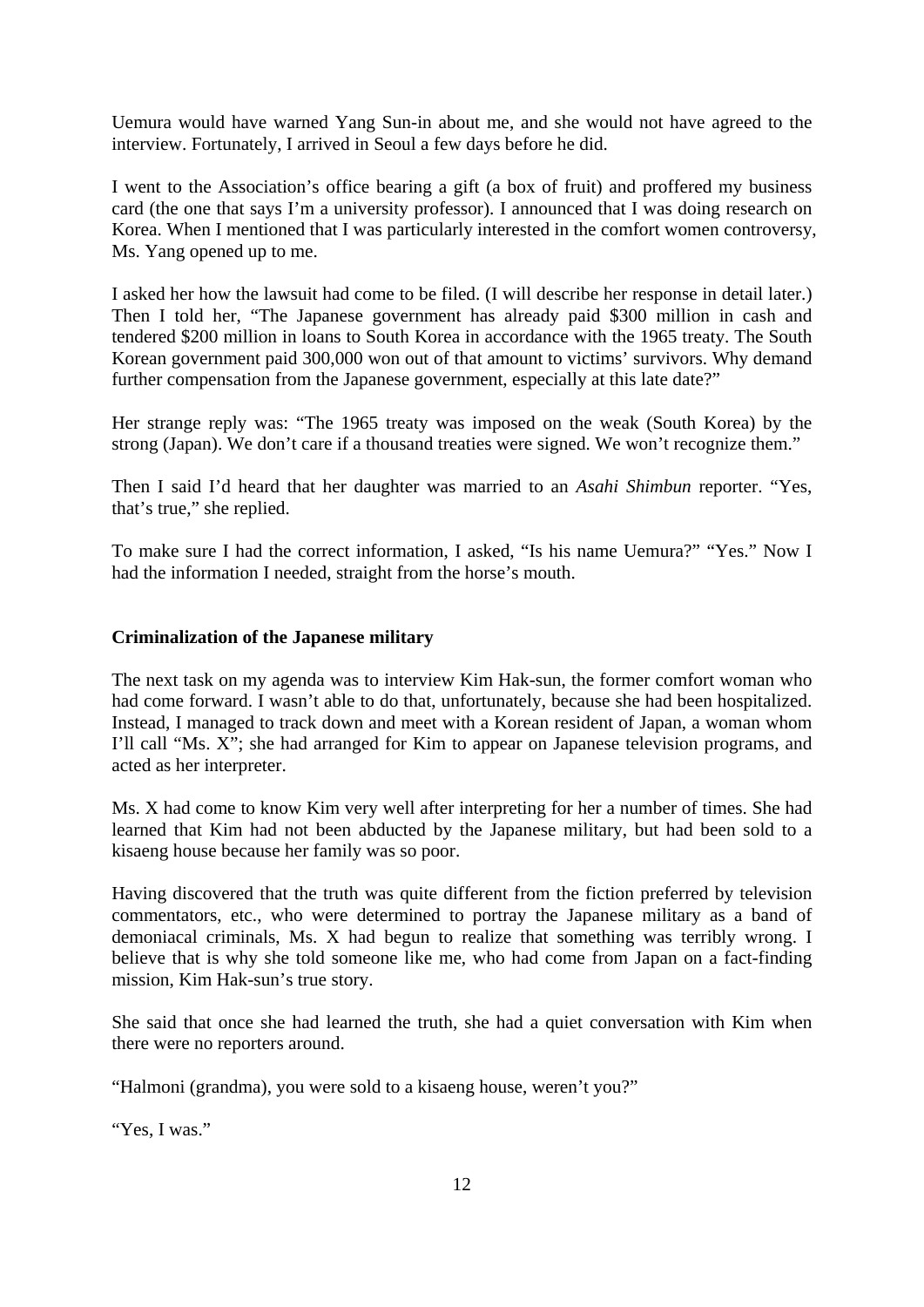Uemura would have warned Yang Sun-in about me, and she would not have agreed to the interview. Fortunately, I arrived in Seoul a few days before he did.

I went to the Association's office bearing a gift (a box of fruit) and proffered my business card (the one that says I'm a university professor). I announced that I was doing research on Korea. When I mentioned that I was particularly interested in the comfort women controversy, Ms. Yang opened up to me.

I asked her how the lawsuit had come to be filed. (I will describe her response in detail later.) Then I told her, "The Japanese government has already paid $300 million in cash and tendered $200 million in loans to South Korea in accordance with the 1965 treaty. The South Korean government paid 300,000 won out of that amount to victims' survivors. Why demand further compensation from the Japanese government, especially at this late date?"

Her strange reply was: "The 1965 treaty was imposed on the weak (South Korea) by the strong (Japan). We don't care if a thousand treaties were signed. We won't recognize them."

Then I said I'd heard that her daughter was married to an *Asahi Shimbun* reporter. "Yes, that's true," she replied.

To make sure I had the correct information, I asked, "Is his name Uemura?" "Yes." Now I had the information I needed, straight from the horse's mouth.

**Criminalization of the Japanese military**

The next task on my agenda was to interview Kim Hak-sun, the former comfort woman who had come forward. I wasn't able to do that, unfortunately, because she had been hospitalized. Instead, I managed to track down and meet with a Korean resident of Japan, a woman whom I'll call "Ms. X"; she had arranged for Kim to appear on Japanese television programs, and acted as her interpreter.

Ms. X had come to know Kim very well after interpreting for her a number of times. She had learned that Kim had not been abducted by the Japanese military, but had been sold to a kisaeng house because her family was so poor.

Having discovered that the truth was quite different from the fiction preferred by television commentators, etc., who were determined to portray the Japanese military as a band of demoniacal criminals, Ms. X had begun to realize that something was terribly wrong. I believe that is why she told someone like me, who had come from Japan on a fact-finding mission, Kim Hak-sun's true story.

She said that once she had learned the truth, she had a quiet conversation with Kim when there were no reporters around.

"Halmoni (grandma), you were sold to a kisaeng house, weren't you?"

"Yes, I was."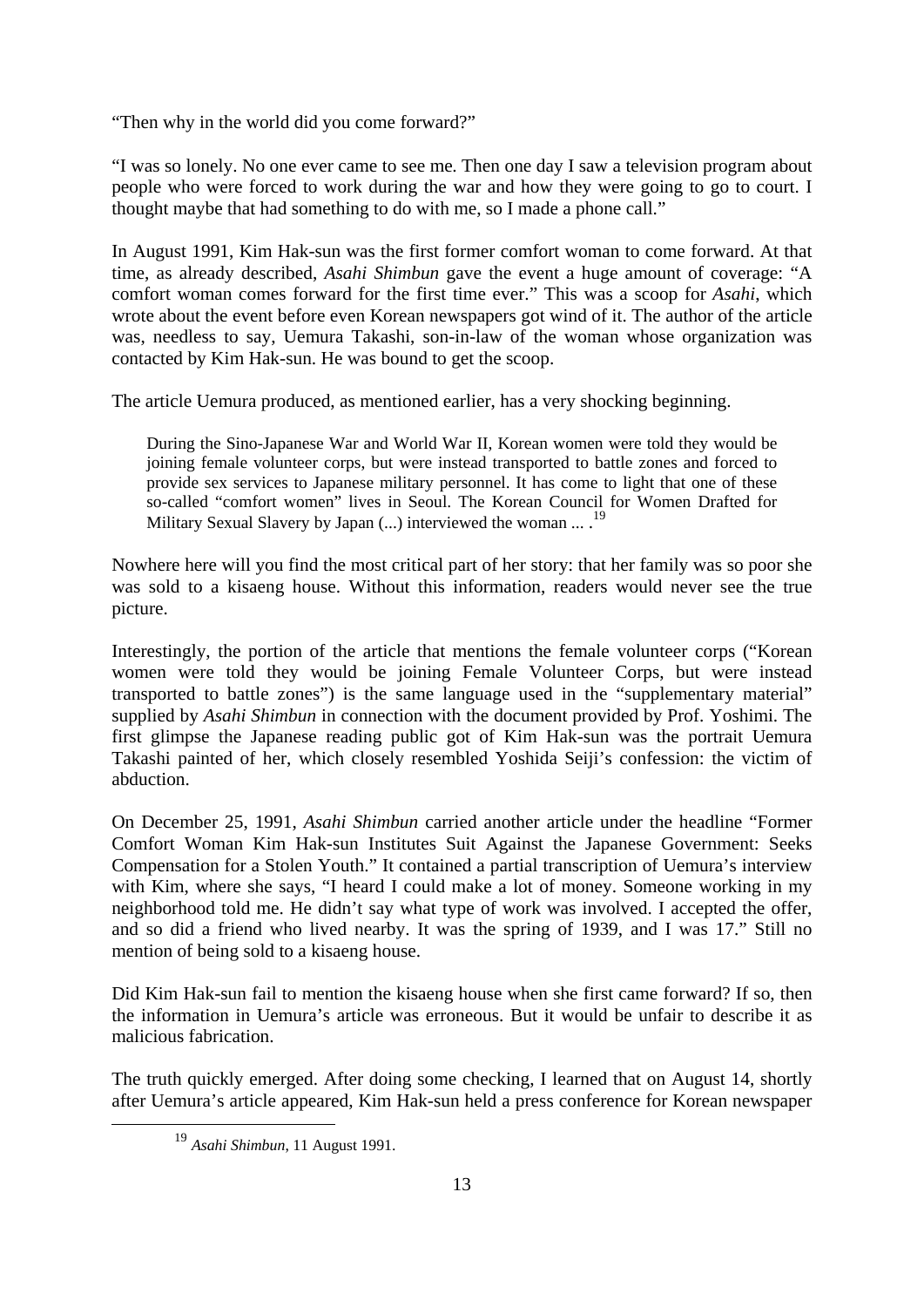"Then why in the world did you come forward?"

"I was so lonely. No one ever came to see me. Then one day I saw a television program about people who were forced to work during the war and how they were going to go to court. I thought maybe that had something to do with me, so I made a phone call."

In August 1991, Kim Hak-sun was the first former comfort woman to come forward. At that time, as already described, *Asahi Shimbun* gave the event a huge amount of coverage: "A comfort woman comes forward for the first time ever." This was a scoop for *Asahi*, which wrote about the event before even Korean newspapers got wind of it. The author of the article was, needless to say, Uemura Takashi, son-in-law of the woman whose organization was contacted by Kim Hak-sun. He was bound to get the scoop.

The article Uemura produced, as mentioned earlier, has a very shocking beginning.

> During the Sino-Japanese War and World War II, Korean women were told they would be joining female volunteer corps, but were instead transported to battle zones and forced to provide sex services to Japanese military personnel. It has come to light that one of these so-called "comfort women" lives in Seoul. The Korean Council for Women Drafted for Military Sexual Slavery by Japan (...) interviewed the woman ... .[19]

Nowhere here will you find the most critical part of her story: that her family was so poor she was sold to a kisaeng house. Without this information, readers would never see the true picture.

Interestingly, the portion of the article that mentions the female volunteer corps ("Korean women were told they would be joining Female Volunteer Corps, but were instead transported to battle zones") is the same language used in the "supplementary material" supplied by *Asahi Shimbun* in connection with the document provided by Prof. Yoshimi. The first glimpse the Japanese reading public got of Kim Hak-sun was the portrait Uemura Takashi painted of her, which closely resembled Yoshida Seiji's confession: the victim of abduction.

On December 25, 1991, *Asahi Shimbun* carried another article under the headline "Former Comfort Woman Kim Hak-sun Institutes Suit Against the Japanese Government: Seeks Compensation for a Stolen Youth." It contained a partial transcription of Uemura's interview with Kim, where she says, "I heard I could make a lot of money. Someone working in my neighborhood told me. He didn't say what type of work was involved. I accepted the offer, and so did a friend who lived nearby. It was the spring of 1939, and I was 17." Still no mention of being sold to a kisaeng house.

Did Kim Hak-sun fail to mention the kisaeng house when she first came forward? If so, then the information in Uemura's article was erroneous. But it would be unfair to describe it as malicious fabrication.

The truth quickly emerged. After doing some checking, I learned that on August 14, shortly after Uemura's article appeared, Kim Hak-sun held a press conference for Korean newspaper

[19] *Asahi Shimbun*, 11 August 1991.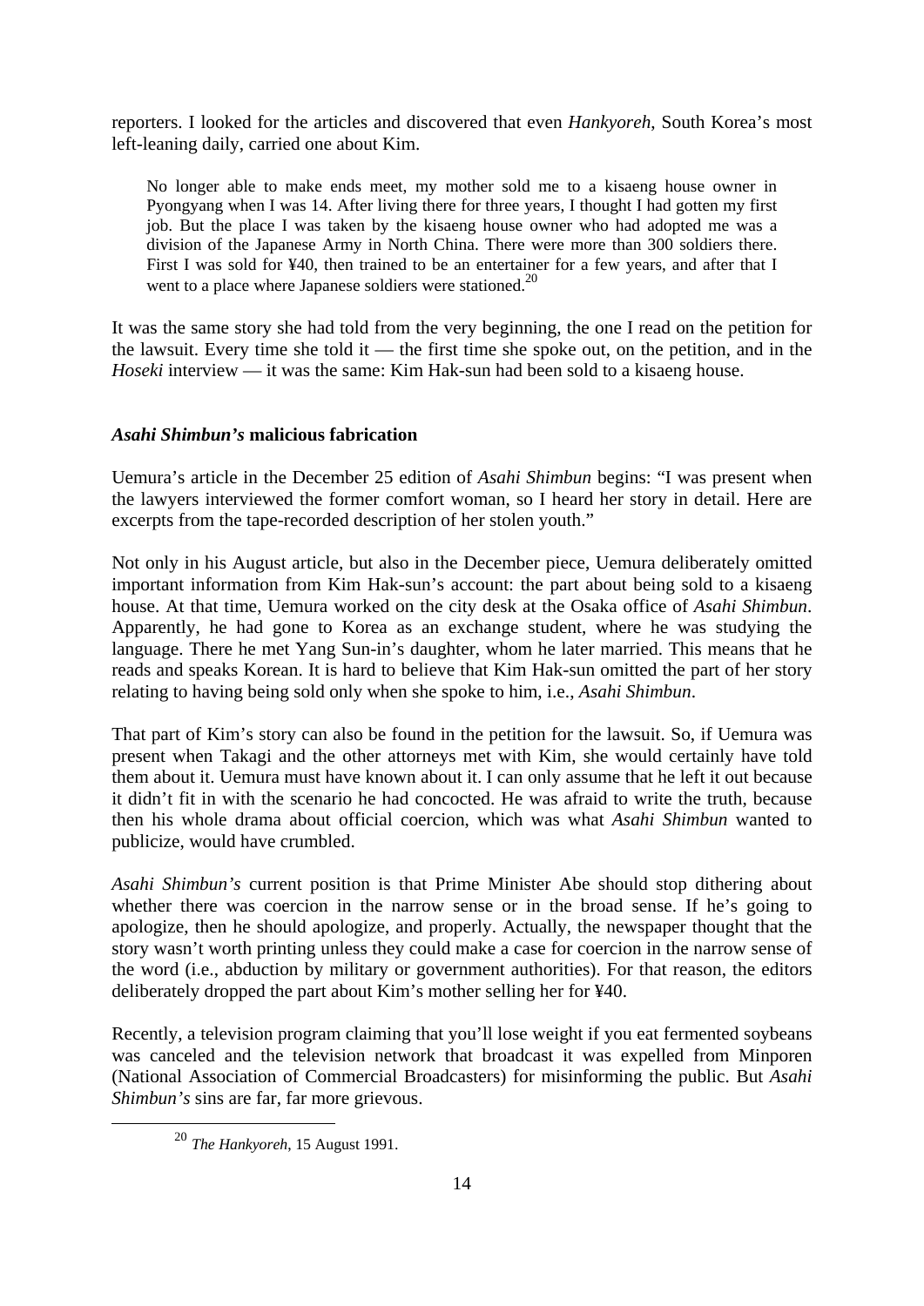reporters. I looked for the articles and discovered that even *Hankyoreh*, South Korea's most left-leaning daily, carried one about Kim.

> No longer able to make ends meet, my mother sold me to a kisaeng house owner in Pyongyang when I was 14. After living there for three years, I thought I had gotten my first job. But the place I was taken by the kisaeng house owner who had adopted me was a division of the Japanese Army in North China. There were more than 300 soldiers there. First I was sold for ¥40, then trained to be an entertainer for a few years, and after that I went to a place where Japanese soldiers were stationed.[20]

It was the same story she had told from the very beginning, the one I read on the petition for the lawsuit. Every time she told it — the first time she spoke out, on the petition, and in the *Hoseki* interview — it was the same: Kim Hak-sun had been sold to a kisaeng house.

### *Asahi Shimbun's* malicious fabrication

Uemura's article in the December 25 edition of *Asahi Shimbun* begins: "I was present when the lawyers interviewed the former comfort woman, so I heard her story in detail. Here are excerpts from the tape-recorded description of her stolen youth."

Not only in his August article, but also in the December piece, Uemura deliberately omitted important information from Kim Hak-sun's account: the part about being sold to a kisaeng house. At that time, Uemura worked on the city desk at the Osaka office of *Asahi Shimbun*. Apparently, he had gone to Korea as an exchange student, where he was studying the language. There he met Yang Sun-in's daughter, whom he later married. This means that he reads and speaks Korean. It is hard to believe that Kim Hak-sun omitted the part of her story relating to having being sold only when she spoke to him, i.e., *Asahi Shimbun*.

That part of Kim's story can also be found in the petition for the lawsuit. So, if Uemura was present when Takagi and the other attorneys met with Kim, she would certainly have told them about it. Uemura must have known about it. I can only assume that he left it out because it didn't fit in with the scenario he had concocted. He was afraid to write the truth, because then his whole drama about official coercion, which was what *Asahi Shimbun* wanted to publicize, would have crumbled.

*Asahi Shimbun's* current position is that Prime Minister Abe should stop dithering about whether there was coercion in the narrow sense or in the broad sense. If he's going to apologize, then he should apologize, and properly. Actually, the newspaper thought that the story wasn't worth printing unless they could make a case for coercion in the narrow sense of the word (i.e., abduction by military or government authorities). For that reason, the editors deliberately dropped the part about Kim's mother selling her for ¥40.

Recently, a television program claiming that you'll lose weight if you eat fermented soybeans was canceled and the television network that broadcast it was expelled from Minporen (National Association of Commercial Broadcasters) for misinforming the public. But *Asahi Shimbun's* sins are far, far more grievous.

[20] *The Hankyoreh*, 15 August 1991.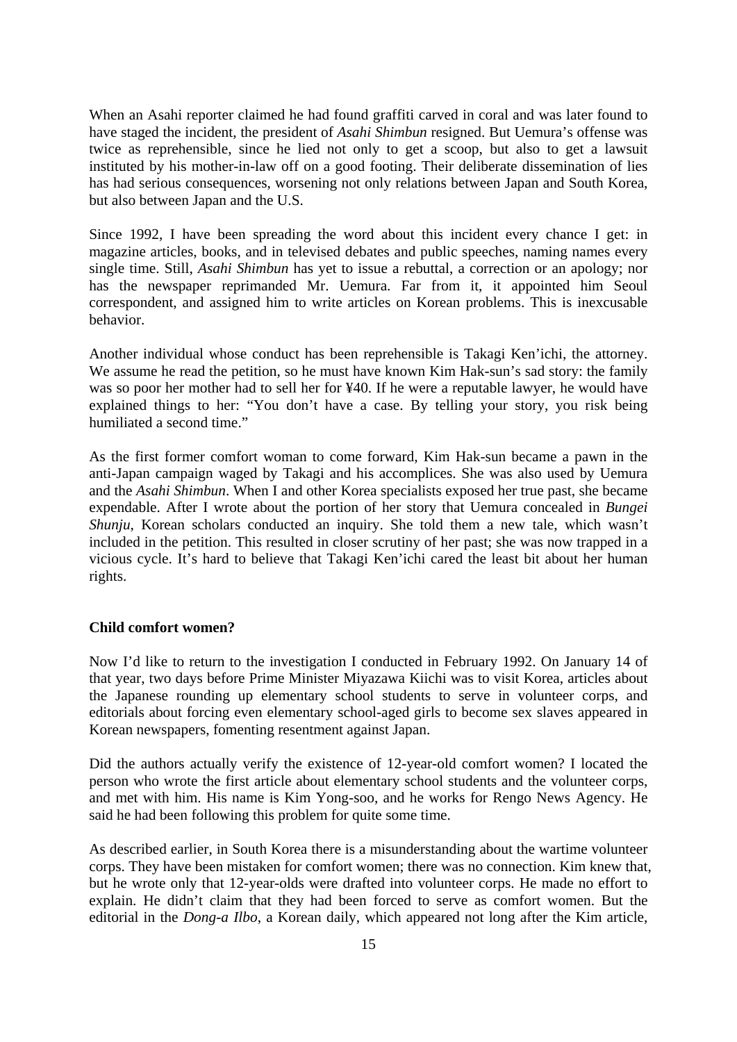When an Asahi reporter claimed he had found graffiti carved in coral and was later found to have staged the incident, the president of *Asahi Shimbun* resigned. But Uemura's offense was twice as reprehensible, since he lied not only to get a scoop, but also to get a lawsuit instituted by his mother-in-law off on a good footing. Their deliberate dissemination of lies has had serious consequences, worsening not only relations between Japan and South Korea, but also between Japan and the U.S.

Since 1992, I have been spreading the word about this incident every chance I get: in magazine articles, books, and in televised debates and public speeches, naming names every single time. Still, *Asahi Shimbun* has yet to issue a rebuttal, a correction or an apology; nor has the newspaper reprimanded Mr. Uemura. Far from it, it appointed him Seoul correspondent, and assigned him to write articles on Korean problems. This is inexcusable behavior.

Another individual whose conduct has been reprehensible is Takagi Ken'ichi, the attorney. We assume he read the petition, so he must have known Kim Hak-sun's sad story: the family was so poor her mother had to sell her for ¥40. If he were a reputable lawyer, he would have explained things to her: "You don't have a case. By telling your story, you risk being humiliated a second time."

As the first former comfort woman to come forward, Kim Hak-sun became a pawn in the anti-Japan campaign waged by Takagi and his accomplices. She was also used by Uemura and the *Asahi Shimbun*. When I and other Korea specialists exposed her true past, she became expendable. After I wrote about the portion of her story that Uemura concealed in *Bungei Shunju*, Korean scholars conducted an inquiry. She told them a new tale, which wasn't included in the petition. This resulted in closer scrutiny of her past; she was now trapped in a vicious cycle. It's hard to believe that Takagi Ken'ichi cared the least bit about her human rights.

### Child comfort women?

Now I'd like to return to the investigation I conducted in February 1992. On January 14 of that year, two days before Prime Minister Miyazawa Kiichi was to visit Korea, articles about the Japanese rounding up elementary school students to serve in volunteer corps, and editorials about forcing even elementary school-aged girls to become sex slaves appeared in Korean newspapers, fomenting resentment against Japan.

Did the authors actually verify the existence of 12-year-old comfort women? I located the person who wrote the first article about elementary school students and the volunteer corps, and met with him. His name is Kim Yong-soo, and he works for Rengo News Agency. He said he had been following this problem for quite some time.

As described earlier, in South Korea there is a misunderstanding about the wartime volunteer corps. They have been mistaken for comfort women; there was no connection. Kim knew that, but he wrote only that 12-year-olds were drafted into volunteer corps. He made no effort to explain. He didn't claim that they had been forced to serve as comfort women. But the editorial in the *Dong-a Ilbo*, a Korean daily, which appeared not long after the Kim article,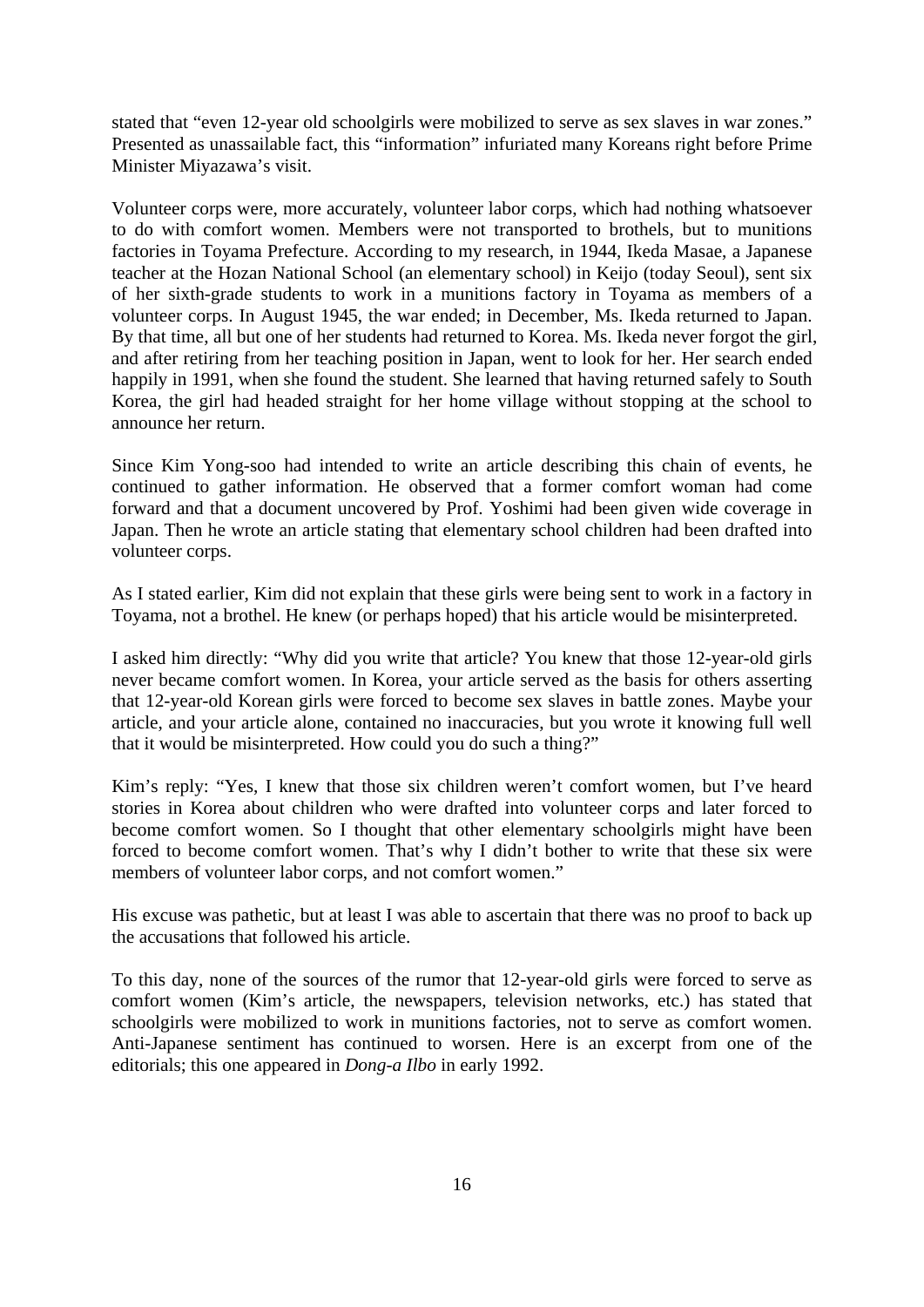stated that "even 12-year old schoolgirls were mobilized to serve as sex slaves in war zones." Presented as unassailable fact, this "information" infuriated many Koreans right before Prime Minister Miyazawa's visit.

Volunteer corps were, more accurately, volunteer labor corps, which had nothing whatsoever to do with comfort women. Members were not transported to brothels, but to munitions factories in Toyama Prefecture. According to my research, in 1944, Ikeda Masae, a Japanese teacher at the Hozan National School (an elementary school) in Keijo (today Seoul), sent six of her sixth-grade students to work in a munitions factory in Toyama as members of a volunteer corps. In August 1945, the war ended; in December, Ms. Ikeda returned to Japan. By that time, all but one of her students had returned to Korea. Ms. Ikeda never forgot the girl, and after retiring from her teaching position in Japan, went to look for her. Her search ended happily in 1991, when she found the student. She learned that having returned safely to South Korea, the girl had headed straight for her home village without stopping at the school to announce her return.

Since Kim Yong-soo had intended to write an article describing this chain of events, he continued to gather information. He observed that a former comfort woman had come forward and that a document uncovered by Prof. Yoshimi had been given wide coverage in Japan. Then he wrote an article stating that elementary school children had been drafted into volunteer corps.

As I stated earlier, Kim did not explain that these girls were being sent to work in a factory in Toyama, not a brothel. He knew (or perhaps hoped) that his article would be misinterpreted.

I asked him directly: "Why did you write that article? You knew that those 12-year-old girls never became comfort women. In Korea, your article served as the basis for others asserting that 12-year-old Korean girls were forced to become sex slaves in battle zones. Maybe your article, and your article alone, contained no inaccuracies, but you wrote it knowing full well that it would be misinterpreted. How could you do such a thing?"

Kim's reply: "Yes, I knew that those six children weren't comfort women, but I've heard stories in Korea about children who were drafted into volunteer corps and later forced to become comfort women. So I thought that other elementary schoolgirls might have been forced to become comfort women. That's why I didn't bother to write that these six were members of volunteer labor corps, and not comfort women."

His excuse was pathetic, but at least I was able to ascertain that there was no proof to back up the accusations that followed his article.

To this day, none of the sources of the rumor that 12-year-old girls were forced to serve as comfort women (Kim's article, the newspapers, television networks, etc.) has stated that schoolgirls were mobilized to work in munitions factories, not to serve as comfort women. Anti-Japanese sentiment has continued to worsen. Here is an excerpt from one of the editorials; this one appeared in *Dong-a Ilbo* in early 1992.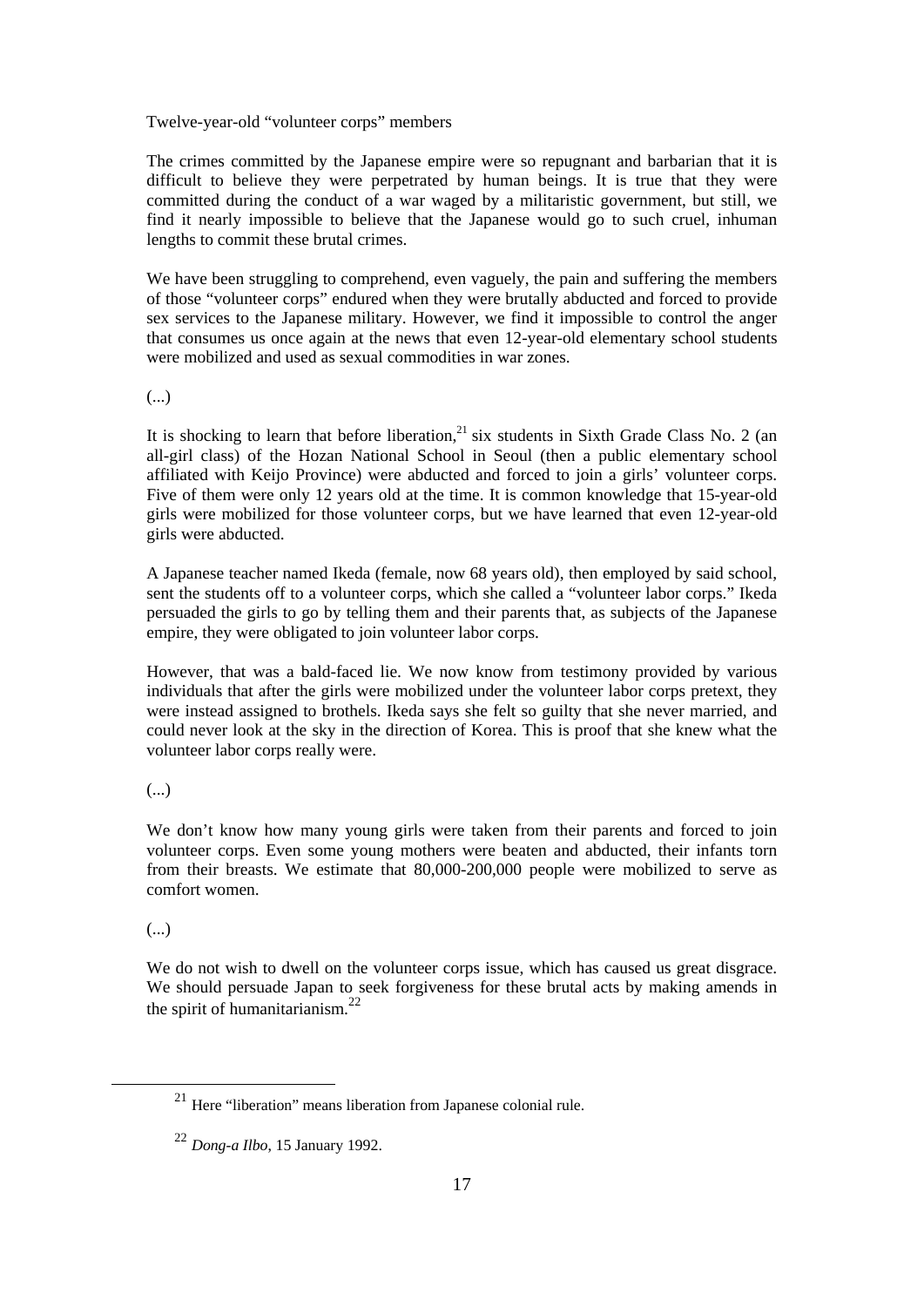Twelve-year-old "volunteer corps" members

The crimes committed by the Japanese empire were so repugnant and barbarian that it is difficult to believe they were perpetrated by human beings. It is true that they were committed during the conduct of a war waged by a militaristic government, but still, we find it nearly impossible to believe that the Japanese would go to such cruel, inhuman lengths to commit these brutal crimes.

We have been struggling to comprehend, even vaguely, the pain and suffering the members of those "volunteer corps" endured when they were brutally abducted and forced to provide sex services to the Japanese military. However, we find it impossible to control the anger that consumes us once again at the news that even 12-year-old elementary school students were mobilized and used as sexual commodities in war zones.

(...)

It is shocking to learn that before liberation,[21] six students in Sixth Grade Class No. 2 (an all-girl class) of the Hozan National School in Seoul (then a public elementary school affiliated with Keijo Province) were abducted and forced to join a girls' volunteer corps. Five of them were only 12 years old at the time. It is common knowledge that 15-year-old girls were mobilized for those volunteer corps, but we have learned that even 12-year-old girls were abducted.

A Japanese teacher named Ikeda (female, now 68 years old), then employed by said school, sent the students off to a volunteer corps, which she called a "volunteer labor corps." Ikeda persuaded the girls to go by telling them and their parents that, as subjects of the Japanese empire, they were obligated to join volunteer labor corps.

However, that was a bald-faced lie. We now know from testimony provided by various individuals that after the girls were mobilized under the volunteer labor corps pretext, they were instead assigned to brothels. Ikeda says she felt so guilty that she never married, and could never look at the sky in the direction of Korea. This is proof that she knew what the volunteer labor corps really were.

(...)

We don't know how many young girls were taken from their parents and forced to join volunteer corps. Even some young mothers were beaten and abducted, their infants torn from their breasts. We estimate that 80,000-200,000 people were mobilized to serve as comfort women.

(...)

We do not wish to dwell on the volunteer corps issue, which has caused us great disgrace. We should persuade Japan to seek forgiveness for these brutal acts by making amends in the spirit of humanitarianism.[22]

---

[21] Here "liberation" means liberation from Japanese colonial rule.

[22] *Dong-a Ilbo*, 15 January 1992.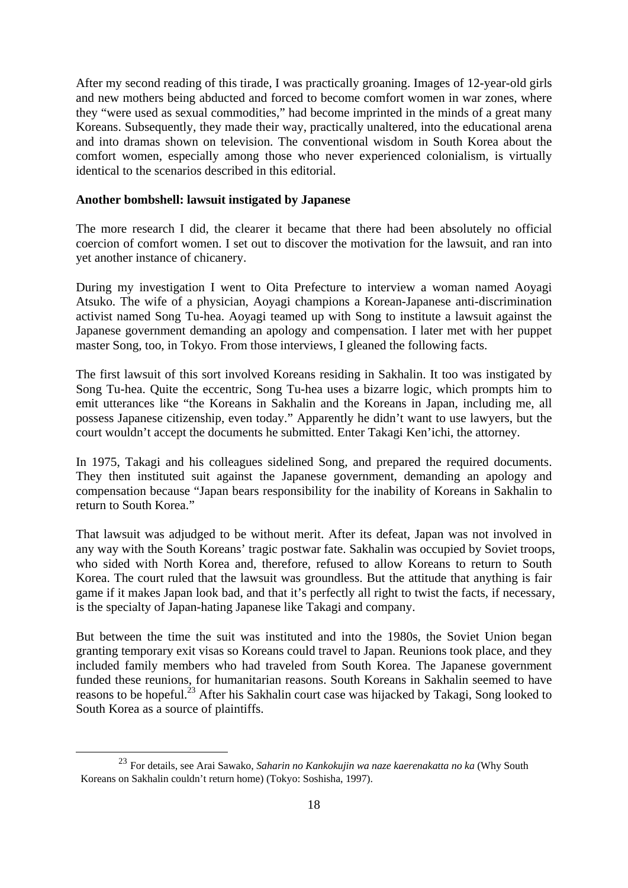After my second reading of this tirade, I was practically groaning. Images of 12-year-old girls and new mothers being abducted and forced to become comfort women in war zones, where they "were used as sexual commodities," had become imprinted in the minds of a great many Koreans. Subsequently, they made their way, practically unaltered, into the educational arena and into dramas shown on television. The conventional wisdom in South Korea about the comfort women, especially among those who never experienced colonialism, is virtually identical to the scenarios described in this editorial.

**Another bombshell: lawsuit instigated by Japanese**

The more research I did, the clearer it became that there had been absolutely no official coercion of comfort women. I set out to discover the motivation for the lawsuit, and ran into yet another instance of chicanery.

During my investigation I went to Oita Prefecture to interview a woman named Aoyagi Atsuko. The wife of a physician, Aoyagi champions a Korean-Japanese anti-discrimination activist named Song Tu-hea. Aoyagi teamed up with Song to institute a lawsuit against the Japanese government demanding an apology and compensation. I later met with her puppet master Song, too, in Tokyo. From those interviews, I gleaned the following facts.

The first lawsuit of this sort involved Koreans residing in Sakhalin. It too was instigated by Song Tu-hea. Quite the eccentric, Song Tu-hea uses a bizarre logic, which prompts him to emit utterances like "the Koreans in Sakhalin and the Koreans in Japan, including me, all possess Japanese citizenship, even today." Apparently he didn't want to use lawyers, but the court wouldn't accept the documents he submitted. Enter Takagi Ken'ichi, the attorney.

In 1975, Takagi and his colleagues sidelined Song, and prepared the required documents. They then instituted suit against the Japanese government, demanding an apology and compensation because "Japan bears responsibility for the inability of Koreans in Sakhalin to return to South Korea."

That lawsuit was adjudged to be without merit. After its defeat, Japan was not involved in any way with the South Koreans' tragic postwar fate. Sakhalin was occupied by Soviet troops, who sided with North Korea and, therefore, refused to allow Koreans to return to South Korea. The court ruled that the lawsuit was groundless. But the attitude that anything is fair game if it makes Japan look bad, and that it's perfectly all right to twist the facts, if necessary, is the specialty of Japan-hating Japanese like Takagi and company.

But between the time the suit was instituted and into the 1980s, the Soviet Union began granting temporary exit visas so Koreans could travel to Japan. Reunions took place, and they included family members who had traveled from South Korea. The Japanese government funded these reunions, for humanitarian reasons. South Koreans in Sakhalin seemed to have reasons to be hopeful.[23] After his Sakhalin court case was hijacked by Takagi, Song looked to South Korea as a source of plaintiffs.

---

[23] For details, see Arai Sawako, *Saharin no Kankokujin wa naze kaerenakatta no ka* (Why South Koreans on Sakhalin couldn't return home) (Tokyo: Soshisha, 1997).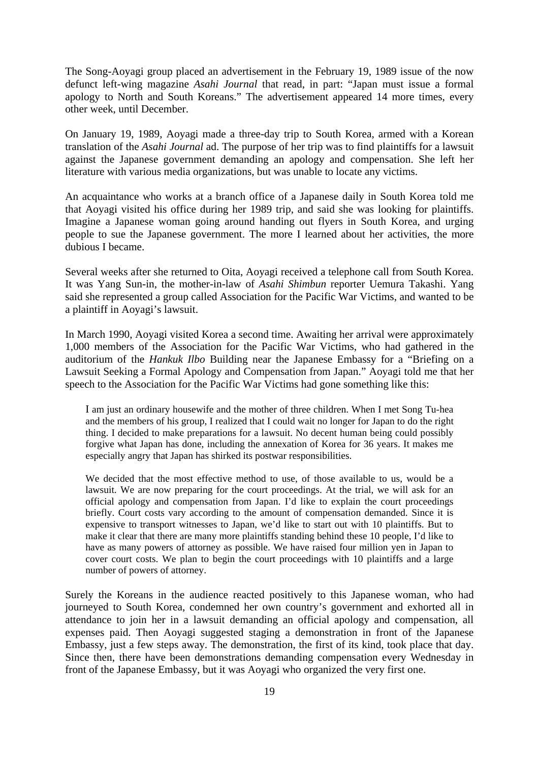The Song-Aoyagi group placed an advertisement in the February 19, 1989 issue of the now defunct left-wing magazine *Asahi Journal* that read, in part: "Japan must issue a formal apology to North and South Koreans." The advertisement appeared 14 more times, every other week, until December.

On January 19, 1989, Aoyagi made a three-day trip to South Korea, armed with a Korean translation of the *Asahi Journal* ad. The purpose of her trip was to find plaintiffs for a lawsuit against the Japanese government demanding an apology and compensation. She left her literature with various media organizations, but was unable to locate any victims.

An acquaintance who works at a branch office of a Japanese daily in South Korea told me that Aoyagi visited his office during her 1989 trip, and said she was looking for plaintiffs. Imagine a Japanese woman going around handing out flyers in South Korea, and urging people to sue the Japanese government. The more I learned about her activities, the more dubious I became.

Several weeks after she returned to Oita, Aoyagi received a telephone call from South Korea. It was Yang Sun-in, the mother-in-law of *Asahi Shimbun* reporter Uemura Takashi. Yang said she represented a group called Association for the Pacific War Victims, and wanted to be a plaintiff in Aoyagi's lawsuit.

In March 1990, Aoyagi visited Korea a second time. Awaiting her arrival were approximately 1,000 members of the Association for the Pacific War Victims, who had gathered in the auditorium of the *Hankuk Ilbo* Building near the Japanese Embassy for a "Briefing on a Lawsuit Seeking a Formal Apology and Compensation from Japan." Aoyagi told me that her speech to the Association for the Pacific War Victims had gone something like this:

> I am just an ordinary housewife and the mother of three children. When I met Song Tu-hea and the members of his group, I realized that I could wait no longer for Japan to do the right thing. I decided to make preparations for a lawsuit. No decent human being could possibly forgive what Japan has done, including the annexation of Korea for 36 years. It makes me especially angry that Japan has shirked its postwar responsibilities.
>
> We decided that the most effective method to use, of those available to us, would be a lawsuit. We are now preparing for the court proceedings. At the trial, we will ask for an official apology and compensation from Japan. I'd like to explain the court proceedings briefly. Court costs vary according to the amount of compensation demanded. Since it is expensive to transport witnesses to Japan, we'd like to start out with 10 plaintiffs. But to make it clear that there are many more plaintiffs standing behind these 10 people, I'd like to have as many powers of attorney as possible. We have raised four million yen in Japan to cover court costs. We plan to begin the court proceedings with 10 plaintiffs and a large number of powers of attorney.

Surely the Koreans in the audience reacted positively to this Japanese woman, who had journeyed to South Korea, condemned her own country's government and exhorted all in attendance to join her in a lawsuit demanding an official apology and compensation, all expenses paid. Then Aoyagi suggested staging a demonstration in front of the Japanese Embassy, just a few steps away. The demonstration, the first of its kind, took place that day. Since then, there have been demonstrations demanding compensation every Wednesday in front of the Japanese Embassy, but it was Aoyagi who organized the very first one.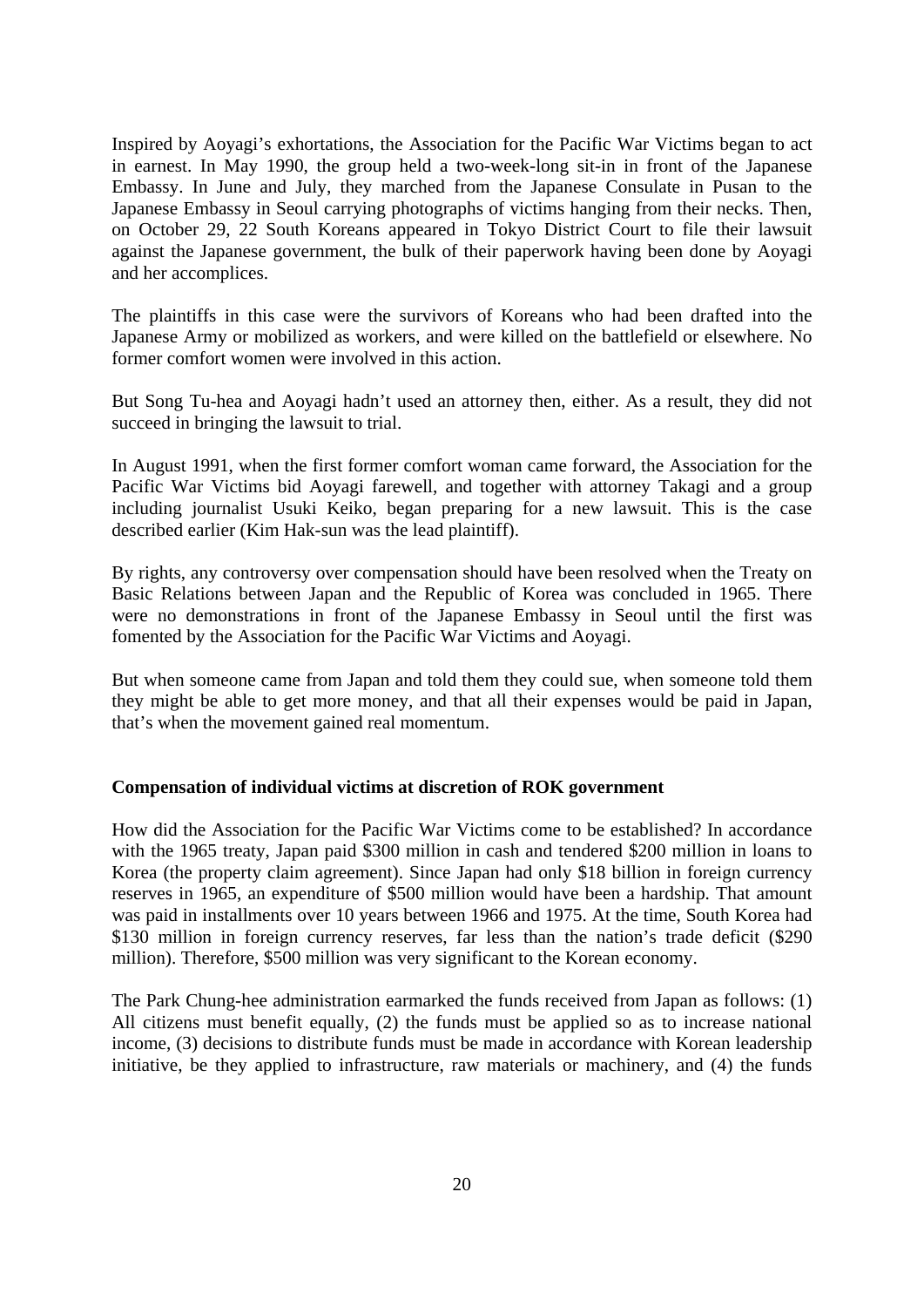Inspired by Aoyagi's exhortations, the Association for the Pacific War Victims began to act in earnest. In May 1990, the group held a two-week-long sit-in in front of the Japanese Embassy. In June and July, they marched from the Japanese Consulate in Pusan to the Japanese Embassy in Seoul carrying photographs of victims hanging from their necks. Then, on October 29, 22 South Koreans appeared in Tokyo District Court to file their lawsuit against the Japanese government, the bulk of their paperwork having been done by Aoyagi and her accomplices.

The plaintiffs in this case were the survivors of Koreans who had been drafted into the Japanese Army or mobilized as workers, and were killed on the battlefield or elsewhere. No former comfort women were involved in this action.

But Song Tu-hea and Aoyagi hadn't used an attorney then, either. As a result, they did not succeed in bringing the lawsuit to trial.

In August 1991, when the first former comfort woman came forward, the Association for the Pacific War Victims bid Aoyagi farewell, and together with attorney Takagi and a group including journalist Usuki Keiko, began preparing for a new lawsuit. This is the case described earlier (Kim Hak-sun was the lead plaintiff).

By rights, any controversy over compensation should have been resolved when the Treaty on Basic Relations between Japan and the Republic of Korea was concluded in 1965. There were no demonstrations in front of the Japanese Embassy in Seoul until the first was fomented by the Association for the Pacific War Victims and Aoyagi.

But when someone came from Japan and told them they could sue, when someone told them they might be able to get more money, and that all their expenses would be paid in Japan, that's when the movement gained real momentum.

**Compensation of individual victims at discretion of ROK government**

How did the Association for the Pacific War Victims come to be established? In accordance with the 1965 treaty, Japan paid \$300 million in cash and tendered \$200 million in loans to Korea (the property claim agreement). Since Japan had only \$18 billion in foreign currency reserves in 1965, an expenditure of \$500 million would have been a hardship. That amount was paid in installments over 10 years between 1966 and 1975. At the time, South Korea had \$130 million in foreign currency reserves, far less than the nation's trade deficit (\$290 million). Therefore, \$500 million was very significant to the Korean economy.

The Park Chung-hee administration earmarked the funds received from Japan as follows: (1) All citizens must benefit equally, (2) the funds must be applied so as to increase national income, (3) decisions to distribute funds must be made in accordance with Korean leadership initiative, be they applied to infrastructure, raw materials or machinery, and (4) the funds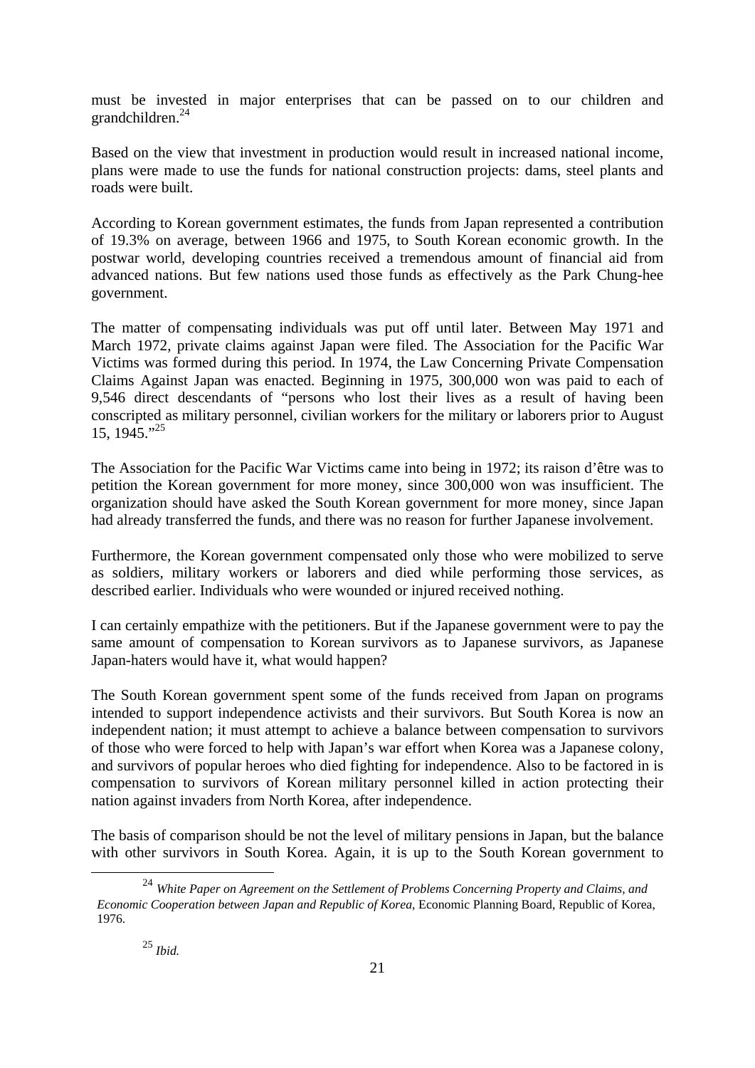must be invested in major enterprises that can be passed on to our children and grandchildren.[24]

Based on the view that investment in production would result in increased national income, plans were made to use the funds for national construction projects: dams, steel plants and roads were built.

According to Korean government estimates, the funds from Japan represented a contribution of 19.3% on average, between 1966 and 1975, to South Korean economic growth. In the postwar world, developing countries received a tremendous amount of financial aid from advanced nations. But few nations used those funds as effectively as the Park Chung-hee government.

The matter of compensating individuals was put off until later. Between May 1971 and March 1972, private claims against Japan were filed. The Association for the Pacific War Victims was formed during this period. In 1974, the Law Concerning Private Compensation Claims Against Japan was enacted. Beginning in 1975, 300,000 won was paid to each of 9,546 direct descendants of "persons who lost their lives as a result of having been conscripted as military personnel, civilian workers for the military or laborers prior to August 15, 1945."[25]

The Association for the Pacific War Victims came into being in 1972; its raison d'être was to petition the Korean government for more money, since 300,000 won was insufficient. The organization should have asked the South Korean government for more money, since Japan had already transferred the funds, and there was no reason for further Japanese involvement.

Furthermore, the Korean government compensated only those who were mobilized to serve as soldiers, military workers or laborers and died while performing those services, as described earlier. Individuals who were wounded or injured received nothing.

I can certainly empathize with the petitioners. But if the Japanese government were to pay the same amount of compensation to Korean survivors as to Japanese survivors, as Japanese Japan-haters would have it, what would happen?

The South Korean government spent some of the funds received from Japan on programs intended to support independence activists and their survivors. But South Korea is now an independent nation; it must attempt to achieve a balance between compensation to survivors of those who were forced to help with Japan's war effort when Korea was a Japanese colony, and survivors of popular heroes who died fighting for independence. Also to be factored in is compensation to survivors of Korean military personnel killed in action protecting their nation against invaders from North Korea, after independence.

The basis of comparison should be not the level of military pensions in Japan, but the balance with other survivors in South Korea. Again, it is up to the South Korean government to

---

[24] *White Paper on Agreement on the Settlement of Problems Concerning Property and Claims, and Economic Cooperation between Japan and Republic of Korea*, Economic Planning Board, Republic of Korea, 1976.

[25] *Ibid.*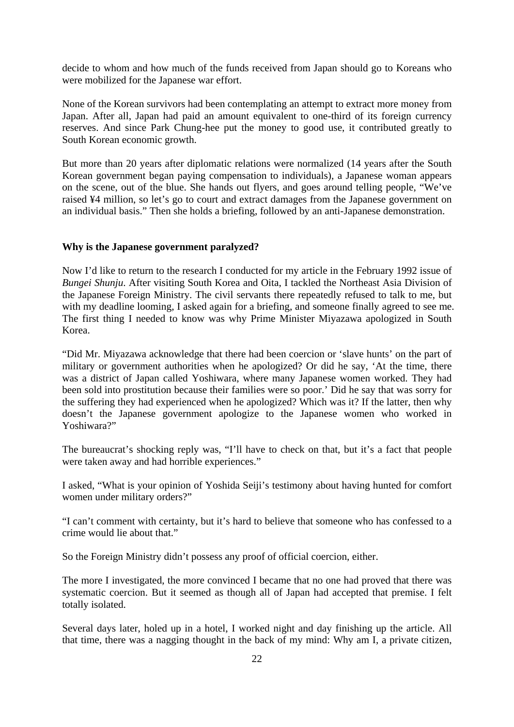decide to whom and how much of the funds received from Japan should go to Koreans who were mobilized for the Japanese war effort.

None of the Korean survivors had been contemplating an attempt to extract more money from Japan. After all, Japan had paid an amount equivalent to one-third of its foreign currency reserves. And since Park Chung-hee put the money to good use, it contributed greatly to South Korean economic growth.

But more than 20 years after diplomatic relations were normalized (14 years after the South Korean government began paying compensation to individuals), a Japanese woman appears on the scene, out of the blue. She hands out flyers, and goes around telling people, "We've raised ¥4 million, so let's go to court and extract damages from the Japanese government on an individual basis." Then she holds a briefing, followed by an anti-Japanese demonstration.

**Why is the Japanese government paralyzed?**

Now I'd like to return to the research I conducted for my article in the February 1992 issue of *Bungei Shunju*. After visiting South Korea and Oita, I tackled the Northeast Asia Division of the Japanese Foreign Ministry. The civil servants there repeatedly refused to talk to me, but with my deadline looming, I asked again for a briefing, and someone finally agreed to see me. The first thing I needed to know was why Prime Minister Miyazawa apologized in South Korea.

"Did Mr. Miyazawa acknowledge that there had been coercion or 'slave hunts' on the part of military or government authorities when he apologized? Or did he say, 'At the time, there was a district of Japan called Yoshiwara, where many Japanese women worked. They had been sold into prostitution because their families were so poor.' Did he say that was sorry for the suffering they had experienced when he apologized? Which was it? If the latter, then why doesn't the Japanese government apologize to the Japanese women who worked in Yoshiwara?"

The bureaucrat's shocking reply was, "I'll have to check on that, but it's a fact that people were taken away and had horrible experiences."

I asked, "What is your opinion of Yoshida Seiji's testimony about having hunted for comfort women under military orders?"

"I can't comment with certainty, but it's hard to believe that someone who has confessed to a crime would lie about that."

So the Foreign Ministry didn't possess any proof of official coercion, either.

The more I investigated, the more convinced I became that no one had proved that there was systematic coercion. But it seemed as though all of Japan had accepted that premise. I felt totally isolated.

Several days later, holed up in a hotel, I worked night and day finishing up the article. All that time, there was a nagging thought in the back of my mind: Why am I, a private citizen,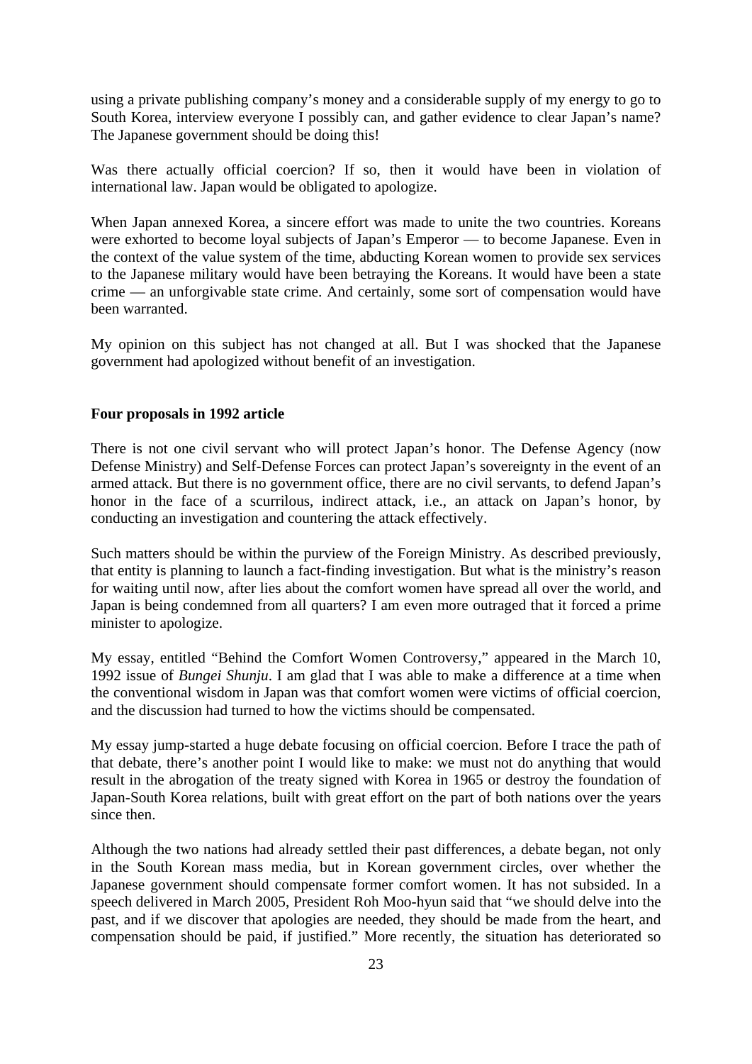using a private publishing company's money and a considerable supply of my energy to go to South Korea, interview everyone I possibly can, and gather evidence to clear Japan's name? The Japanese government should be doing this!

Was there actually official coercion? If so, then it would have been in violation of international law. Japan would be obligated to apologize.

When Japan annexed Korea, a sincere effort was made to unite the two countries. Koreans were exhorted to become loyal subjects of Japan's Emperor — to become Japanese. Even in the context of the value system of the time, abducting Korean women to provide sex services to the Japanese military would have been betraying the Koreans. It would have been a state crime — an unforgivable state crime. And certainly, some sort of compensation would have been warranted.

My opinion on this subject has not changed at all. But I was shocked that the Japanese government had apologized without benefit of an investigation.

**Four proposals in 1992 article**

There is not one civil servant who will protect Japan's honor. The Defense Agency (now Defense Ministry) and Self-Defense Forces can protect Japan's sovereignty in the event of an armed attack. But there is no government office, there are no civil servants, to defend Japan's honor in the face of a scurrilous, indirect attack, i.e., an attack on Japan's honor, by conducting an investigation and countering the attack effectively.

Such matters should be within the purview of the Foreign Ministry. As described previously, that entity is planning to launch a fact-finding investigation. But what is the ministry's reason for waiting until now, after lies about the comfort women have spread all over the world, and Japan is being condemned from all quarters? I am even more outraged that it forced a prime minister to apologize.

My essay, entitled "Behind the Comfort Women Controversy," appeared in the March 10, 1992 issue of *Bungei Shunju*. I am glad that I was able to make a difference at a time when the conventional wisdom in Japan was that comfort women were victims of official coercion, and the discussion had turned to how the victims should be compensated.

My essay jump-started a huge debate focusing on official coercion. Before I trace the path of that debate, there's another point I would like to make: we must not do anything that would result in the abrogation of the treaty signed with Korea in 1965 or destroy the foundation of Japan-South Korea relations, built with great effort on the part of both nations over the years since then.

Although the two nations had already settled their past differences, a debate began, not only in the South Korean mass media, but in Korean government circles, over whether the Japanese government should compensate former comfort women. It has not subsided. In a speech delivered in March 2005, President Roh Moo-hyun said that "we should delve into the past, and if we discover that apologies are needed, they should be made from the heart, and compensation should be paid, if justified." More recently, the situation has deteriorated so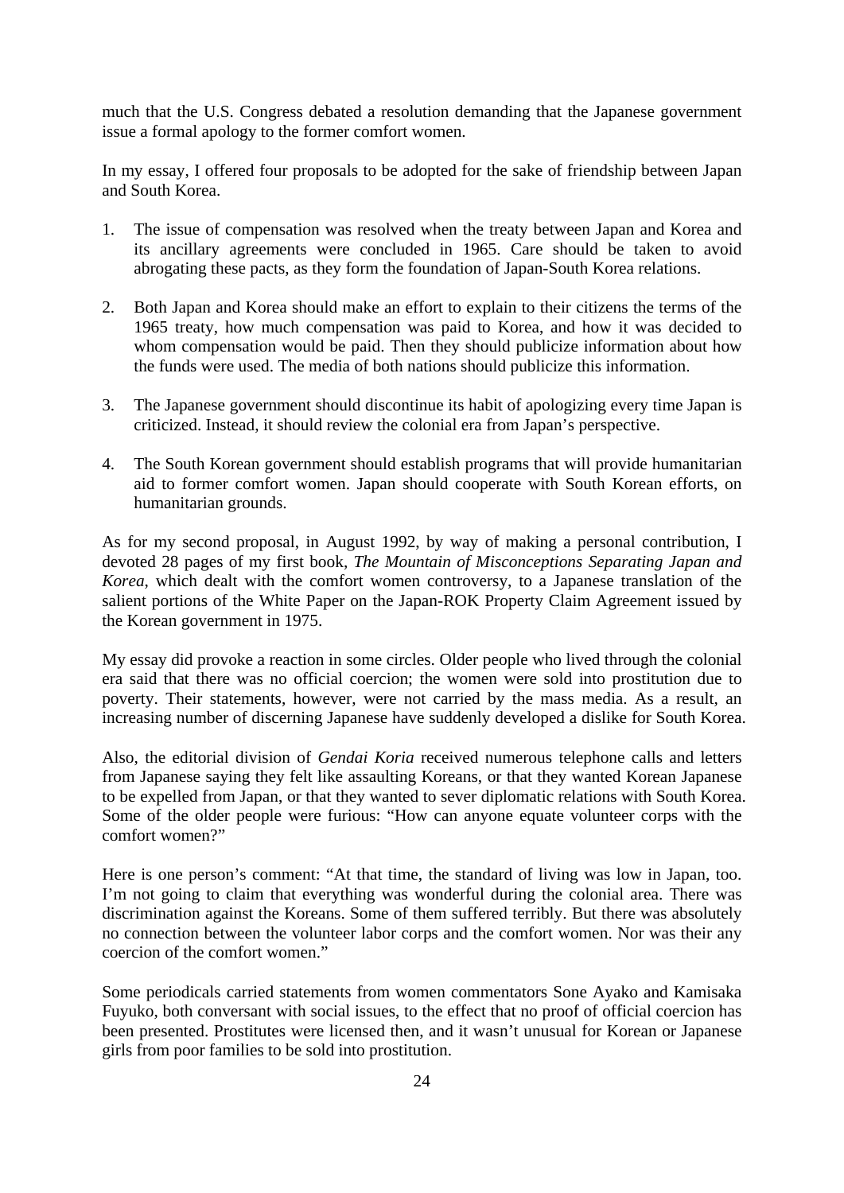much that the U.S. Congress debated a resolution demanding that the Japanese government issue a formal apology to the former comfort women.

In my essay, I offered four proposals to be adopted for the sake of friendship between Japan and South Korea.

1. The issue of compensation was resolved when the treaty between Japan and Korea and its ancillary agreements were concluded in 1965. Care should be taken to avoid abrogating these pacts, as they form the foundation of Japan-South Korea relations.

2. Both Japan and Korea should make an effort to explain to their citizens the terms of the 1965 treaty, how much compensation was paid to Korea, and how it was decided to whom compensation would be paid. Then they should publicize information about how the funds were used. The media of both nations should publicize this information.

3. The Japanese government should discontinue its habit of apologizing every time Japan is criticized. Instead, it should review the colonial era from Japan's perspective.

4. The South Korean government should establish programs that will provide humanitarian aid to former comfort women. Japan should cooperate with South Korean efforts, on humanitarian grounds.

As for my second proposal, in August 1992, by way of making a personal contribution, I devoted 28 pages of my first book, *The Mountain of Misconceptions Separating Japan and Korea*, which dealt with the comfort women controversy, to a Japanese translation of the salient portions of the White Paper on the Japan-ROK Property Claim Agreement issued by the Korean government in 1975.

My essay did provoke a reaction in some circles. Older people who lived through the colonial era said that there was no official coercion; the women were sold into prostitution due to poverty. Their statements, however, were not carried by the mass media. As a result, an increasing number of discerning Japanese have suddenly developed a dislike for South Korea.

Also, the editorial division of *Gendai Koria* received numerous telephone calls and letters from Japanese saying they felt like assaulting Koreans, or that they wanted Korean Japanese to be expelled from Japan, or that they wanted to sever diplomatic relations with South Korea. Some of the older people were furious: "How can anyone equate volunteer corps with the comfort women?"

Here is one person's comment: "At that time, the standard of living was low in Japan, too. I'm not going to claim that everything was wonderful during the colonial area. There was discrimination against the Koreans. Some of them suffered terribly. But there was absolutely no connection between the volunteer labor corps and the comfort women. Nor was their any coercion of the comfort women."

Some periodicals carried statements from women commentators Sone Ayako and Kamisaka Fuyuko, both conversant with social issues, to the effect that no proof of official coercion has been presented. Prostitutes were licensed then, and it wasn't unusual for Korean or Japanese girls from poor families to be sold into prostitution.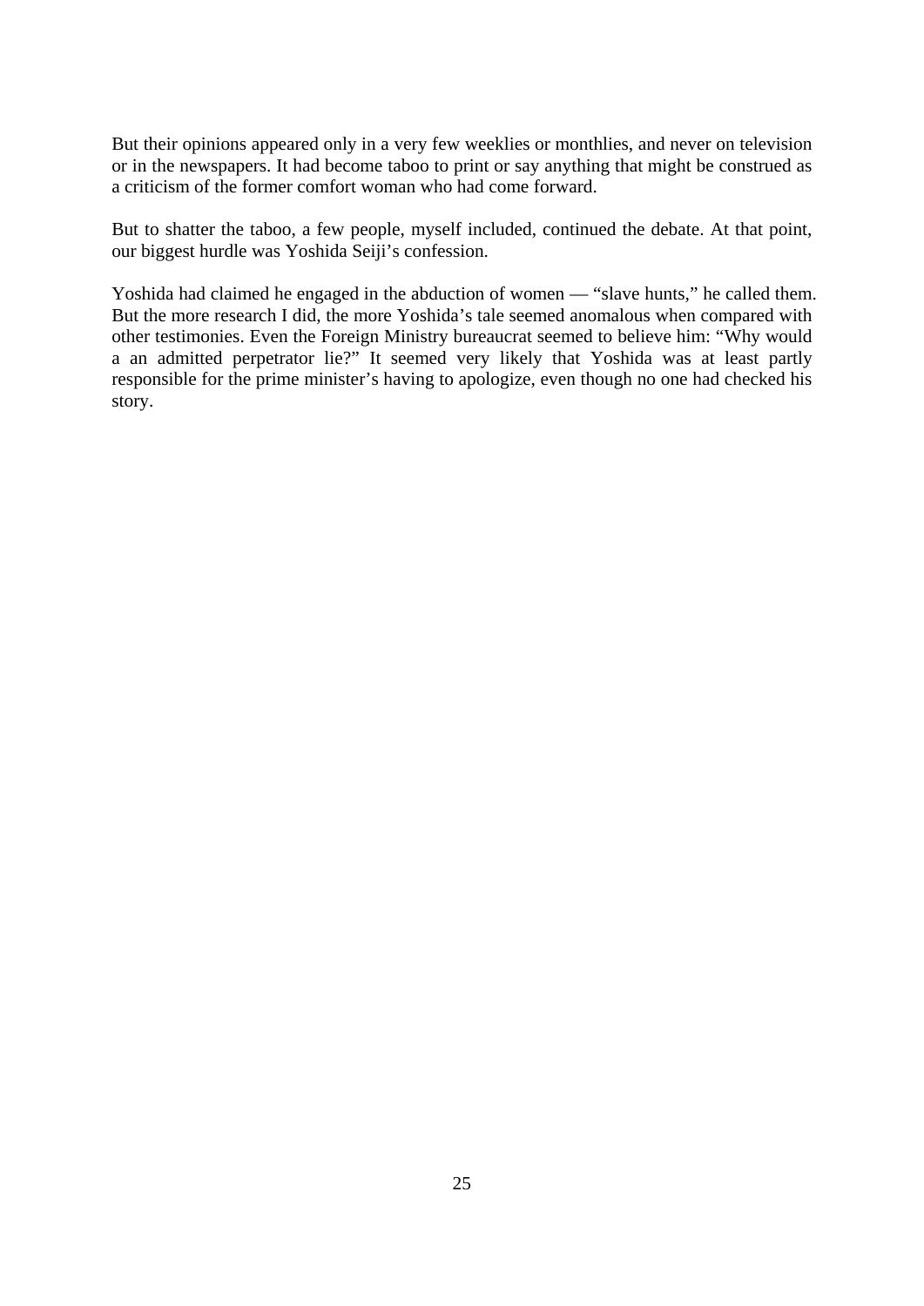But their opinions appeared only in a very few weeklies or monthlies, and never on television or in the newspapers. It had become taboo to print or say anything that might be construed as a criticism of the former comfort woman who had come forward.

But to shatter the taboo, a few people, myself included, continued the debate. At that point, our biggest hurdle was Yoshida Seiji's confession.

Yoshida had claimed he engaged in the abduction of women — "slave hunts," he called them. But the more research I did, the more Yoshida's tale seemed anomalous when compared with other testimonies. Even the Foreign Ministry bureaucrat seemed to believe him: "Why would a an admitted perpetrator lie?" It seemed very likely that Yoshida was at least partly responsible for the prime minister's having to apologize, even though no one had checked his story.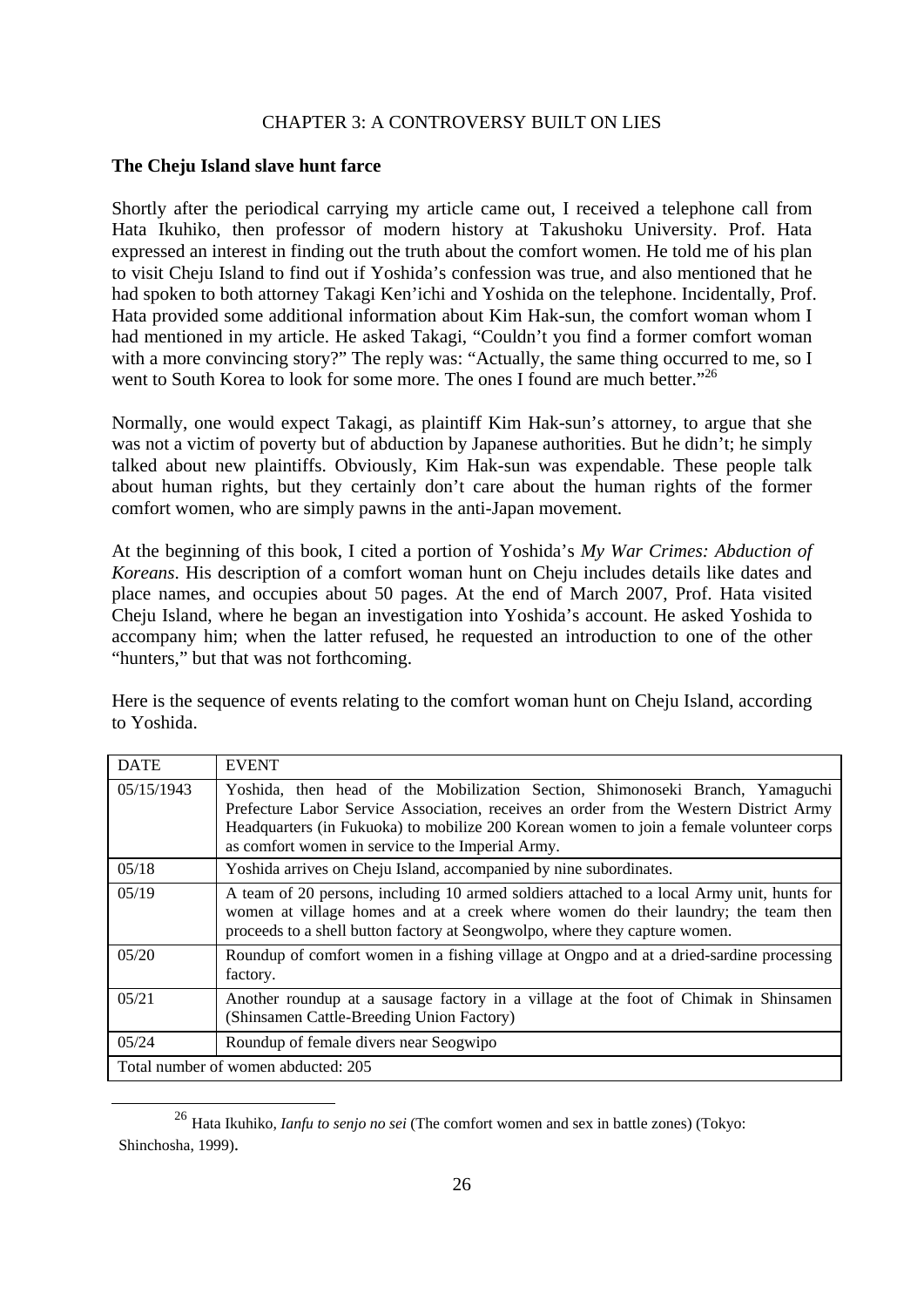# CHAPTER 3: A CONTROVERSY BUILT ON LIES

**The Cheju Island slave hunt farce**

Shortly after the periodical carrying my article came out, I received a telephone call from Hata Ikuhiko, then professor of modern history at Takushoku University. Prof. Hata expressed an interest in finding out the truth about the comfort women. He told me of his plan to visit Cheju Island to find out if Yoshida's confession was true, and also mentioned that he had spoken to both attorney Takagi Ken'ichi and Yoshida on the telephone. Incidentally, Prof. Hata provided some additional information about Kim Hak-sun, the comfort woman whom I had mentioned in my article. He asked Takagi, "Couldn't you find a former comfort woman with a more convincing story?" The reply was: "Actually, the same thing occurred to me, so I went to South Korea to look for some more. The ones I found are much better."[26]

Normally, one would expect Takagi, as plaintiff Kim Hak-sun's attorney, to argue that she was not a victim of poverty but of abduction by Japanese authorities. But he didn't; he simply talked about new plaintiffs. Obviously, Kim Hak-sun was expendable. These people talk about human rights, but they certainly don't care about the human rights of the former comfort women, who are simply pawns in the anti-Japan movement.

At the beginning of this book, I cited a portion of Yoshida's *My War Crimes: Abduction of Koreans*. His description of a comfort woman hunt on Cheju includes details like dates and place names, and occupies about 50 pages. At the end of March 2007, Prof. Hata visited Cheju Island, where he began an investigation into Yoshida's account. He asked Yoshida to accompany him; when the latter refused, he requested an introduction to one of the other "hunters," but that was not forthcoming.

Here is the sequence of events relating to the comfort woman hunt on Cheju Island, according to Yoshida.

| DATE | EVENT |
|---|---|
| 05/15/1943 | Yoshida, then head of the Mobilization Section, Shimonoseki Branch, Yamaguchi Prefecture Labor Service Association, receives an order from the Western District Army Headquarters (in Fukuoka) to mobilize 200 Korean women to join a female volunteer corps as comfort women in service to the Imperial Army. |
| 05/18 | Yoshida arrives on Cheju Island, accompanied by nine subordinates. |
| 05/19 | A team of 20 persons, including 10 armed soldiers attached to a local Army unit, hunts for women at village homes and at a creek where women do their laundry; the team then proceeds to a shell button factory at Seongwolpo, where they capture women. |
| 05/20 | Roundup of comfort women in a fishing village at Ongpo and at a dried-sardine processing factory. |
| 05/21 | Another roundup at a sausage factory in a village at the foot of Chimak in Shinsamen (Shinsamen Cattle-Breeding Union Factory) |
| 05/24 | Roundup of female divers near Seogwipo |
| Total number of women abducted: 205 | |

[26] Hata Ikuhiko, *Ianfu to senjo no sei* (The comfort women and sex in battle zones) (Tokyo: Shinchosha, 1999).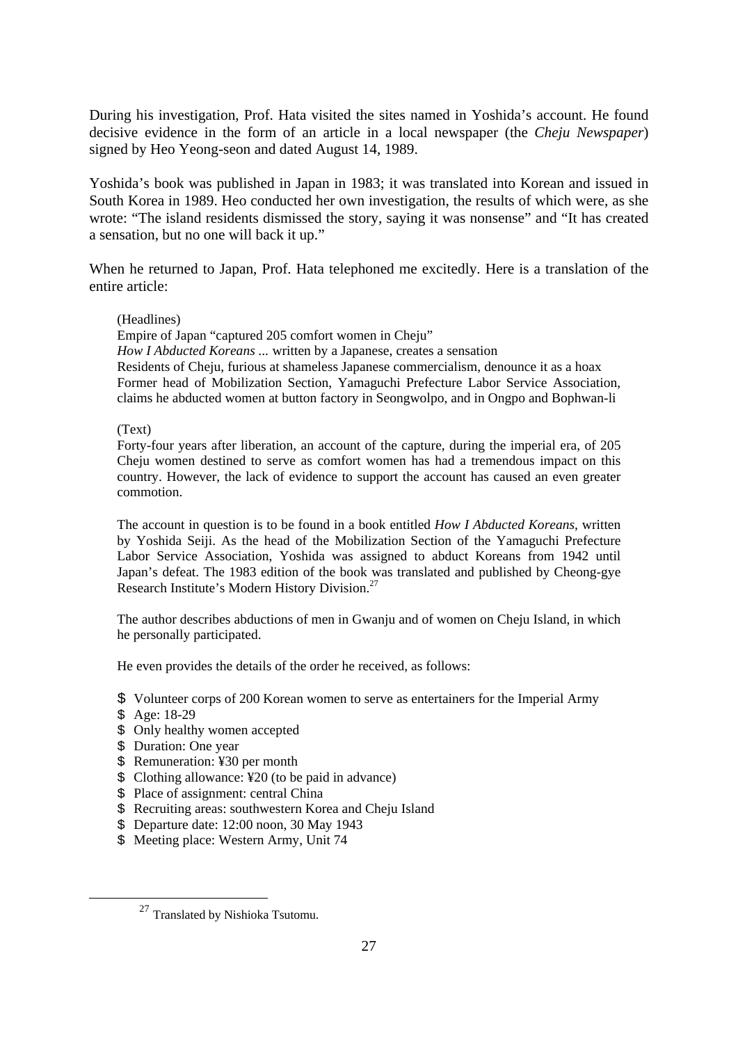During his investigation, Prof. Hata visited the sites named in Yoshida's account. He found decisive evidence in the form of an article in a local newspaper (the *Cheju Newspaper*) signed by Heo Yeong-seon and dated August 14, 1989.

Yoshida's book was published in Japan in 1983; it was translated into Korean and issued in South Korea in 1989. Heo conducted her own investigation, the results of which were, as she wrote: "The island residents dismissed the story, saying it was nonsense" and "It has created a sensation, but no one will back it up."

When he returned to Japan, Prof. Hata telephoned me excitedly. Here is a translation of the entire article:

> (Headlines)
> Empire of Japan "captured 205 comfort women in Cheju"
> *How I Abducted Koreans* ... written by a Japanese, creates a sensation
> Residents of Cheju, furious at shameless Japanese commercialism, denounce it as a hoax
> Former head of Mobilization Section, Yamaguchi Prefecture Labor Service Association, claims he abducted women at button factory in Seongwolpo, and in Ongpo and Bophwan-li
>
> (Text)
> Forty-four years after liberation, an account of the capture, during the imperial era, of 205 Cheju women destined to serve as comfort women has had a tremendous impact on this country. However, the lack of evidence to support the account has caused an even greater commotion.
>
> The account in question is to be found in a book entitled *How I Abducted Koreans*, written by Yoshida Seiji. As the head of the Mobilization Section of the Yamaguchi Prefecture Labor Service Association, Yoshida was assigned to abduct Koreans from 1942 until Japan's defeat. The 1983 edition of the book was translated and published by Cheong-gye Research Institute's Modern History Division.[27]
>
> The author describes abductions of men in Gwanju and of women on Cheju Island, in which he personally participated.
>
> He even provides the details of the order he received, as follows:
>
> - Volunteer corps of 200 Korean women to serve as entertainers for the Imperial Army
> - Age: 18-29
> - Only healthy women accepted
> - Duration: One year
> - Remuneration: ¥30 per month
> - Clothing allowance: ¥20 (to be paid in advance)
> - Place of assignment: central China
> - Recruiting areas: southwestern Korea and Cheju Island
> - Departure date: 12:00 noon, 30 May 1943
> - Meeting place: Western Army, Unit 74

[27] Translated by Nishioka Tsutomu.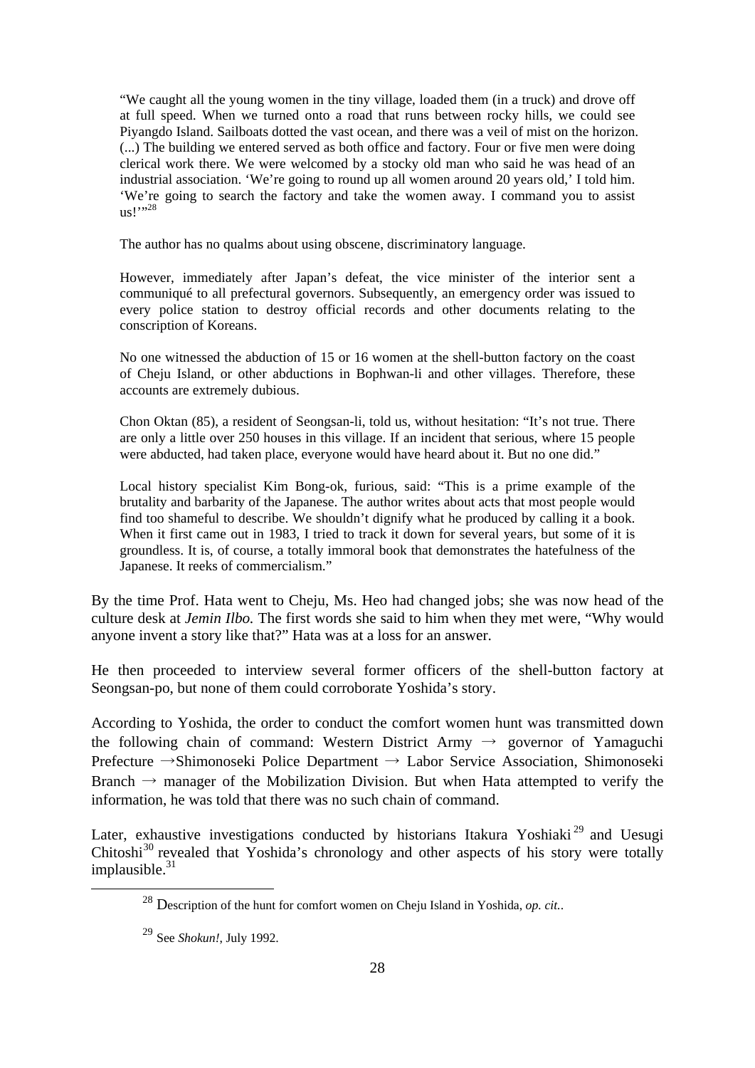> "We caught all the young women in the tiny village, loaded them (in a truck) and drove off at full speed. When we turned onto a road that runs between rocky hills, we could see Piyangdo Island. Sailboats dotted the vast ocean, and there was a veil of mist on the horizon. (...) The building we entered served as both office and factory. Four or five men were doing clerical work there. We were welcomed by a stocky old man who said he was head of an industrial association. 'We're going to round up all women around 20 years old,' I told him. 'We're going to search the factory and take the women away. I command you to assist us!'"[28]
>
> The author has no qualms about using obscene, discriminatory language.
>
> However, immediately after Japan's defeat, the vice minister of the interior sent a communiqué to all prefectural governors. Subsequently, an emergency order was issued to every police station to destroy official records and other documents relating to the conscription of Koreans.
>
> No one witnessed the abduction of 15 or 16 women at the shell-button factory on the coast of Cheju Island, or other abductions in Bophwan-li and other villages. Therefore, these accounts are extremely dubious.
>
> Chon Oktan (85), a resident of Seongsan-li, told us, without hesitation: "It's not true. There are only a little over 250 houses in this village. If an incident that serious, where 15 people were abducted, had taken place, everyone would have heard about it. But no one did."
>
> Local history specialist Kim Bong-ok, furious, said: "This is a prime example of the brutality and barbarity of the Japanese. The author writes about acts that most people would find too shameful to describe. We shouldn't dignify what he produced by calling it a book. When it first came out in 1983, I tried to track it down for several years, but some of it is groundless. It is, of course, a totally immoral book that demonstrates the hatefulness of the Japanese. It reeks of commercialism."

By the time Prof. Hata went to Cheju, Ms. Heo had changed jobs; she was now head of the culture desk at *Jemin Ilbo.* The first words she said to him when they met were, "Why would anyone invent a story like that?" Hata was at a loss for an answer.

He then proceeded to interview several former officers of the shell-button factory at Seongsan-po, but none of them could corroborate Yoshida's story.

According to Yoshida, the order to conduct the comfort women hunt was transmitted down the following chain of command: Western District Army → governor of Yamaguchi Prefecture →Shimonoseki Police Department → Labor Service Association, Shimonoseki Branch → manager of the Mobilization Division. But when Hata attempted to verify the information, he was told that there was no such chain of command.

Later, exhaustive investigations conducted by historians Itakura Yoshiaki[29] and Uesugi Chitoshi[30] revealed that Yoshida's chronology and other aspects of his story were totally implausible.[31]

---

[28] Description of the hunt for comfort women on Cheju Island in Yoshida, *op. cit.*.

[29] See *Shokun!*, July 1992.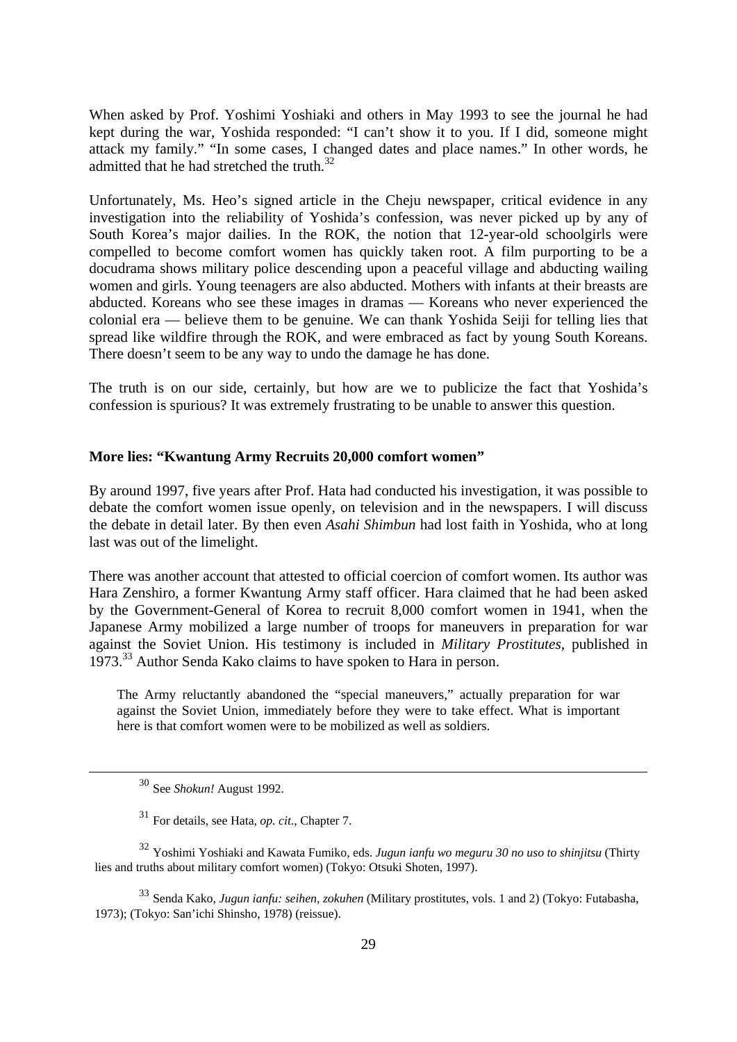When asked by Prof. Yoshimi Yoshiaki and others in May 1993 to see the journal he had kept during the war, Yoshida responded: "I can't show it to you. If I did, someone might attack my family." "In some cases, I changed dates and place names." In other words, he admitted that he had stretched the truth.[32]

Unfortunately, Ms. Heo's signed article in the Cheju newspaper, critical evidence in any investigation into the reliability of Yoshida's confession, was never picked up by any of South Korea's major dailies. In the ROK, the notion that 12-year-old schoolgirls were compelled to become comfort women has quickly taken root. A film purporting to be a docudrama shows military police descending upon a peaceful village and abducting wailing women and girls. Young teenagers are also abducted. Mothers with infants at their breasts are abducted. Koreans who see these images in dramas — Koreans who never experienced the colonial era — believe them to be genuine. We can thank Yoshida Seiji for telling lies that spread like wildfire through the ROK, and were embraced as fact by young South Koreans. There doesn't seem to be any way to undo the damage he has done.

The truth is on our side, certainly, but how are we to publicize the fact that Yoshida's confession is spurious? It was extremely frustrating to be unable to answer this question.

### More lies: "Kwantung Army Recruits 20,000 comfort women"

By around 1997, five years after Prof. Hata had conducted his investigation, it was possible to debate the comfort women issue openly, on television and in the newspapers. I will discuss the debate in detail later. By then even *Asahi Shimbun* had lost faith in Yoshida, who at long last was out of the limelight.

There was another account that attested to official coercion of comfort women. Its author was Hara Zenshiro, a former Kwantung Army staff officer. Hara claimed that he had been asked by the Government-General of Korea to recruit 8,000 comfort women in 1941, when the Japanese Army mobilized a large number of troops for maneuvers in preparation for war against the Soviet Union. His testimony is included in *Military Prostitutes*, published in 1973.[33] Author Senda Kako claims to have spoken to Hara in person.

> The Army reluctantly abandoned the "special maneuvers," actually preparation for war against the Soviet Union, immediately before they were to take effect. What is important here is that comfort women were to be mobilized as well as soldiers.

---

[30] See *Shokun!* August 1992.

[31] For details, see Hata, *op. cit.*, Chapter 7.

[32] Yoshimi Yoshiaki and Kawata Fumiko, eds. *Jugun ianfu wo meguru 30 no uso to shinjitsu* (Thirty lies and truths about military comfort women) (Tokyo: Otsuki Shoten, 1997).

[33] Senda Kako, *Jugun ianfu: seihen, zokuhen* (Military prostitutes, vols. 1 and 2) (Tokyo: Futabasha, 1973); (Tokyo: San'ichi Shinsho, 1978) (reissue).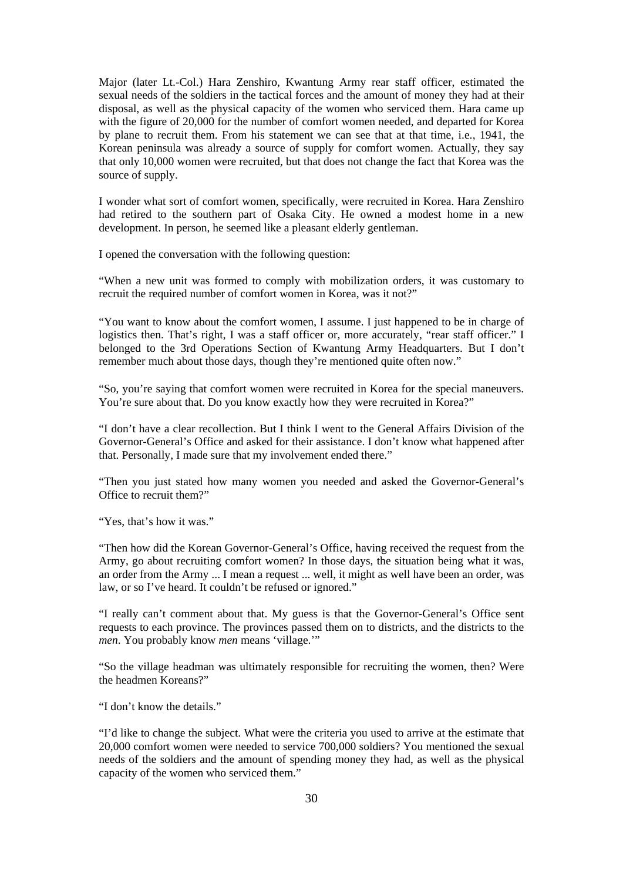Major (later Lt.-Col.) Hara Zenshiro, Kwantung Army rear staff officer, estimated the sexual needs of the soldiers in the tactical forces and the amount of money they had at their disposal, as well as the physical capacity of the women who serviced them. Hara came up with the figure of 20,000 for the number of comfort women needed, and departed for Korea by plane to recruit them. From his statement we can see that at that time, i.e., 1941, the Korean peninsula was already a source of supply for comfort women. Actually, they say that only 10,000 women were recruited, but that does not change the fact that Korea was the source of supply.

I wonder what sort of comfort women, specifically, were recruited in Korea. Hara Zenshiro had retired to the southern part of Osaka City. He owned a modest home in a new development. In person, he seemed like a pleasant elderly gentleman.

I opened the conversation with the following question:

"When a new unit was formed to comply with mobilization orders, it was customary to recruit the required number of comfort women in Korea, was it not?"

"You want to know about the comfort women, I assume. I just happened to be in charge of logistics then. That's right, I was a staff officer or, more accurately, "rear staff officer." I belonged to the 3rd Operations Section of Kwantung Army Headquarters. But I don't remember much about those days, though they're mentioned quite often now."

"So, you're saying that comfort women were recruited in Korea for the special maneuvers. You're sure about that. Do you know exactly how they were recruited in Korea?"

"I don't have a clear recollection. But I think I went to the General Affairs Division of the Governor-General's Office and asked for their assistance. I don't know what happened after that. Personally, I made sure that my involvement ended there."

"Then you just stated how many women you needed and asked the Governor-General's Office to recruit them?"

"Yes, that's how it was."

"Then how did the Korean Governor-General's Office, having received the request from the Army, go about recruiting comfort women? In those days, the situation being what it was, an order from the Army ... I mean a request ... well, it might as well have been an order, was law, or so I've heard. It couldn't be refused or ignored."

"I really can't comment about that. My guess is that the Governor-General's Office sent requests to each province. The provinces passed them on to districts, and the districts to the *men*. You probably know *men* means 'village.'"

"So the village headman was ultimately responsible for recruiting the women, then? Were the headmen Koreans?"

"I don't know the details."

"I'd like to change the subject. What were the criteria you used to arrive at the estimate that 20,000 comfort women were needed to service 700,000 soldiers? You mentioned the sexual needs of the soldiers and the amount of spending money they had, as well as the physical capacity of the women who serviced them."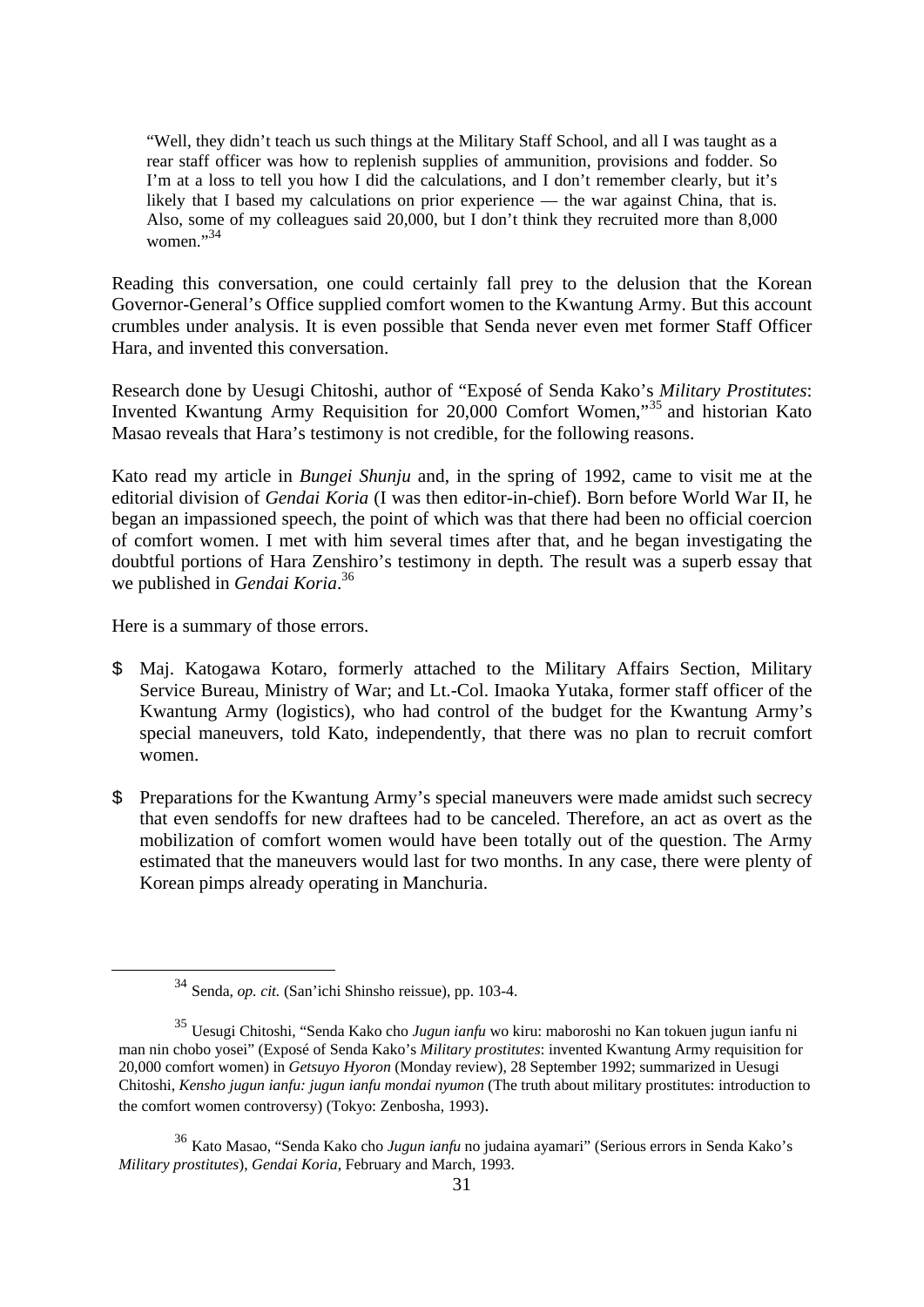> "Well, they didn't teach us such things at the Military Staff School, and all I was taught as a rear staff officer was how to replenish supplies of ammunition, provisions and fodder. So I'm at a loss to tell you how I did the calculations, and I don't remember clearly, but it's likely that I based my calculations on prior experience — the war against China, that is. Also, some of my colleagues said 20,000, but I don't think they recruited more than 8,000 women."[34]

Reading this conversation, one could certainly fall prey to the delusion that the Korean Governor-General's Office supplied comfort women to the Kwantung Army. But this account crumbles under analysis. It is even possible that Senda never even met former Staff Officer Hara, and invented this conversation.

Research done by Uesugi Chitoshi, author of "Exposé of Senda Kako's *Military Prostitutes*: Invented Kwantung Army Requisition for 20,000 Comfort Women,"[35] and historian Kato Masao reveals that Hara's testimony is not credible, for the following reasons.

Kato read my article in *Bungei Shunju* and, in the spring of 1992, came to visit me at the editorial division of *Gendai Koria* (I was then editor-in-chief). Born before World War II, he began an impassioned speech, the point of which was that there had been no official coercion of comfort women. I met with him several times after that, and he began investigating the doubtful portions of Hara Zenshiro's testimony in depth. The result was a superb essay that we published in *Gendai Koria*.[36]

Here is a summary of those errors.

- Maj. Katogawa Kotaro, formerly attached to the Military Affairs Section, Military Service Bureau, Ministry of War; and Lt.-Col. Imaoka Yutaka, former staff officer of the Kwantung Army (logistics), who had control of the budget for the Kwantung Army's special maneuvers, told Kato, independently, that there was no plan to recruit comfort women.
- Preparations for the Kwantung Army's special maneuvers were made amidst such secrecy that even sendoffs for new draftees had to be canceled. Therefore, an act as overt as the mobilization of comfort women would have been totally out of the question. The Army estimated that the maneuvers would last for two months. In any case, there were plenty of Korean pimps already operating in Manchuria.

---

[34] Senda, *op. cit.* (San'ichi Shinsho reissue), pp. 103-4.

[35] Uesugi Chitoshi, "Senda Kako cho *Jugun ianfu* wo kiru: maboroshi no Kan tokuen jugun ianfu ni man nin chobo yosei" (Exposé of Senda Kako's *Military prostitutes*: invented Kwantung Army requisition for 20,000 comfort women) in *Getsuyo Hyoron* (Monday review), 28 September 1992; summarized in Uesugi Chitoshi, *Kensho jugun ianfu: jugun ianfu mondai nyumon* (The truth about military prostitutes: introduction to the comfort women controversy) (Tokyo: Zenbosha, 1993).

[36] Kato Masao, "Senda Kako cho *Jugun ianfu* no judaina ayamari" (Serious errors in Senda Kako's *Military prostitutes*), *Gendai Koria*, February and March, 1993.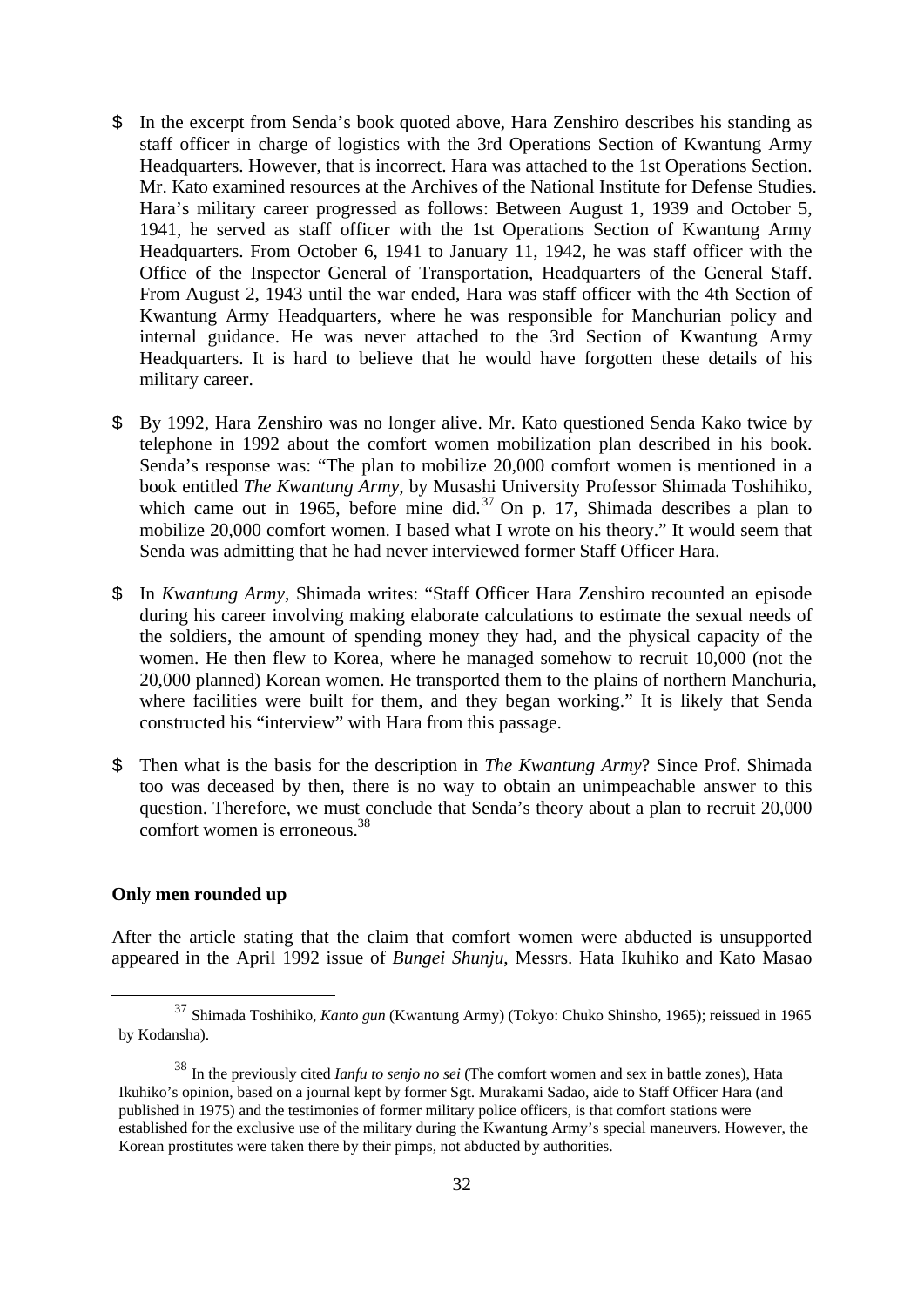- In the excerpt from Senda's book quoted above, Hara Zenshiro describes his standing as staff officer in charge of logistics with the 3rd Operations Section of Kwantung Army Headquarters. However, that is incorrect. Hara was attached to the 1st Operations Section. Mr. Kato examined resources at the Archives of the National Institute for Defense Studies. Hara's military career progressed as follows: Between August 1, 1939 and October 5, 1941, he served as staff officer with the 1st Operations Section of Kwantung Army Headquarters. From October 6, 1941 to January 11, 1942, he was staff officer with the Office of the Inspector General of Transportation, Headquarters of the General Staff. From August 2, 1943 until the war ended, Hara was staff officer with the 4th Section of Kwantung Army Headquarters, where he was responsible for Manchurian policy and internal guidance. He was never attached to the 3rd Section of Kwantung Army Headquarters. It is hard to believe that he would have forgotten these details of his military career.

- By 1992, Hara Zenshiro was no longer alive. Mr. Kato questioned Senda Kako twice by telephone in 1992 about the comfort women mobilization plan described in his book. Senda's response was: "The plan to mobilize 20,000 comfort women is mentioned in a book entitled *The Kwantung Army*, by Musashi University Professor Shimada Toshihiko, which came out in 1965, before mine did.[37] On p. 17, Shimada describes a plan to mobilize 20,000 comfort women. I based what I wrote on his theory." It would seem that Senda was admitting that he had never interviewed former Staff Officer Hara.

- In *Kwantung Army*, Shimada writes: "Staff Officer Hara Zenshiro recounted an episode during his career involving making elaborate calculations to estimate the sexual needs of the soldiers, the amount of spending money they had, and the physical capacity of the women. He then flew to Korea, where he managed somehow to recruit 10,000 (not the 20,000 planned) Korean women. He transported them to the plains of northern Manchuria, where facilities were built for them, and they began working." It is likely that Senda constructed his "interview" with Hara from this passage.

- Then what is the basis for the description in *The Kwantung Army*? Since Prof. Shimada too was deceased by then, there is no way to obtain an unimpeachable answer to this question. Therefore, we must conclude that Senda's theory about a plan to recruit 20,000 comfort women is erroneous.[38]

**Only men rounded up**

After the article stating that the claim that comfort women were abducted is unsupported appeared in the April 1992 issue of *Bungei Shunju*, Messrs. Hata Ikuhiko and Kato Masao

---

[37] Shimada Toshihiko, *Kanto gun* (Kwantung Army) (Tokyo: Chuko Shinsho, 1965); reissued in 1965 by Kodansha).

[38] In the previously cited *Ianfu to senjo no sei* (The comfort women and sex in battle zones), Hata Ikuhiko's opinion, based on a journal kept by former Sgt. Murakami Sadao, aide to Staff Officer Hara (and published in 1975) and the testimonies of former military police officers, is that comfort stations were established for the exclusive use of the military during the Kwantung Army's special maneuvers. However, the Korean prostitutes were taken there by their pimps, not abducted by authorities.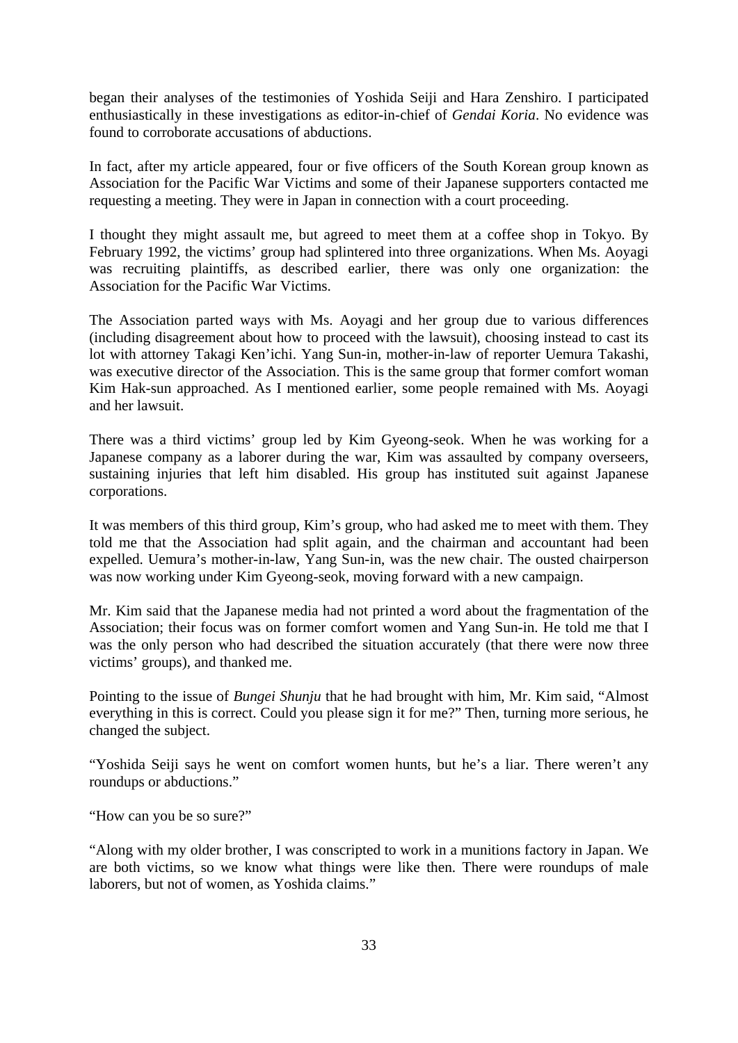began their analyses of the testimonies of Yoshida Seiji and Hara Zenshiro. I participated enthusiastically in these investigations as editor-in-chief of *Gendai Koria*. No evidence was found to corroborate accusations of abductions.

In fact, after my article appeared, four or five officers of the South Korean group known as Association for the Pacific War Victims and some of their Japanese supporters contacted me requesting a meeting. They were in Japan in connection with a court proceeding.

I thought they might assault me, but agreed to meet them at a coffee shop in Tokyo. By February 1992, the victims' group had splintered into three organizations. When Ms. Aoyagi was recruiting plaintiffs, as described earlier, there was only one organization: the Association for the Pacific War Victims.

The Association parted ways with Ms. Aoyagi and her group due to various differences (including disagreement about how to proceed with the lawsuit), choosing instead to cast its lot with attorney Takagi Ken'ichi. Yang Sun-in, mother-in-law of reporter Uemura Takashi, was executive director of the Association. This is the same group that former comfort woman Kim Hak-sun approached. As I mentioned earlier, some people remained with Ms. Aoyagi and her lawsuit.

There was a third victims' group led by Kim Gyeong-seok. When he was working for a Japanese company as a laborer during the war, Kim was assaulted by company overseers, sustaining injuries that left him disabled. His group has instituted suit against Japanese corporations.

It was members of this third group, Kim's group, who had asked me to meet with them. They told me that the Association had split again, and the chairman and accountant had been expelled. Uemura's mother-in-law, Yang Sun-in, was the new chair. The ousted chairperson was now working under Kim Gyeong-seok, moving forward with a new campaign.

Mr. Kim said that the Japanese media had not printed a word about the fragmentation of the Association; their focus was on former comfort women and Yang Sun-in. He told me that I was the only person who had described the situation accurately (that there were now three victims' groups), and thanked me.

Pointing to the issue of *Bungei Shunju* that he had brought with him, Mr. Kim said, "Almost everything in this is correct. Could you please sign it for me?" Then, turning more serious, he changed the subject.

"Yoshida Seiji says he went on comfort women hunts, but he's a liar. There weren't any roundups or abductions."

"How can you be so sure?"

"Along with my older brother, I was conscripted to work in a munitions factory in Japan. We are both victims, so we know what things were like then. There were roundups of male laborers, but not of women, as Yoshida claims."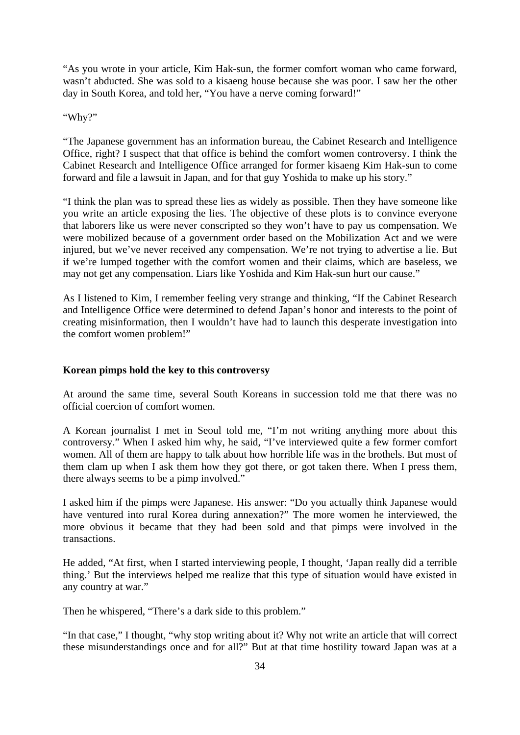“As you wrote in your article, Kim Hak-sun, the former comfort woman who came forward, wasn’t abducted. She was sold to a kisaeng house because she was poor. I saw her the other day in South Korea, and told her, “You have a nerve coming forward!”

“Why?”

“The Japanese government has an information bureau, the Cabinet Research and Intelligence Office, right? I suspect that that office is behind the comfort women controversy. I think the Cabinet Research and Intelligence Office arranged for former kisaeng Kim Hak-sun to come forward and file a lawsuit in Japan, and for that guy Yoshida to make up his story.”

“I think the plan was to spread these lies as widely as possible. Then they have someone like you write an article exposing the lies. The objective of these plots is to convince everyone that laborers like us were never conscripted so they won’t have to pay us compensation. We were mobilized because of a government order based on the Mobilization Act and we were injured, but we’ve never received any compensation. We’re not trying to advertise a lie. But if we’re lumped together with the comfort women and their claims, which are baseless, we may not get any compensation. Liars like Yoshida and Kim Hak-sun hurt our cause.”

As I listened to Kim, I remember feeling very strange and thinking, “If the Cabinet Research and Intelligence Office were determined to defend Japan’s honor and interests to the point of creating misinformation, then I wouldn’t have had to launch this desperate investigation into the comfort women problem!”

**Korean pimps hold the key to this controversy**

At around the same time, several South Koreans in succession told me that there was no official coercion of comfort women.

A Korean journalist I met in Seoul told me, “I’m not writing anything more about this controversy.” When I asked him why, he said, “I’ve interviewed quite a few former comfort women. All of them are happy to talk about how horrible life was in the brothels. But most of them clam up when I ask them how they got there, or got taken there. When I press them, there always seems to be a pimp involved.”

I asked him if the pimps were Japanese. His answer: “Do you actually think Japanese would have ventured into rural Korea during annexation?” The more women he interviewed, the more obvious it became that they had been sold and that pimps were involved in the transactions.

He added, “At first, when I started interviewing people, I thought, ‘Japan really did a terrible thing.’ But the interviews helped me realize that this type of situation would have existed in any country at war.”

Then he whispered, “There’s a dark side to this problem.”

“In that case,” I thought, “why stop writing about it? Why not write an article that will correct these misunderstandings once and for all?” But at that time hostility toward Japan was at a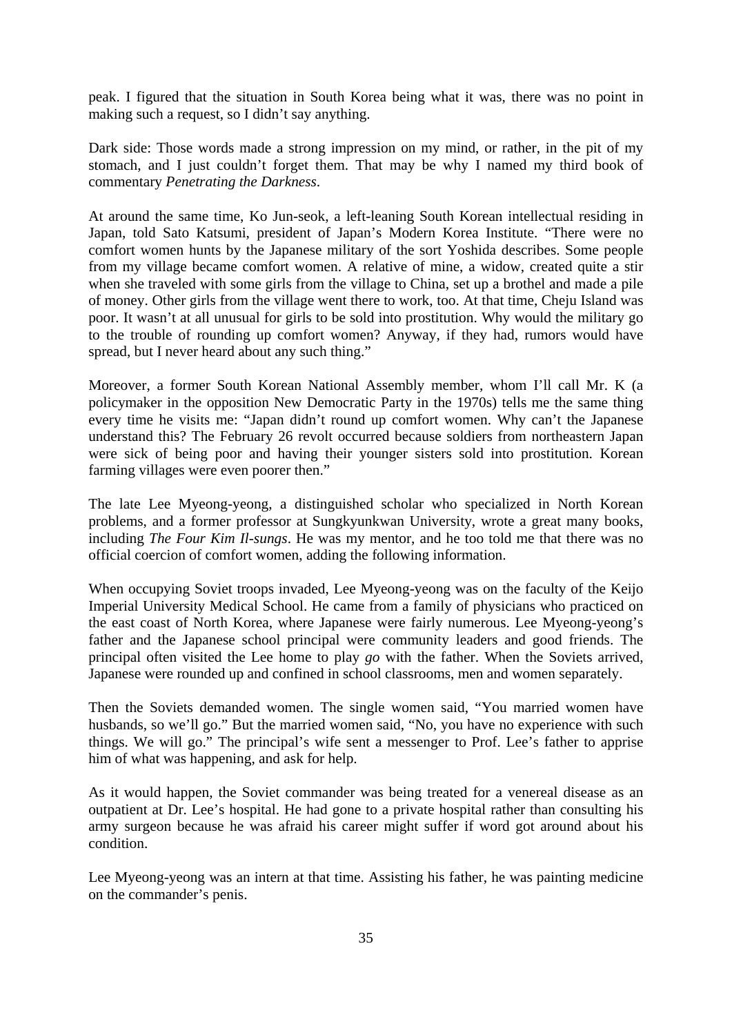peak. I figured that the situation in South Korea being what it was, there was no point in making such a request, so I didn't say anything.

Dark side: Those words made a strong impression on my mind, or rather, in the pit of my stomach, and I just couldn't forget them. That may be why I named my third book of commentary *Penetrating the Darkness*.

At around the same time, Ko Jun-seok, a left-leaning South Korean intellectual residing in Japan, told Sato Katsumi, president of Japan's Modern Korea Institute. "There were no comfort women hunts by the Japanese military of the sort Yoshida describes. Some people from my village became comfort women. A relative of mine, a widow, created quite a stir when she traveled with some girls from the village to China, set up a brothel and made a pile of money. Other girls from the village went there to work, too. At that time, Cheju Island was poor. It wasn't at all unusual for girls to be sold into prostitution. Why would the military go to the trouble of rounding up comfort women? Anyway, if they had, rumors would have spread, but I never heard about any such thing."

Moreover, a former South Korean National Assembly member, whom I'll call Mr. K (a policymaker in the opposition New Democratic Party in the 1970s) tells me the same thing every time he visits me: "Japan didn't round up comfort women. Why can't the Japanese understand this? The February 26 revolt occurred because soldiers from northeastern Japan were sick of being poor and having their younger sisters sold into prostitution. Korean farming villages were even poorer then."

The late Lee Myeong-yeong, a distinguished scholar who specialized in North Korean problems, and a former professor at Sungkyunkwan University, wrote a great many books, including *The Four Kim Il-sungs*. He was my mentor, and he too told me that there was no official coercion of comfort women, adding the following information.

When occupying Soviet troops invaded, Lee Myeong-yeong was on the faculty of the Keijo Imperial University Medical School. He came from a family of physicians who practiced on the east coast of North Korea, where Japanese were fairly numerous. Lee Myeong-yeong's father and the Japanese school principal were community leaders and good friends. The principal often visited the Lee home to play *go* with the father. When the Soviets arrived, Japanese were rounded up and confined in school classrooms, men and women separately.

Then the Soviets demanded women. The single women said, "You married women have husbands, so we'll go." But the married women said, "No, you have no experience with such things. We will go." The principal's wife sent a messenger to Prof. Lee's father to apprise him of what was happening, and ask for help.

As it would happen, the Soviet commander was being treated for a venereal disease as an outpatient at Dr. Lee's hospital. He had gone to a private hospital rather than consulting his army surgeon because he was afraid his career might suffer if word got around about his condition.

Lee Myeong-yeong was an intern at that time. Assisting his father, he was painting medicine on the commander's penis.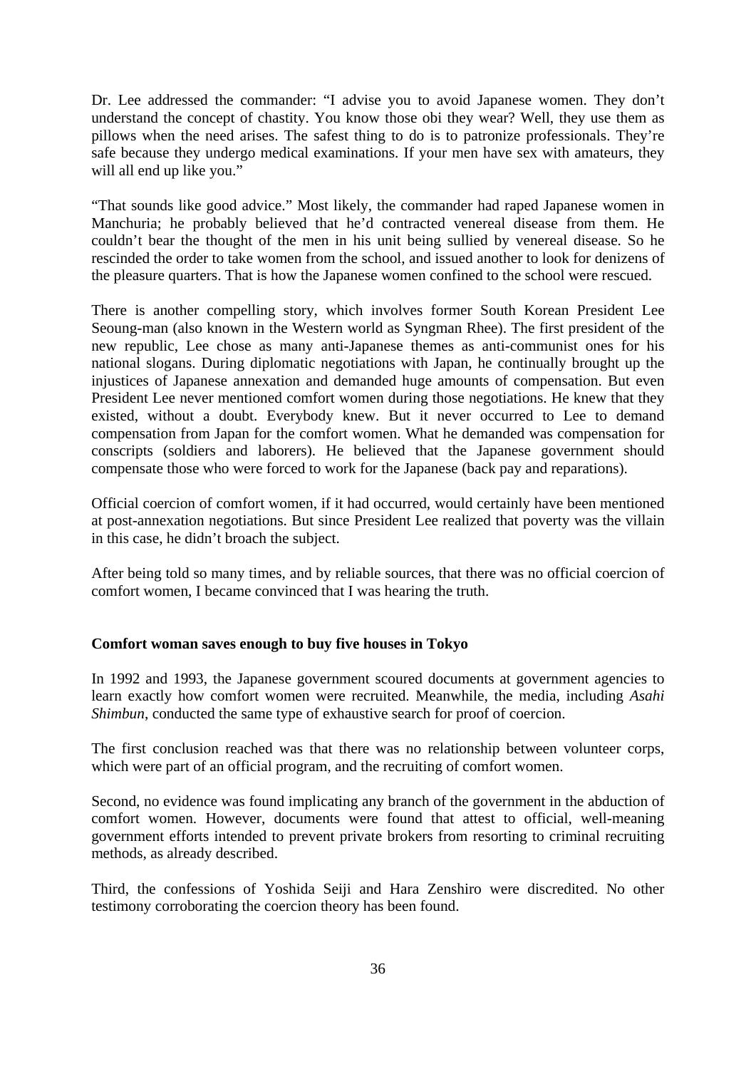Dr. Lee addressed the commander: "I advise you to avoid Japanese women. They don't understand the concept of chastity. You know those obi they wear? Well, they use them as pillows when the need arises. The safest thing to do is to patronize professionals. They're safe because they undergo medical examinations. If your men have sex with amateurs, they will all end up like you."

"That sounds like good advice." Most likely, the commander had raped Japanese women in Manchuria; he probably believed that he'd contracted venereal disease from them. He couldn't bear the thought of the men in his unit being sullied by venereal disease. So he rescinded the order to take women from the school, and issued another to look for denizens of the pleasure quarters. That is how the Japanese women confined to the school were rescued.

There is another compelling story, which involves former South Korean President Lee Seoung-man (also known in the Western world as Syngman Rhee). The first president of the new republic, Lee chose as many anti-Japanese themes as anti-communist ones for his national slogans. During diplomatic negotiations with Japan, he continually brought up the injustices of Japanese annexation and demanded huge amounts of compensation. But even President Lee never mentioned comfort women during those negotiations. He knew that they existed, without a doubt. Everybody knew. But it never occurred to Lee to demand compensation from Japan for the comfort women. What he demanded was compensation for conscripts (soldiers and laborers). He believed that the Japanese government should compensate those who were forced to work for the Japanese (back pay and reparations).

Official coercion of comfort women, if it had occurred, would certainly have been mentioned at post-annexation negotiations. But since President Lee realized that poverty was the villain in this case, he didn't broach the subject.

After being told so many times, and by reliable sources, that there was no official coercion of comfort women, I became convinced that I was hearing the truth.

### Comfort woman saves enough to buy five houses in Tokyo

In 1992 and 1993, the Japanese government scoured documents at government agencies to learn exactly how comfort women were recruited. Meanwhile, the media, including *Asahi Shimbun*, conducted the same type of exhaustive search for proof of coercion.

The first conclusion reached was that there was no relationship between volunteer corps, which were part of an official program, and the recruiting of comfort women.

Second, no evidence was found implicating any branch of the government in the abduction of comfort women. However, documents were found that attest to official, well-meaning government efforts intended to prevent private brokers from resorting to criminal recruiting methods, as already described.

Third, the confessions of Yoshida Seiji and Hara Zenshiro were discredited. No other testimony corroborating the coercion theory has been found.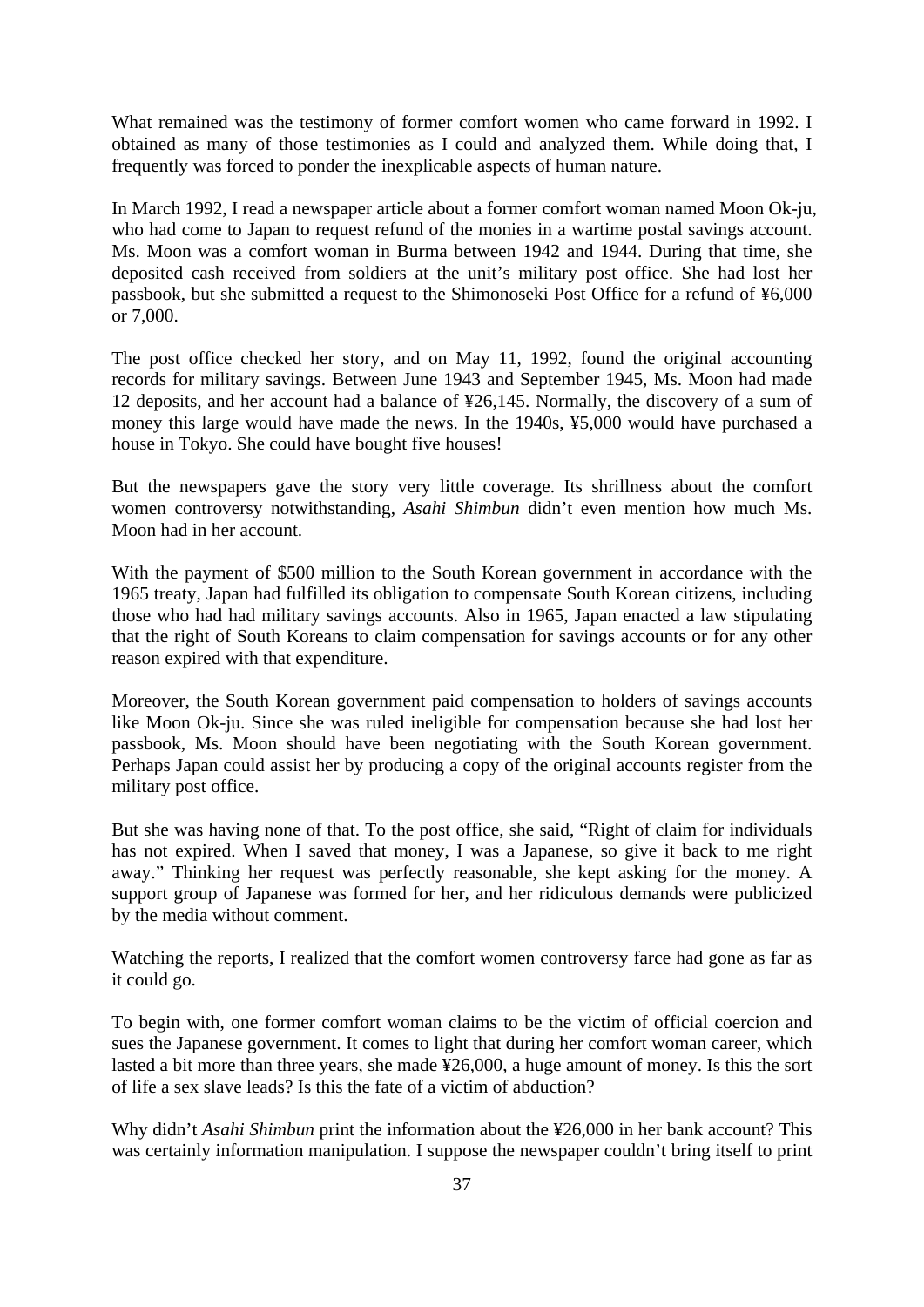What remained was the testimony of former comfort women who came forward in 1992. I obtained as many of those testimonies as I could and analyzed them. While doing that, I frequently was forced to ponder the inexplicable aspects of human nature.

In March 1992, I read a newspaper article about a former comfort woman named Moon Ok-ju, who had come to Japan to request refund of the monies in a wartime postal savings account. Ms. Moon was a comfort woman in Burma between 1942 and 1944. During that time, she deposited cash received from soldiers at the unit's military post office. She had lost her passbook, but she submitted a request to the Shimonoseki Post Office for a refund of ¥6,000 or 7,000.

The post office checked her story, and on May 11, 1992, found the original accounting records for military savings. Between June 1943 and September 1945, Ms. Moon had made 12 deposits, and her account had a balance of ¥26,145. Normally, the discovery of a sum of money this large would have made the news. In the 1940s, ¥5,000 would have purchased a house in Tokyo. She could have bought five houses!

But the newspapers gave the story very little coverage. Its shrillness about the comfort women controversy notwithstanding, *Asahi Shimbun* didn't even mention how much Ms. Moon had in her account.

With the payment of $500 million to the South Korean government in accordance with the 1965 treaty, Japan had fulfilled its obligation to compensate South Korean citizens, including those who had had military savings accounts. Also in 1965, Japan enacted a law stipulating that the right of South Koreans to claim compensation for savings accounts or for any other reason expired with that expenditure.

Moreover, the South Korean government paid compensation to holders of savings accounts like Moon Ok-ju. Since she was ruled ineligible for compensation because she had lost her passbook, Ms. Moon should have been negotiating with the South Korean government. Perhaps Japan could assist her by producing a copy of the original accounts register from the military post office.

But she was having none of that. To the post office, she said, "Right of claim for individuals has not expired. When I saved that money, I was a Japanese, so give it back to me right away." Thinking her request was perfectly reasonable, she kept asking for the money. A support group of Japanese was formed for her, and her ridiculous demands were publicized by the media without comment.

Watching the reports, I realized that the comfort women controversy farce had gone as far as it could go.

To begin with, one former comfort woman claims to be the victim of official coercion and sues the Japanese government. It comes to light that during her comfort woman career, which lasted a bit more than three years, she made ¥26,000, a huge amount of money. Is this the sort of life a sex slave leads? Is this the fate of a victim of abduction?

Why didn't *Asahi Shimbun* print the information about the ¥26,000 in her bank account? This was certainly information manipulation. I suppose the newspaper couldn't bring itself to print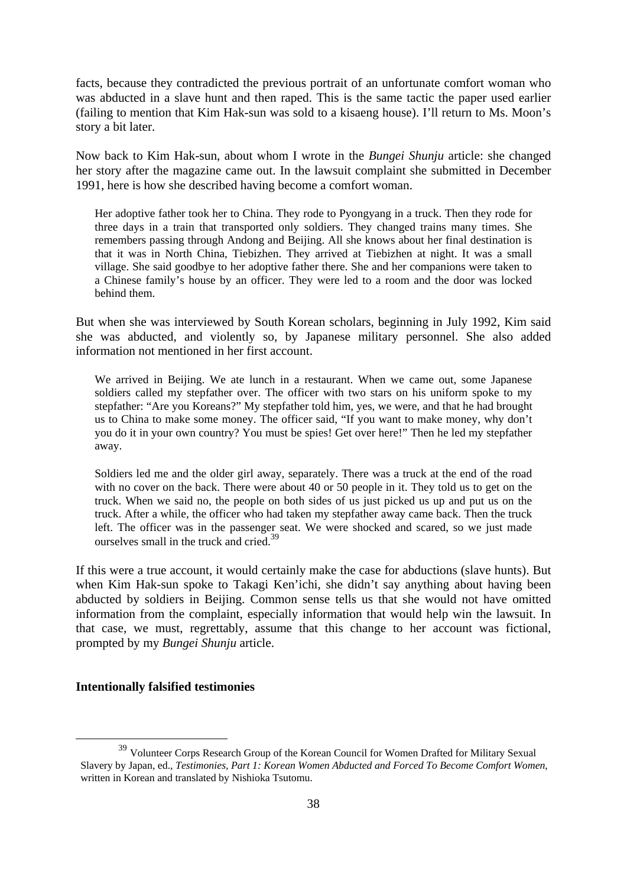facts, because they contradicted the previous portrait of an unfortunate comfort woman who was abducted in a slave hunt and then raped. This is the same tactic the paper used earlier (failing to mention that Kim Hak-sun was sold to a kisaeng house). I'll return to Ms. Moon's story a bit later.

Now back to Kim Hak-sun, about whom I wrote in the *Bungei Shunju* article: she changed her story after the magazine came out. In the lawsuit complaint she submitted in December 1991, here is how she described having become a comfort woman.

> Her adoptive father took her to China. They rode to Pyongyang in a truck. Then they rode for three days in a train that transported only soldiers. They changed trains many times. She remembers passing through Andong and Beijing. All she knows about her final destination is that it was in North China, Tiebizhen. They arrived at Tiebizhen at night. It was a small village. She said goodbye to her adoptive father there. She and her companions were taken to a Chinese family's house by an officer. They were led to a room and the door was locked behind them.

But when she was interviewed by South Korean scholars, beginning in July 1992, Kim said she was abducted, and violently so, by Japanese military personnel. She also added information not mentioned in her first account.

> We arrived in Beijing. We ate lunch in a restaurant. When we came out, some Japanese soldiers called my stepfather over. The officer with two stars on his uniform spoke to my stepfather: "Are you Koreans?" My stepfather told him, yes, we were, and that he had brought us to China to make some money. The officer said, "If you want to make money, why don't you do it in your own country? You must be spies! Get over here!" Then he led my stepfather away.
>
> Soldiers led me and the older girl away, separately. There was a truck at the end of the road with no cover on the back. There were about 40 or 50 people in it. They told us to get on the truck. When we said no, the people on both sides of us just picked us up and put us on the truck. After a while, the officer who had taken my stepfather away came back. Then the truck left. The officer was in the passenger seat. We were shocked and scared, so we just made ourselves small in the truck and cried.[39]

If this were a true account, it would certainly make the case for abductions (slave hunts). But when Kim Hak-sun spoke to Takagi Ken'ichi, she didn't say anything about having been abducted by soldiers in Beijing. Common sense tells us that she would not have omitted information from the complaint, especially information that would help win the lawsuit. In that case, we must, regrettably, assume that this change to her account was fictional, prompted by my *Bungei Shunju* article.

**Intentionally falsified testimonies**

---

[39] Volunteer Corps Research Group of the Korean Council for Women Drafted for Military Sexual Slavery by Japan, ed., *Testimonies, Part 1: Korean Women Abducted and Forced To Become Comfort Women*, written in Korean and translated by Nishioka Tsutomu.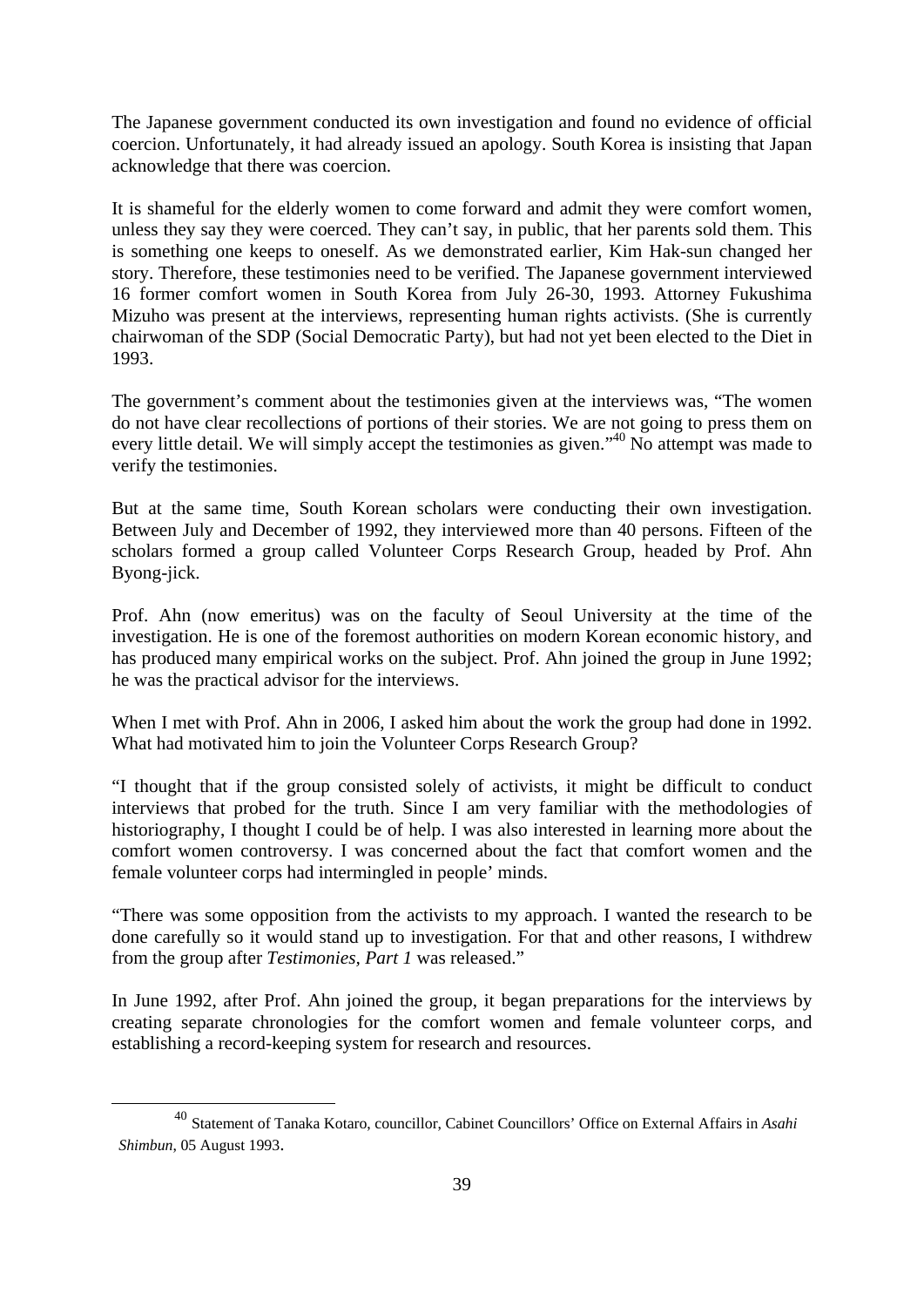The Japanese government conducted its own investigation and found no evidence of official coercion. Unfortunately, it had already issued an apology. South Korea is insisting that Japan acknowledge that there was coercion.

It is shameful for the elderly women to come forward and admit they were comfort women, unless they say they were coerced. They can't say, in public, that her parents sold them. This is something one keeps to oneself. As we demonstrated earlier, Kim Hak-sun changed her story. Therefore, these testimonies need to be verified. The Japanese government interviewed 16 former comfort women in South Korea from July 26-30, 1993. Attorney Fukushima Mizuho was present at the interviews, representing human rights activists. (She is currently chairwoman of the SDP (Social Democratic Party), but had not yet been elected to the Diet in 1993.

The government's comment about the testimonies given at the interviews was, "The women do not have clear recollections of portions of their stories. We are not going to press them on every little detail. We will simply accept the testimonies as given."[40] No attempt was made to verify the testimonies.

But at the same time, South Korean scholars were conducting their own investigation. Between July and December of 1992, they interviewed more than 40 persons. Fifteen of the scholars formed a group called Volunteer Corps Research Group, headed by Prof. Ahn Byong-jick.

Prof. Ahn (now emeritus) was on the faculty of Seoul University at the time of the investigation. He is one of the foremost authorities on modern Korean economic history, and has produced many empirical works on the subject. Prof. Ahn joined the group in June 1992; he was the practical advisor for the interviews.

When I met with Prof. Ahn in 2006, I asked him about the work the group had done in 1992. What had motivated him to join the Volunteer Corps Research Group?

"I thought that if the group consisted solely of activists, it might be difficult to conduct interviews that probed for the truth. Since I am very familiar with the methodologies of historiography, I thought I could be of help. I was also interested in learning more about the comfort women controversy. I was concerned about the fact that comfort women and the female volunteer corps had intermingled in people' minds.

"There was some opposition from the activists to my approach. I wanted the research to be done carefully so it would stand up to investigation. For that and other reasons, I withdrew from the group after *Testimonies, Part 1* was released."

In June 1992, after Prof. Ahn joined the group, it began preparations for the interviews by creating separate chronologies for the comfort women and female volunteer corps, and establishing a record-keeping system for research and resources.

---

[40] Statement of Tanaka Kotaro, councillor, Cabinet Councillors' Office on External Affairs in *Asahi Shimbun*, 05 August 1993.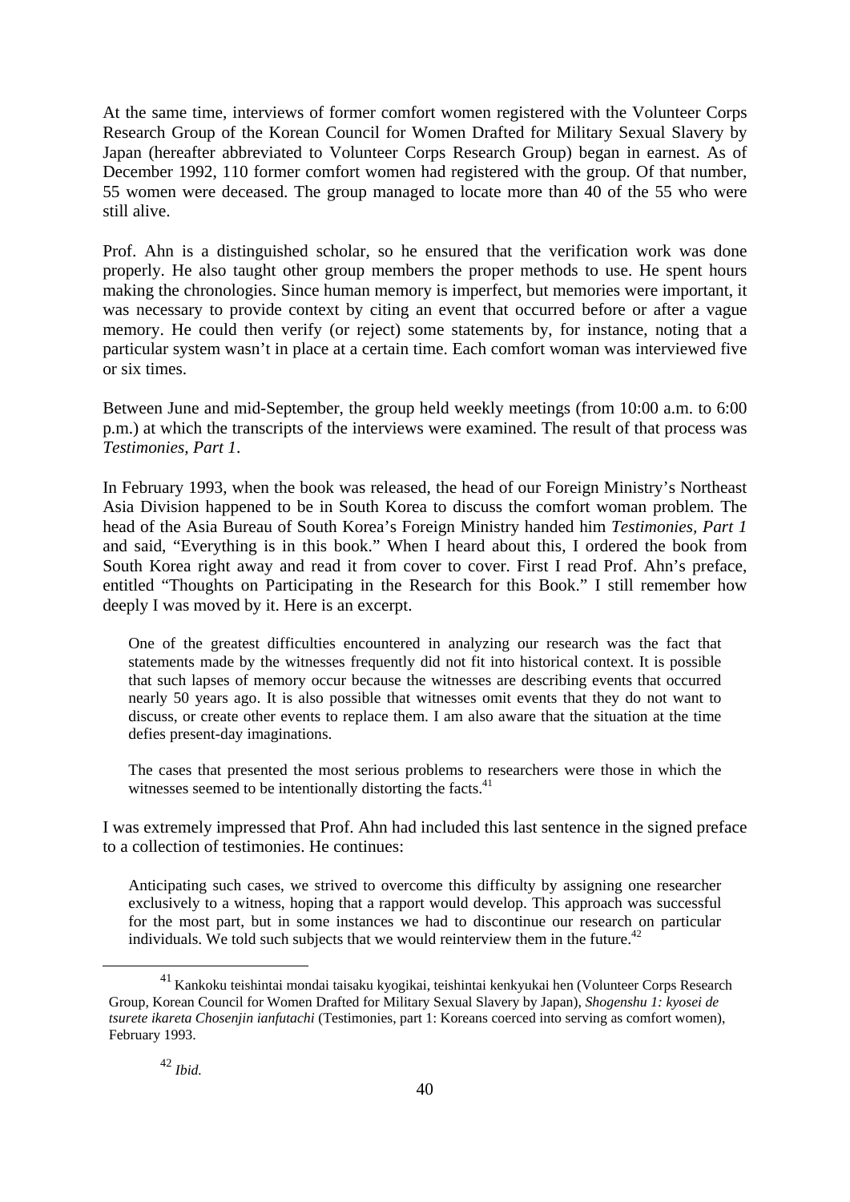At the same time, interviews of former comfort women registered with the Volunteer Corps Research Group of the Korean Council for Women Drafted for Military Sexual Slavery by Japan (hereafter abbreviated to Volunteer Corps Research Group) began in earnest. As of December 1992, 110 former comfort women had registered with the group. Of that number, 55 women were deceased. The group managed to locate more than 40 of the 55 who were still alive.

Prof. Ahn is a distinguished scholar, so he ensured that the verification work was done properly. He also taught other group members the proper methods to use. He spent hours making the chronologies. Since human memory is imperfect, but memories were important, it was necessary to provide context by citing an event that occurred before or after a vague memory. He could then verify (or reject) some statements by, for instance, noting that a particular system wasn't in place at a certain time. Each comfort woman was interviewed five or six times.

Between June and mid-September, the group held weekly meetings (from 10:00 a.m. to 6:00 p.m.) at which the transcripts of the interviews were examined. The result of that process was *Testimonies, Part 1*.

In February 1993, when the book was released, the head of our Foreign Ministry's Northeast Asia Division happened to be in South Korea to discuss the comfort woman problem. The head of the Asia Bureau of South Korea's Foreign Ministry handed him *Testimonies, Part 1* and said, "Everything is in this book." When I heard about this, I ordered the book from South Korea right away and read it from cover to cover. First I read Prof. Ahn's preface, entitled "Thoughts on Participating in the Research for this Book." I still remember how deeply I was moved by it. Here is an excerpt.

> One of the greatest difficulties encountered in analyzing our research was the fact that statements made by the witnesses frequently did not fit into historical context. It is possible that such lapses of memory occur because the witnesses are describing events that occurred nearly 50 years ago. It is also possible that witnesses omit events that they do not want to discuss, or create other events to replace them. I am also aware that the situation at the time defies present-day imaginations.
>
> The cases that presented the most serious problems to researchers were those in which the witnesses seemed to be intentionally distorting the facts.[41]

I was extremely impressed that Prof. Ahn had included this last sentence in the signed preface to a collection of testimonies. He continues:

> Anticipating such cases, we strived to overcome this difficulty by assigning one researcher exclusively to a witness, hoping that a rapport would develop. This approach was successful for the most part, but in some instances we had to discontinue our research on particular individuals. We told such subjects that we would reinterview them in the future.[42]

---

[41] Kankoku teishintai mondai taisaku kyogikai, teishintai kenkyukai hen (Volunteer Corps Research Group, Korean Council for Women Drafted for Military Sexual Slavery by Japan), *Shogenshu 1: kyosei de tsurete ikareta Chosenjin ianfutachi* (Testimonies, part 1: Koreans coerced into serving as comfort women), February 1993.

[42] *Ibid.*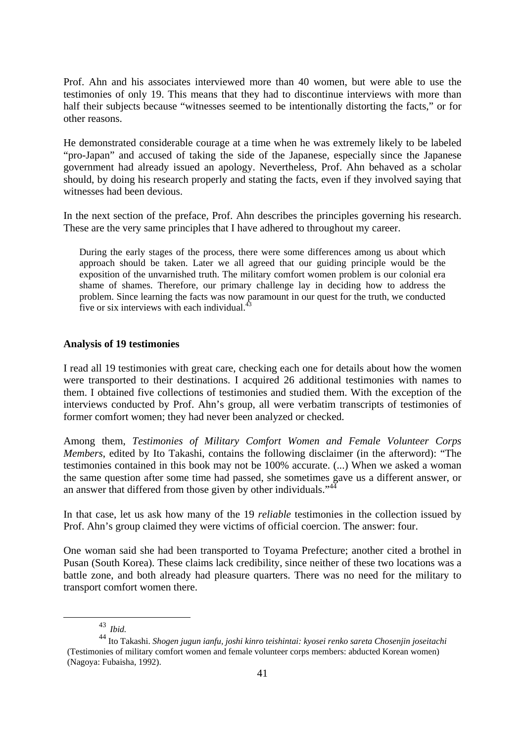Prof. Ahn and his associates interviewed more than 40 women, but were able to use the testimonies of only 19. This means that they had to discontinue interviews with more than half their subjects because "witnesses seemed to be intentionally distorting the facts," or for other reasons.

He demonstrated considerable courage at a time when he was extremely likely to be labeled "pro-Japan" and accused of taking the side of the Japanese, especially since the Japanese government had already issued an apology. Nevertheless, Prof. Ahn behaved as a scholar should, by doing his research properly and stating the facts, even if they involved saying that witnesses had been devious.

In the next section of the preface, Prof. Ahn describes the principles governing his research. These are the very same principles that I have adhered to throughout my career.

> During the early stages of the process, there were some differences among us about which approach should be taken. Later we all agreed that our guiding principle would be the exposition of the unvarnished truth. The military comfort women problem is our colonial era shame of shames. Therefore, our primary challenge lay in deciding how to address the problem. Since learning the facts was now paramount in our quest for the truth, we conducted five or six interviews with each individual.[43]

**Analysis of 19 testimonies**

I read all 19 testimonies with great care, checking each one for details about how the women were transported to their destinations. I acquired 26 additional testimonies with names to them. I obtained five collections of testimonies and studied them. With the exception of the interviews conducted by Prof. Ahn's group, all were verbatim transcripts of testimonies of former comfort women; they had never been analyzed or checked.

Among them, *Testimonies of Military Comfort Women and Female Volunteer Corps Members*, edited by Ito Takashi, contains the following disclaimer (in the afterword): "The testimonies contained in this book may not be 100% accurate. (...) When we asked a woman the same question after some time had passed, she sometimes gave us a different answer, or an answer that differed from those given by other individuals."[44]

In that case, let us ask how many of the 19 *reliable* testimonies in the collection issued by Prof. Ahn's group claimed they were victims of official coercion. The answer: four.

One woman said she had been transported to Toyama Prefecture; another cited a brothel in Pusan (South Korea). These claims lack credibility, since neither of these two locations was a battle zone, and both already had pleasure quarters. There was no need for the military to transport comfort women there.

---

[43] *Ibid.*

[44] Ito Takashi. *Shogen jugun ianfu, joshi kinro teishintai: kyosei renko sareta Chosenjin joseitachi* (Testimonies of military comfort women and female volunteer corps members: abducted Korean women) (Nagoya: Fubaisha, 1992).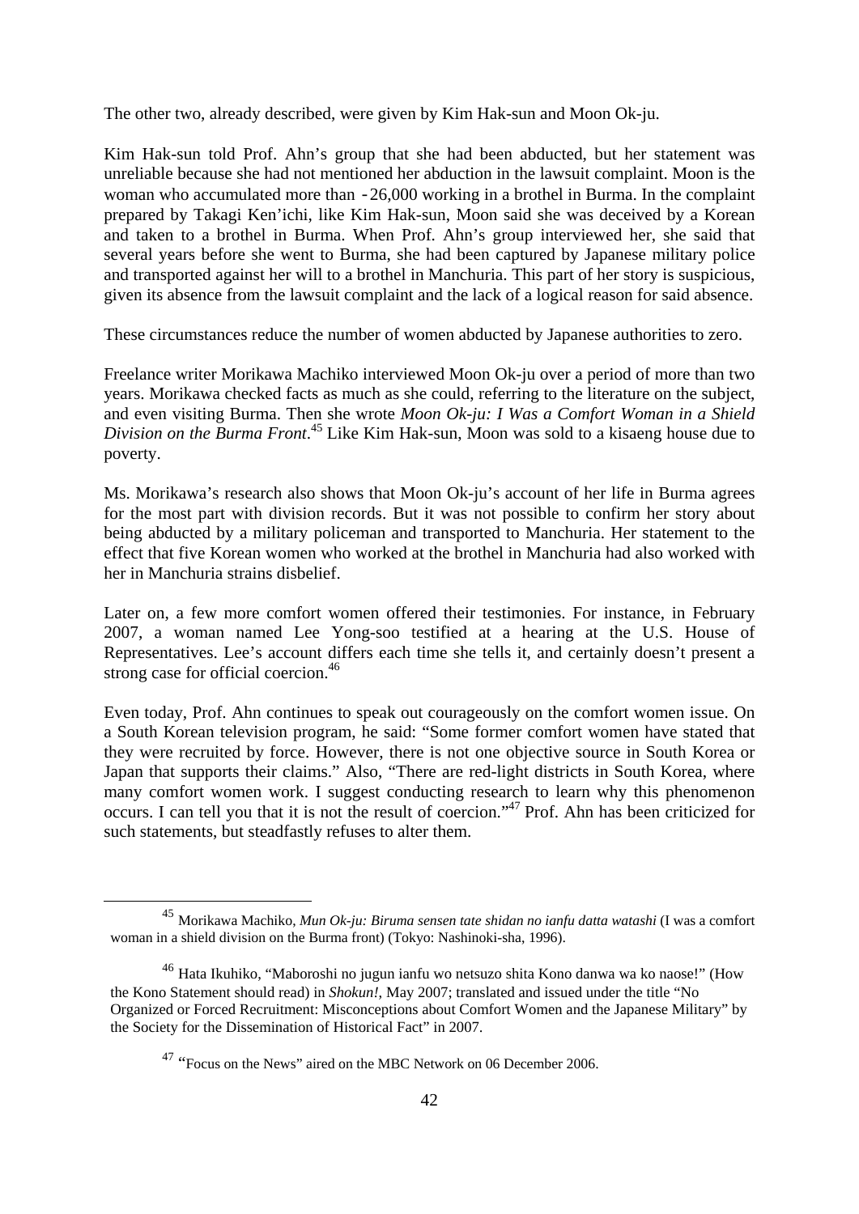The other two, already described, were given by Kim Hak-sun and Moon Ok-ju.

Kim Hak-sun told Prof. Ahn's group that she had been abducted, but her statement was unreliable because she had not mentioned her abduction in the lawsuit complaint. Moon is the woman who accumulated more than ‑26,000 working in a brothel in Burma. In the complaint prepared by Takagi Ken'ichi, like Kim Hak-sun, Moon said she was deceived by a Korean and taken to a brothel in Burma. When Prof. Ahn's group interviewed her, she said that several years before she went to Burma, she had been captured by Japanese military police and transported against her will to a brothel in Manchuria. This part of her story is suspicious, given its absence from the lawsuit complaint and the lack of a logical reason for said absence.

These circumstances reduce the number of women abducted by Japanese authorities to zero.

Freelance writer Morikawa Machiko interviewed Moon Ok-ju over a period of more than two years. Morikawa checked facts as much as she could, referring to the literature on the subject, and even visiting Burma. Then she wrote *Moon Ok-ju: I Was a Comfort Woman in a Shield Division on the Burma Front*.[45] Like Kim Hak-sun, Moon was sold to a kisaeng house due to poverty.

Ms. Morikawa's research also shows that Moon Ok-ju's account of her life in Burma agrees for the most part with division records. But it was not possible to confirm her story about being abducted by a military policeman and transported to Manchuria. Her statement to the effect that five Korean women who worked at the brothel in Manchuria had also worked with her in Manchuria strains disbelief.

Later on, a few more comfort women offered their testimonies. For instance, in February 2007, a woman named Lee Yong-soo testified at a hearing at the U.S. House of Representatives. Lee's account differs each time she tells it, and certainly doesn't present a strong case for official coercion.[46]

Even today, Prof. Ahn continues to speak out courageously on the comfort women issue. On a South Korean television program, he said: "Some former comfort women have stated that they were recruited by force. However, there is not one objective source in South Korea or Japan that supports their claims." Also, "There are red-light districts in South Korea, where many comfort women work. I suggest conducting research to learn why this phenomenon occurs. I can tell you that it is not the result of coercion."[47] Prof. Ahn has been criticized for such statements, but steadfastly refuses to alter them.

---

[45] Morikawa Machiko, *Mun Ok-ju: Biruma sensen tate shidan no ianfu datta watashi* (I was a comfort woman in a shield division on the Burma front) (Tokyo: Nashinoki-sha, 1996).

[46] Hata Ikuhiko, "Maboroshi no jugun ianfu wo netsuzo shita Kono danwa wa ko naose!" (How the Kono Statement should read) in *Shokun!*, May 2007; translated and issued under the title "No Organized or Forced Recruitment: Misconceptions about Comfort Women and the Japanese Military" by the Society for the Dissemination of Historical Fact" in 2007.

[47] "Focus on the News" aired on the MBC Network on 06 December 2006.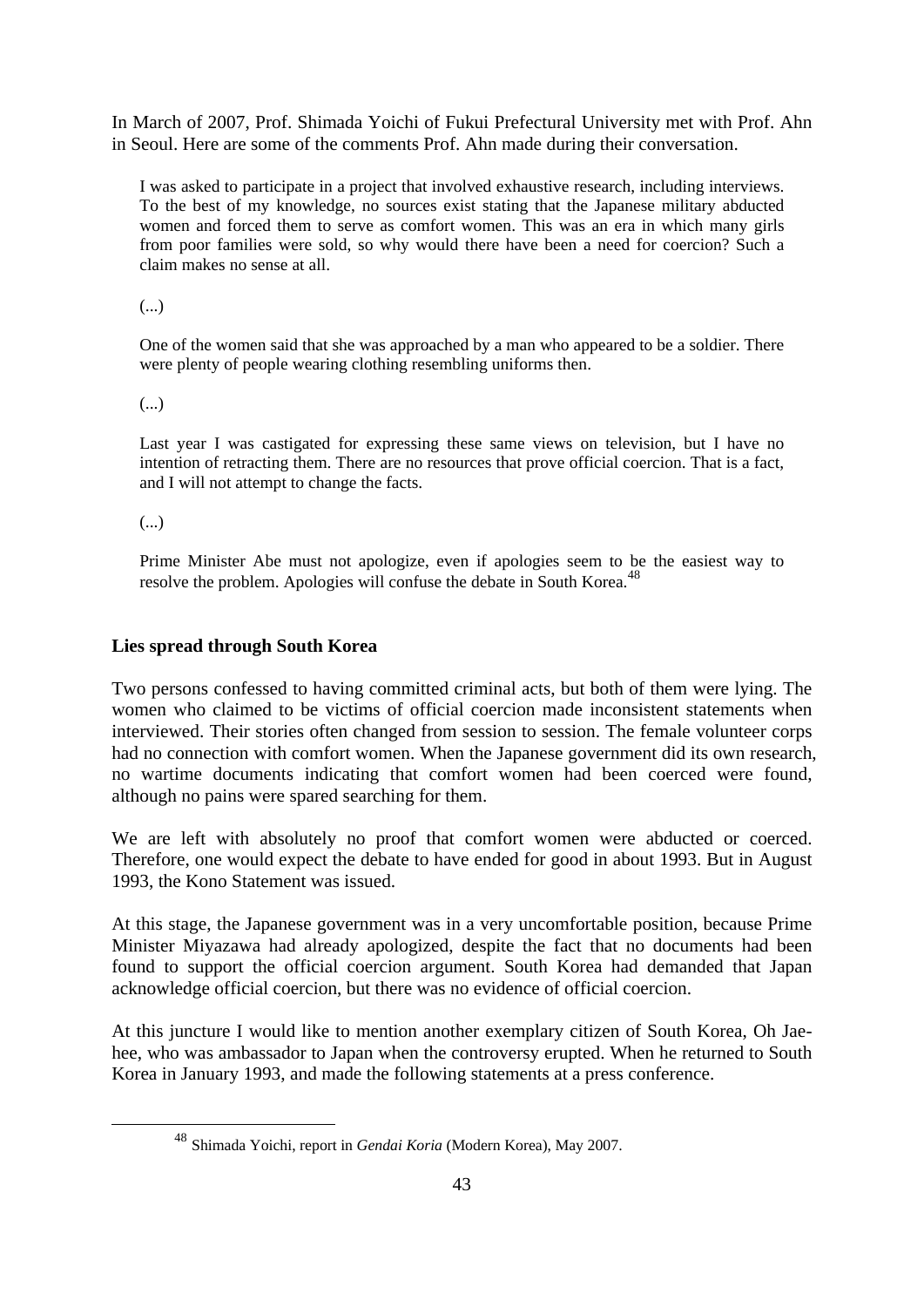In March of 2007, Prof. Shimada Yoichi of Fukui Prefectural University met with Prof. Ahn in Seoul. Here are some of the comments Prof. Ahn made during their conversation.

> I was asked to participate in a project that involved exhaustive research, including interviews. To the best of my knowledge, no sources exist stating that the Japanese military abducted women and forced them to serve as comfort women. This was an era in which many girls from poor families were sold, so why would there have been a need for coercion? Such a claim makes no sense at all.
>
> (...)
>
> One of the women said that she was approached by a man who appeared to be a soldier. There were plenty of people wearing clothing resembling uniforms then.
>
> (...)
>
> Last year I was castigated for expressing these same views on television, but I have no intention of retracting them. There are no resources that prove official coercion. That is a fact, and I will not attempt to change the facts.
>
> (...)
>
> Prime Minister Abe must not apologize, even if apologies seem to be the easiest way to resolve the problem. Apologies will confuse the debate in South Korea.[48]

### Lies spread through South Korea

Two persons confessed to having committed criminal acts, but both of them were lying. The women who claimed to be victims of official coercion made inconsistent statements when interviewed. Their stories often changed from session to session. The female volunteer corps had no connection with comfort women. When the Japanese government did its own research, no wartime documents indicating that comfort women had been coerced were found, although no pains were spared searching for them.

We are left with absolutely no proof that comfort women were abducted or coerced. Therefore, one would expect the debate to have ended for good in about 1993. But in August 1993, the Kono Statement was issued.

At this stage, the Japanese government was in a very uncomfortable position, because Prime Minister Miyazawa had already apologized, despite the fact that no documents had been found to support the official coercion argument. South Korea had demanded that Japan acknowledge official coercion, but there was no evidence of official coercion.

At this juncture I would like to mention another exemplary citizen of South Korea, Oh Jae-hee, who was ambassador to Japan when the controversy erupted. When he returned to South Korea in January 1993, and made the following statements at a press conference.

---

[48] Shimada Yoichi, report in *Gendai Koria* (Modern Korea), May 2007.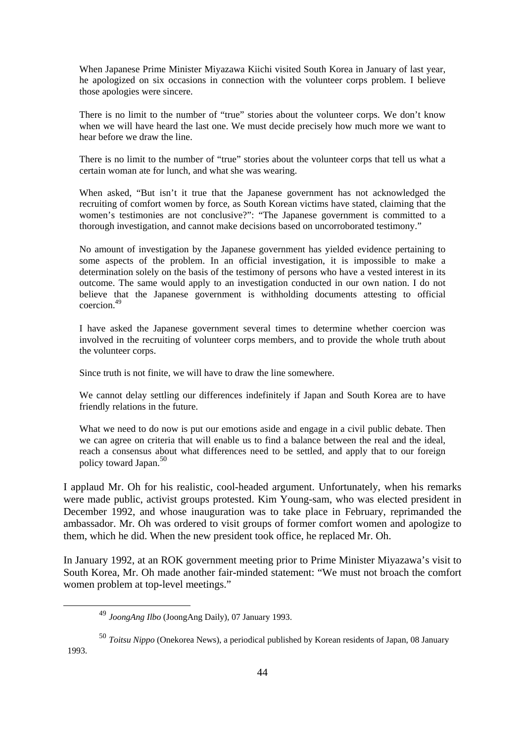> When Japanese Prime Minister Miyazawa Kiichi visited South Korea in January of last year, he apologized on six occasions in connection with the volunteer corps problem. I believe those apologies were sincere.
>
> There is no limit to the number of "true" stories about the volunteer corps. We don't know when we will have heard the last one. We must decide precisely how much more we want to hear before we draw the line.
>
> There is no limit to the number of "true" stories about the volunteer corps that tell us what a certain woman ate for lunch, and what she was wearing.
>
> When asked, "But isn't it true that the Japanese government has not acknowledged the recruiting of comfort women by force, as South Korean victims have stated, claiming that the women's testimonies are not conclusive?": "The Japanese government is committed to a thorough investigation, and cannot make decisions based on uncorroborated testimony."
>
> No amount of investigation by the Japanese government has yielded evidence pertaining to some aspects of the problem. In an official investigation, it is impossible to make a determination solely on the basis of the testimony of persons who have a vested interest in its outcome. The same would apply to an investigation conducted in our own nation. I do not believe that the Japanese government is withholding documents attesting to official coercion.[49]
>
> I have asked the Japanese government several times to determine whether coercion was involved in the recruiting of volunteer corps members, and to provide the whole truth about the volunteer corps.
>
> Since truth is not finite, we will have to draw the line somewhere.
>
> We cannot delay settling our differences indefinitely if Japan and South Korea are to have friendly relations in the future.
>
> What we need to do now is put our emotions aside and engage in a civil public debate. Then we can agree on criteria that will enable us to find a balance between the real and the ideal, reach a consensus about what differences need to be settled, and apply that to our foreign policy toward Japan.[50]

I applaud Mr. Oh for his realistic, cool-headed argument. Unfortunately, when his remarks were made public, activist groups protested. Kim Young-sam, who was elected president in December 1992, and whose inauguration was to take place in February, reprimanded the ambassador. Mr. Oh was ordered to visit groups of former comfort women and apologize to them, which he did. When the new president took office, he replaced Mr. Oh.

In January 1992, at an ROK government meeting prior to Prime Minister Miyazawa's visit to South Korea, Mr. Oh made another fair-minded statement: "We must not broach the comfort women problem at top-level meetings."

---

[49] *JoongAng Ilbo* (JoongAng Daily), 07 January 1993.

[50] *Toitsu Nippo* (Onekorea News), a periodical published by Korean residents of Japan, 08 January 1993.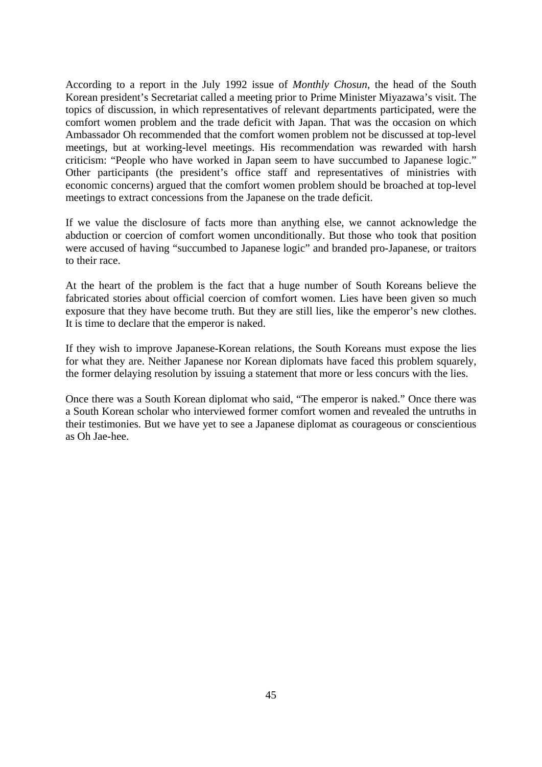According to a report in the July 1992 issue of *Monthly Chosun*, the head of the South Korean president's Secretariat called a meeting prior to Prime Minister Miyazawa's visit. The topics of discussion, in which representatives of relevant departments participated, were the comfort women problem and the trade deficit with Japan. That was the occasion on which Ambassador Oh recommended that the comfort women problem not be discussed at top-level meetings, but at working-level meetings. His recommendation was rewarded with harsh criticism: "People who have worked in Japan seem to have succumbed to Japanese logic." Other participants (the president's office staff and representatives of ministries with economic concerns) argued that the comfort women problem should be broached at top-level meetings to extract concessions from the Japanese on the trade deficit.

If we value the disclosure of facts more than anything else, we cannot acknowledge the abduction or coercion of comfort women unconditionally. But those who took that position were accused of having "succumbed to Japanese logic" and branded pro-Japanese, or traitors to their race.

At the heart of the problem is the fact that a huge number of South Koreans believe the fabricated stories about official coercion of comfort women. Lies have been given so much exposure that they have become truth. But they are still lies, like the emperor's new clothes. It is time to declare that the emperor is naked.

If they wish to improve Japanese-Korean relations, the South Koreans must expose the lies for what they are. Neither Japanese nor Korean diplomats have faced this problem squarely, the former delaying resolution by issuing a statement that more or less concurs with the lies.

Once there was a South Korean diplomat who said, "The emperor is naked." Once there was a South Korean scholar who interviewed former comfort women and revealed the untruths in their testimonies. But we have yet to see a Japanese diplomat as courageous or conscientious as Oh Jae-hee.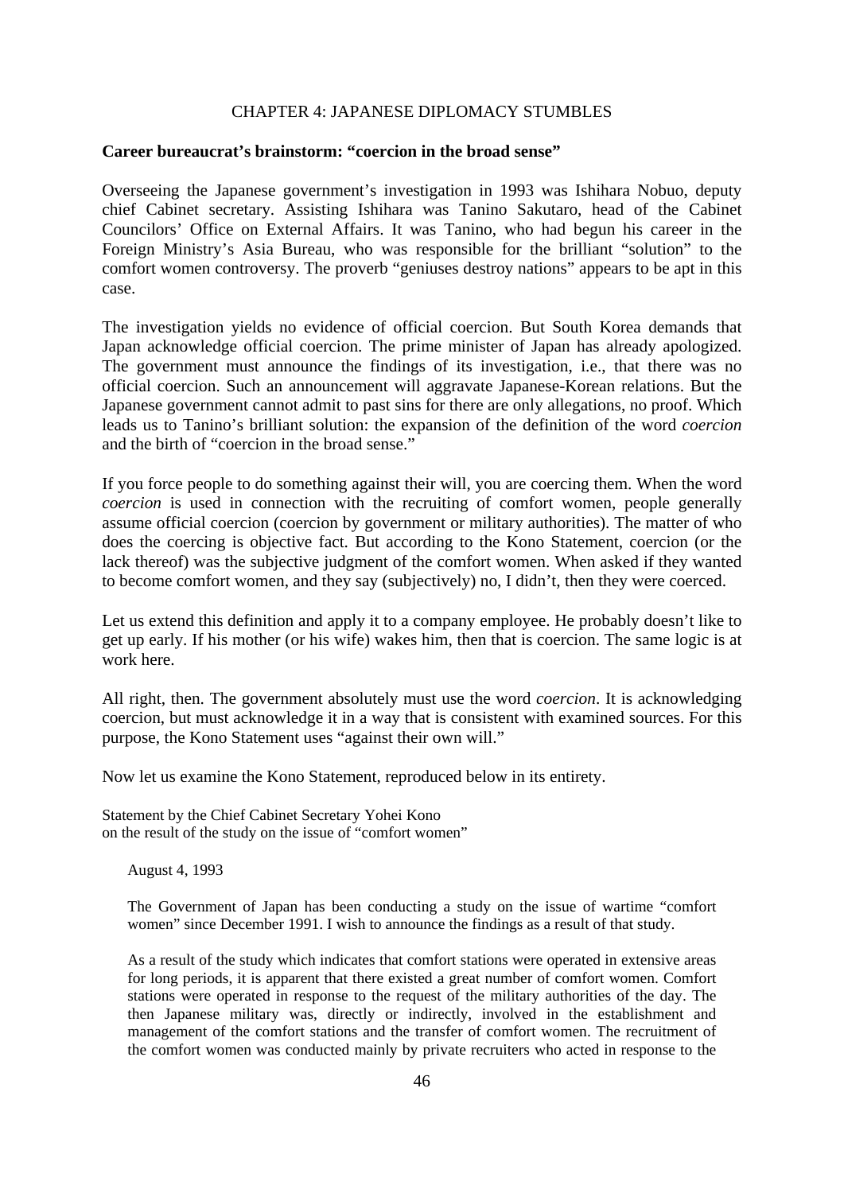## CHAPTER 4: JAPANESE DIPLOMACY STUMBLES

### Career bureaucrat's brainstorm: "coercion in the broad sense"

Overseeing the Japanese government's investigation in 1993 was Ishihara Nobuo, deputy chief Cabinet secretary. Assisting Ishihara was Tanino Sakutaro, head of the Cabinet Councilors' Office on External Affairs. It was Tanino, who had begun his career in the Foreign Ministry's Asia Bureau, who was responsible for the brilliant "solution" to the comfort women controversy. The proverb "geniuses destroy nations" appears to be apt in this case.

The investigation yields no evidence of official coercion. But South Korea demands that Japan acknowledge official coercion. The prime minister of Japan has already apologized. The government must announce the findings of its investigation, i.e., that there was no official coercion. Such an announcement will aggravate Japanese-Korean relations. But the Japanese government cannot admit to past sins for there are only allegations, no proof. Which leads us to Tanino's brilliant solution: the expansion of the definition of the word *coercion* and the birth of "coercion in the broad sense."

If you force people to do something against their will, you are coercing them. When the word *coercion* is used in connection with the recruiting of comfort women, people generally assume official coercion (coercion by government or military authorities). The matter of who does the coercing is objective fact. But according to the Kono Statement, coercion (or the lack thereof) was the subjective judgment of the comfort women. When asked if they wanted to become comfort women, and they say (subjectively) no, I didn't, then they were coerced.

Let us extend this definition and apply it to a company employee. He probably doesn't like to get up early. If his mother (or his wife) wakes him, then that is coercion. The same logic is at work here.

All right, then. The government absolutely must use the word *coercion*. It is acknowledging coercion, but must acknowledge it in a way that is consistent with examined sources. For this purpose, the Kono Statement uses "against their own will."

Now let us examine the Kono Statement, reproduced below in its entirety.

Statement by the Chief Cabinet Secretary Yohei Kono
on the result of the study on the issue of "comfort women"

> August 4, 1993
>
> The Government of Japan has been conducting a study on the issue of wartime "comfort women" since December 1991. I wish to announce the findings as a result of that study.
>
> As a result of the study which indicates that comfort stations were operated in extensive areas for long periods, it is apparent that there existed a great number of comfort women. Comfort stations were operated in response to the request of the military authorities of the day. The then Japanese military was, directly or indirectly, involved in the establishment and management of the comfort stations and the transfer of comfort women. The recruitment of the comfort women was conducted mainly by private recruiters who acted in response to the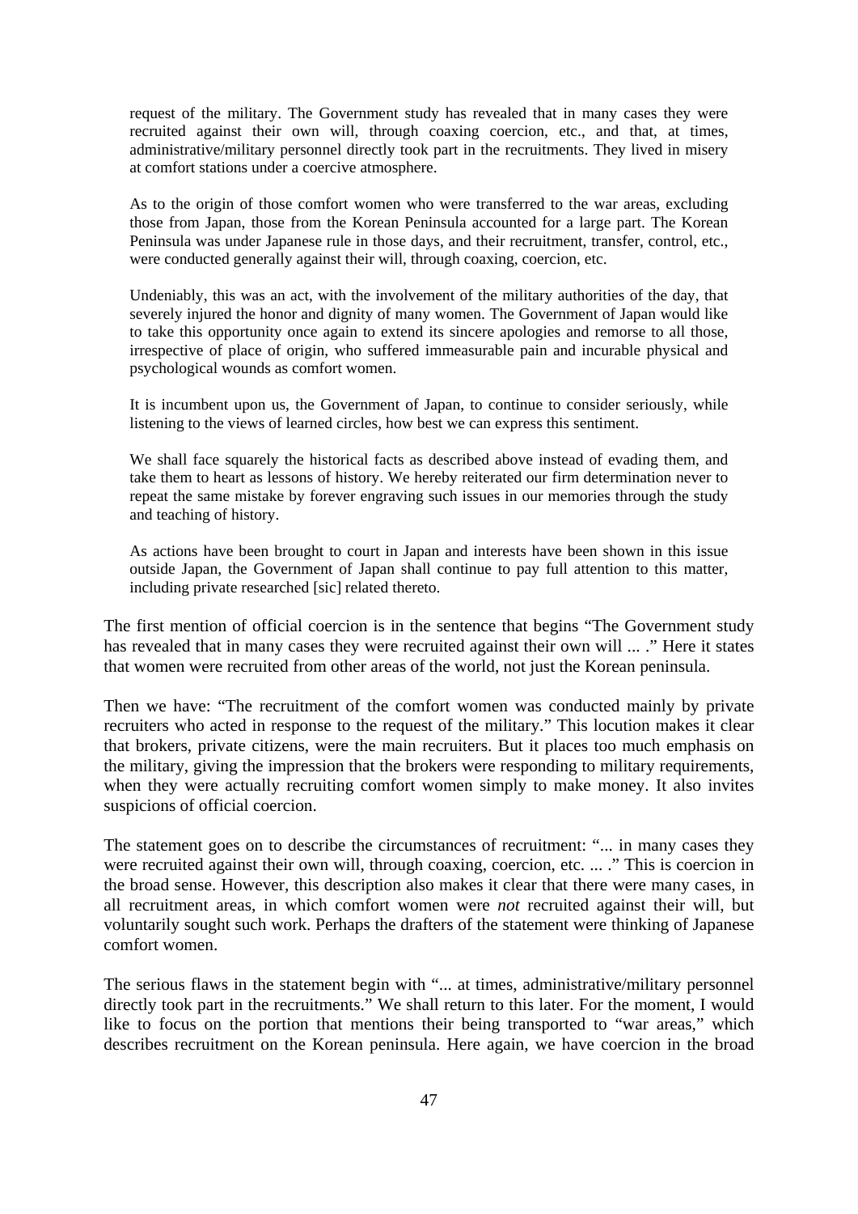> request of the military. The Government study has revealed that in many cases they were recruited against their own will, through coaxing coercion, etc., and that, at times, administrative/military personnel directly took part in the recruitments. They lived in misery at comfort stations under a coercive atmosphere.
>
> As to the origin of those comfort women who were transferred to the war areas, excluding those from Japan, those from the Korean Peninsula accounted for a large part. The Korean Peninsula was under Japanese rule in those days, and their recruitment, transfer, control, etc., were conducted generally against their will, through coaxing, coercion, etc.
>
> Undeniably, this was an act, with the involvement of the military authorities of the day, that severely injured the honor and dignity of many women. The Government of Japan would like to take this opportunity once again to extend its sincere apologies and remorse to all those, irrespective of place of origin, who suffered immeasurable pain and incurable physical and psychological wounds as comfort women.
>
> It is incumbent upon us, the Government of Japan, to continue to consider seriously, while listening to the views of learned circles, how best we can express this sentiment.
>
> We shall face squarely the historical facts as described above instead of evading them, and take them to heart as lessons of history. We hereby reiterated our firm determination never to repeat the same mistake by forever engraving such issues in our memories through the study and teaching of history.
>
> As actions have been brought to court in Japan and interests have been shown in this issue outside Japan, the Government of Japan shall continue to pay full attention to this matter, including private researched [sic] related thereto.

The first mention of official coercion is in the sentence that begins "The Government study has revealed that in many cases they were recruited against their own will ... ." Here it states that women were recruited from other areas of the world, not just the Korean peninsula.

Then we have: "The recruitment of the comfort women was conducted mainly by private recruiters who acted in response to the request of the military." This locution makes it clear that brokers, private citizens, were the main recruiters. But it places too much emphasis on the military, giving the impression that the brokers were responding to military requirements, when they were actually recruiting comfort women simply to make money. It also invites suspicions of official coercion.

The statement goes on to describe the circumstances of recruitment: "... in many cases they were recruited against their own will, through coaxing, coercion, etc. ... ." This is coercion in the broad sense. However, this description also makes it clear that there were many cases, in all recruitment areas, in which comfort women were *not* recruited against their will, but voluntarily sought such work. Perhaps the drafters of the statement were thinking of Japanese comfort women.

The serious flaws in the statement begin with "... at times, administrative/military personnel directly took part in the recruitments." We shall return to this later. For the moment, I would like to focus on the portion that mentions their being transported to "war areas," which describes recruitment on the Korean peninsula. Here again, we have coercion in the broad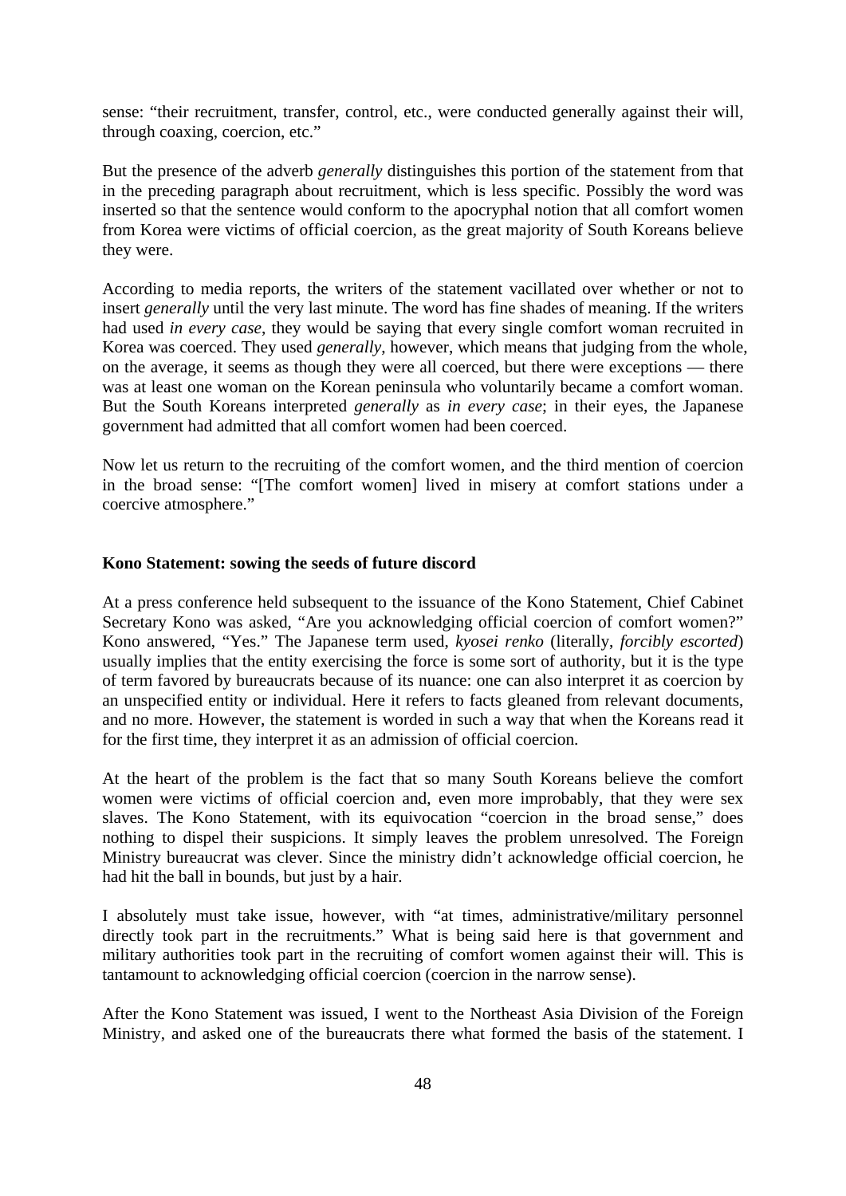sense: "their recruitment, transfer, control, etc., were conducted generally against their will, through coaxing, coercion, etc."

But the presence of the adverb *generally* distinguishes this portion of the statement from that in the preceding paragraph about recruitment, which is less specific. Possibly the word was inserted so that the sentence would conform to the apocryphal notion that all comfort women from Korea were victims of official coercion, as the great majority of South Koreans believe they were.

According to media reports, the writers of the statement vacillated over whether or not to insert *generally* until the very last minute. The word has fine shades of meaning. If the writers had used *in every case*, they would be saying that every single comfort woman recruited in Korea was coerced. They used *generally*, however, which means that judging from the whole, on the average, it seems as though they were all coerced, but there were exceptions — there was at least one woman on the Korean peninsula who voluntarily became a comfort woman. But the South Koreans interpreted *generally* as *in every case*; in their eyes, the Japanese government had admitted that all comfort women had been coerced.

Now let us return to the recruiting of the comfort women, and the third mention of coercion in the broad sense: "[The comfort women] lived in misery at comfort stations under a coercive atmosphere."

**Kono Statement: sowing the seeds of future discord**

At a press conference held subsequent to the issuance of the Kono Statement, Chief Cabinet Secretary Kono was asked, "Are you acknowledging official coercion of comfort women?" Kono answered, "Yes." The Japanese term used, *kyosei renko* (literally, *forcibly escorted*) usually implies that the entity exercising the force is some sort of authority, but it is the type of term favored by bureaucrats because of its nuance: one can also interpret it as coercion by an unspecified entity or individual. Here it refers to facts gleaned from relevant documents, and no more. However, the statement is worded in such a way that when the Koreans read it for the first time, they interpret it as an admission of official coercion.

At the heart of the problem is the fact that so many South Koreans believe the comfort women were victims of official coercion and, even more improbably, that they were sex slaves. The Kono Statement, with its equivocation "coercion in the broad sense," does nothing to dispel their suspicions. It simply leaves the problem unresolved. The Foreign Ministry bureaucrat was clever. Since the ministry didn't acknowledge official coercion, he had hit the ball in bounds, but just by a hair.

I absolutely must take issue, however, with "at times, administrative/military personnel directly took part in the recruitments." What is being said here is that government and military authorities took part in the recruiting of comfort women against their will. This is tantamount to acknowledging official coercion (coercion in the narrow sense).

After the Kono Statement was issued, I went to the Northeast Asia Division of the Foreign Ministry, and asked one of the bureaucrats there what formed the basis of the statement. I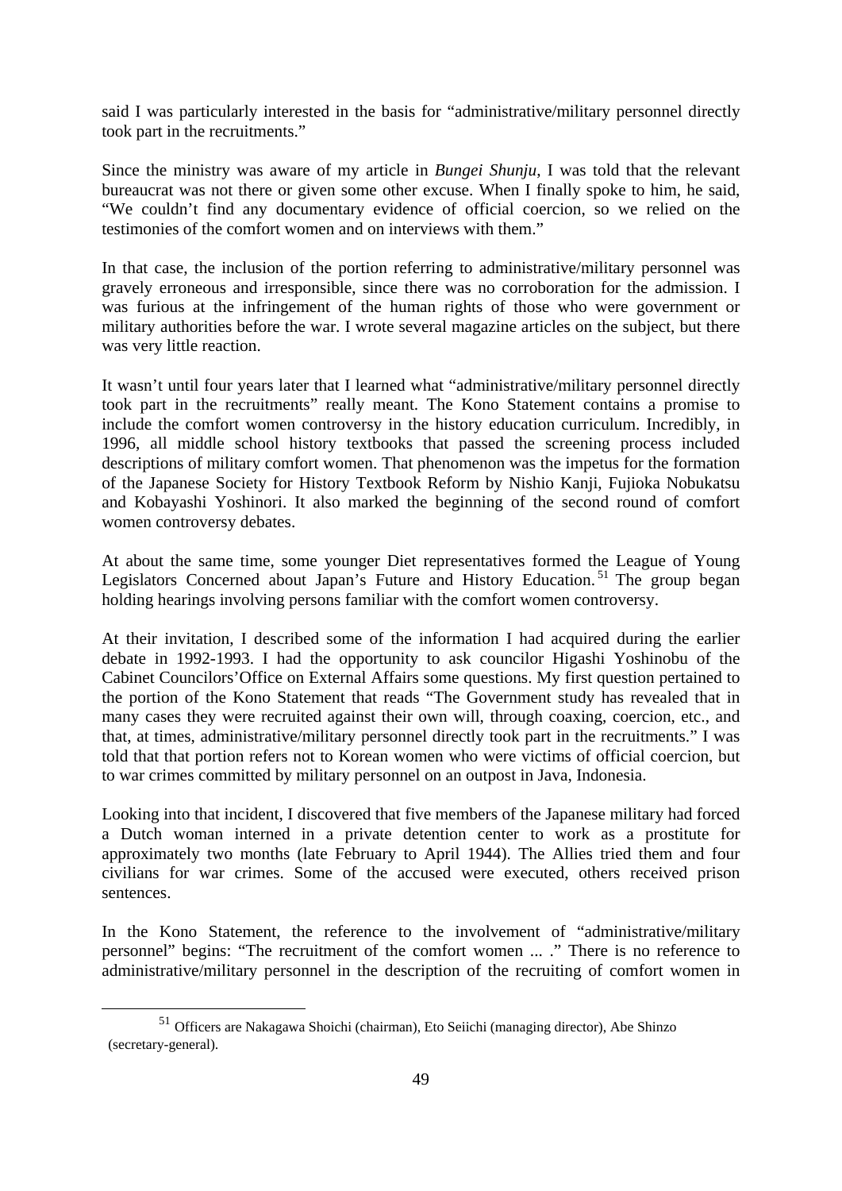said I was particularly interested in the basis for “administrative/military personnel directly took part in the recruitments.”

Since the ministry was aware of my article in *Bungei Shunju*, I was told that the relevant bureaucrat was not there or given some other excuse. When I finally spoke to him, he said, “We couldn’t find any documentary evidence of official coercion, so we relied on the testimonies of the comfort women and on interviews with them.”

In that case, the inclusion of the portion referring to administrative/military personnel was gravely erroneous and irresponsible, since there was no corroboration for the admission. I was furious at the infringement of the human rights of those who were government or military authorities before the war. I wrote several magazine articles on the subject, but there was very little reaction.

It wasn’t until four years later that I learned what “administrative/military personnel directly took part in the recruitments” really meant. The Kono Statement contains a promise to include the comfort women controversy in the history education curriculum. Incredibly, in 1996, all middle school history textbooks that passed the screening process included descriptions of military comfort women. That phenomenon was the impetus for the formation of the Japanese Society for History Textbook Reform by Nishio Kanji, Fujioka Nobukatsu and Kobayashi Yoshinori. It also marked the beginning of the second round of comfort women controversy debates.

At about the same time, some younger Diet representatives formed the League of Young Legislators Concerned about Japan’s Future and History Education.[51] The group began holding hearings involving persons familiar with the comfort women controversy.

At their invitation, I described some of the information I had acquired during the earlier debate in 1992-1993. I had the opportunity to ask councilor Higashi Yoshinobu of the Cabinet Councilors’Office on External Affairs some questions. My first question pertained to the portion of the Kono Statement that reads “The Government study has revealed that in many cases they were recruited against their own will, through coaxing, coercion, etc., and that, at times, administrative/military personnel directly took part in the recruitments.” I was told that that portion refers not to Korean women who were victims of official coercion, but to war crimes committed by military personnel on an outpost in Java, Indonesia.

Looking into that incident, I discovered that five members of the Japanese military had forced a Dutch woman interned in a private detention center to work as a prostitute for approximately two months (late February to April 1944). The Allies tried them and four civilians for war crimes. Some of the accused were executed, others received prison sentences.

In the Kono Statement, the reference to the involvement of “administrative/military personnel” begins: “The recruitment of the comfort women ... .” There is no reference to administrative/military personnel in the description of the recruiting of comfort women in

[51] Officers are Nakagawa Shoichi (chairman), Eto Seiichi (managing director), Abe Shinzo (secretary-general).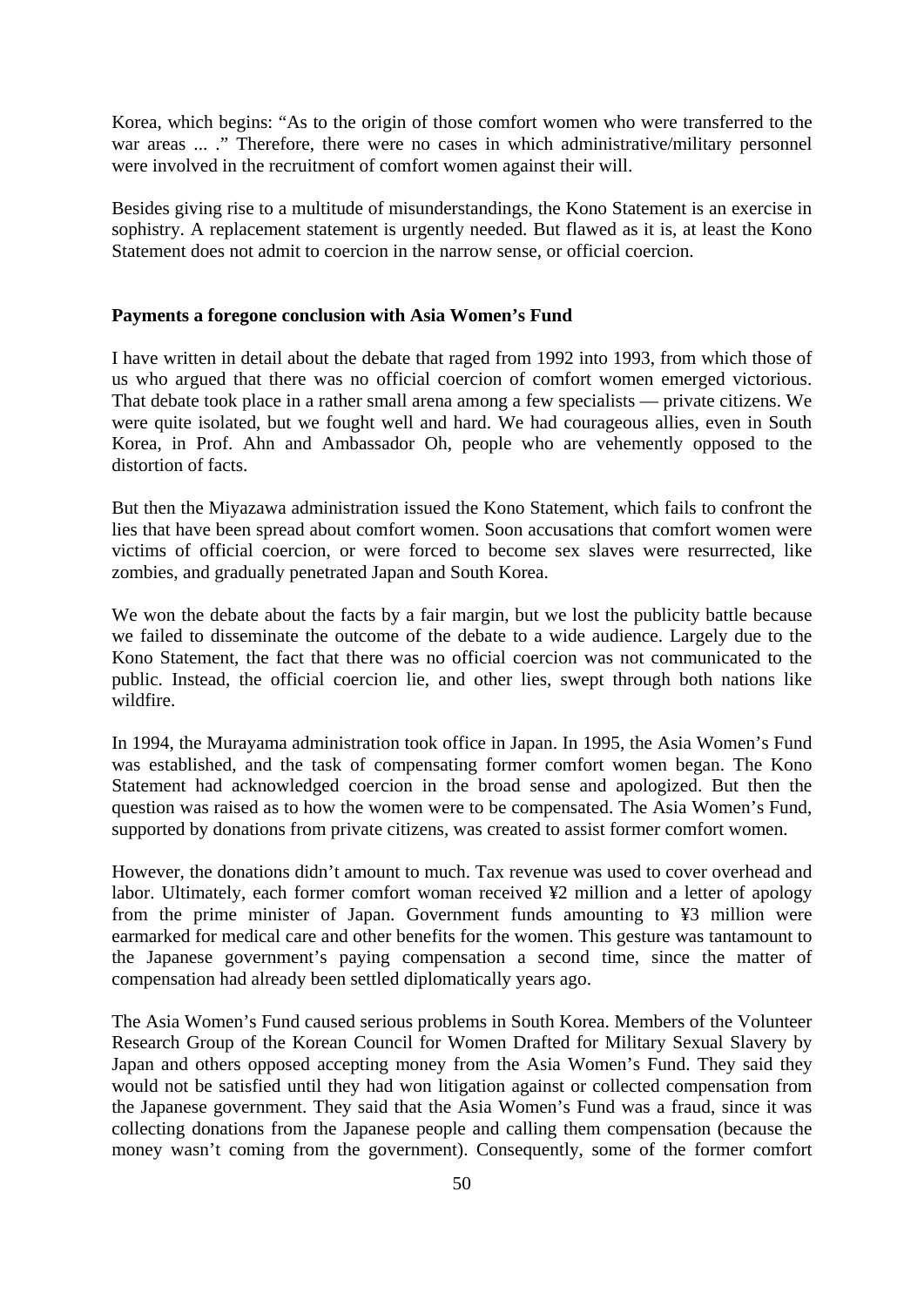Korea, which begins: "As to the origin of those comfort women who were transferred to the war areas ... ." Therefore, there were no cases in which administrative/military personnel were involved in the recruitment of comfort women against their will.

Besides giving rise to a multitude of misunderstandings, the Kono Statement is an exercise in sophistry. A replacement statement is urgently needed. But flawed as it is, at least the Kono Statement does not admit to coercion in the narrow sense, or official coercion.

**Payments a foregone conclusion with Asia Women's Fund**

I have written in detail about the debate that raged from 1992 into 1993, from which those of us who argued that there was no official coercion of comfort women emerged victorious. That debate took place in a rather small arena among a few specialists — private citizens. We were quite isolated, but we fought well and hard. We had courageous allies, even in South Korea, in Prof. Ahn and Ambassador Oh, people who are vehemently opposed to the distortion of facts.

But then the Miyazawa administration issued the Kono Statement, which fails to confront the lies that have been spread about comfort women. Soon accusations that comfort women were victims of official coercion, or were forced to become sex slaves were resurrected, like zombies, and gradually penetrated Japan and South Korea.

We won the debate about the facts by a fair margin, but we lost the publicity battle because we failed to disseminate the outcome of the debate to a wide audience. Largely due to the Kono Statement, the fact that there was no official coercion was not communicated to the public. Instead, the official coercion lie, and other lies, swept through both nations like wildfire.

In 1994, the Murayama administration took office in Japan. In 1995, the Asia Women's Fund was established, and the task of compensating former comfort women began. The Kono Statement had acknowledged coercion in the broad sense and apologized. But then the question was raised as to how the women were to be compensated. The Asia Women's Fund, supported by donations from private citizens, was created to assist former comfort women.

However, the donations didn't amount to much. Tax revenue was used to cover overhead and labor. Ultimately, each former comfort woman received ¥2 million and a letter of apology from the prime minister of Japan. Government funds amounting to ¥3 million were earmarked for medical care and other benefits for the women. This gesture was tantamount to the Japanese government's paying compensation a second time, since the matter of compensation had already been settled diplomatically years ago.

The Asia Women's Fund caused serious problems in South Korea. Members of the Volunteer Research Group of the Korean Council for Women Drafted for Military Sexual Slavery by Japan and others opposed accepting money from the Asia Women's Fund. They said they would not be satisfied until they had won litigation against or collected compensation from the Japanese government. They said that the Asia Women's Fund was a fraud, since it was collecting donations from the Japanese people and calling them compensation (because the money wasn't coming from the government). Consequently, some of the former comfort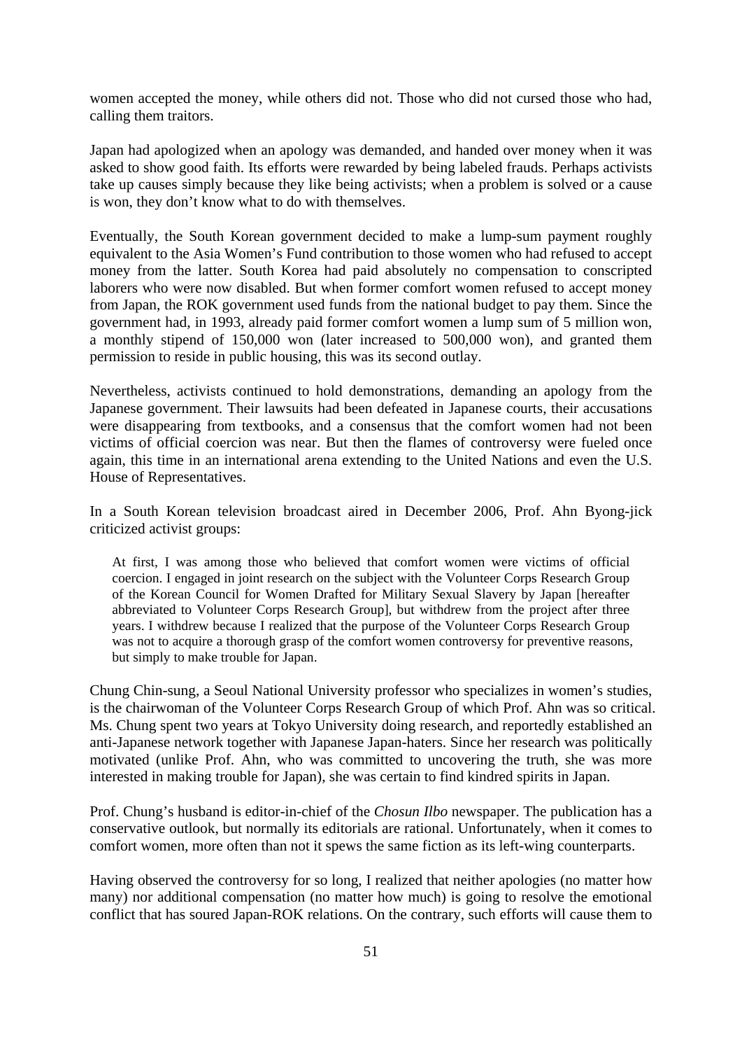women accepted the money, while others did not. Those who did not cursed those who had, calling them traitors.

Japan had apologized when an apology was demanded, and handed over money when it was asked to show good faith. Its efforts were rewarded by being labeled frauds. Perhaps activists take up causes simply because they like being activists; when a problem is solved or a cause is won, they don't know what to do with themselves.

Eventually, the South Korean government decided to make a lump-sum payment roughly equivalent to the Asia Women's Fund contribution to those women who had refused to accept money from the latter. South Korea had paid absolutely no compensation to conscripted laborers who were now disabled. But when former comfort women refused to accept money from Japan, the ROK government used funds from the national budget to pay them. Since the government had, in 1993, already paid former comfort women a lump sum of 5 million won, a monthly stipend of 150,000 won (later increased to 500,000 won), and granted them permission to reside in public housing, this was its second outlay.

Nevertheless, activists continued to hold demonstrations, demanding an apology from the Japanese government. Their lawsuits had been defeated in Japanese courts, their accusations were disappearing from textbooks, and a consensus that the comfort women had not been victims of official coercion was near. But then the flames of controversy were fueled once again, this time in an international arena extending to the United Nations and even the U.S. House of Representatives.

In a South Korean television broadcast aired in December 2006, Prof. Ahn Byong-jick criticized activist groups:

> At first, I was among those who believed that comfort women were victims of official coercion. I engaged in joint research on the subject with the Volunteer Corps Research Group of the Korean Council for Women Drafted for Military Sexual Slavery by Japan [hereafter abbreviated to Volunteer Corps Research Group], but withdrew from the project after three years. I withdrew because I realized that the purpose of the Volunteer Corps Research Group was not to acquire a thorough grasp of the comfort women controversy for preventive reasons, but simply to make trouble for Japan.

Chung Chin-sung, a Seoul National University professor who specializes in women's studies, is the chairwoman of the Volunteer Corps Research Group of which Prof. Ahn was so critical. Ms. Chung spent two years at Tokyo University doing research, and reportedly established an anti-Japanese network together with Japanese Japan-haters. Since her research was politically motivated (unlike Prof. Ahn, who was committed to uncovering the truth, she was more interested in making trouble for Japan), she was certain to find kindred spirits in Japan.

Prof. Chung's husband is editor-in-chief of the *Chosun Ilbo* newspaper. The publication has a conservative outlook, but normally its editorials are rational. Unfortunately, when it comes to comfort women, more often than not it spews the same fiction as its left-wing counterparts.

Having observed the controversy for so long, I realized that neither apologies (no matter how many) nor additional compensation (no matter how much) is going to resolve the emotional conflict that has soured Japan-ROK relations. On the contrary, such efforts will cause them to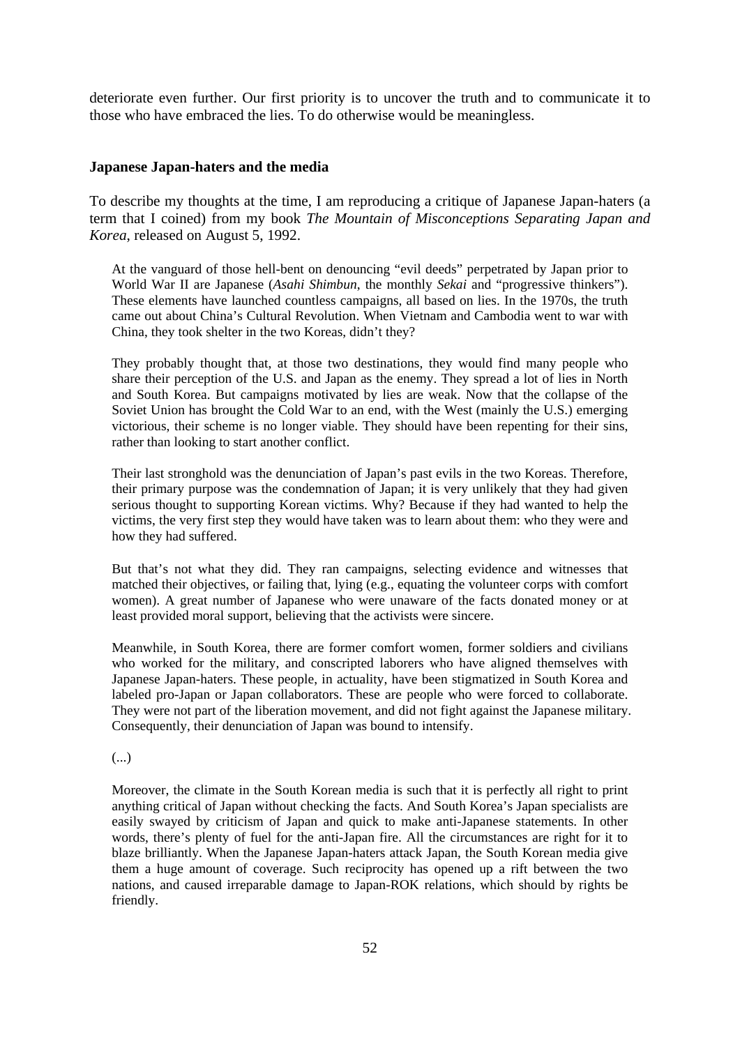deteriorate even further. Our first priority is to uncover the truth and to communicate it to those who have embraced the lies. To do otherwise would be meaningless.

**Japanese Japan-haters and the media**

To describe my thoughts at the time, I am reproducing a critique of Japanese Japan-haters (a term that I coined) from my book *The Mountain of Misconceptions Separating Japan and Korea*, released on August 5, 1992.

> At the vanguard of those hell-bent on denouncing "evil deeds" perpetrated by Japan prior to World War II are Japanese (*Asahi Shimbun*, the monthly *Sekai* and "progressive thinkers"). These elements have launched countless campaigns, all based on lies. In the 1970s, the truth came out about China's Cultural Revolution. When Vietnam and Cambodia went to war with China, they took shelter in the two Koreas, didn't they?
>
> They probably thought that, at those two destinations, they would find many people who share their perception of the U.S. and Japan as the enemy. They spread a lot of lies in North and South Korea. But campaigns motivated by lies are weak. Now that the collapse of the Soviet Union has brought the Cold War to an end, with the West (mainly the U.S.) emerging victorious, their scheme is no longer viable. They should have been repenting for their sins, rather than looking to start another conflict.
>
> Their last stronghold was the denunciation of Japan's past evils in the two Koreas. Therefore, their primary purpose was the condemnation of Japan; it is very unlikely that they had given serious thought to supporting Korean victims. Why? Because if they had wanted to help the victims, the very first step they would have taken was to learn about them: who they were and how they had suffered.
>
> But that's not what they did. They ran campaigns, selecting evidence and witnesses that matched their objectives, or failing that, lying (e.g., equating the volunteer corps with comfort women). A great number of Japanese who were unaware of the facts donated money or at least provided moral support, believing that the activists were sincere.
>
> Meanwhile, in South Korea, there are former comfort women, former soldiers and civilians who worked for the military, and conscripted laborers who have aligned themselves with Japanese Japan-haters. These people, in actuality, have been stigmatized in South Korea and labeled pro-Japan or Japan collaborators. These are people who were forced to collaborate. They were not part of the liberation movement, and did not fight against the Japanese military. Consequently, their denunciation of Japan was bound to intensify.
>
> (...)
>
> Moreover, the climate in the South Korean media is such that it is perfectly all right to print anything critical of Japan without checking the facts. And South Korea's Japan specialists are easily swayed by criticism of Japan and quick to make anti-Japanese statements. In other words, there's plenty of fuel for the anti-Japan fire. All the circumstances are right for it to blaze brilliantly. When the Japanese Japan-haters attack Japan, the South Korean media give them a huge amount of coverage. Such reciprocity has opened up a rift between the two nations, and caused irreparable damage to Japan-ROK relations, which should by rights be friendly.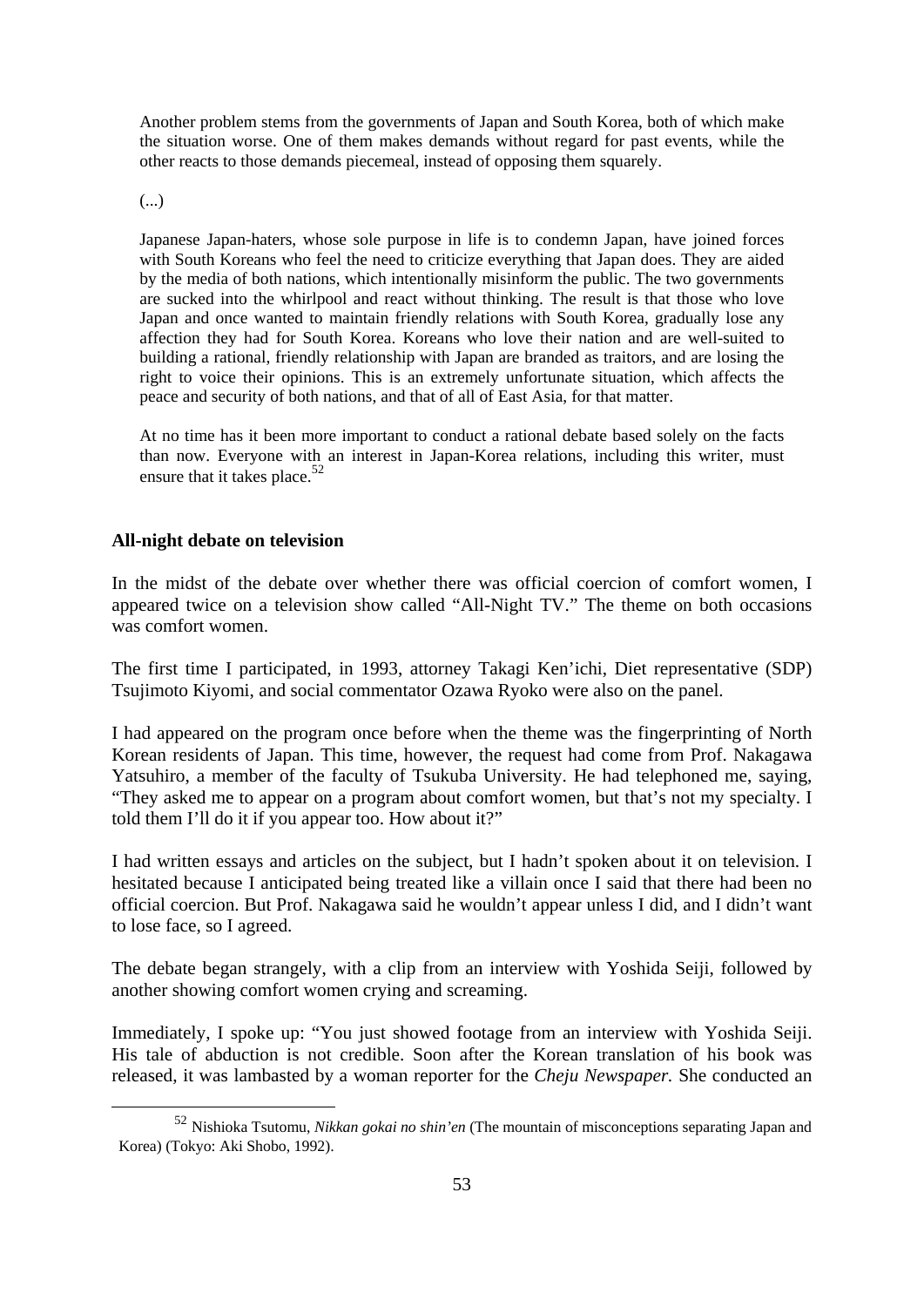> Another problem stems from the governments of Japan and South Korea, both of which make the situation worse. One of them makes demands without regard for past events, while the other reacts to those demands piecemeal, instead of opposing them squarely.
>
> (...)
>
> Japanese Japan-haters, whose sole purpose in life is to condemn Japan, have joined forces with South Koreans who feel the need to criticize everything that Japan does. They are aided by the media of both nations, which intentionally misinform the public. The two governments are sucked into the whirlpool and react without thinking. The result is that those who love Japan and once wanted to maintain friendly relations with South Korea, gradually lose any affection they had for South Korea. Koreans who love their nation and are well-suited to building a rational, friendly relationship with Japan are branded as traitors, and are losing the right to voice their opinions. This is an extremely unfortunate situation, which affects the peace and security of both nations, and that of all of East Asia, for that matter.
>
> At no time has it been more important to conduct a rational debate based solely on the facts than now. Everyone with an interest in Japan-Korea relations, including this writer, must ensure that it takes place.[52]

**All-night debate on television**

In the midst of the debate over whether there was official coercion of comfort women, I appeared twice on a television show called "All-Night TV." The theme on both occasions was comfort women.

The first time I participated, in 1993, attorney Takagi Ken'ichi, Diet representative (SDP) Tsujimoto Kiyomi, and social commentator Ozawa Ryoko were also on the panel.

I had appeared on the program once before when the theme was the fingerprinting of North Korean residents of Japan. This time, however, the request had come from Prof. Nakagawa Yatsuhiro, a member of the faculty of Tsukuba University. He had telephoned me, saying, "They asked me to appear on a program about comfort women, but that's not my specialty. I told them I'll do it if you appear too. How about it?"

I had written essays and articles on the subject, but I hadn't spoken about it on television. I hesitated because I anticipated being treated like a villain once I said that there had been no official coercion. But Prof. Nakagawa said he wouldn't appear unless I did, and I didn't want to lose face, so I agreed.

The debate began strangely, with a clip from an interview with Yoshida Seiji, followed by another showing comfort women crying and screaming.

Immediately, I spoke up: "You just showed footage from an interview with Yoshida Seiji. His tale of abduction is not credible. Soon after the Korean translation of his book was released, it was lambasted by a woman reporter for the *Cheju Newspaper.* She conducted an

---

[52] Nishioka Tsutomu, *Nikkan gokai no shin'en* (The mountain of misconceptions separating Japan and Korea) (Tokyo: Aki Shobo, 1992).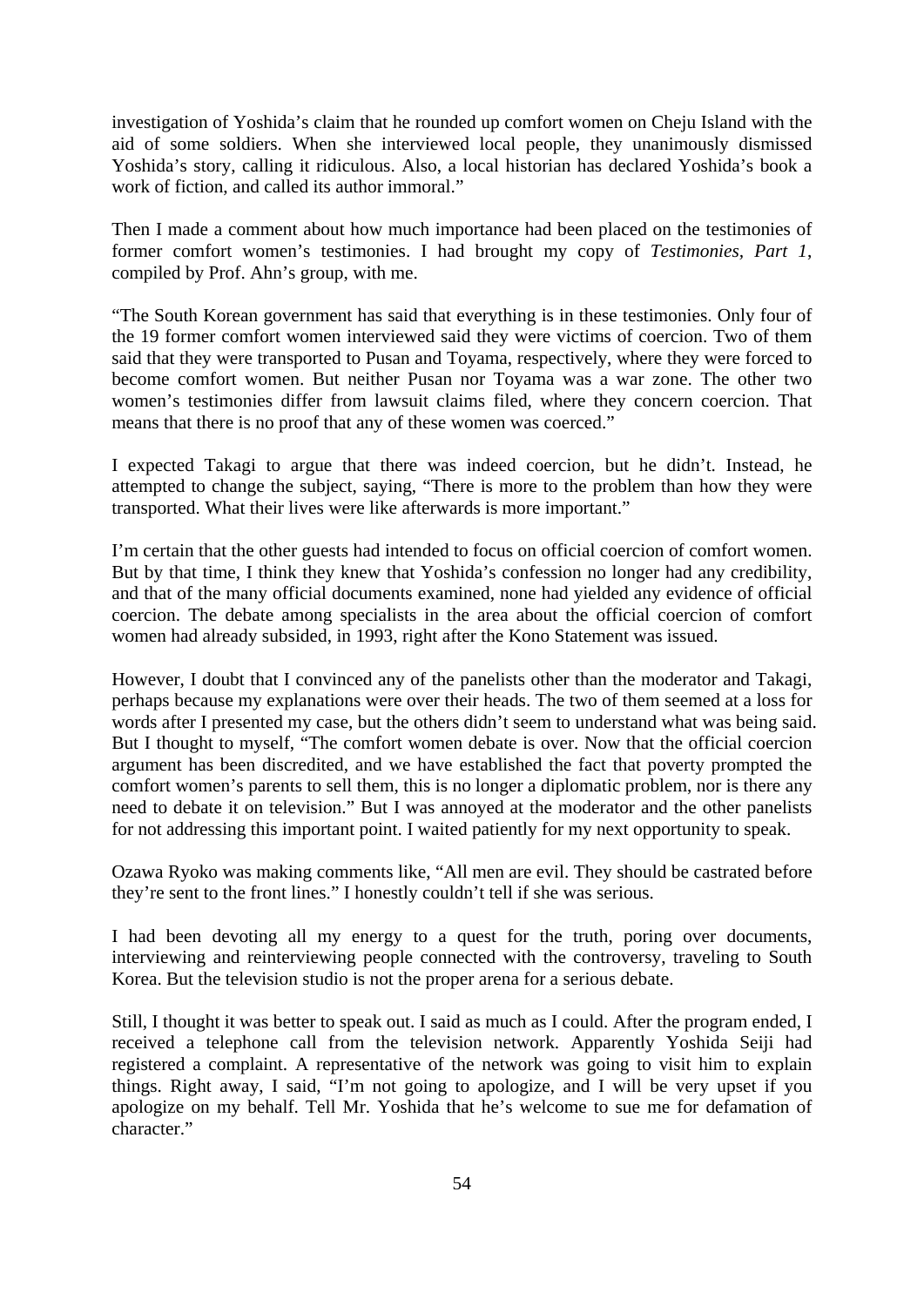investigation of Yoshida's claim that he rounded up comfort women on Cheju Island with the aid of some soldiers. When she interviewed local people, they unanimously dismissed Yoshida's story, calling it ridiculous. Also, a local historian has declared Yoshida's book a work of fiction, and called its author immoral."

Then I made a comment about how much importance had been placed on the testimonies of former comfort women's testimonies. I had brought my copy of *Testimonies, Part 1*, compiled by Prof. Ahn's group, with me.

"The South Korean government has said that everything is in these testimonies. Only four of the 19 former comfort women interviewed said they were victims of coercion. Two of them said that they were transported to Pusan and Toyama, respectively, where they were forced to become comfort women. But neither Pusan nor Toyama was a war zone. The other two women's testimonies differ from lawsuit claims filed, where they concern coercion. That means that there is no proof that any of these women was coerced."

I expected Takagi to argue that there was indeed coercion, but he didn't. Instead, he attempted to change the subject, saying, "There is more to the problem than how they were transported. What their lives were like afterwards is more important."

I'm certain that the other guests had intended to focus on official coercion of comfort women. But by that time, I think they knew that Yoshida's confession no longer had any credibility, and that of the many official documents examined, none had yielded any evidence of official coercion. The debate among specialists in the area about the official coercion of comfort women had already subsided, in 1993, right after the Kono Statement was issued.

However, I doubt that I convinced any of the panelists other than the moderator and Takagi, perhaps because my explanations were over their heads. The two of them seemed at a loss for words after I presented my case, but the others didn't seem to understand what was being said. But I thought to myself, "The comfort women debate is over. Now that the official coercion argument has been discredited, and we have established the fact that poverty prompted the comfort women's parents to sell them, this is no longer a diplomatic problem, nor is there any need to debate it on television." But I was annoyed at the moderator and the other panelists for not addressing this important point. I waited patiently for my next opportunity to speak.

Ozawa Ryoko was making comments like, "All men are evil. They should be castrated before they're sent to the front lines." I honestly couldn't tell if she was serious.

I had been devoting all my energy to a quest for the truth, poring over documents, interviewing and reinterviewing people connected with the controversy, traveling to South Korea. But the television studio is not the proper arena for a serious debate.

Still, I thought it was better to speak out. I said as much as I could. After the program ended, I received a telephone call from the television network. Apparently Yoshida Seiji had registered a complaint. A representative of the network was going to visit him to explain things. Right away, I said, "I'm not going to apologize, and I will be very upset if you apologize on my behalf. Tell Mr. Yoshida that he's welcome to sue me for defamation of character."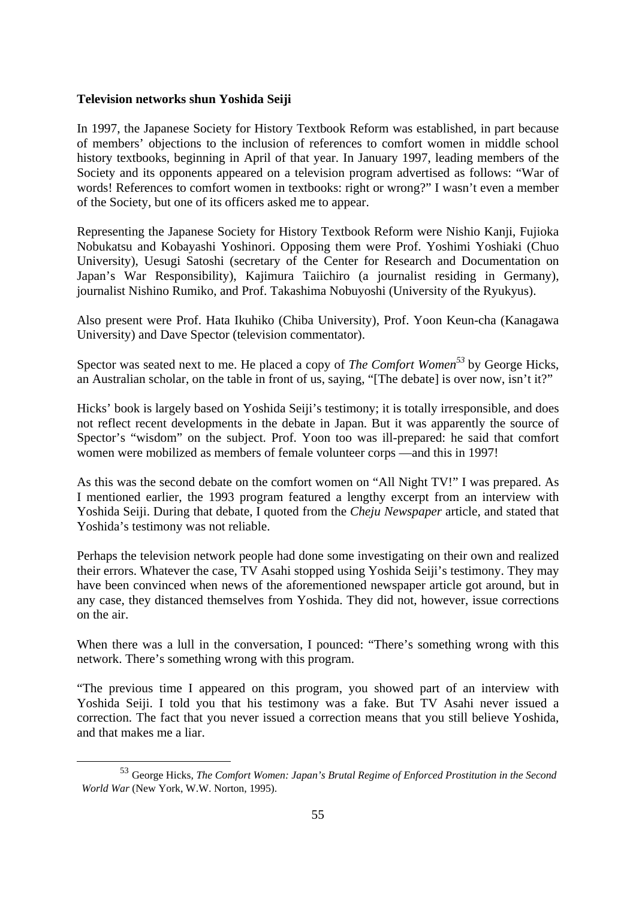**Television networks shun Yoshida Seiji**

In 1997, the Japanese Society for History Textbook Reform was established, in part because of members' objections to the inclusion of references to comfort women in middle school history textbooks, beginning in April of that year. In January 1997, leading members of the Society and its opponents appeared on a television program advertised as follows: "War of words! References to comfort women in textbooks: right or wrong?" I wasn't even a member of the Society, but one of its officers asked me to appear.

Representing the Japanese Society for History Textbook Reform were Nishio Kanji, Fujioka Nobukatsu and Kobayashi Yoshinori. Opposing them were Prof. Yoshimi Yoshiaki (Chuo University), Uesugi Satoshi (secretary of the Center for Research and Documentation on Japan's War Responsibility), Kajimura Taiichiro (a journalist residing in Germany), journalist Nishino Rumiko, and Prof. Takashima Nobuyoshi (University of the Ryukyus).

Also present were Prof. Hata Ikuhiko (Chiba University), Prof. Yoon Keun-cha (Kanagawa University) and Dave Spector (television commentator).

Spector was seated next to me. He placed a copy of *The Comfort Women*[53] by George Hicks, an Australian scholar, on the table in front of us, saying, "[The debate] is over now, isn't it?"

Hicks' book is largely based on Yoshida Seiji's testimony; it is totally irresponsible, and does not reflect recent developments in the debate in Japan. But it was apparently the source of Spector's "wisdom" on the subject. Prof. Yoon too was ill-prepared: he said that comfort women were mobilized as members of female volunteer corps —and this in 1997!

As this was the second debate on the comfort women on "All Night TV!" I was prepared. As I mentioned earlier, the 1993 program featured a lengthy excerpt from an interview with Yoshida Seiji. During that debate, I quoted from the *Cheju Newspaper* article, and stated that Yoshida's testimony was not reliable.

Perhaps the television network people had done some investigating on their own and realized their errors. Whatever the case, TV Asahi stopped using Yoshida Seiji's testimony. They may have been convinced when news of the aforementioned newspaper article got around, but in any case, they distanced themselves from Yoshida. They did not, however, issue corrections on the air.

When there was a lull in the conversation, I pounced: "There's something wrong with this network. There's something wrong with this program.

"The previous time I appeared on this program, you showed part of an interview with Yoshida Seiji. I told you that his testimony was a fake. But TV Asahi never issued a correction. The fact that you never issued a correction means that you still believe Yoshida, and that makes me a liar.

---

[53] George Hicks, *The Comfort Women: Japan's Brutal Regime of Enforced Prostitution in the Second World War* (New York, W.W. Norton, 1995).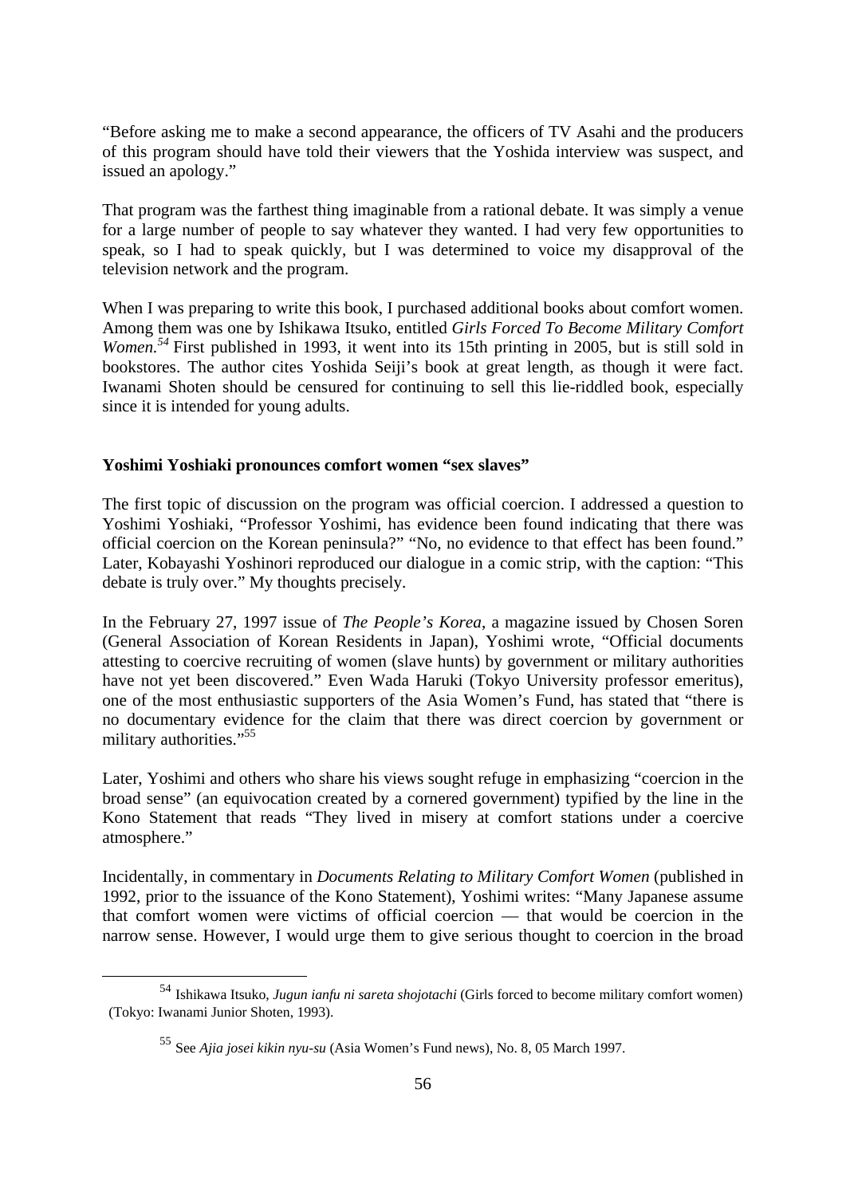"Before asking me to make a second appearance, the officers of TV Asahi and the producers of this program should have told their viewers that the Yoshida interview was suspect, and issued an apology."

That program was the farthest thing imaginable from a rational debate. It was simply a venue for a large number of people to say whatever they wanted. I had very few opportunities to speak, so I had to speak quickly, but I was determined to voice my disapproval of the television network and the program.

When I was preparing to write this book, I purchased additional books about comfort women. Among them was one by Ishikawa Itsuko, entitled *Girls Forced To Become Military Comfort Women.*[54] First published in 1993, it went into its 15th printing in 2005, but is still sold in bookstores. The author cites Yoshida Seiji's book at great length, as though it were fact. Iwanami Shoten should be censured for continuing to sell this lie-riddled book, especially since it is intended for young adults.

**Yoshimi Yoshiaki pronounces comfort women "sex slaves"**

The first topic of discussion on the program was official coercion. I addressed a question to Yoshimi Yoshiaki, "Professor Yoshimi, has evidence been found indicating that there was official coercion on the Korean peninsula?" "No, no evidence to that effect has been found." Later, Kobayashi Yoshinori reproduced our dialogue in a comic strip, with the caption: "This debate is truly over." My thoughts precisely.

In the February 27, 1997 issue of *The People's Korea*, a magazine issued by Chosen Soren (General Association of Korean Residents in Japan), Yoshimi wrote, "Official documents attesting to coercive recruiting of women (slave hunts) by government or military authorities have not yet been discovered." Even Wada Haruki (Tokyo University professor emeritus), one of the most enthusiastic supporters of the Asia Women's Fund, has stated that "there is no documentary evidence for the claim that there was direct coercion by government or military authorities."[55]

Later, Yoshimi and others who share his views sought refuge in emphasizing "coercion in the broad sense" (an equivocation created by a cornered government) typified by the line in the Kono Statement that reads "They lived in misery at comfort stations under a coercive atmosphere."

Incidentally, in commentary in *Documents Relating to Military Comfort Women* (published in 1992, prior to the issuance of the Kono Statement), Yoshimi writes: "Many Japanese assume that comfort women were victims of official coercion — that would be coercion in the narrow sense. However, I would urge them to give serious thought to coercion in the broad

---

[54] Ishikawa Itsuko, *Jugun ianfu ni sareta shojotachi* (Girls forced to become military comfort women) (Tokyo: Iwanami Junior Shoten, 1993).

[55] See *Ajia josei kikin nyu-su* (Asia Women's Fund news), No. 8, 05 March 1997.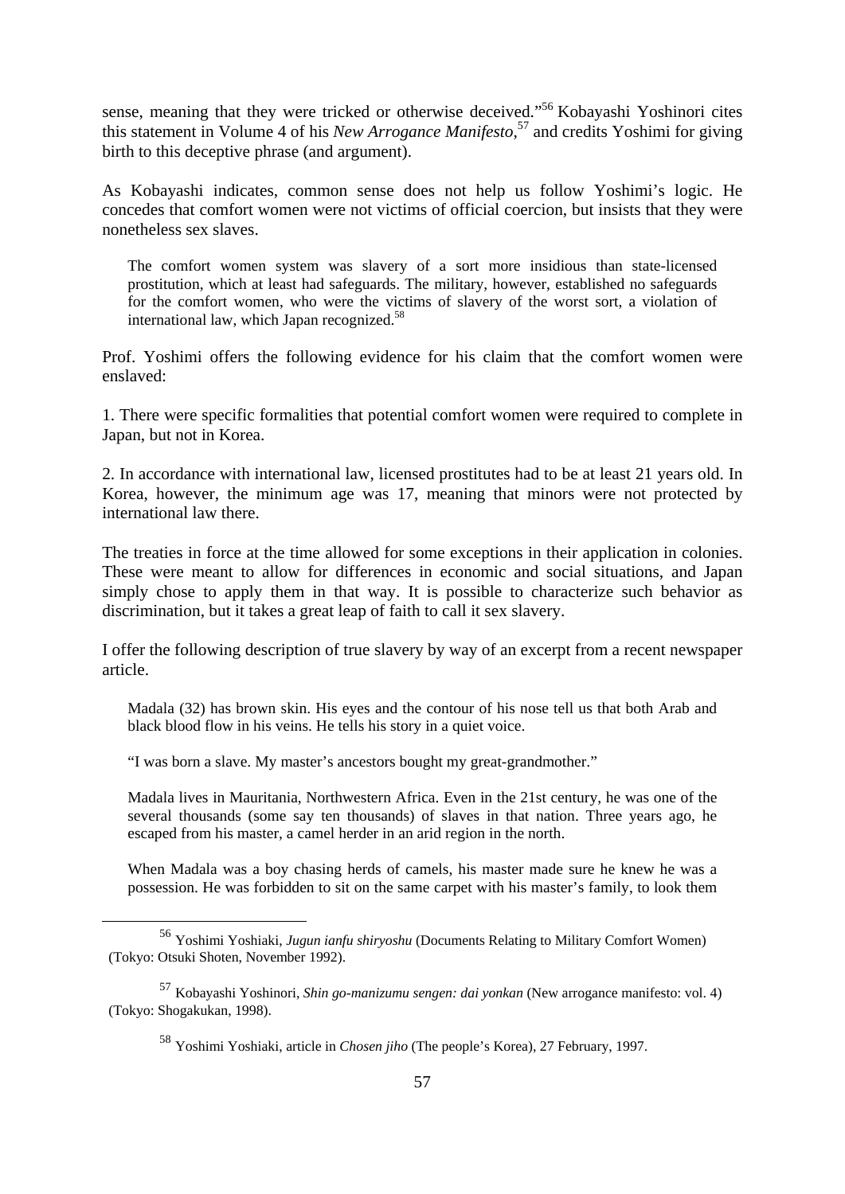sense, meaning that they were tricked or otherwise deceived."[56] Kobayashi Yoshinori cites this statement in Volume 4 of his *New Arrogance Manifesto*,[57] and credits Yoshimi for giving birth to this deceptive phrase (and argument).

As Kobayashi indicates, common sense does not help us follow Yoshimi's logic. He concedes that comfort women were not victims of official coercion, but insists that they were nonetheless sex slaves.

> The comfort women system was slavery of a sort more insidious than state-licensed prostitution, which at least had safeguards. The military, however, established no safeguards for the comfort women, who were the victims of slavery of the worst sort, a violation of international law, which Japan recognized.[58]

Prof. Yoshimi offers the following evidence for his claim that the comfort women were enslaved:

1. There were specific formalities that potential comfort women were required to complete in Japan, but not in Korea.

2. In accordance with international law, licensed prostitutes had to be at least 21 years old. In Korea, however, the minimum age was 17, meaning that minors were not protected by international law there.

The treaties in force at the time allowed for some exceptions in their application in colonies. These were meant to allow for differences in economic and social situations, and Japan simply chose to apply them in that way. It is possible to characterize such behavior as discrimination, but it takes a great leap of faith to call it sex slavery.

I offer the following description of true slavery by way of an excerpt from a recent newspaper article.

> Madala (32) has brown skin. His eyes and the contour of his nose tell us that both Arab and black blood flow in his veins. He tells his story in a quiet voice.
>
> "I was born a slave. My master's ancestors bought my great-grandmother."
>
> Madala lives in Mauritania, Northwestern Africa. Even in the 21st century, he was one of the several thousands (some say ten thousands) of slaves in that nation. Three years ago, he escaped from his master, a camel herder in an arid region in the north.
>
> When Madala was a boy chasing herds of camels, his master made sure he knew he was a possession. He was forbidden to sit on the same carpet with his master's family, to look them

---

[56] Yoshimi Yoshiaki, *Jugun ianfu shiryoshu* (Documents Relating to Military Comfort Women) (Tokyo: Otsuki Shoten, November 1992).

[57] Kobayashi Yoshinori, *Shin go-manizumu sengen: dai yonkan* (New arrogance manifesto: vol. 4) (Tokyo: Shogakukan, 1998).

[58] Yoshimi Yoshiaki, article in *Chosen jiho* (The people's Korea), 27 February, 1997.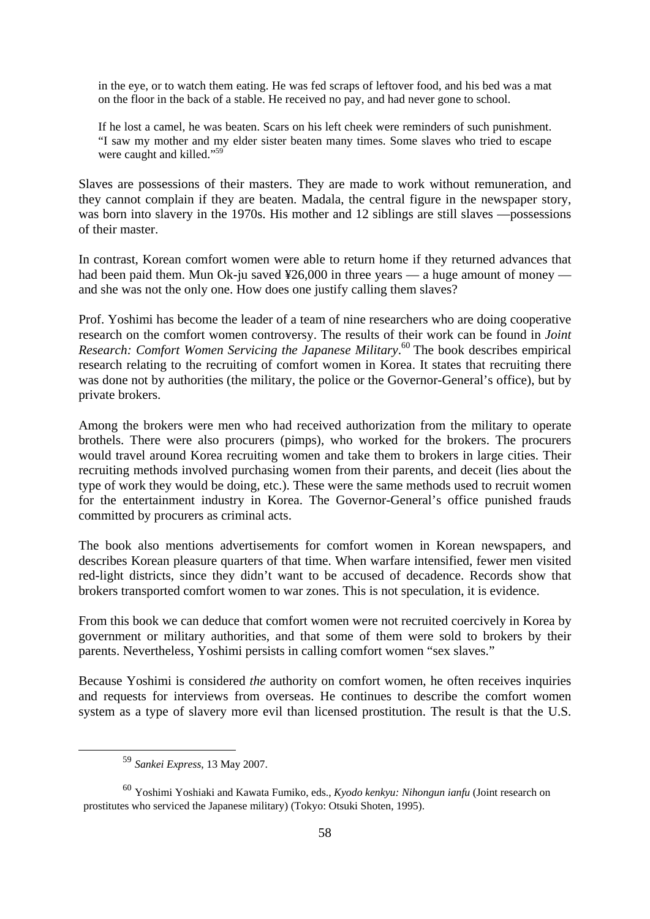> in the eye, or to watch them eating. He was fed scraps of leftover food, and his bed was a mat on the floor in the back of a stable. He received no pay, and had never gone to school.
>
> If he lost a camel, he was beaten. Scars on his left cheek were reminders of such punishment. "I saw my mother and my elder sister beaten many times. Some slaves who tried to escape were caught and killed."[59]

Slaves are possessions of their masters. They are made to work without remuneration, and they cannot complain if they are beaten. Madala, the central figure in the newspaper story, was born into slavery in the 1970s. His mother and 12 siblings are still slaves —possessions of their master.

In contrast, Korean comfort women were able to return home if they returned advances that had been paid them. Mun Ok-ju saved ¥26,000 in three years — a huge amount of money — and she was not the only one. How does one justify calling them slaves?

Prof. Yoshimi has become the leader of a team of nine researchers who are doing cooperative research on the comfort women controversy. The results of their work can be found in *Joint Research: Comfort Women Servicing the Japanese Military*.[60] The book describes empirical research relating to the recruiting of comfort women in Korea. It states that recruiting there was done not by authorities (the military, the police or the Governor-General's office), but by private brokers.

Among the brokers were men who had received authorization from the military to operate brothels. There were also procurers (pimps), who worked for the brokers. The procurers would travel around Korea recruiting women and take them to brokers in large cities. Their recruiting methods involved purchasing women from their parents, and deceit (lies about the type of work they would be doing, etc.). These were the same methods used to recruit women for the entertainment industry in Korea. The Governor-General's office punished frauds committed by procurers as criminal acts.

The book also mentions advertisements for comfort women in Korean newspapers, and describes Korean pleasure quarters of that time. When warfare intensified, fewer men visited red-light districts, since they didn't want to be accused of decadence. Records show that brokers transported comfort women to war zones. This is not speculation, it is evidence.

From this book we can deduce that comfort women were not recruited coercively in Korea by government or military authorities, and that some of them were sold to brokers by their parents. Nevertheless, Yoshimi persists in calling comfort women "sex slaves."

Because Yoshimi is considered *the* authority on comfort women, he often receives inquiries and requests for interviews from overseas. He continues to describe the comfort women system as a type of slavery more evil than licensed prostitution. The result is that the U.S.

---

[59] *Sankei Express*, 13 May 2007.

[60] Yoshimi Yoshiaki and Kawata Fumiko, eds., *Kyodo kenkyu: Nihongun ianfu* (Joint research on prostitutes who serviced the Japanese military) (Tokyo: Otsuki Shoten, 1995).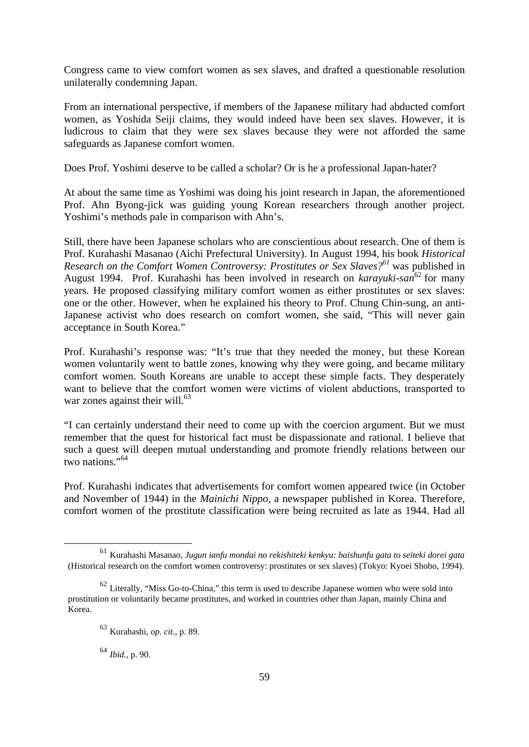Congress came to view comfort women as sex slaves, and drafted a questionable resolution unilaterally condemning Japan.

From an international perspective, if members of the Japanese military had abducted comfort women, as Yoshida Seiji claims, they would indeed have been sex slaves. However, it is ludicrous to claim that they were sex slaves because they were not afforded the same safeguards as Japanese comfort women.

Does Prof. Yoshimi deserve to be called a scholar? Or is he a professional Japan-hater?

At about the same time as Yoshimi was doing his joint research in Japan, the aforementioned Prof. Ahn Byong-jick was guiding young Korean researchers through another project. Yoshimi's methods pale in comparison with Ahn's.

Still, there have been Japanese scholars who are conscientious about research. One of them is Prof. Kurahashi Masanao (Aichi Prefectural University). In August 1994, his book *Historical Research on the Comfort Women Controversy: Prostitutes or Sex Slaves?*[61] was published in August 1994. Prof. Kurahashi has been involved in research on *karayuki-san*[62] for many years. He proposed classifying military comfort women as either prostitutes or sex slaves: one or the other. However, when he explained his theory to Prof. Chung Chin-sung, an anti-Japanese activist who does research on comfort women, she said, "This will never gain acceptance in South Korea."

Prof. Kurahashi's response was: "It's true that they needed the money, but these Korean women voluntarily went to battle zones, knowing why they were going, and became military comfort women. South Koreans are unable to accept these simple facts. They desperately want to believe that the comfort women were victims of violent abductions, transported to war zones against their will.[63]

"I can certainly understand their need to come up with the coercion argument. But we must remember that the quest for historical fact must be dispassionate and rational. I believe that such a quest will deepen mutual understanding and promote friendly relations between our two nations."[64]

Prof. Kurahashi indicates that advertisements for comfort women appeared twice (in October and November of 1944) in the *Mainichi Nippo*, a newspaper published in Korea. Therefore, comfort women of the prostitute classification were being recruited as late as 1944. Had all

---

[61] Kurahashi Masanao, *Jugun ianfu mondai no rekishiteki kenkyu: baishunfu gata to seiteki dorei gata* (Historical research on the comfort women controversy: prostitutes or sex slaves) (Tokyo: Kyoei Shobo, 1994).

[62] Literally, "Miss Go-to-China," this term is used to describe Japanese women who were sold into prostitution or voluntarily became prostitutes, and worked in countries other than Japan, mainly China and Korea.

[63] Kurahashi, *op. cit.*, p. 89.

[64] *Ibid.*, p. 90.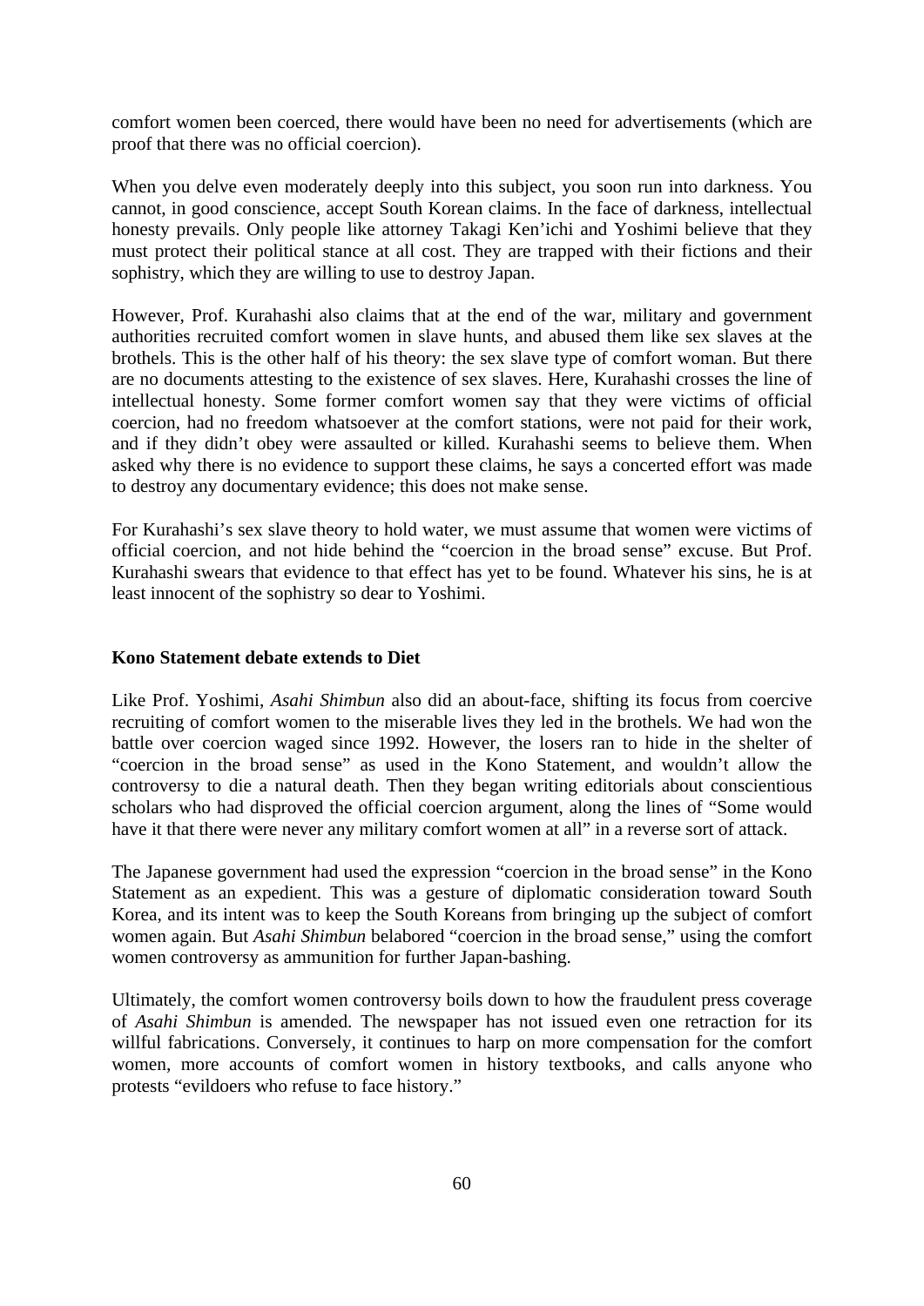comfort women been coerced, there would have been no need for advertisements (which are proof that there was no official coercion).

When you delve even moderately deeply into this subject, you soon run into darkness. You cannot, in good conscience, accept South Korean claims. In the face of darkness, intellectual honesty prevails. Only people like attorney Takagi Ken'ichi and Yoshimi believe that they must protect their political stance at all cost. They are trapped with their fictions and their sophistry, which they are willing to use to destroy Japan.

However, Prof. Kurahashi also claims that at the end of the war, military and government authorities recruited comfort women in slave hunts, and abused them like sex slaves at the brothels. This is the other half of his theory: the sex slave type of comfort woman. But there are no documents attesting to the existence of sex slaves. Here, Kurahashi crosses the line of intellectual honesty. Some former comfort women say that they were victims of official coercion, had no freedom whatsoever at the comfort stations, were not paid for their work, and if they didn't obey were assaulted or killed. Kurahashi seems to believe them. When asked why there is no evidence to support these claims, he says a concerted effort was made to destroy any documentary evidence; this does not make sense.

For Kurahashi's sex slave theory to hold water, we must assume that women were victims of official coercion, and not hide behind the "coercion in the broad sense" excuse. But Prof. Kurahashi swears that evidence to that effect has yet to be found. Whatever his sins, he is at least innocent of the sophistry so dear to Yoshimi.

**Kono Statement debate extends to Diet**

Like Prof. Yoshimi, *Asahi Shimbun* also did an about-face, shifting its focus from coercive recruiting of comfort women to the miserable lives they led in the brothels. We had won the battle over coercion waged since 1992. However, the losers ran to hide in the shelter of "coercion in the broad sense" as used in the Kono Statement, and wouldn't allow the controversy to die a natural death. Then they began writing editorials about conscientious scholars who had disproved the official coercion argument, along the lines of "Some would have it that there were never any military comfort women at all" in a reverse sort of attack.

The Japanese government had used the expression "coercion in the broad sense" in the Kono Statement as an expedient. This was a gesture of diplomatic consideration toward South Korea, and its intent was to keep the South Koreans from bringing up the subject of comfort women again. But *Asahi Shimbun* belabored "coercion in the broad sense," using the comfort women controversy as ammunition for further Japan-bashing.

Ultimately, the comfort women controversy boils down to how the fraudulent press coverage of *Asahi Shimbun* is amended. The newspaper has not issued even one retraction for its willful fabrications. Conversely, it continues to harp on more compensation for the comfort women, more accounts of comfort women in history textbooks, and calls anyone who protests "evildoers who refuse to face history."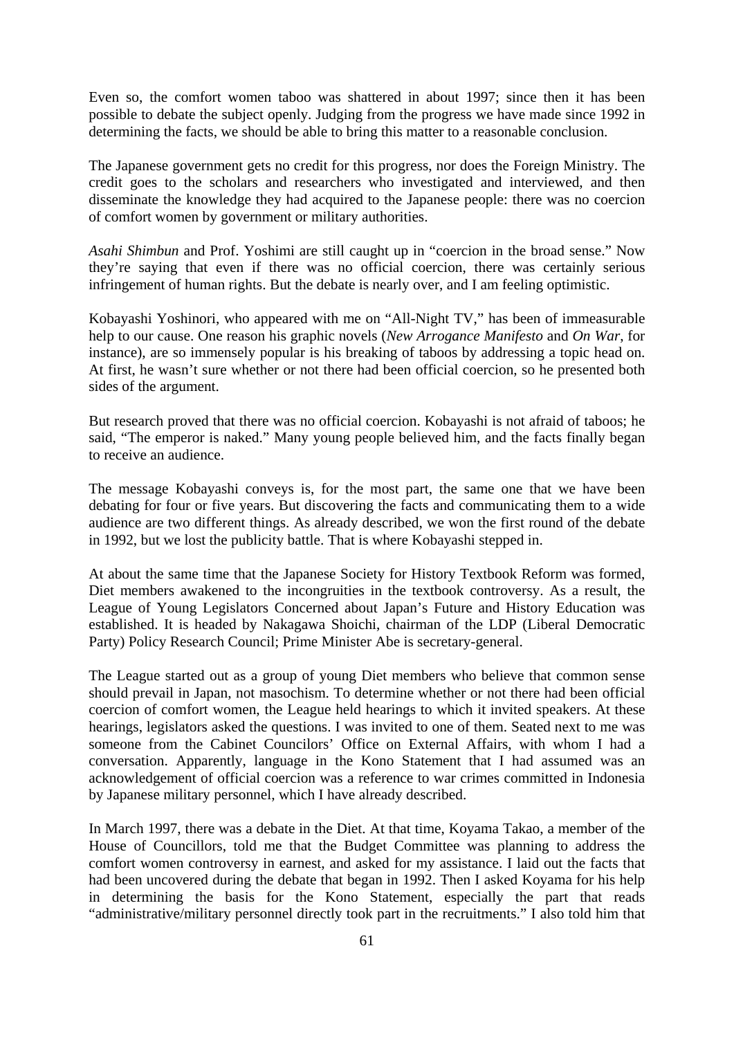Even so, the comfort women taboo was shattered in about 1997; since then it has been possible to debate the subject openly. Judging from the progress we have made since 1992 in determining the facts, we should be able to bring this matter to a reasonable conclusion.

The Japanese government gets no credit for this progress, nor does the Foreign Ministry. The credit goes to the scholars and researchers who investigated and interviewed, and then disseminate the knowledge they had acquired to the Japanese people: there was no coercion of comfort women by government or military authorities.

*Asahi Shimbun* and Prof. Yoshimi are still caught up in "coercion in the broad sense." Now they're saying that even if there was no official coercion, there was certainly serious infringement of human rights. But the debate is nearly over, and I am feeling optimistic.

Kobayashi Yoshinori, who appeared with me on "All-Night TV," has been of immeasurable help to our cause. One reason his graphic novels (*New Arrogance Manifesto* and *On War*, for instance), are so immensely popular is his breaking of taboos by addressing a topic head on. At first, he wasn't sure whether or not there had been official coercion, so he presented both sides of the argument.

But research proved that there was no official coercion. Kobayashi is not afraid of taboos; he said, "The emperor is naked." Many young people believed him, and the facts finally began to receive an audience.

The message Kobayashi conveys is, for the most part, the same one that we have been debating for four or five years. But discovering the facts and communicating them to a wide audience are two different things. As already described, we won the first round of the debate in 1992, but we lost the publicity battle. That is where Kobayashi stepped in.

At about the same time that the Japanese Society for History Textbook Reform was formed, Diet members awakened to the incongruities in the textbook controversy. As a result, the League of Young Legislators Concerned about Japan's Future and History Education was established. It is headed by Nakagawa Shoichi, chairman of the LDP (Liberal Democratic Party) Policy Research Council; Prime Minister Abe is secretary-general.

The League started out as a group of young Diet members who believe that common sense should prevail in Japan, not masochism. To determine whether or not there had been official coercion of comfort women, the League held hearings to which it invited speakers. At these hearings, legislators asked the questions. I was invited to one of them. Seated next to me was someone from the Cabinet Councilors' Office on External Affairs, with whom I had a conversation. Apparently, language in the Kono Statement that I had assumed was an acknowledgement of official coercion was a reference to war crimes committed in Indonesia by Japanese military personnel, which I have already described.

In March 1997, there was a debate in the Diet. At that time, Koyama Takao, a member of the House of Councillors, told me that the Budget Committee was planning to address the comfort women controversy in earnest, and asked for my assistance. I laid out the facts that had been uncovered during the debate that began in 1992. Then I asked Koyama for his help in determining the basis for the Kono Statement, especially the part that reads "administrative/military personnel directly took part in the recruitments." I also told him that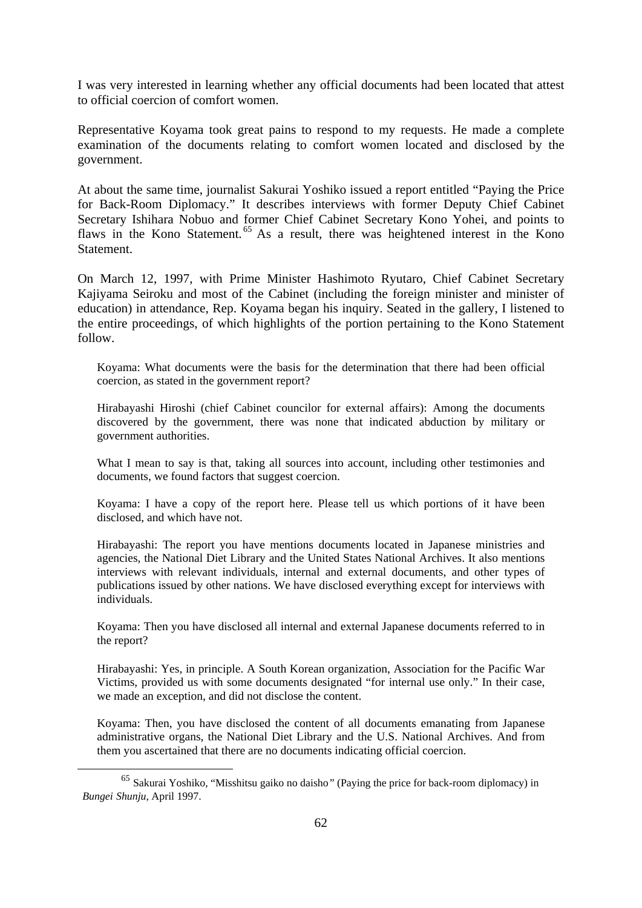I was very interested in learning whether any official documents had been located that attest to official coercion of comfort women.

Representative Koyama took great pains to respond to my requests. He made a complete examination of the documents relating to comfort women located and disclosed by the government.

At about the same time, journalist Sakurai Yoshiko issued a report entitled "Paying the Price for Back-Room Diplomacy." It describes interviews with former Deputy Chief Cabinet Secretary Ishihara Nobuo and former Chief Cabinet Secretary Kono Yohei, and points to flaws in the Kono Statement.[65] As a result, there was heightened interest in the Kono Statement.

On March 12, 1997, with Prime Minister Hashimoto Ryutaro, Chief Cabinet Secretary Kajiyama Seiroku and most of the Cabinet (including the foreign minister and minister of education) in attendance, Rep. Koyama began his inquiry. Seated in the gallery, I listened to the entire proceedings, of which highlights of the portion pertaining to the Kono Statement follow.

> Koyama: What documents were the basis for the determination that there had been official coercion, as stated in the government report?
>
> Hirabayashi Hiroshi (chief Cabinet councilor for external affairs): Among the documents discovered by the government, there was none that indicated abduction by military or government authorities.
>
> What I mean to say is that, taking all sources into account, including other testimonies and documents, we found factors that suggest coercion.
>
> Koyama: I have a copy of the report here. Please tell us which portions of it have been disclosed, and which have not.
>
> Hirabayashi: The report you have mentions documents located in Japanese ministries and agencies, the National Diet Library and the United States National Archives. It also mentions interviews with relevant individuals, internal and external documents, and other types of publications issued by other nations. We have disclosed everything except for interviews with individuals.
>
> Koyama: Then you have disclosed all internal and external Japanese documents referred to in the report?
>
> Hirabayashi: Yes, in principle. A South Korean organization, Association for the Pacific War Victims, provided us with some documents designated "for internal use only." In their case, we made an exception, and did not disclose the content.
>
> Koyama: Then, you have disclosed the content of all documents emanating from Japanese administrative organs, the National Diet Library and the U.S. National Archives. And from them you ascertained that there are no documents indicating official coercion.

---

[65] Sakurai Yoshiko, "Misshitsu gaiko no daisho" (Paying the price for back-room diplomacy) in *Bungei Shunju*, April 1997.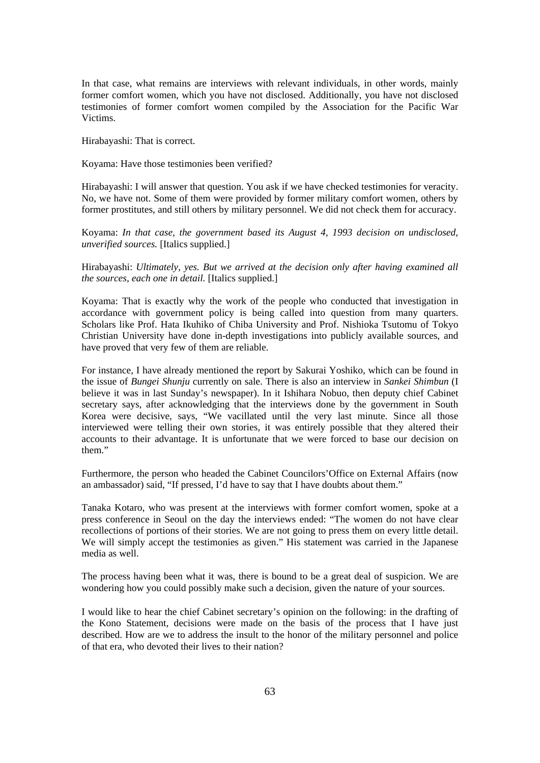In that case, what remains are interviews with relevant individuals, in other words, mainly former comfort women, which you have not disclosed. Additionally, you have not disclosed testimonies of former comfort women compiled by the Association for the Pacific War Victims.

Hirabayashi: That is correct.

Koyama: Have those testimonies been verified?

Hirabayashi: I will answer that question. You ask if we have checked testimonies for veracity. No, we have not. Some of them were provided by former military comfort women, others by former prostitutes, and still others by military personnel. We did not check them for accuracy.

Koyama: *In that case, the government based its August 4, 1993 decision on undisclosed, unverified sources.* [Italics supplied.]

Hirabayashi: *Ultimately, yes. But we arrived at the decision only after having examined all the sources, each one in detail.* [Italics supplied.]

Koyama: That is exactly why the work of the people who conducted that investigation in accordance with government policy is being called into question from many quarters. Scholars like Prof. Hata Ikuhiko of Chiba University and Prof. Nishioka Tsutomu of Tokyo Christian University have done in-depth investigations into publicly available sources, and have proved that very few of them are reliable.

For instance, I have already mentioned the report by Sakurai Yoshiko, which can be found in the issue of *Bungei Shunju* currently on sale. There is also an interview in *Sankei Shimbun* (I believe it was in last Sunday's newspaper). In it Ishihara Nobuo, then deputy chief Cabinet secretary says, after acknowledging that the interviews done by the government in South Korea were decisive, says, "We vacillated until the very last minute. Since all those interviewed were telling their own stories, it was entirely possible that they altered their accounts to their advantage. It is unfortunate that we were forced to base our decision on them."

Furthermore, the person who headed the Cabinet Councilors'Office on External Affairs (now an ambassador) said, "If pressed, I'd have to say that I have doubts about them."

Tanaka Kotaro, who was present at the interviews with former comfort women, spoke at a press conference in Seoul on the day the interviews ended: "The women do not have clear recollections of portions of their stories. We are not going to press them on every little detail. We will simply accept the testimonies as given." His statement was carried in the Japanese media as well.

The process having been what it was, there is bound to be a great deal of suspicion. We are wondering how you could possibly make such a decision, given the nature of your sources.

I would like to hear the chief Cabinet secretary's opinion on the following: in the drafting of the Kono Statement, decisions were made on the basis of the process that I have just described. How are we to address the insult to the honor of the military personnel and police of that era, who devoted their lives to their nation?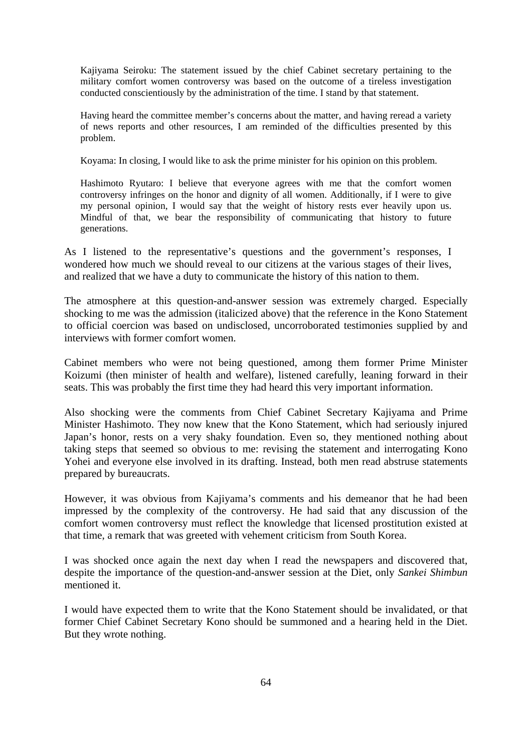> Kajiyama Seiroku: The statement issued by the chief Cabinet secretary pertaining to the military comfort women controversy was based on the outcome of a tireless investigation conducted conscientiously by the administration of the time. I stand by that statement.
>
> Having heard the committee member's concerns about the matter, and having reread a variety of news reports and other resources, I am reminded of the difficulties presented by this problem.
>
> Koyama: In closing, I would like to ask the prime minister for his opinion on this problem.
>
> Hashimoto Ryutaro: I believe that everyone agrees with me that the comfort women controversy infringes on the honor and dignity of all women. Additionally, if I were to give my personal opinion, I would say that the weight of history rests ever heavily upon us. Mindful of that, we bear the responsibility of communicating that history to future generations.

As I listened to the representative's questions and the government's responses, I wondered how much we should reveal to our citizens at the various stages of their lives, and realized that we have a duty to communicate the history of this nation to them.

The atmosphere at this question-and-answer session was extremely charged. Especially shocking to me was the admission (italicized above) that the reference in the Kono Statement to official coercion was based on undisclosed, uncorroborated testimonies supplied by and interviews with former comfort women.

Cabinet members who were not being questioned, among them former Prime Minister Koizumi (then minister of health and welfare), listened carefully, leaning forward in their seats. This was probably the first time they had heard this very important information.

Also shocking were the comments from Chief Cabinet Secretary Kajiyama and Prime Minister Hashimoto. They now knew that the Kono Statement, which had seriously injured Japan's honor, rests on a very shaky foundation. Even so, they mentioned nothing about taking steps that seemed so obvious to me: revising the statement and interrogating Kono Yohei and everyone else involved in its drafting. Instead, both men read abstruse statements prepared by bureaucrats.

However, it was obvious from Kajiyama's comments and his demeanor that he had been impressed by the complexity of the controversy. He had said that any discussion of the comfort women controversy must reflect the knowledge that licensed prostitution existed at that time, a remark that was greeted with vehement criticism from South Korea.

I was shocked once again the next day when I read the newspapers and discovered that, despite the importance of the question-and-answer session at the Diet, only *Sankei Shimbun* mentioned it.

I would have expected them to write that the Kono Statement should be invalidated, or that former Chief Cabinet Secretary Kono should be summoned and a hearing held in the Diet. But they wrote nothing.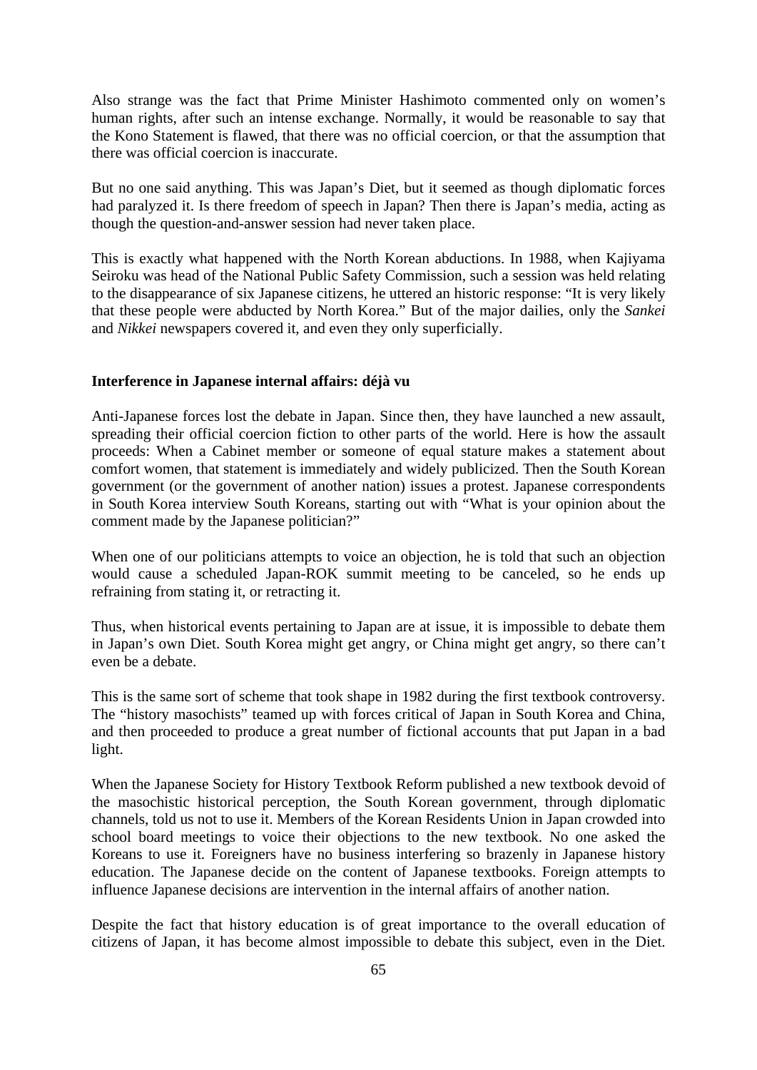Also strange was the fact that Prime Minister Hashimoto commented only on women's human rights, after such an intense exchange. Normally, it would be reasonable to say that the Kono Statement is flawed, that there was no official coercion, or that the assumption that there was official coercion is inaccurate.

But no one said anything. This was Japan's Diet, but it seemed as though diplomatic forces had paralyzed it. Is there freedom of speech in Japan? Then there is Japan's media, acting as though the question-and-answer session had never taken place.

This is exactly what happened with the North Korean abductions. In 1988, when Kajiyama Seiroku was head of the National Public Safety Commission, such a session was held relating to the disappearance of six Japanese citizens, he uttered an historic response: "It is very likely that these people were abducted by North Korea." But of the major dailies, only the *Sankei* and *Nikkei* newspapers covered it, and even they only superficially.

**Interference in Japanese internal affairs: déjà vu**

Anti-Japanese forces lost the debate in Japan. Since then, they have launched a new assault, spreading their official coercion fiction to other parts of the world. Here is how the assault proceeds: When a Cabinet member or someone of equal stature makes a statement about comfort women, that statement is immediately and widely publicized. Then the South Korean government (or the government of another nation) issues a protest. Japanese correspondents in South Korea interview South Koreans, starting out with "What is your opinion about the comment made by the Japanese politician?"

When one of our politicians attempts to voice an objection, he is told that such an objection would cause a scheduled Japan-ROK summit meeting to be canceled, so he ends up refraining from stating it, or retracting it.

Thus, when historical events pertaining to Japan are at issue, it is impossible to debate them in Japan's own Diet. South Korea might get angry, or China might get angry, so there can't even be a debate.

This is the same sort of scheme that took shape in 1982 during the first textbook controversy. The "history masochists" teamed up with forces critical of Japan in South Korea and China, and then proceeded to produce a great number of fictional accounts that put Japan in a bad light.

When the Japanese Society for History Textbook Reform published a new textbook devoid of the masochistic historical perception, the South Korean government, through diplomatic channels, told us not to use it. Members of the Korean Residents Union in Japan crowded into school board meetings to voice their objections to the new textbook. No one asked the Koreans to use it. Foreigners have no business interfering so brazenly in Japanese history education. The Japanese decide on the content of Japanese textbooks. Foreign attempts to influence Japanese decisions are intervention in the internal affairs of another nation.

Despite the fact that history education is of great importance to the overall education of citizens of Japan, it has become almost impossible to debate this subject, even in the Diet.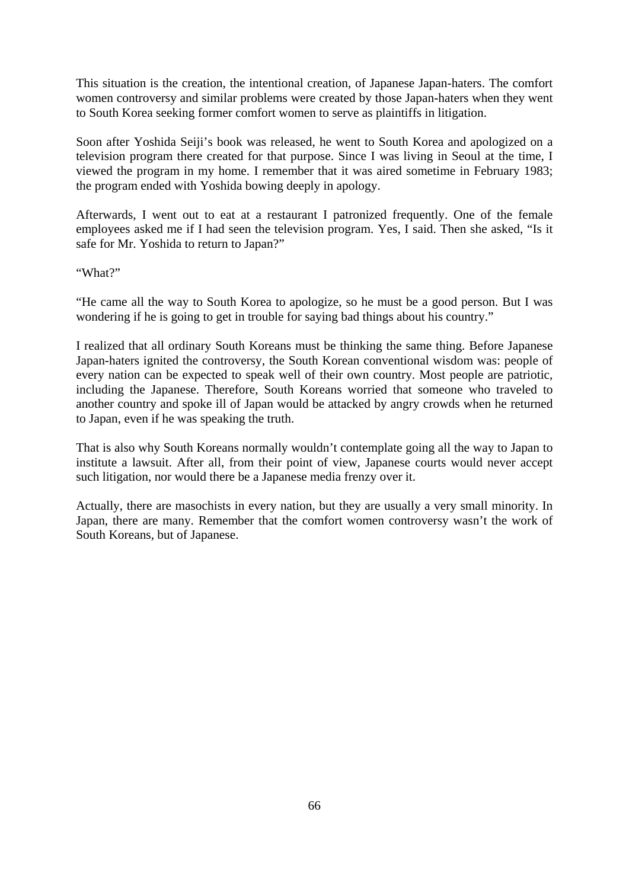This situation is the creation, the intentional creation, of Japanese Japan-haters. The comfort women controversy and similar problems were created by those Japan-haters when they went to South Korea seeking former comfort women to serve as plaintiffs in litigation.

Soon after Yoshida Seiji's book was released, he went to South Korea and apologized on a television program there created for that purpose. Since I was living in Seoul at the time, I viewed the program in my home. I remember that it was aired sometime in February 1983; the program ended with Yoshida bowing deeply in apology.

Afterwards, I went out to eat at a restaurant I patronized frequently. One of the female employees asked me if I had seen the television program. Yes, I said. Then she asked, "Is it safe for Mr. Yoshida to return to Japan?"

"What?"

"He came all the way to South Korea to apologize, so he must be a good person. But I was wondering if he is going to get in trouble for saying bad things about his country."

I realized that all ordinary South Koreans must be thinking the same thing. Before Japanese Japan-haters ignited the controversy, the South Korean conventional wisdom was: people of every nation can be expected to speak well of their own country. Most people are patriotic, including the Japanese. Therefore, South Koreans worried that someone who traveled to another country and spoke ill of Japan would be attacked by angry crowds when he returned to Japan, even if he was speaking the truth.

That is also why South Koreans normally wouldn't contemplate going all the way to Japan to institute a lawsuit. After all, from their point of view, Japanese courts would never accept such litigation, nor would there be a Japanese media frenzy over it.

Actually, there are masochists in every nation, but they are usually a very small minority. In Japan, there are many. Remember that the comfort women controversy wasn't the work of South Koreans, but of Japanese.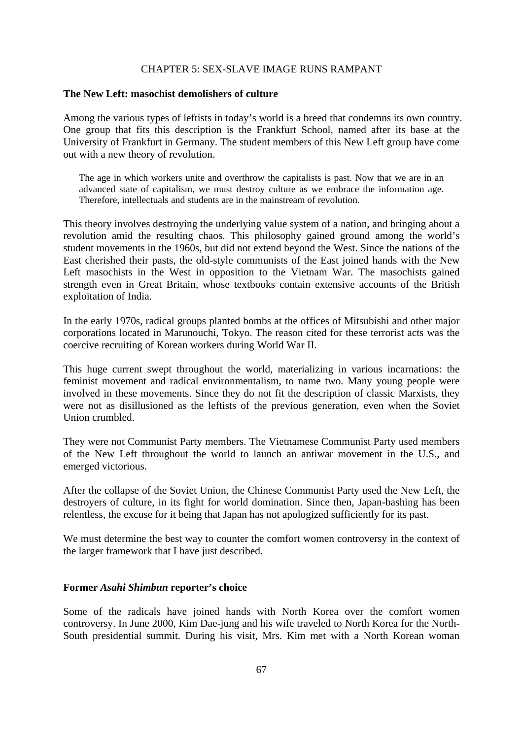CHAPTER 5: SEX-SLAVE IMAGE RUNS RAMPANT

### The New Left: masochist demolishers of culture

Among the various types of leftists in today's world is a breed that condemns its own country. One group that fits this description is the Frankfurt School, named after its base at the University of Frankfurt in Germany. The student members of this New Left group have come out with a new theory of revolution.

> The age in which workers unite and overthrow the capitalists is past. Now that we are in an advanced state of capitalism, we must destroy culture as we embrace the information age. Therefore, intellectuals and students are in the mainstream of revolution.

This theory involves destroying the underlying value system of a nation, and bringing about a revolution amid the resulting chaos. This philosophy gained ground among the world's student movements in the 1960s, but did not extend beyond the West. Since the nations of the East cherished their pasts, the old-style communists of the East joined hands with the New Left masochists in the West in opposition to the Vietnam War. The masochists gained strength even in Great Britain, whose textbooks contain extensive accounts of the British exploitation of India.

In the early 1970s, radical groups planted bombs at the offices of Mitsubishi and other major corporations located in Marunouchi, Tokyo. The reason cited for these terrorist acts was the coercive recruiting of Korean workers during World War II.

This huge current swept throughout the world, materializing in various incarnations: the feminist movement and radical environmentalism, to name two. Many young people were involved in these movements. Since they do not fit the description of classic Marxists, they were not as disillusioned as the leftists of the previous generation, even when the Soviet Union crumbled.

They were not Communist Party members. The Vietnamese Communist Party used members of the New Left throughout the world to launch an antiwar movement in the U.S., and emerged victorious.

After the collapse of the Soviet Union, the Chinese Communist Party used the New Left, the destroyers of culture, in its fight for world domination. Since then, Japan-bashing has been relentless, the excuse for it being that Japan has not apologized sufficiently for its past.

We must determine the best way to counter the comfort women controversy in the context of the larger framework that I have just described.

### Former *Asahi Shimbun* reporter's choice

Some of the radicals have joined hands with North Korea over the comfort women controversy. In June 2000, Kim Dae-jung and his wife traveled to North Korea for the North-South presidential summit. During his visit, Mrs. Kim met with a North Korean woman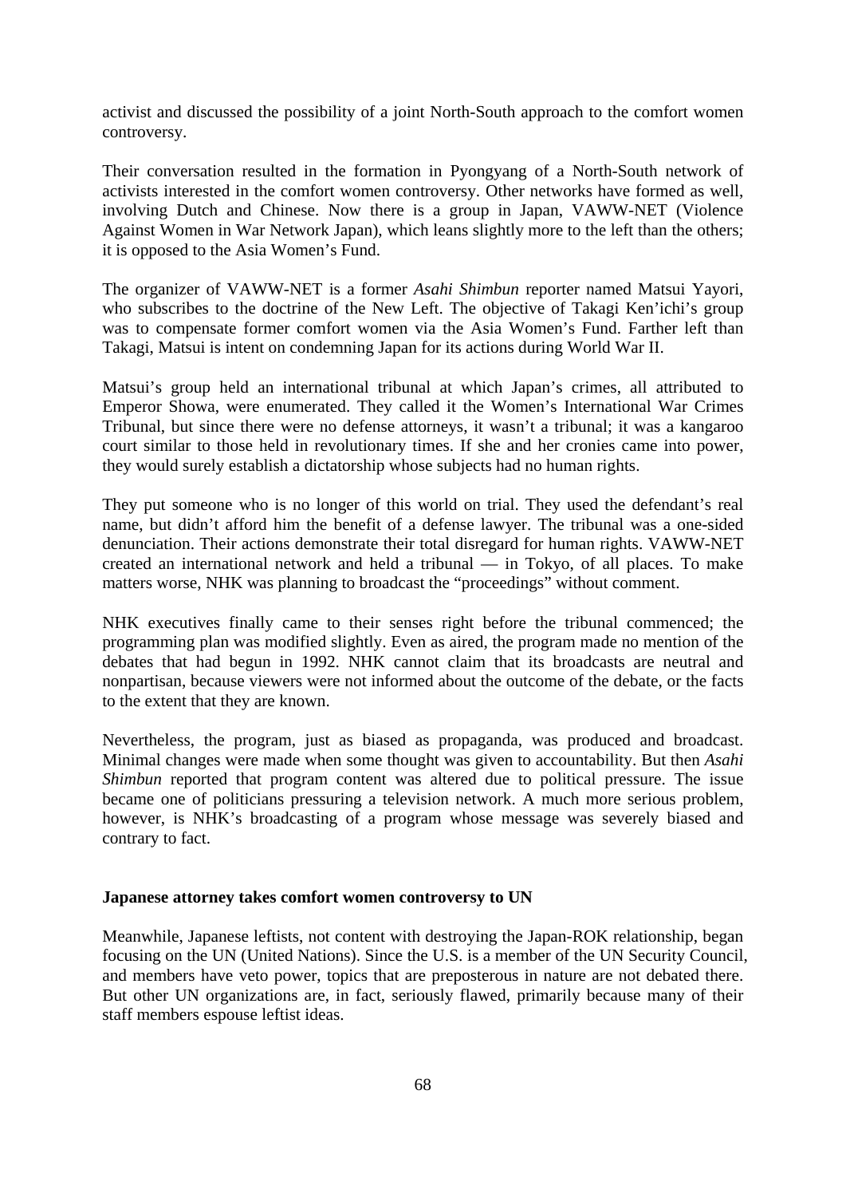activist and discussed the possibility of a joint North-South approach to the comfort women controversy.

Their conversation resulted in the formation in Pyongyang of a North-South network of activists interested in the comfort women controversy. Other networks have formed as well, involving Dutch and Chinese. Now there is a group in Japan, VAWW-NET (Violence Against Women in War Network Japan), which leans slightly more to the left than the others; it is opposed to the Asia Women's Fund.

The organizer of VAWW-NET is a former *Asahi Shimbun* reporter named Matsui Yayori, who subscribes to the doctrine of the New Left. The objective of Takagi Ken'ichi's group was to compensate former comfort women via the Asia Women's Fund. Farther left than Takagi, Matsui is intent on condemning Japan for its actions during World War II.

Matsui's group held an international tribunal at which Japan's crimes, all attributed to Emperor Showa, were enumerated. They called it the Women's International War Crimes Tribunal, but since there were no defense attorneys, it wasn't a tribunal; it was a kangaroo court similar to those held in revolutionary times. If she and her cronies came into power, they would surely establish a dictatorship whose subjects had no human rights.

They put someone who is no longer of this world on trial. They used the defendant's real name, but didn't afford him the benefit of a defense lawyer. The tribunal was a one-sided denunciation. Their actions demonstrate their total disregard for human rights. VAWW-NET created an international network and held a tribunal — in Tokyo, of all places. To make matters worse, NHK was planning to broadcast the "proceedings" without comment.

NHK executives finally came to their senses right before the tribunal commenced; the programming plan was modified slightly. Even as aired, the program made no mention of the debates that had begun in 1992. NHK cannot claim that its broadcasts are neutral and nonpartisan, because viewers were not informed about the outcome of the debate, or the facts to the extent that they are known.

Nevertheless, the program, just as biased as propaganda, was produced and broadcast. Minimal changes were made when some thought was given to accountability. But then *Asahi Shimbun* reported that program content was altered due to political pressure. The issue became one of politicians pressuring a television network. A much more serious problem, however, is NHK's broadcasting of a program whose message was severely biased and contrary to fact.

**Japanese attorney takes comfort women controversy to UN**

Meanwhile, Japanese leftists, not content with destroying the Japan-ROK relationship, began focusing on the UN (United Nations). Since the U.S. is a member of the UN Security Council, and members have veto power, topics that are preposterous in nature are not debated there. But other UN organizations are, in fact, seriously flawed, primarily because many of their staff members espouse leftist ideas.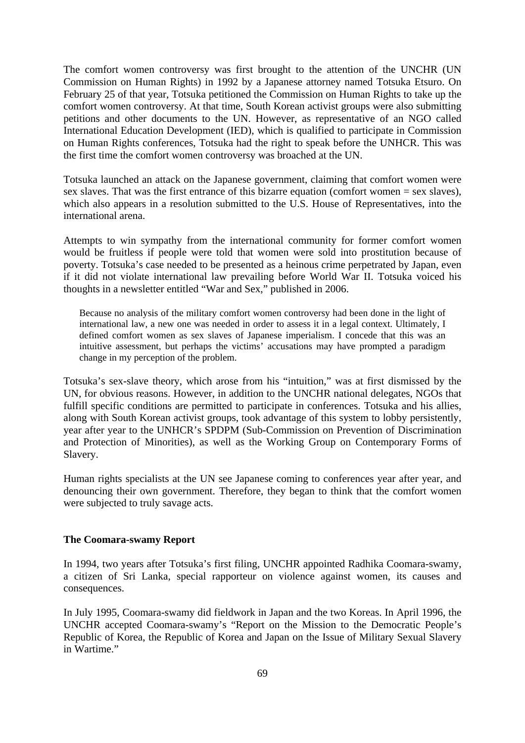The comfort women controversy was first brought to the attention of the UNCHR (UN Commission on Human Rights) in 1992 by a Japanese attorney named Totsuka Etsuro. On February 25 of that year, Totsuka petitioned the Commission on Human Rights to take up the comfort women controversy. At that time, South Korean activist groups were also submitting petitions and other documents to the UN. However, as representative of an NGO called International Education Development (IED), which is qualified to participate in Commission on Human Rights conferences, Totsuka had the right to speak before the UNHCR. This was the first time the comfort women controversy was broached at the UN.

Totsuka launched an attack on the Japanese government, claiming that comfort women were sex slaves. That was the first entrance of this bizarre equation (comfort women = sex slaves), which also appears in a resolution submitted to the U.S. House of Representatives, into the international arena.

Attempts to win sympathy from the international community for former comfort women would be fruitless if people were told that women were sold into prostitution because of poverty. Totsuka's case needed to be presented as a heinous crime perpetrated by Japan, even if it did not violate international law prevailing before World War II. Totsuka voiced his thoughts in a newsletter entitled "War and Sex," published in 2006.

> Because no analysis of the military comfort women controversy had been done in the light of international law, a new one was needed in order to assess it in a legal context. Ultimately, I defined comfort women as sex slaves of Japanese imperialism. I concede that this was an intuitive assessment, but perhaps the victims' accusations may have prompted a paradigm change in my perception of the problem.

Totsuka's sex-slave theory, which arose from his "intuition," was at first dismissed by the UN, for obvious reasons. However, in addition to the UNCHR national delegates, NGOs that fulfill specific conditions are permitted to participate in conferences. Totsuka and his allies, along with South Korean activist groups, took advantage of this system to lobby persistently, year after year to the UNHCR's SPDPM (Sub-Commission on Prevention of Discrimination and Protection of Minorities), as well as the Working Group on Contemporary Forms of Slavery.

Human rights specialists at the UN see Japanese coming to conferences year after year, and denouncing their own government. Therefore, they began to think that the comfort women were subjected to truly savage acts.

**The Coomara-swamy Report**

In 1994, two years after Totsuka's first filing, UNCHR appointed Radhika Coomara-swamy, a citizen of Sri Lanka, special rapporteur on violence against women, its causes and consequences.

In July 1995, Coomara-swamy did fieldwork in Japan and the two Koreas. In April 1996, the UNCHR accepted Coomara-swamy's "Report on the Mission to the Democratic People's Republic of Korea, the Republic of Korea and Japan on the Issue of Military Sexual Slavery in Wartime."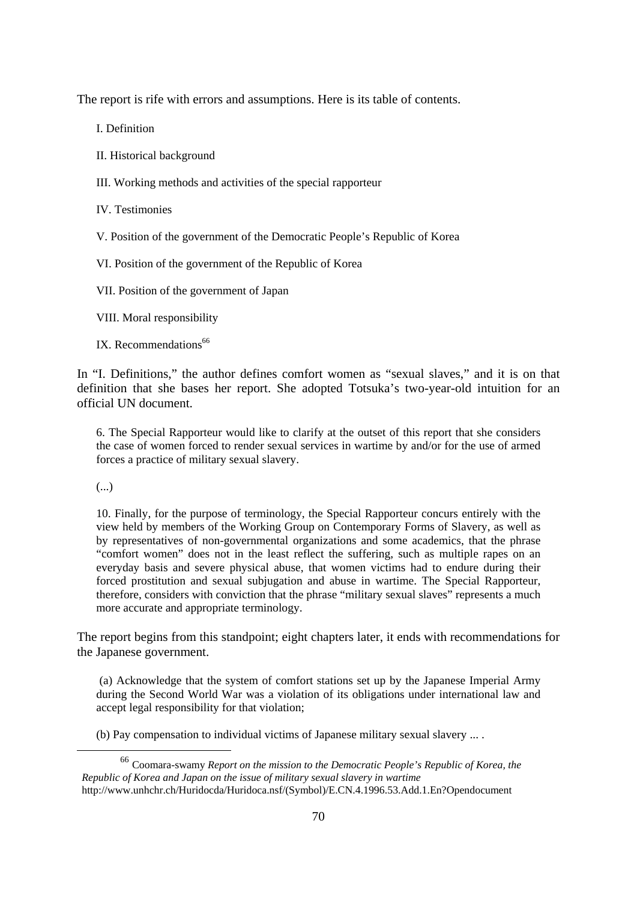The report is rife with errors and assumptions. Here is its table of contents.

I. Definition

II. Historical background

III. Working methods and activities of the special rapporteur

IV. Testimonies

V. Position of the government of the Democratic People's Republic of Korea

VI. Position of the government of the Republic of Korea

VII. Position of the government of Japan

VIII. Moral responsibility

IX. Recommendations[66]

In "I. Definitions," the author defines comfort women as "sexual slaves," and it is on that definition that she bases her report. She adopted Totsuka's two-year-old intuition for an official UN document.

> 6. The Special Rapporteur would like to clarify at the outset of this report that she considers the case of women forced to render sexual services in wartime by and/or for the use of armed forces a practice of military sexual slavery.
>
> (...)
>
> 10. Finally, for the purpose of terminology, the Special Rapporteur concurs entirely with the view held by members of the Working Group on Contemporary Forms of Slavery, as well as by representatives of non-governmental organizations and some academics, that the phrase "comfort women" does not in the least reflect the suffering, such as multiple rapes on an everyday basis and severe physical abuse, that women victims had to endure during their forced prostitution and sexual subjugation and abuse in wartime. The Special Rapporteur, therefore, considers with conviction that the phrase "military sexual slaves" represents a much more accurate and appropriate terminology.

The report begins from this standpoint; eight chapters later, it ends with recommendations for the Japanese government.

> (a) Acknowledge that the system of comfort stations set up by the Japanese Imperial Army during the Second World War was a violation of its obligations under international law and accept legal responsibility for that violation;
>
> (b) Pay compensation to individual victims of Japanese military sexual slavery ... .

---

[66] Coomara-swamy *Report on the mission to the Democratic People's Republic of Korea, the Republic of Korea and Japan on the issue of military sexual slavery in wartime* http://www.unhchr.ch/Huridocda/Huridoca.nsf/(Symbol)/E.CN.4.1996.53.Add.1.En?Opendocument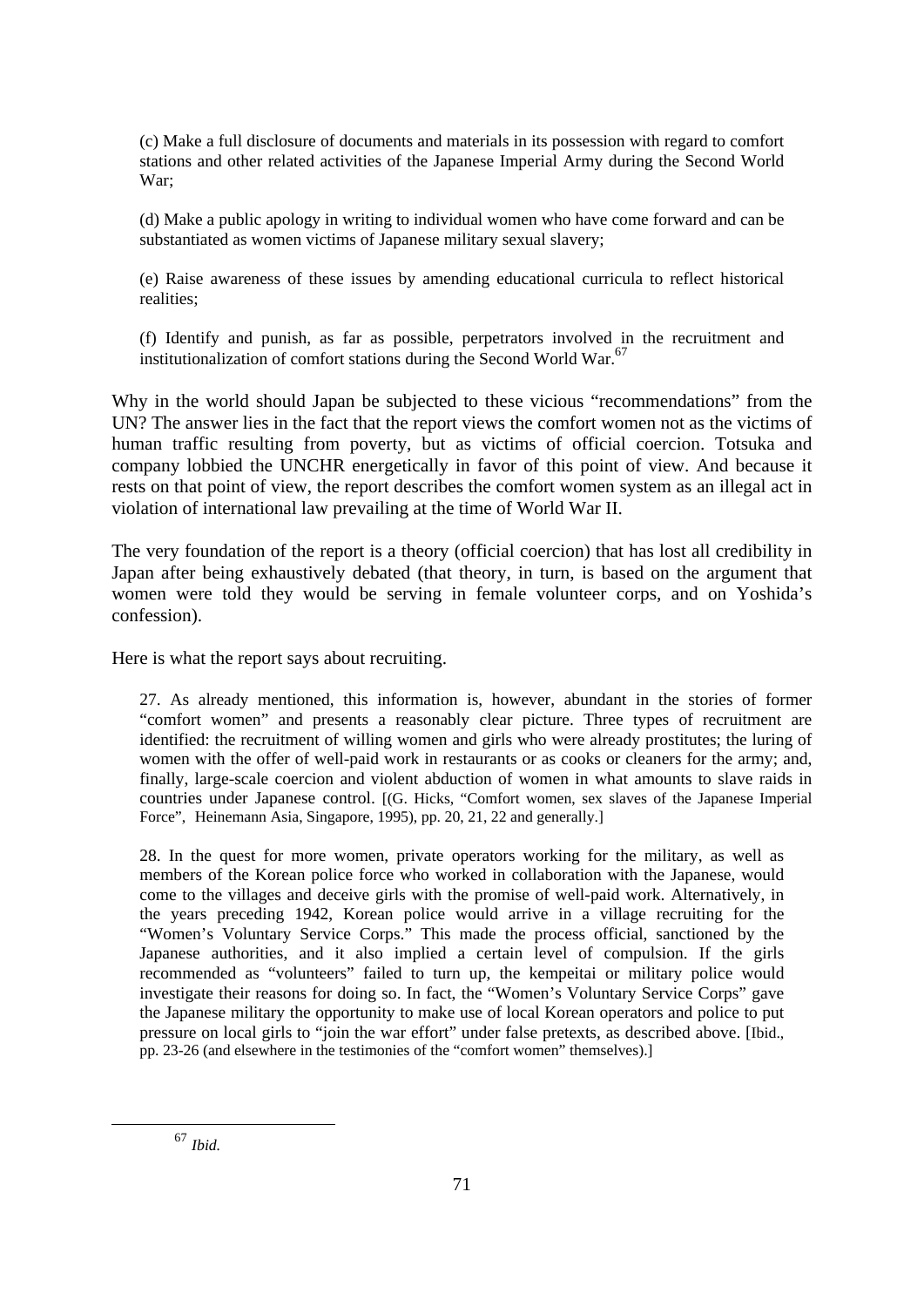> (c) Make a full disclosure of documents and materials in its possession with regard to comfort stations and other related activities of the Japanese Imperial Army during the Second World War;
>
> (d) Make a public apology in writing to individual women who have come forward and can be substantiated as women victims of Japanese military sexual slavery;
>
> (e) Raise awareness of these issues by amending educational curricula to reflect historical realities;
>
> (f) Identify and punish, as far as possible, perpetrators involved in the recruitment and institutionalization of comfort stations during the Second World War.[67]

Why in the world should Japan be subjected to these vicious "recommendations" from the UN? The answer lies in the fact that the report views the comfort women not as the victims of human traffic resulting from poverty, but as victims of official coercion. Totsuka and company lobbied the UNCHR energetically in favor of this point of view. And because it rests on that point of view, the report describes the comfort women system as an illegal act in violation of international law prevailing at the time of World War II.

The very foundation of the report is a theory (official coercion) that has lost all credibility in Japan after being exhaustively debated (that theory, in turn, is based on the argument that women were told they would be serving in female volunteer corps, and on Yoshida's confession).

Here is what the report says about recruiting.

> 27. As already mentioned, this information is, however, abundant in the stories of former "comfort women" and presents a reasonably clear picture. Three types of recruitment are identified: the recruitment of willing women and girls who were already prostitutes; the luring of women with the offer of well-paid work in restaurants or as cooks or cleaners for the army; and, finally, large-scale coercion and violent abduction of women in what amounts to slave raids in countries under Japanese control. [(G. Hicks, "Comfort women, sex slaves of the Japanese Imperial Force", Heinemann Asia, Singapore, 1995), pp. 20, 21, 22 and generally.]
>
> 28. In the quest for more women, private operators working for the military, as well as members of the Korean police force who worked in collaboration with the Japanese, would come to the villages and deceive girls with the promise of well-paid work. Alternatively, in the years preceding 1942, Korean police would arrive in a village recruiting for the "Women's Voluntary Service Corps." This made the process official, sanctioned by the Japanese authorities, and it also implied a certain level of compulsion. If the girls recommended as "volunteers" failed to turn up, the kempeitai or military police would investigate their reasons for doing so. In fact, the "Women's Voluntary Service Corps" gave the Japanese military the opportunity to make use of local Korean operators and police to put pressure on local girls to "join the war effort" under false pretexts, as described above. [Ibid., pp. 23-26 (and elsewhere in the testimonies of the "comfort women" themselves).]

---

[67] *Ibid.*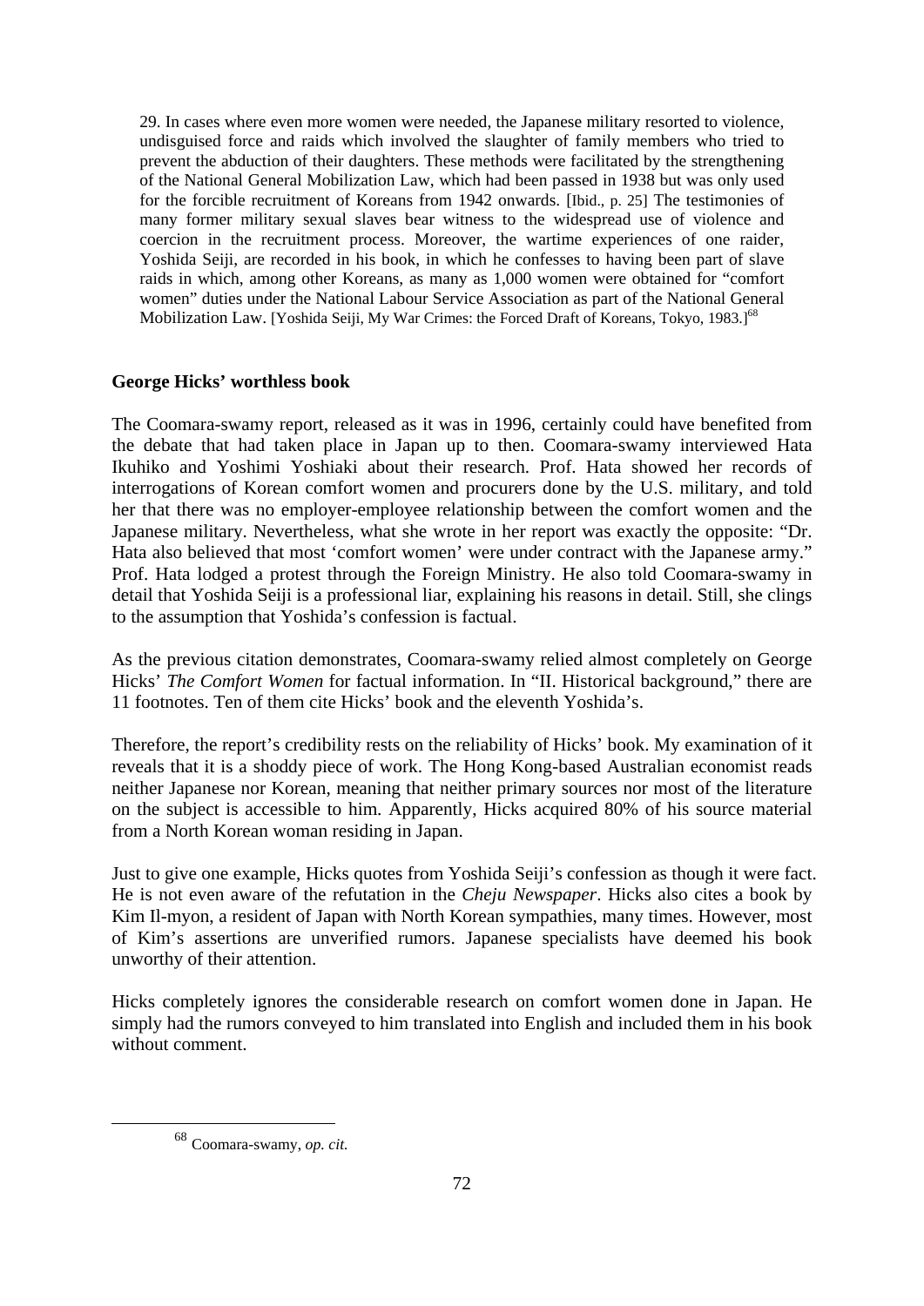29. In cases where even more women were needed, the Japanese military resorted to violence, undisguised force and raids which involved the slaughter of family members who tried to prevent the abduction of their daughters. These methods were facilitated by the strengthening of the National General Mobilization Law, which had been passed in 1938 but was only used for the forcible recruitment of Koreans from 1942 onwards. [Ibid., p. 25] The testimonies of many former military sexual slaves bear witness to the widespread use of violence and coercion in the recruitment process. Moreover, the wartime experiences of one raider, Yoshida Seiji, are recorded in his book, in which he confesses to having been part of slave raids in which, among other Koreans, as many as 1,000 women were obtained for "comfort women" duties under the National Labour Service Association as part of the National General Mobilization Law. [Yoshida Seiji, My War Crimes: the Forced Draft of Koreans, Tokyo, 1983.][68]

**George Hicks' worthless book**

The Coomara-swamy report, released as it was in 1996, certainly could have benefited from the debate that had taken place in Japan up to then. Coomara-swamy interviewed Hata Ikuhiko and Yoshimi Yoshiaki about their research. Prof. Hata showed her records of interrogations of Korean comfort women and procurers done by the U.S. military, and told her that there was no employer-employee relationship between the comfort women and the Japanese military. Nevertheless, what she wrote in her report was exactly the opposite: "Dr. Hata also believed that most 'comfort women' were under contract with the Japanese army." Prof. Hata lodged a protest through the Foreign Ministry. He also told Coomara-swamy in detail that Yoshida Seiji is a professional liar, explaining his reasons in detail. Still, she clings to the assumption that Yoshida's confession is factual.

As the previous citation demonstrates, Coomara-swamy relied almost completely on George Hicks' *The Comfort Women* for factual information. In "II. Historical background," there are 11 footnotes. Ten of them cite Hicks' book and the eleventh Yoshida's.

Therefore, the report's credibility rests on the reliability of Hicks' book. My examination of it reveals that it is a shoddy piece of work. The Hong Kong-based Australian economist reads neither Japanese nor Korean, meaning that neither primary sources nor most of the literature on the subject is accessible to him. Apparently, Hicks acquired 80% of his source material from a North Korean woman residing in Japan.

Just to give one example, Hicks quotes from Yoshida Seiji's confession as though it were fact. He is not even aware of the refutation in the *Cheju Newspaper*. Hicks also cites a book by Kim Il-myon, a resident of Japan with North Korean sympathies, many times. However, most of Kim's assertions are unverified rumors. Japanese specialists have deemed his book unworthy of their attention.

Hicks completely ignores the considerable research on comfort women done in Japan. He simply had the rumors conveyed to him translated into English and included them in his book without comment.

[68] Coomara-swamy, *op. cit.*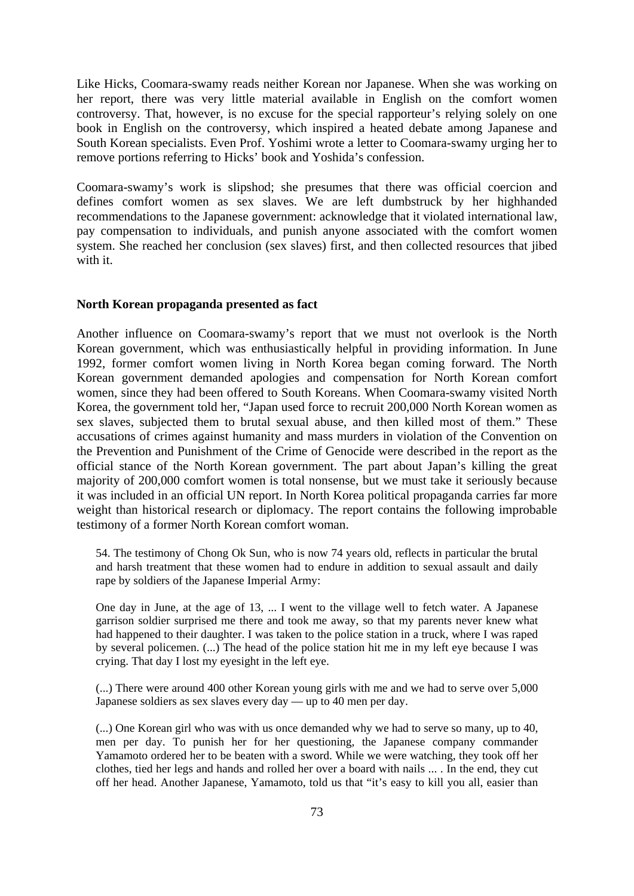Like Hicks, Coomara-swamy reads neither Korean nor Japanese. When she was working on her report, there was very little material available in English on the comfort women controversy. That, however, is no excuse for the special rapporteur's relying solely on one book in English on the controversy, which inspired a heated debate among Japanese and South Korean specialists. Even Prof. Yoshimi wrote a letter to Coomara-swamy urging her to remove portions referring to Hicks' book and Yoshida's confession.

Coomara-swamy's work is slipshod; she presumes that there was official coercion and defines comfort women as sex slaves. We are left dumbstruck by her highhanded recommendations to the Japanese government: acknowledge that it violated international law, pay compensation to individuals, and punish anyone associated with the comfort women system. She reached her conclusion (sex slaves) first, and then collected resources that jibed with it.

**North Korean propaganda presented as fact**

Another influence on Coomara-swamy's report that we must not overlook is the North Korean government, which was enthusiastically helpful in providing information. In June 1992, former comfort women living in North Korea began coming forward. The North Korean government demanded apologies and compensation for North Korean comfort women, since they had been offered to South Koreans. When Coomara-swamy visited North Korea, the government told her, "Japan used force to recruit 200,000 North Korean women as sex slaves, subjected them to brutal sexual abuse, and then killed most of them." These accusations of crimes against humanity and mass murders in violation of the Convention on the Prevention and Punishment of the Crime of Genocide were described in the report as the official stance of the North Korean government. The part about Japan's killing the great majority of 200,000 comfort women is total nonsense, but we must take it seriously because it was included in an official UN report. In North Korea political propaganda carries far more weight than historical research or diplomacy. The report contains the following improbable testimony of a former North Korean comfort woman.

> 54. The testimony of Chong Ok Sun, who is now 74 years old, reflects in particular the brutal and harsh treatment that these women had to endure in addition to sexual assault and daily rape by soldiers of the Japanese Imperial Army:
>
> One day in June, at the age of 13, ... I went to the village well to fetch water. A Japanese garrison soldier surprised me there and took me away, so that my parents never knew what had happened to their daughter. I was taken to the police station in a truck, where I was raped by several policemen. (...) The head of the police station hit me in my left eye because I was crying. That day I lost my eyesight in the left eye.
>
> (...) There were around 400 other Korean young girls with me and we had to serve over 5,000 Japanese soldiers as sex slaves every day — up to 40 men per day.
>
> (...) One Korean girl who was with us once demanded why we had to serve so many, up to 40, men per day. To punish her for her questioning, the Japanese company commander Yamamoto ordered her to be beaten with a sword. While we were watching, they took off her clothes, tied her legs and hands and rolled her over a board with nails ... . In the end, they cut off her head. Another Japanese, Yamamoto, told us that "it's easy to kill you all, easier than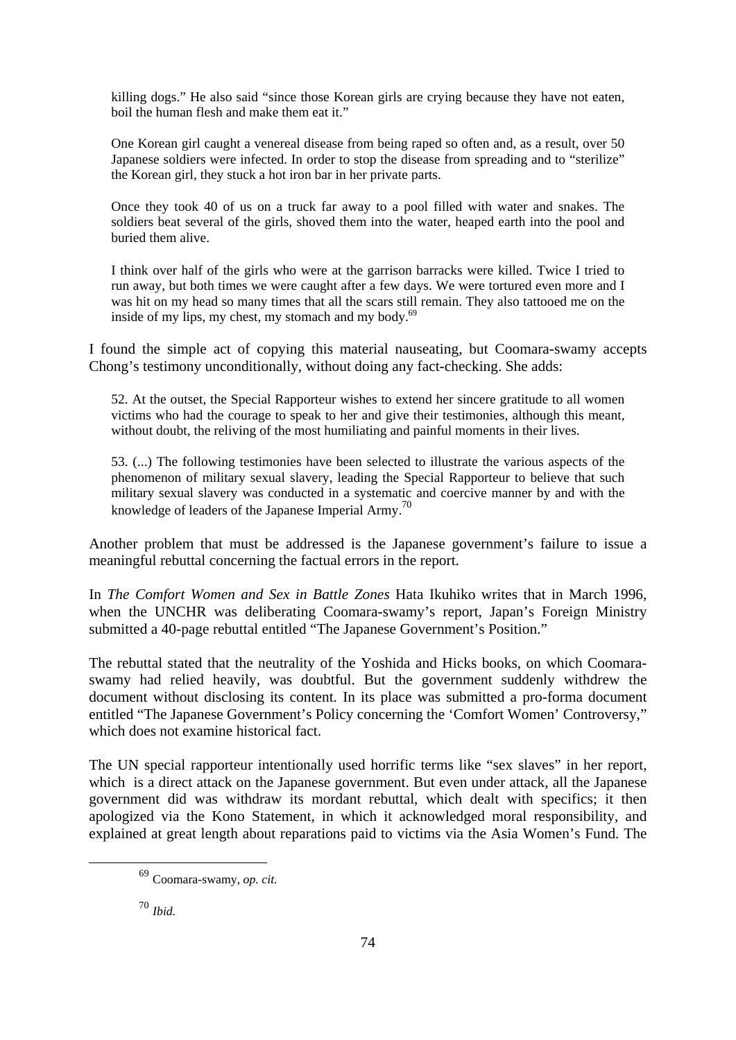> killing dogs." He also said "since those Korean girls are crying because they have not eaten, boil the human flesh and make them eat it."
>
> One Korean girl caught a venereal disease from being raped so often and, as a result, over 50 Japanese soldiers were infected. In order to stop the disease from spreading and to "sterilize" the Korean girl, they stuck a hot iron bar in her private parts.
>
> Once they took 40 of us on a truck far away to a pool filled with water and snakes. The soldiers beat several of the girls, shoved them into the water, heaped earth into the pool and buried them alive.
>
> I think over half of the girls who were at the garrison barracks were killed. Twice I tried to run away, but both times we were caught after a few days. We were tortured even more and I was hit on my head so many times that all the scars still remain. They also tattooed me on the inside of my lips, my chest, my stomach and my body.[69]

I found the simple act of copying this material nauseating, but Coomara-swamy accepts Chong's testimony unconditionally, without doing any fact-checking. She adds:

> 52. At the outset, the Special Rapporteur wishes to extend her sincere gratitude to all women victims who had the courage to speak to her and give their testimonies, although this meant, without doubt, the reliving of the most humiliating and painful moments in their lives.
>
> 53. (...) The following testimonies have been selected to illustrate the various aspects of the phenomenon of military sexual slavery, leading the Special Rapporteur to believe that such military sexual slavery was conducted in a systematic and coercive manner by and with the knowledge of leaders of the Japanese Imperial Army.[70]

Another problem that must be addressed is the Japanese government's failure to issue a meaningful rebuttal concerning the factual errors in the report.

In *The Comfort Women and Sex in Battle Zones* Hata Ikuhiko writes that in March 1996, when the UNCHR was deliberating Coomara-swamy's report, Japan's Foreign Ministry submitted a 40-page rebuttal entitled "The Japanese Government's Position."

The rebuttal stated that the neutrality of the Yoshida and Hicks books, on which Coomara-swamy had relied heavily, was doubtful. But the government suddenly withdrew the document without disclosing its content. In its place was submitted a pro-forma document entitled "The Japanese Government's Policy concerning the 'Comfort Women' Controversy," which does not examine historical fact.

The UN special rapporteur intentionally used horrific terms like "sex slaves" in her report, which is a direct attack on the Japanese government. But even under attack, all the Japanese government did was withdraw its mordant rebuttal, which dealt with specifics; it then apologized via the Kono Statement, in which it acknowledged moral responsibility, and explained at great length about reparations paid to victims via the Asia Women's Fund. The

---

[69] Coomara-swamy, *op. cit.*

[70] *Ibid.*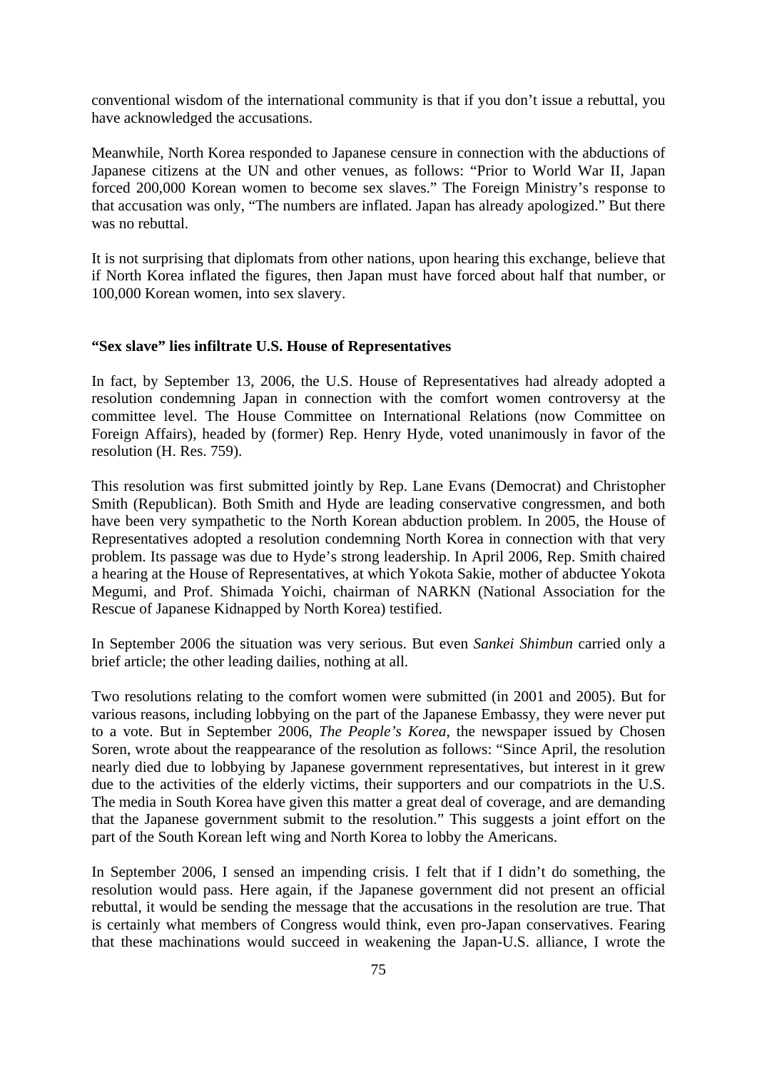conventional wisdom of the international community is that if you don't issue a rebuttal, you have acknowledged the accusations.

Meanwhile, North Korea responded to Japanese censure in connection with the abductions of Japanese citizens at the UN and other venues, as follows: "Prior to World War II, Japan forced 200,000 Korean women to become sex slaves." The Foreign Ministry's response to that accusation was only, "The numbers are inflated. Japan has already apologized." But there was no rebuttal.

It is not surprising that diplomats from other nations, upon hearing this exchange, believe that if North Korea inflated the figures, then Japan must have forced about half that number, or 100,000 Korean women, into sex slavery.

**"Sex slave" lies infiltrate U.S. House of Representatives**

In fact, by September 13, 2006, the U.S. House of Representatives had already adopted a resolution condemning Japan in connection with the comfort women controversy at the committee level. The House Committee on International Relations (now Committee on Foreign Affairs), headed by (former) Rep. Henry Hyde, voted unanimously in favor of the resolution (H. Res. 759).

This resolution was first submitted jointly by Rep. Lane Evans (Democrat) and Christopher Smith (Republican). Both Smith and Hyde are leading conservative congressmen, and both have been very sympathetic to the North Korean abduction problem. In 2005, the House of Representatives adopted a resolution condemning North Korea in connection with that very problem. Its passage was due to Hyde's strong leadership. In April 2006, Rep. Smith chaired a hearing at the House of Representatives, at which Yokota Sakie, mother of abductee Yokota Megumi, and Prof. Shimada Yoichi, chairman of NARKN (National Association for the Rescue of Japanese Kidnapped by North Korea) testified.

In September 2006 the situation was very serious. But even *Sankei Shimbun* carried only a brief article; the other leading dailies, nothing at all.

Two resolutions relating to the comfort women were submitted (in 2001 and 2005). But for various reasons, including lobbying on the part of the Japanese Embassy, they were never put to a vote. But in September 2006, *The People's Korea*, the newspaper issued by Chosen Soren, wrote about the reappearance of the resolution as follows: "Since April, the resolution nearly died due to lobbying by Japanese government representatives, but interest in it grew due to the activities of the elderly victims, their supporters and our compatriots in the U.S. The media in South Korea have given this matter a great deal of coverage, and are demanding that the Japanese government submit to the resolution." This suggests a joint effort on the part of the South Korean left wing and North Korea to lobby the Americans.

In September 2006, I sensed an impending crisis. I felt that if I didn't do something, the resolution would pass. Here again, if the Japanese government did not present an official rebuttal, it would be sending the message that the accusations in the resolution are true. That is certainly what members of Congress would think, even pro-Japan conservatives. Fearing that these machinations would succeed in weakening the Japan-U.S. alliance, I wrote the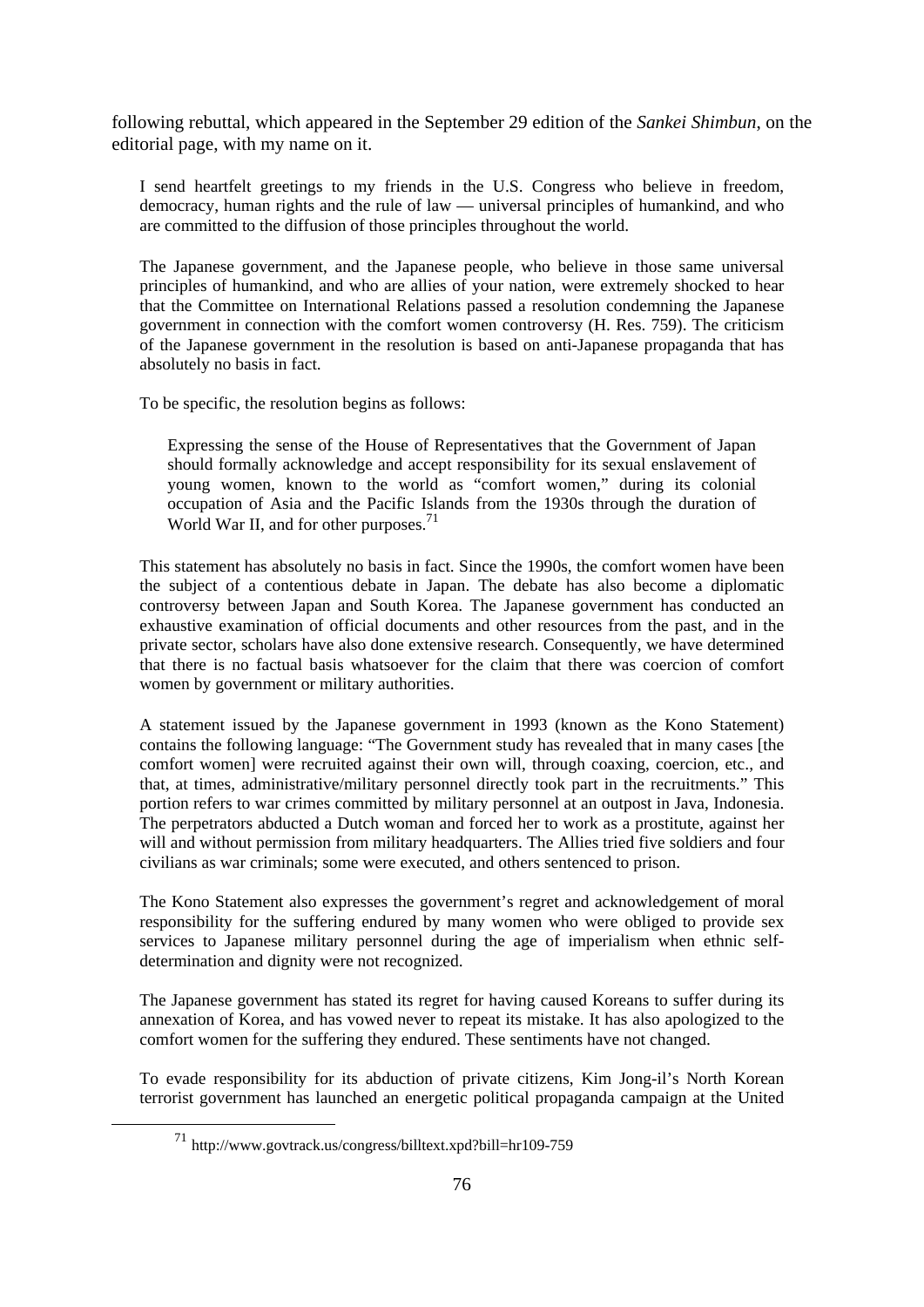following rebuttal, which appeared in the September 29 edition of the *Sankei Shimbun*, on the editorial page, with my name on it.

> I send heartfelt greetings to my friends in the U.S. Congress who believe in freedom, democracy, human rights and the rule of law — universal principles of humankind, and who are committed to the diffusion of those principles throughout the world.
>
> The Japanese government, and the Japanese people, who believe in those same universal principles of humankind, and who are allies of your nation, were extremely shocked to hear that the Committee on International Relations passed a resolution condemning the Japanese government in connection with the comfort women controversy (H. Res. 759). The criticism of the Japanese government in the resolution is based on anti-Japanese propaganda that has absolutely no basis in fact.
>
> To be specific, the resolution begins as follows:
>
> > Expressing the sense of the House of Representatives that the Government of Japan should formally acknowledge and accept responsibility for its sexual enslavement of young women, known to the world as "comfort women," during its colonial occupation of Asia and the Pacific Islands from the 1930s through the duration of World War II, and for other purposes.[71]
>
> This statement has absolutely no basis in fact. Since the 1990s, the comfort women have been the subject of a contentious debate in Japan. The debate has also become a diplomatic controversy between Japan and South Korea. The Japanese government has conducted an exhaustive examination of official documents and other resources from the past, and in the private sector, scholars have also done extensive research. Consequently, we have determined that there is no factual basis whatsoever for the claim that there was coercion of comfort women by government or military authorities.
>
> A statement issued by the Japanese government in 1993 (known as the Kono Statement) contains the following language: "The Government study has revealed that in many cases [the comfort women] were recruited against their own will, through coaxing, coercion, etc., and that, at times, administrative/military personnel directly took part in the recruitments." This portion refers to war crimes committed by military personnel at an outpost in Java, Indonesia. The perpetrators abducted a Dutch woman and forced her to work as a prostitute, against her will and without permission from military headquarters. The Allies tried five soldiers and four civilians as war criminals; some were executed, and others sentenced to prison.
>
> The Kono Statement also expresses the government's regret and acknowledgement of moral responsibility for the suffering endured by many women who were obliged to provide sex services to Japanese military personnel during the age of imperialism when ethnic self-determination and dignity were not recognized.
>
> The Japanese government has stated its regret for having caused Koreans to suffer during its annexation of Korea, and has vowed never to repeat its mistake. It has also apologized to the comfort women for the suffering they endured. These sentiments have not changed.
>
> To evade responsibility for its abduction of private citizens, Kim Jong-il's North Korean terrorist government has launched an energetic political propaganda campaign at the United

[71] http://www.govtrack.us/congress/billtext.xpd?bill=hr109-759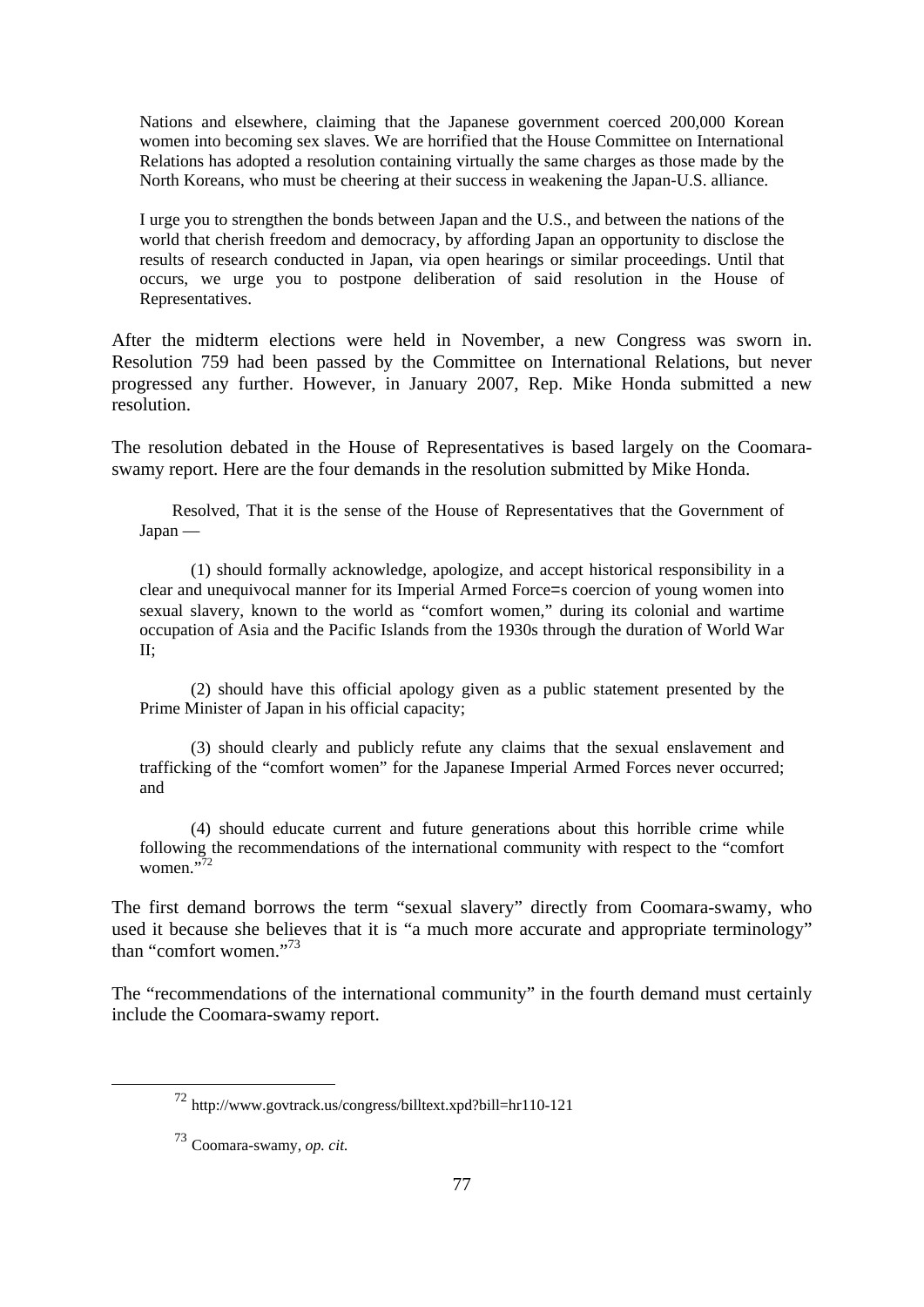> Nations and elsewhere, claiming that the Japanese government coerced 200,000 Korean women into becoming sex slaves. We are horrified that the House Committee on International Relations has adopted a resolution containing virtually the same charges as those made by the North Koreans, who must be cheering at their success in weakening the Japan-U.S. alliance.
>
> I urge you to strengthen the bonds between Japan and the U.S., and between the nations of the world that cherish freedom and democracy, by affording Japan an opportunity to disclose the results of research conducted in Japan, via open hearings or similar proceedings. Until that occurs, we urge you to postpone deliberation of said resolution in the House of Representatives.

After the midterm elections were held in November, a new Congress was sworn in. Resolution 759 had been passed by the Committee on International Relations, but never progressed any further. However, in January 2007, Rep. Mike Honda submitted a new resolution.

The resolution debated in the House of Representatives is based largely on the Coomara-swamy report. Here are the four demands in the resolution submitted by Mike Honda.

> Resolved, That it is the sense of the House of Representatives that the Government of Japan —
>
> (1) should formally acknowledge, apologize, and accept historical responsibility in a clear and unequivocal manner for its Imperial Armed Force=s coercion of young women into sexual slavery, known to the world as "comfort women," during its colonial and wartime occupation of Asia and the Pacific Islands from the 1930s through the duration of World War II;
>
> (2) should have this official apology given as a public statement presented by the Prime Minister of Japan in his official capacity;
>
> (3) should clearly and publicly refute any claims that the sexual enslavement and trafficking of the "comfort women" for the Japanese Imperial Armed Forces never occurred; and
>
> (4) should educate current and future generations about this horrible crime while following the recommendations of the international community with respect to the "comfort women."[72]

The first demand borrows the term "sexual slavery" directly from Coomara-swamy, who used it because she believes that it is "a much more accurate and appropriate terminology" than "comfort women."[73]

The "recommendations of the international community" in the fourth demand must certainly include the Coomara-swamy report.

[72] http://www.govtrack.us/congress/billtext.xpd?bill=hr110-121

[73] Coomara-swamy, *op. cit.*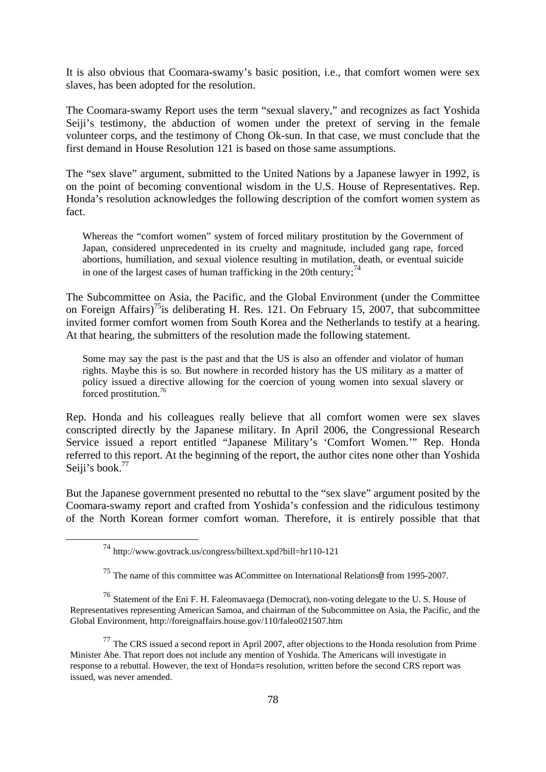It is also obvious that Coomara-swamy's basic position, i.e., that comfort women were sex slaves, has been adopted for the resolution.

The Coomara-swamy Report uses the term "sexual slavery," and recognizes as fact Yoshida Seiji's testimony, the abduction of women under the pretext of serving in the female volunteer corps, and the testimony of Chong Ok-sun. In that case, we must conclude that the first demand in House Resolution 121 is based on those same assumptions.

The "sex slave" argument, submitted to the United Nations by a Japanese lawyer in 1992, is on the point of becoming conventional wisdom in the U.S. House of Representatives. Rep. Honda's resolution acknowledges the following description of the comfort women system as fact.

> Whereas the "comfort women" system of forced military prostitution by the Government of Japan, considered unprecedented in its cruelty and magnitude, included gang rape, forced abortions, humiliation, and sexual violence resulting in mutilation, death, or eventual suicide in one of the largest cases of human trafficking in the 20th century;[74]

The Subcommittee on Asia, the Pacific, and the Global Environment (under the Committee on Foreign Affairs)[75]is deliberating H. Res. 121. On February 15, 2007, that subcommittee invited former comfort women from South Korea and the Netherlands to testify at a hearing. At that hearing, the submitters of the resolution made the following statement.

> Some may say the past is the past and that the US is also an offender and violator of human rights. Maybe this is so. But nowhere in recorded history has the US military as a matter of policy issued a directive allowing for the coercion of young women into sexual slavery or forced prostitution.[76]

Rep. Honda and his colleagues really believe that all comfort women were sex slaves conscripted directly by the Japanese military. In April 2006, the Congressional Research Service issued a report entitled "Japanese Military's 'Comfort Women.'" Rep. Honda referred to this report. At the beginning of the report, the author cites none other than Yoshida Seiji's book.[77]

But the Japanese government presented no rebuttal to the "sex slave" argument posited by the Coomara-swamy report and crafted from Yoshida's confession and the ridiculous testimony of the North Korean former comfort woman. Therefore, it is entirely possible that that

---

[74] http://www.govtrack.us/congress/billtext.xpd?bill=hr110-121

[75] The name of this committee was ACommittee on International Relations@ from 1995-2007.

[76] Statement of the Eni F. H. Faleomavaega (Democrat), non-voting delegate to the U. S. House of Representatives representing American Samoa, and chairman of the Subcommittee on Asia, the Pacific, and the Global Environment, http://foreignaffairs.house.gov/110/faleo021507.htm

[77] The CRS issued a second report in April 2007, after objections to the Honda resolution from Prime Minister Abe. That report does not include any mention of Yoshida. The Americans will investigate in response to a rebuttal. However, the text of Honda=s resolution, written before the second CRS report was issued, was never amended.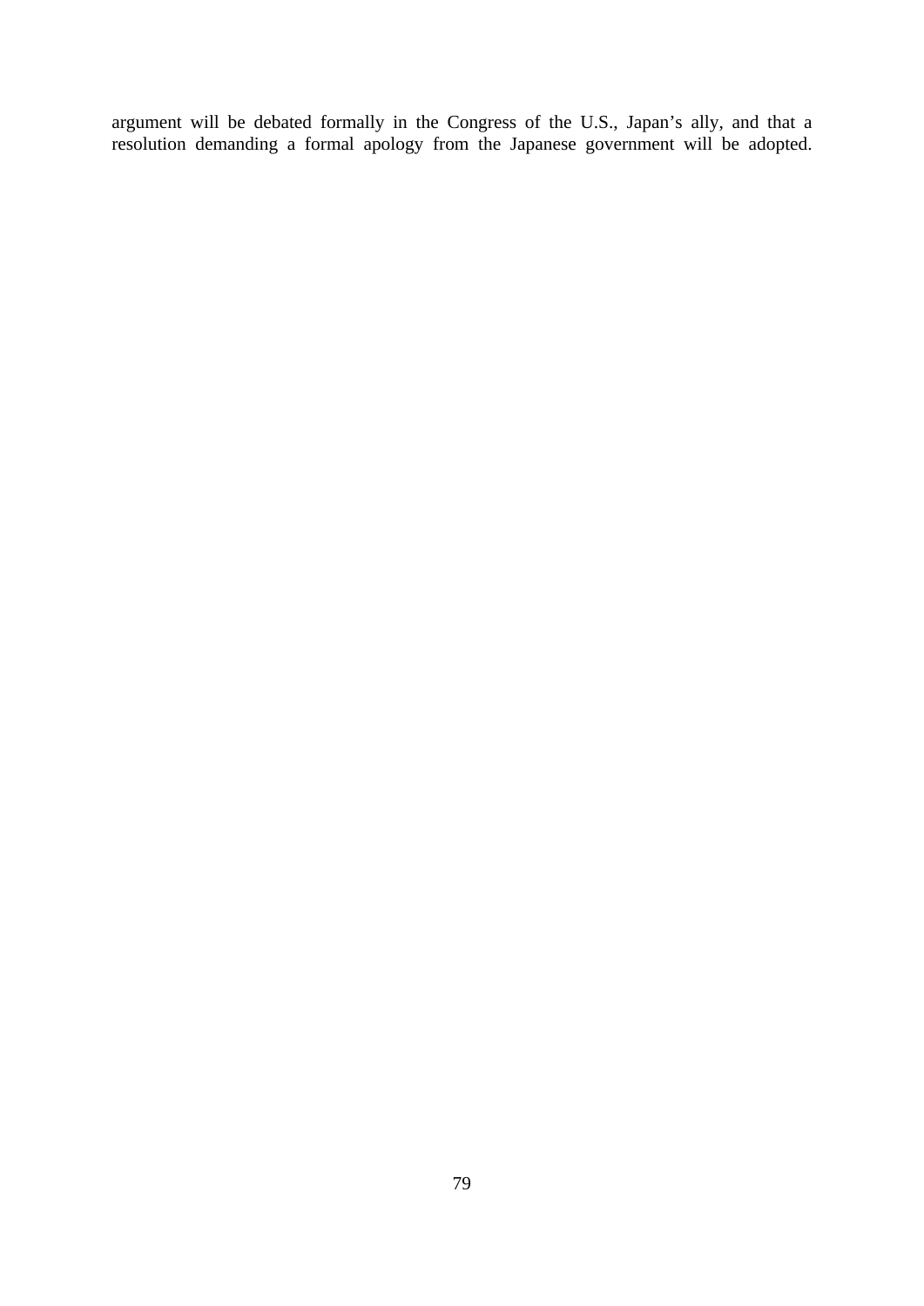argument will be debated formally in the Congress of the U.S., Japan’s ally, and that a resolution demanding a formal apology from the Japanese government will be adopted.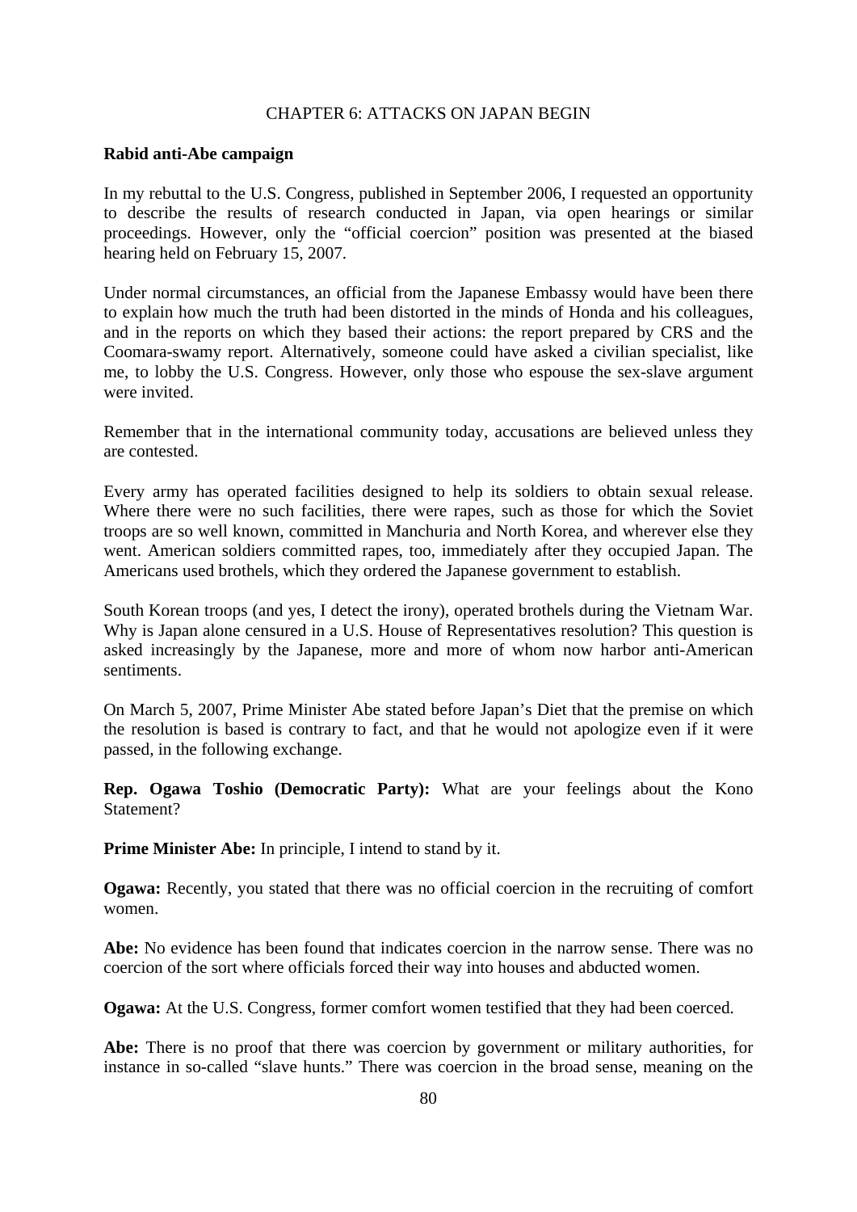# CHAPTER 6: ATTACKS ON JAPAN BEGIN

**Rabid anti-Abe campaign**

In my rebuttal to the U.S. Congress, published in September 2006, I requested an opportunity to describe the results of research conducted in Japan, via open hearings or similar proceedings. However, only the "official coercion" position was presented at the biased hearing held on February 15, 2007.

Under normal circumstances, an official from the Japanese Embassy would have been there to explain how much the truth had been distorted in the minds of Honda and his colleagues, and in the reports on which they based their actions: the report prepared by CRS and the Coomara-swamy report. Alternatively, someone could have asked a civilian specialist, like me, to lobby the U.S. Congress. However, only those who espouse the sex-slave argument were invited.

Remember that in the international community today, accusations are believed unless they are contested.

Every army has operated facilities designed to help its soldiers to obtain sexual release. Where there were no such facilities, there were rapes, such as those for which the Soviet troops are so well known, committed in Manchuria and North Korea, and wherever else they went. American soldiers committed rapes, too, immediately after they occupied Japan. The Americans used brothels, which they ordered the Japanese government to establish.

South Korean troops (and yes, I detect the irony), operated brothels during the Vietnam War. Why is Japan alone censured in a U.S. House of Representatives resolution? This question is asked increasingly by the Japanese, more and more of whom now harbor anti-American sentiments.

On March 5, 2007, Prime Minister Abe stated before Japan's Diet that the premise on which the resolution is based is contrary to fact, and that he would not apologize even if it were passed, in the following exchange.

**Rep. Ogawa Toshio (Democratic Party):** What are your feelings about the Kono Statement?

**Prime Minister Abe:** In principle, I intend to stand by it.

**Ogawa:** Recently, you stated that there was no official coercion in the recruiting of comfort women.

**Abe:** No evidence has been found that indicates coercion in the narrow sense. There was no coercion of the sort where officials forced their way into houses and abducted women.

**Ogawa:** At the U.S. Congress, former comfort women testified that they had been coerced.

**Abe:** There is no proof that there was coercion by government or military authorities, for instance in so-called "slave hunts." There was coercion in the broad sense, meaning on the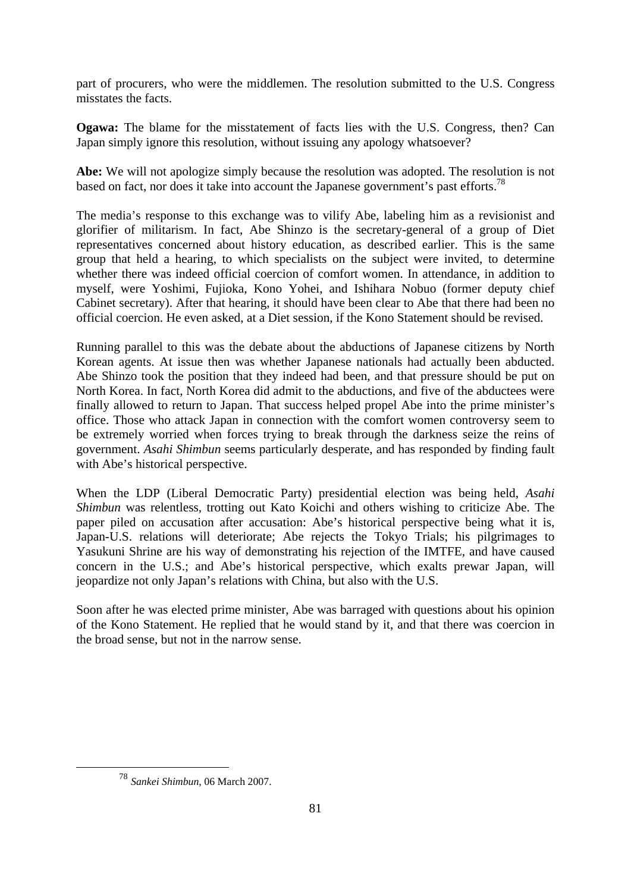part of procurers, who were the middlemen. The resolution submitted to the U.S. Congress misstates the facts.

**Ogawa:** The blame for the misstatement of facts lies with the U.S. Congress, then? Can Japan simply ignore this resolution, without issuing any apology whatsoever?

**Abe:** We will not apologize simply because the resolution was adopted. The resolution is not based on fact, nor does it take into account the Japanese government's past efforts.[78]

The media's response to this exchange was to vilify Abe, labeling him as a revisionist and glorifier of militarism. In fact, Abe Shinzo is the secretary-general of a group of Diet representatives concerned about history education, as described earlier. This is the same group that held a hearing, to which specialists on the subject were invited, to determine whether there was indeed official coercion of comfort women. In attendance, in addition to myself, were Yoshimi, Fujioka, Kono Yohei, and Ishihara Nobuo (former deputy chief Cabinet secretary). After that hearing, it should have been clear to Abe that there had been no official coercion. He even asked, at a Diet session, if the Kono Statement should be revised.

Running parallel to this was the debate about the abductions of Japanese citizens by North Korean agents. At issue then was whether Japanese nationals had actually been abducted. Abe Shinzo took the position that they indeed had been, and that pressure should be put on North Korea. In fact, North Korea did admit to the abductions, and five of the abductees were finally allowed to return to Japan. That success helped propel Abe into the prime minister's office. Those who attack Japan in connection with the comfort women controversy seem to be extremely worried when forces trying to break through the darkness seize the reins of government. *Asahi Shimbun* seems particularly desperate, and has responded by finding fault with Abe's historical perspective.

When the LDP (Liberal Democratic Party) presidential election was being held, *Asahi Shimbun* was relentless, trotting out Kato Koichi and others wishing to criticize Abe. The paper piled on accusation after accusation: Abe's historical perspective being what it is, Japan-U.S. relations will deteriorate; Abe rejects the Tokyo Trials; his pilgrimages to Yasukuni Shrine are his way of demonstrating his rejection of the IMTFE, and have caused concern in the U.S.; and Abe's historical perspective, which exalts prewar Japan, will jeopardize not only Japan's relations with China, but also with the U.S.

Soon after he was elected prime minister, Abe was barraged with questions about his opinion of the Kono Statement. He replied that he would stand by it, and that there was coercion in the broad sense, but not in the narrow sense.

---

[78] *Sankei Shimbun*, 06 March 2007.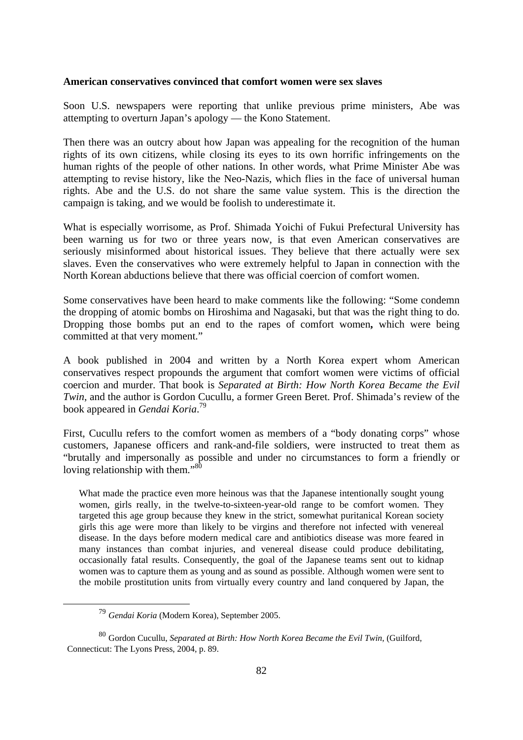**American conservatives convinced that comfort women were sex slaves**

Soon U.S. newspapers were reporting that unlike previous prime ministers, Abe was attempting to overturn Japan's apology — the Kono Statement.

Then there was an outcry about how Japan was appealing for the recognition of the human rights of its own citizens, while closing its eyes to its own horrific infringements on the human rights of the people of other nations. In other words, what Prime Minister Abe was attempting to revise history, like the Neo-Nazis, which flies in the face of universal human rights. Abe and the U.S. do not share the same value system. This is the direction the campaign is taking, and we would be foolish to underestimate it.

What is especially worrisome, as Prof. Shimada Yoichi of Fukui Prefectural University has been warning us for two or three years now, is that even American conservatives are seriously misinformed about historical issues. They believe that there actually were sex slaves. Even the conservatives who were extremely helpful to Japan in connection with the North Korean abductions believe that there was official coercion of comfort women.

Some conservatives have been heard to make comments like the following: "Some condemn the dropping of atomic bombs on Hiroshima and Nagasaki, but that was the right thing to do. Dropping those bombs put an end to the rapes of comfort women**,** which were being committed at that very moment."

A book published in 2004 and written by a North Korea expert whom American conservatives respect propounds the argument that comfort women were victims of official coercion and murder. That book is *Separated at Birth: How North Korea Became the Evil Twin*, and the author is Gordon Cucullu, a former Green Beret. Prof. Shimada's review of the book appeared in *Gendai Koria*.[79]

First, Cucullu refers to the comfort women as members of a "body donating corps" whose customers, Japanese officers and rank-and-file soldiers, were instructed to treat them as "brutally and impersonally as possible and under no circumstances to form a friendly or loving relationship with them."[80]

> What made the practice even more heinous was that the Japanese intentionally sought young women, girls really, in the twelve-to-sixteen-year-old range to be comfort women. They targeted this age group because they knew in the strict, somewhat puritanical Korean society girls this age were more than likely to be virgins and therefore not infected with venereal disease. In the days before modern medical care and antibiotics disease was more feared in many instances than combat injuries, and venereal disease could produce debilitating, occasionally fatal results. Consequently, the goal of the Japanese teams sent out to kidnap women was to capture them as young and as sound as possible. Although women were sent to the mobile prostitution units from virtually every country and land conquered by Japan, the

---

[79] *Gendai Koria* (Modern Korea), September 2005.

[80] Gordon Cucullu, *Separated at Birth: How North Korea Became the Evil Twin*, (Guilford, Connecticut: The Lyons Press, 2004, p. 89.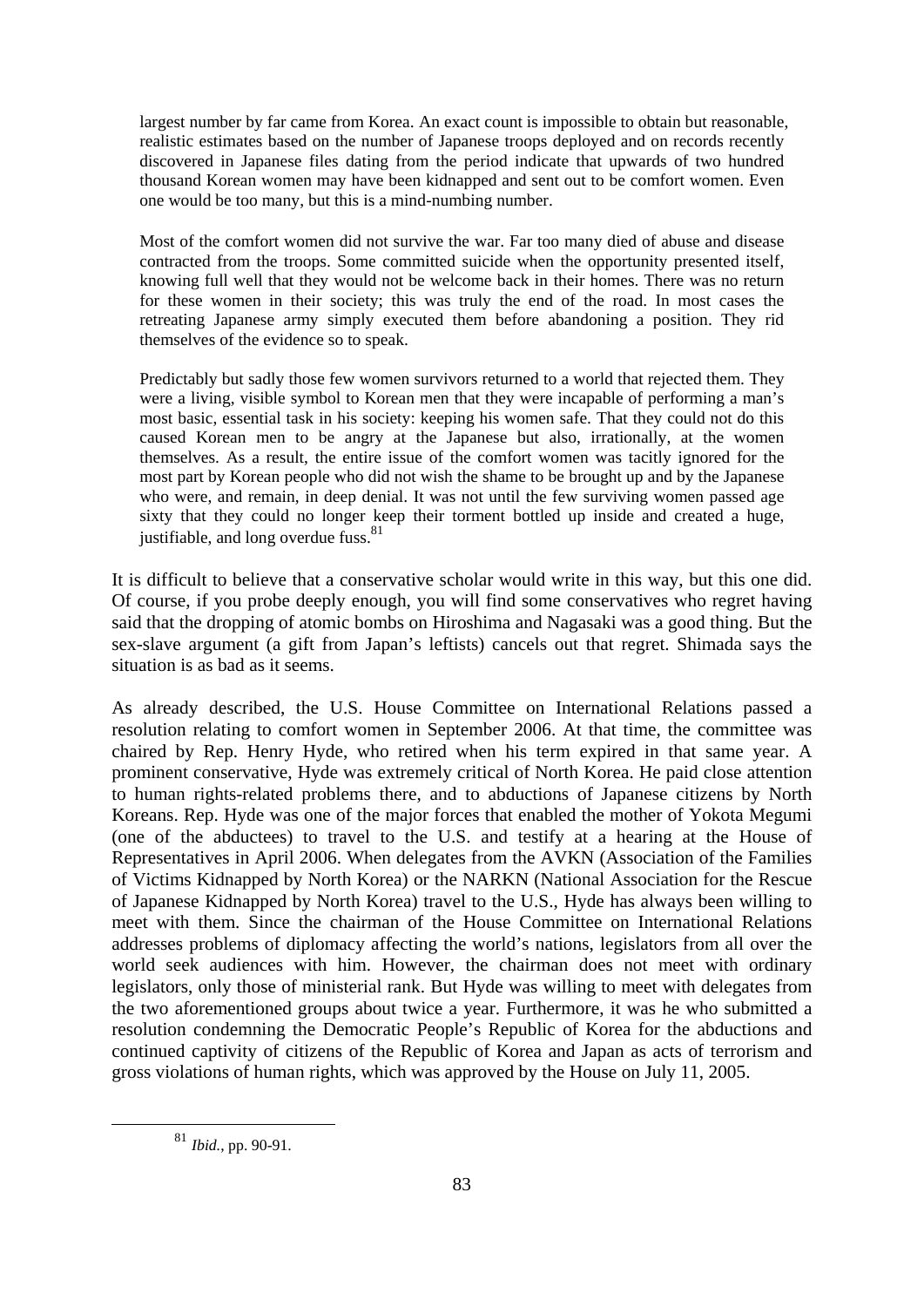> largest number by far came from Korea. An exact count is impossible to obtain but reasonable, realistic estimates based on the number of Japanese troops deployed and on records recently discovered in Japanese files dating from the period indicate that upwards of two hundred thousand Korean women may have been kidnapped and sent out to be comfort women. Even one would be too many, but this is a mind-numbing number.
>
> Most of the comfort women did not survive the war. Far too many died of abuse and disease contracted from the troops. Some committed suicide when the opportunity presented itself, knowing full well that they would not be welcome back in their homes. There was no return for these women in their society; this was truly the end of the road. In most cases the retreating Japanese army simply executed them before abandoning a position. They rid themselves of the evidence so to speak.
>
> Predictably but sadly those few women survivors returned to a world that rejected them. They were a living, visible symbol to Korean men that they were incapable of performing a man's most basic, essential task in his society: keeping his women safe. That they could not do this caused Korean men to be angry at the Japanese but also, irrationally, at the women themselves. As a result, the entire issue of the comfort women was tacitly ignored for the most part by Korean people who did not wish the shame to be brought up and by the Japanese who were, and remain, in deep denial. It was not until the few surviving women passed age sixty that they could no longer keep their torment bottled up inside and created a huge, justifiable, and long overdue fuss.[81]

It is difficult to believe that a conservative scholar would write in this way, but this one did. Of course, if you probe deeply enough, you will find some conservatives who regret having said that the dropping of atomic bombs on Hiroshima and Nagasaki was a good thing. But the sex-slave argument (a gift from Japan's leftists) cancels out that regret. Shimada says the situation is as bad as it seems.

As already described, the U.S. House Committee on International Relations passed a resolution relating to comfort women in September 2006. At that time, the committee was chaired by Rep. Henry Hyde, who retired when his term expired in that same year. A prominent conservative, Hyde was extremely critical of North Korea. He paid close attention to human rights-related problems there, and to abductions of Japanese citizens by North Koreans. Rep. Hyde was one of the major forces that enabled the mother of Yokota Megumi (one of the abductees) to travel to the U.S. and testify at a hearing at the House of Representatives in April 2006. When delegates from the AVKN (Association of the Families of Victims Kidnapped by North Korea) or the NARKN (National Association for the Rescue of Japanese Kidnapped by North Korea) travel to the U.S., Hyde has always been willing to meet with them. Since the chairman of the House Committee on International Relations addresses problems of diplomacy affecting the world's nations, legislators from all over the world seek audiences with him. However, the chairman does not meet with ordinary legislators, only those of ministerial rank. But Hyde was willing to meet with delegates from the two aforementioned groups about twice a year. Furthermore, it was he who submitted a resolution condemning the Democratic People's Republic of Korea for the abductions and continued captivity of citizens of the Republic of Korea and Japan as acts of terrorism and gross violations of human rights, which was approved by the House on July 11, 2005.

---

[81] *Ibid.*, pp. 90-91.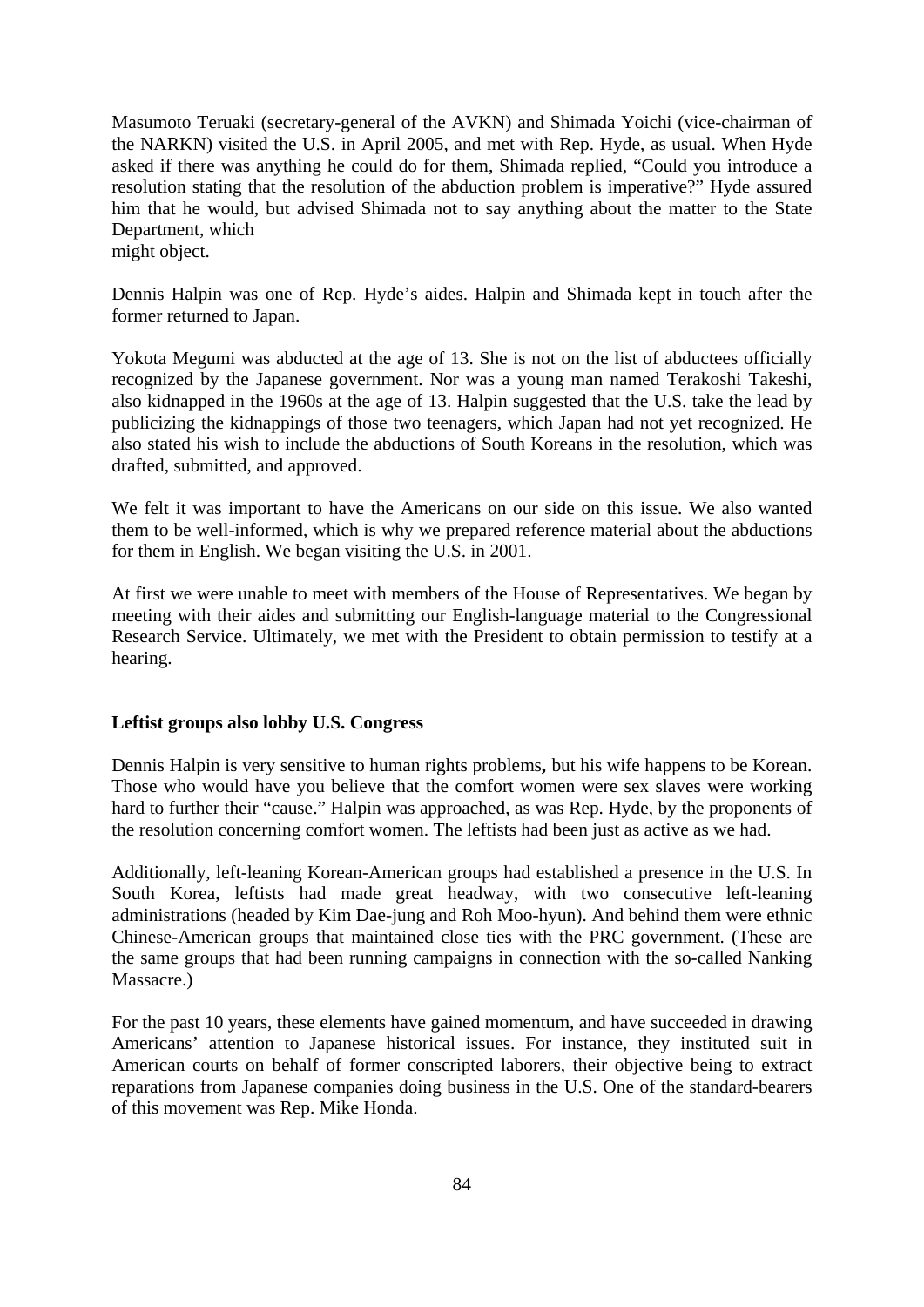Masumoto Teruaki (secretary-general of the AVKN) and Shimada Yoichi (vice-chairman of the NARKN) visited the U.S. in April 2005, and met with Rep. Hyde, as usual. When Hyde asked if there was anything he could do for them, Shimada replied, "Could you introduce a resolution stating that the resolution of the abduction problem is imperative?" Hyde assured him that he would, but advised Shimada not to say anything about the matter to the State Department, which might object.

Dennis Halpin was one of Rep. Hyde's aides. Halpin and Shimada kept in touch after the former returned to Japan.

Yokota Megumi was abducted at the age of 13. She is not on the list of abductees officially recognized by the Japanese government. Nor was a young man named Terakoshi Takeshi, also kidnapped in the 1960s at the age of 13. Halpin suggested that the U.S. take the lead by publicizing the kidnappings of those two teenagers, which Japan had not yet recognized. He also stated his wish to include the abductions of South Koreans in the resolution, which was drafted, submitted, and approved.

We felt it was important to have the Americans on our side on this issue. We also wanted them to be well-informed, which is why we prepared reference material about the abductions for them in English. We began visiting the U.S. in 2001.

At first we were unable to meet with members of the House of Representatives. We began by meeting with their aides and submitting our English-language material to the Congressional Research Service. Ultimately, we met with the President to obtain permission to testify at a hearing.

**Leftist groups also lobby U.S. Congress**

Dennis Halpin is very sensitive to human rights problems**,** but his wife happens to be Korean. Those who would have you believe that the comfort women were sex slaves were working hard to further their "cause." Halpin was approached, as was Rep. Hyde, by the proponents of the resolution concerning comfort women. The leftists had been just as active as we had.

Additionally, left-leaning Korean-American groups had established a presence in the U.S. In South Korea, leftists had made great headway, with two consecutive left-leaning administrations (headed by Kim Dae-jung and Roh Moo-hyun). And behind them were ethnic Chinese-American groups that maintained close ties with the PRC government. (These are the same groups that had been running campaigns in connection with the so-called Nanking Massacre.)

For the past 10 years, these elements have gained momentum, and have succeeded in drawing Americans' attention to Japanese historical issues. For instance, they instituted suit in American courts on behalf of former conscripted laborers, their objective being to extract reparations from Japanese companies doing business in the U.S. One of the standard-bearers of this movement was Rep. Mike Honda.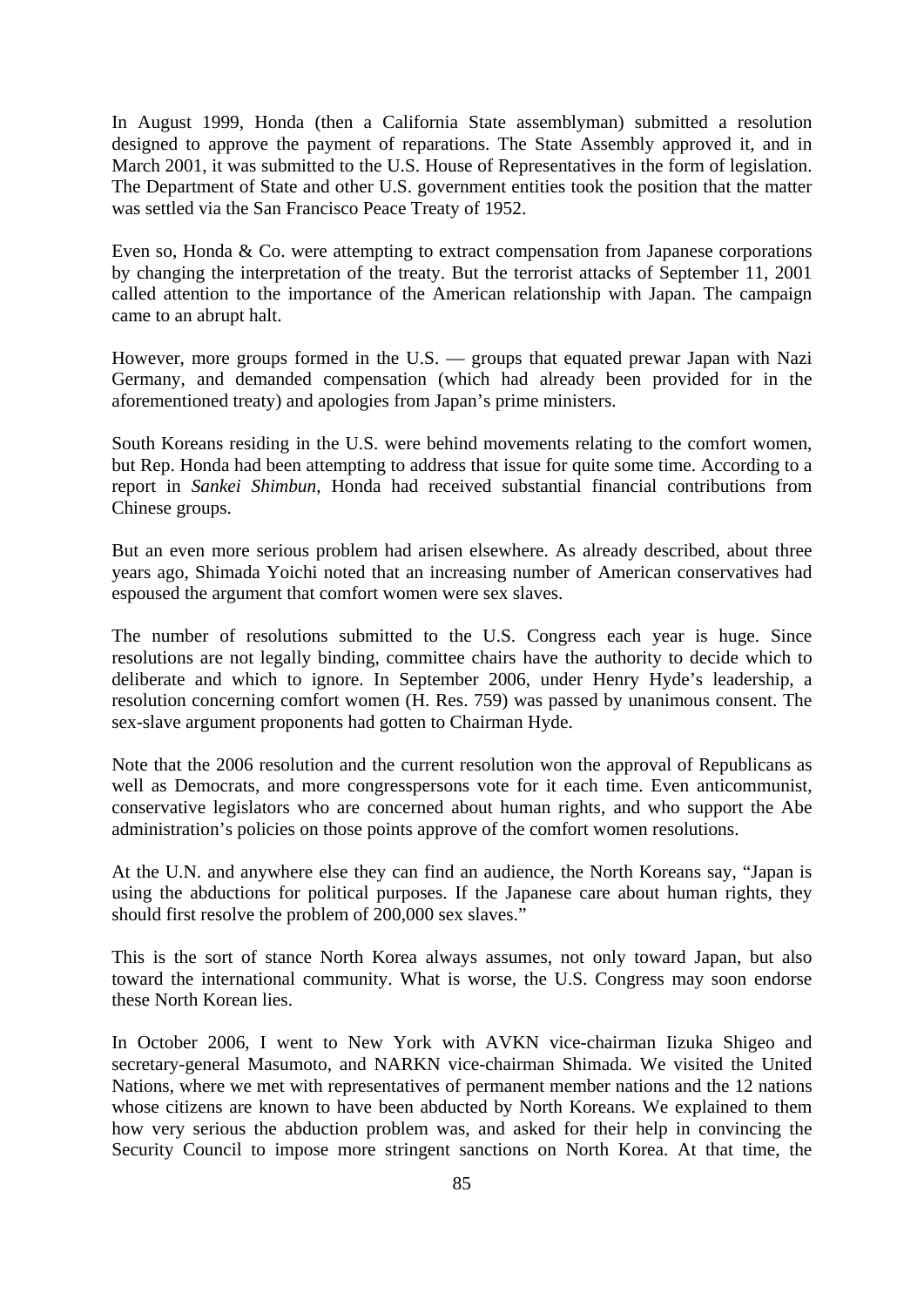In August 1999, Honda (then a California State assemblyman) submitted a resolution designed to approve the payment of reparations. The State Assembly approved it, and in March 2001, it was submitted to the U.S. House of Representatives in the form of legislation. The Department of State and other U.S. government entities took the position that the matter was settled via the San Francisco Peace Treaty of 1952.

Even so, Honda & Co. were attempting to extract compensation from Japanese corporations by changing the interpretation of the treaty. But the terrorist attacks of September 11, 2001 called attention to the importance of the American relationship with Japan. The campaign came to an abrupt halt.

However, more groups formed in the U.S. — groups that equated prewar Japan with Nazi Germany, and demanded compensation (which had already been provided for in the aforementioned treaty) and apologies from Japan's prime ministers.

South Koreans residing in the U.S. were behind movements relating to the comfort women, but Rep. Honda had been attempting to address that issue for quite some time. According to a report in *Sankei Shimbun*, Honda had received substantial financial contributions from Chinese groups.

But an even more serious problem had arisen elsewhere. As already described, about three years ago, Shimada Yoichi noted that an increasing number of American conservatives had espoused the argument that comfort women were sex slaves.

The number of resolutions submitted to the U.S. Congress each year is huge. Since resolutions are not legally binding, committee chairs have the authority to decide which to deliberate and which to ignore. In September 2006, under Henry Hyde's leadership, a resolution concerning comfort women (H. Res. 759) was passed by unanimous consent. The sex-slave argument proponents had gotten to Chairman Hyde.

Note that the 2006 resolution and the current resolution won the approval of Republicans as well as Democrats, and more congresspersons vote for it each time. Even anticommunist, conservative legislators who are concerned about human rights, and who support the Abe administration's policies on those points approve of the comfort women resolutions.

At the U.N. and anywhere else they can find an audience, the North Koreans say, "Japan is using the abductions for political purposes. If the Japanese care about human rights, they should first resolve the problem of 200,000 sex slaves."

This is the sort of stance North Korea always assumes, not only toward Japan, but also toward the international community. What is worse, the U.S. Congress may soon endorse these North Korean lies.

In October 2006, I went to New York with AVKN vice-chairman Iizuka Shigeo and secretary-general Masumoto, and NARKN vice-chairman Shimada. We visited the United Nations, where we met with representatives of permanent member nations and the 12 nations whose citizens are known to have been abducted by North Koreans. We explained to them how very serious the abduction problem was, and asked for their help in convincing the Security Council to impose more stringent sanctions on North Korea. At that time, the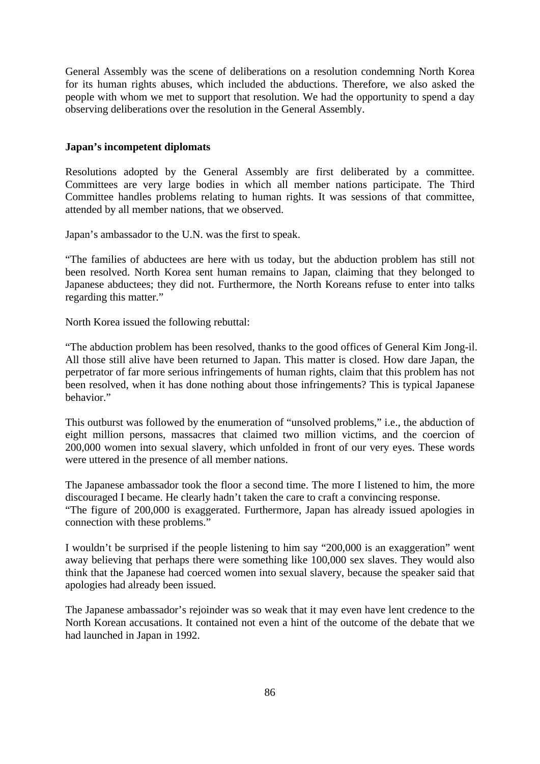General Assembly was the scene of deliberations on a resolution condemning North Korea for its human rights abuses, which included the abductions. Therefore, we also asked the people with whom we met to support that resolution. We had the opportunity to spend a day observing deliberations over the resolution in the General Assembly.

**Japan's incompetent diplomats**

Resolutions adopted by the General Assembly are first deliberated by a committee. Committees are very large bodies in which all member nations participate. The Third Committee handles problems relating to human rights. It was sessions of that committee, attended by all member nations, that we observed.

Japan's ambassador to the U.N. was the first to speak.

"The families of abductees are here with us today, but the abduction problem has still not been resolved. North Korea sent human remains to Japan, claiming that they belonged to Japanese abductees; they did not. Furthermore, the North Koreans refuse to enter into talks regarding this matter."

North Korea issued the following rebuttal:

"The abduction problem has been resolved, thanks to the good offices of General Kim Jong-il. All those still alive have been returned to Japan. This matter is closed. How dare Japan, the perpetrator of far more serious infringements of human rights, claim that this problem has not been resolved, when it has done nothing about those infringements? This is typical Japanese behavior."

This outburst was followed by the enumeration of "unsolved problems," i.e., the abduction of eight million persons, massacres that claimed two million victims, and the coercion of 200,000 women into sexual slavery, which unfolded in front of our very eyes. These words were uttered in the presence of all member nations.

The Japanese ambassador took the floor a second time. The more I listened to him, the more discouraged I became. He clearly hadn't taken the care to craft a convincing response.
"The figure of 200,000 is exaggerated. Furthermore, Japan has already issued apologies in connection with these problems."

I wouldn't be surprised if the people listening to him say "200,000 is an exaggeration" went away believing that perhaps there were something like 100,000 sex slaves. They would also think that the Japanese had coerced women into sexual slavery, because the speaker said that apologies had already been issued.

The Japanese ambassador's rejoinder was so weak that it may even have lent credence to the North Korean accusations. It contained not even a hint of the outcome of the debate that we had launched in Japan in 1992.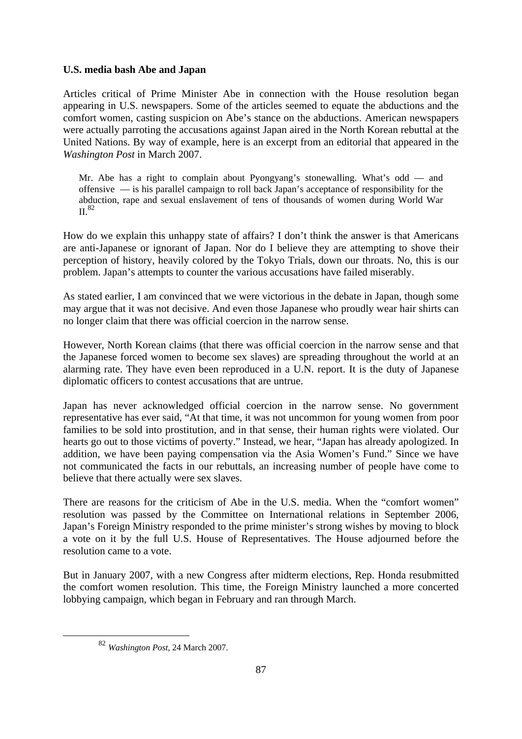**U.S. media bash Abe and Japan**

Articles critical of Prime Minister Abe in connection with the House resolution began appearing in U.S. newspapers. Some of the articles seemed to equate the abductions and the comfort women, casting suspicion on Abe's stance on the abductions. American newspapers were actually parroting the accusations against Japan aired in the North Korean rebuttal at the United Nations. By way of example, here is an excerpt from an editorial that appeared in the *Washington Post* in March 2007.

> Mr. Abe has a right to complain about Pyongyang's stonewalling. What's odd — and offensive — is his parallel campaign to roll back Japan's acceptance of responsibility for the abduction, rape and sexual enslavement of tens of thousands of women during World War II.[82]

How do we explain this unhappy state of affairs? I don't think the answer is that Americans are anti-Japanese or ignorant of Japan. Nor do I believe they are attempting to shove their perception of history, heavily colored by the Tokyo Trials, down our throats. No, this is our problem. Japan's attempts to counter the various accusations have failed miserably.

As stated earlier, I am convinced that we were victorious in the debate in Japan, though some may argue that it was not decisive. And even those Japanese who proudly wear hair shirts can no longer claim that there was official coercion in the narrow sense.

However, North Korean claims (that there was official coercion in the narrow sense and that the Japanese forced women to become sex slaves) are spreading throughout the world at an alarming rate. They have even been reproduced in a U.N. report. It is the duty of Japanese diplomatic officers to contest accusations that are untrue.

Japan has never acknowledged official coercion in the narrow sense. No government representative has ever said, "At that time, it was not uncommon for young women from poor families to be sold into prostitution, and in that sense, their human rights were violated. Our hearts go out to those victims of poverty." Instead, we hear, "Japan has already apologized. In addition, we have been paying compensation via the Asia Women's Fund." Since we have not communicated the facts in our rebuttals, an increasing number of people have come to believe that there actually were sex slaves.

There are reasons for the criticism of Abe in the U.S. media. When the "comfort women" resolution was passed by the Committee on International relations in September 2006, Japan's Foreign Ministry responded to the prime minister's strong wishes by moving to block a vote on it by the full U.S. House of Representatives. The House adjourned before the resolution came to a vote.

But in January 2007, with a new Congress after midterm elections, Rep. Honda resubmitted the comfort women resolution. This time, the Foreign Ministry launched a more concerted lobbying campaign, which began in February and ran through March.

---

[82] *Washington Post*, 24 March 2007.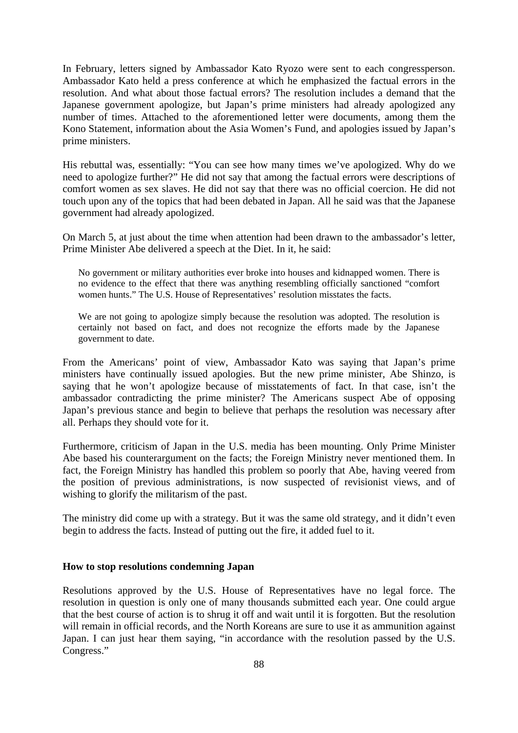In February, letters signed by Ambassador Kato Ryozo were sent to each congressperson. Ambassador Kato held a press conference at which he emphasized the factual errors in the resolution. And what about those factual errors? The resolution includes a demand that the Japanese government apologize, but Japan's prime ministers had already apologized any number of times. Attached to the aforementioned letter were documents, among them the Kono Statement, information about the Asia Women's Fund, and apologies issued by Japan's prime ministers.

His rebuttal was, essentially: "You can see how many times we've apologized. Why do we need to apologize further?" He did not say that among the factual errors were descriptions of comfort women as sex slaves. He did not say that there was no official coercion. He did not touch upon any of the topics that had been debated in Japan. All he said was that the Japanese government had already apologized.

On March 5, at just about the time when attention had been drawn to the ambassador's letter, Prime Minister Abe delivered a speech at the Diet. In it, he said:

> No government or military authorities ever broke into houses and kidnapped women. There is no evidence to the effect that there was anything resembling officially sanctioned "comfort women hunts." The U.S. House of Representatives' resolution misstates the facts.
>
> We are not going to apologize simply because the resolution was adopted. The resolution is certainly not based on fact, and does not recognize the efforts made by the Japanese government to date.

From the Americans' point of view, Ambassador Kato was saying that Japan's prime ministers have continually issued apologies. But the new prime minister, Abe Shinzo, is saying that he won't apologize because of misstatements of fact. In that case, isn't the ambassador contradicting the prime minister? The Americans suspect Abe of opposing Japan's previous stance and begin to believe that perhaps the resolution was necessary after all. Perhaps they should vote for it.

Furthermore, criticism of Japan in the U.S. media has been mounting. Only Prime Minister Abe based his counterargument on the facts; the Foreign Ministry never mentioned them. In fact, the Foreign Ministry has handled this problem so poorly that Abe, having veered from the position of previous administrations, is now suspected of revisionist views, and of wishing to glorify the militarism of the past.

The ministry did come up with a strategy. But it was the same old strategy, and it didn't even begin to address the facts. Instead of putting out the fire, it added fuel to it.

### How to stop resolutions condemning Japan

Resolutions approved by the U.S. House of Representatives have no legal force. The resolution in question is only one of many thousands submitted each year. One could argue that the best course of action is to shrug it off and wait until it is forgotten. But the resolution will remain in official records, and the North Koreans are sure to use it as ammunition against Japan. I can just hear them saying, "in accordance with the resolution passed by the U.S. Congress."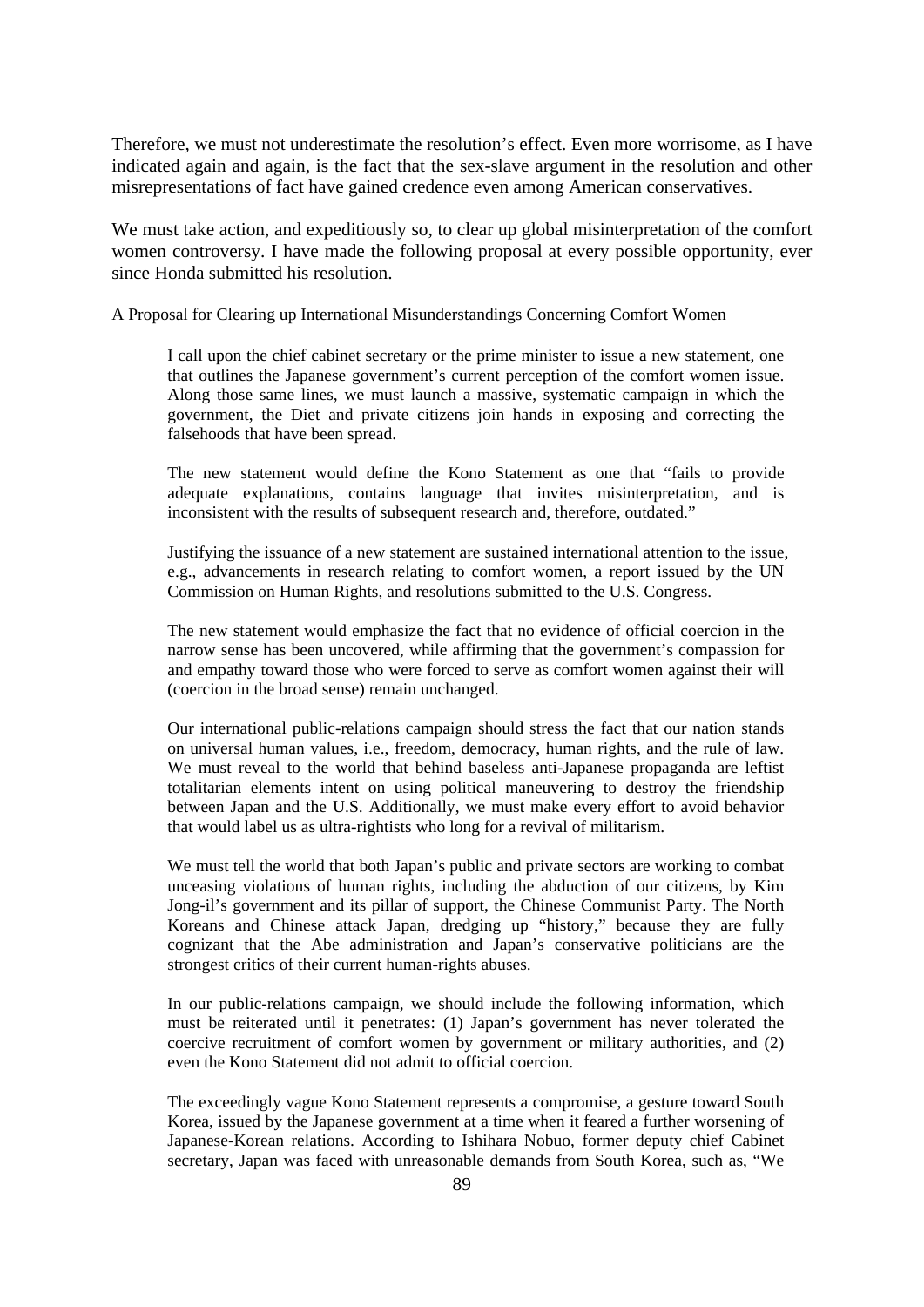Therefore, we must not underestimate the resolution's effect. Even more worrisome, as I have indicated again and again, is the fact that the sex-slave argument in the resolution and other misrepresentations of fact have gained credence even among American conservatives.

We must take action, and expeditiously so, to clear up global misinterpretation of the comfort women controversy. I have made the following proposal at every possible opportunity, ever since Honda submitted his resolution.

A Proposal for Clearing up International Misunderstandings Concerning Comfort Women

> I call upon the chief cabinet secretary or the prime minister to issue a new statement, one that outlines the Japanese government's current perception of the comfort women issue. Along those same lines, we must launch a massive, systematic campaign in which the government, the Diet and private citizens join hands in exposing and correcting the falsehoods that have been spread.
>
> The new statement would define the Kono Statement as one that "fails to provide adequate explanations, contains language that invites misinterpretation, and is inconsistent with the results of subsequent research and, therefore, outdated."
>
> Justifying the issuance of a new statement are sustained international attention to the issue, e.g., advancements in research relating to comfort women, a report issued by the UN Commission on Human Rights, and resolutions submitted to the U.S. Congress.
>
> The new statement would emphasize the fact that no evidence of official coercion in the narrow sense has been uncovered, while affirming that the government's compassion for and empathy toward those who were forced to serve as comfort women against their will (coercion in the broad sense) remain unchanged.
>
> Our international public-relations campaign should stress the fact that our nation stands on universal human values, i.e., freedom, democracy, human rights, and the rule of law. We must reveal to the world that behind baseless anti-Japanese propaganda are leftist totalitarian elements intent on using political maneuvering to destroy the friendship between Japan and the U.S. Additionally, we must make every effort to avoid behavior that would label us as ultra-rightists who long for a revival of militarism.
>
> We must tell the world that both Japan's public and private sectors are working to combat unceasing violations of human rights, including the abduction of our citizens, by Kim Jong-il's government and its pillar of support, the Chinese Communist Party. The North Koreans and Chinese attack Japan, dredging up "history," because they are fully cognizant that the Abe administration and Japan's conservative politicians are the strongest critics of their current human-rights abuses.
>
> In our public-relations campaign, we should include the following information, which must be reiterated until it penetrates: (1) Japan's government has never tolerated the coercive recruitment of comfort women by government or military authorities, and (2) even the Kono Statement did not admit to official coercion.
>
> The exceedingly vague Kono Statement represents a compromise, a gesture toward South Korea, issued by the Japanese government at a time when it feared a further worsening of Japanese-Korean relations. According to Ishihara Nobuo, former deputy chief Cabinet secretary, Japan was faced with unreasonable demands from South Korea, such as, "We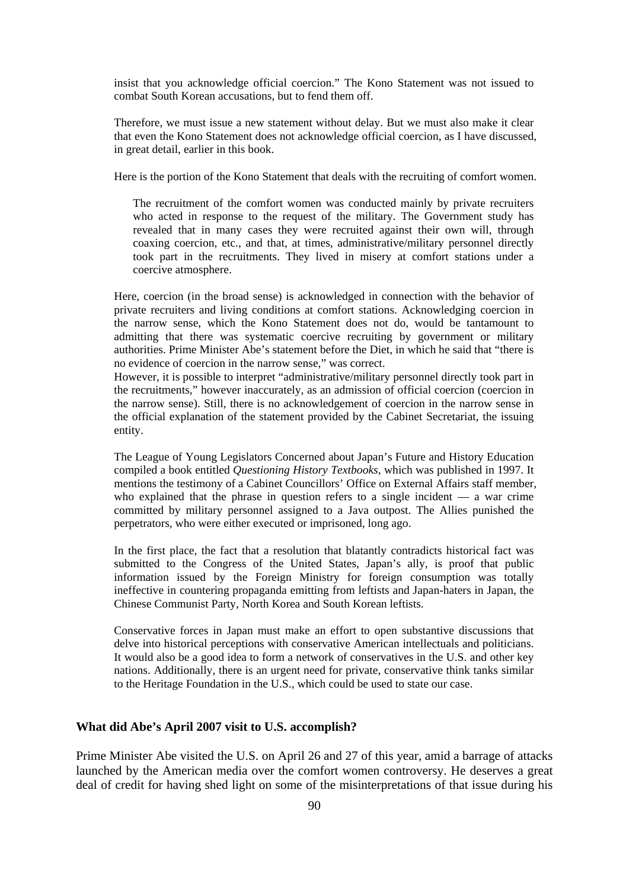insist that you acknowledge official coercion." The Kono Statement was not issued to combat South Korean accusations, but to fend them off.

Therefore, we must issue a new statement without delay. But we must also make it clear that even the Kono Statement does not acknowledge official coercion, as I have discussed, in great detail, earlier in this book.

Here is the portion of the Kono Statement that deals with the recruiting of comfort women.

> The recruitment of the comfort women was conducted mainly by private recruiters who acted in response to the request of the military. The Government study has revealed that in many cases they were recruited against their own will, through coaxing coercion, etc., and that, at times, administrative/military personnel directly took part in the recruitments. They lived in misery at comfort stations under a coercive atmosphere.

Here, coercion (in the broad sense) is acknowledged in connection with the behavior of private recruiters and living conditions at comfort stations. Acknowledging coercion in the narrow sense, which the Kono Statement does not do, would be tantamount to admitting that there was systematic coercive recruiting by government or military authorities. Prime Minister Abe's statement before the Diet, in which he said that "there is no evidence of coercion in the narrow sense," was correct.

However, it is possible to interpret "administrative/military personnel directly took part in the recruitments," however inaccurately, as an admission of official coercion (coercion in the narrow sense). Still, there is no acknowledgement of coercion in the narrow sense in the official explanation of the statement provided by the Cabinet Secretariat, the issuing entity.

The League of Young Legislators Concerned about Japan's Future and History Education compiled a book entitled *Questioning History Textbooks*, which was published in 1997. It mentions the testimony of a Cabinet Councillors' Office on External Affairs staff member, who explained that the phrase in question refers to a single incident — a war crime committed by military personnel assigned to a Java outpost. The Allies punished the perpetrators, who were either executed or imprisoned, long ago.

In the first place, the fact that a resolution that blatantly contradicts historical fact was submitted to the Congress of the United States, Japan's ally, is proof that public information issued by the Foreign Ministry for foreign consumption was totally ineffective in countering propaganda emitting from leftists and Japan-haters in Japan, the Chinese Communist Party, North Korea and South Korean leftists.

Conservative forces in Japan must make an effort to open substantive discussions that delve into historical perceptions with conservative American intellectuals and politicians. It would also be a good idea to form a network of conservatives in the U.S. and other key nations. Additionally, there is an urgent need for private, conservative think tanks similar to the Heritage Foundation in the U.S., which could be used to state our case.

### What did Abe's April 2007 visit to U.S. accomplish?

Prime Minister Abe visited the U.S. on April 26 and 27 of this year, amid a barrage of attacks launched by the American media over the comfort women controversy. He deserves a great deal of credit for having shed light on some of the misinterpretations of that issue during his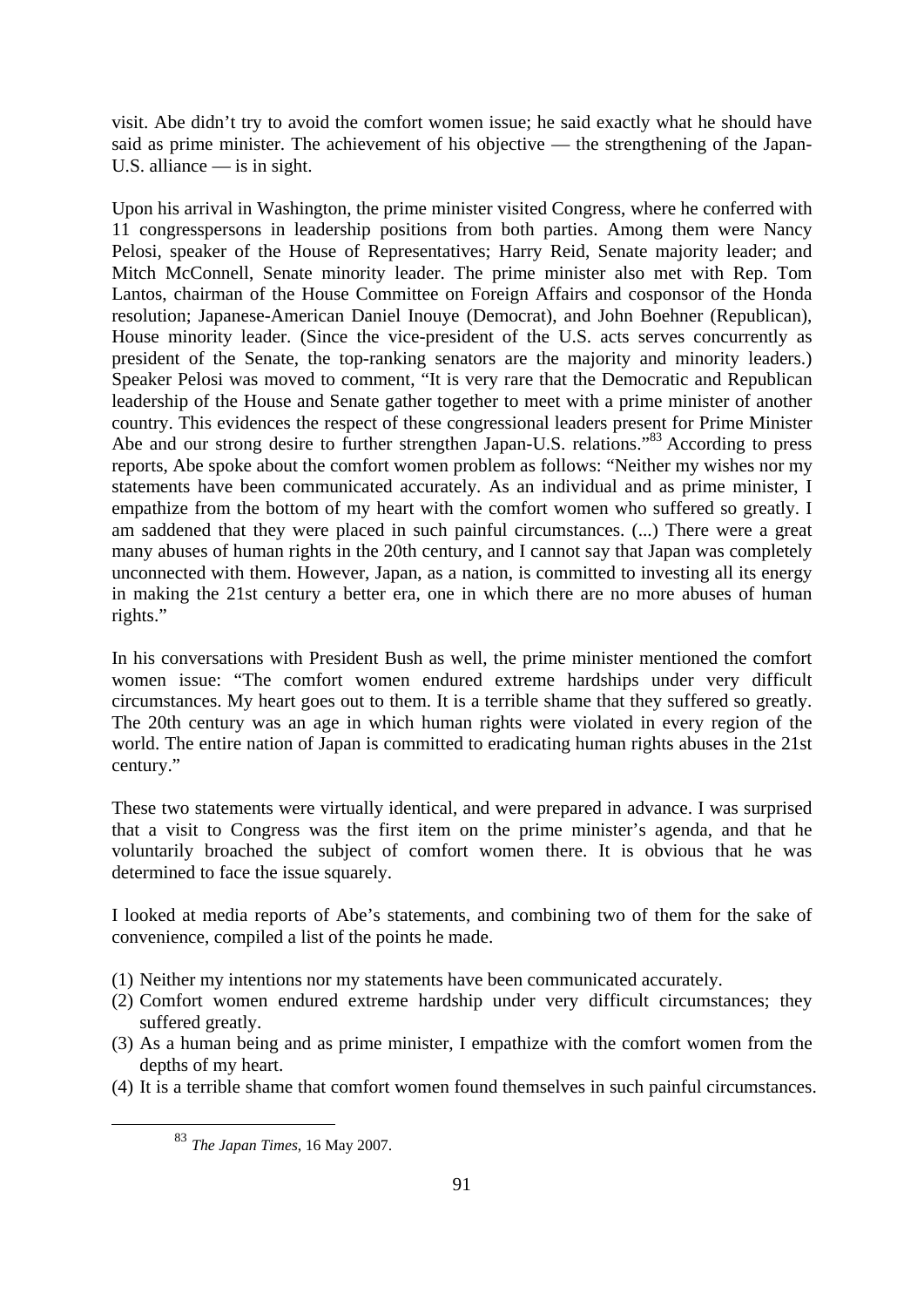visit. Abe didn't try to avoid the comfort women issue; he said exactly what he should have said as prime minister. The achievement of his objective — the strengthening of the Japan-U.S. alliance — is in sight.

Upon his arrival in Washington, the prime minister visited Congress, where he conferred with 11 congresspersons in leadership positions from both parties. Among them were Nancy Pelosi, speaker of the House of Representatives; Harry Reid, Senate majority leader; and Mitch McConnell, Senate minority leader. The prime minister also met with Rep. Tom Lantos, chairman of the House Committee on Foreign Affairs and cosponsor of the Honda resolution; Japanese-American Daniel Inouye (Democrat), and John Boehner (Republican), House minority leader. (Since the vice-president of the U.S. acts serves concurrently as president of the Senate, the top-ranking senators are the majority and minority leaders.) Speaker Pelosi was moved to comment, "It is very rare that the Democratic and Republican leadership of the House and Senate gather together to meet with a prime minister of another country. This evidences the respect of these congressional leaders present for Prime Minister Abe and our strong desire to further strengthen Japan-U.S. relations."[83] According to press reports, Abe spoke about the comfort women problem as follows: "Neither my wishes nor my statements have been communicated accurately. As an individual and as prime minister, I empathize from the bottom of my heart with the comfort women who suffered so greatly. I am saddened that they were placed in such painful circumstances. (...) There were a great many abuses of human rights in the 20th century, and I cannot say that Japan was completely unconnected with them. However, Japan, as a nation, is committed to investing all its energy in making the 21st century a better era, one in which there are no more abuses of human rights."

In his conversations with President Bush as well, the prime minister mentioned the comfort women issue: "The comfort women endured extreme hardships under very difficult circumstances. My heart goes out to them. It is a terrible shame that they suffered so greatly. The 20th century was an age in which human rights were violated in every region of the world. The entire nation of Japan is committed to eradicating human rights abuses in the 21st century."

These two statements were virtually identical, and were prepared in advance. I was surprised that a visit to Congress was the first item on the prime minister's agenda, and that he voluntarily broached the subject of comfort women there. It is obvious that he was determined to face the issue squarely.

I looked at media reports of Abe's statements, and combining two of them for the sake of convenience, compiled a list of the points he made.

(1) Neither my intentions nor my statements have been communicated accurately.
(2) Comfort women endured extreme hardship under very difficult circumstances; they suffered greatly.
(3) As a human being and as prime minister, I empathize with the comfort women from the depths of my heart.
(4) It is a terrible shame that comfort women found themselves in such painful circumstances.

[83] *The Japan Times*, 16 May 2007.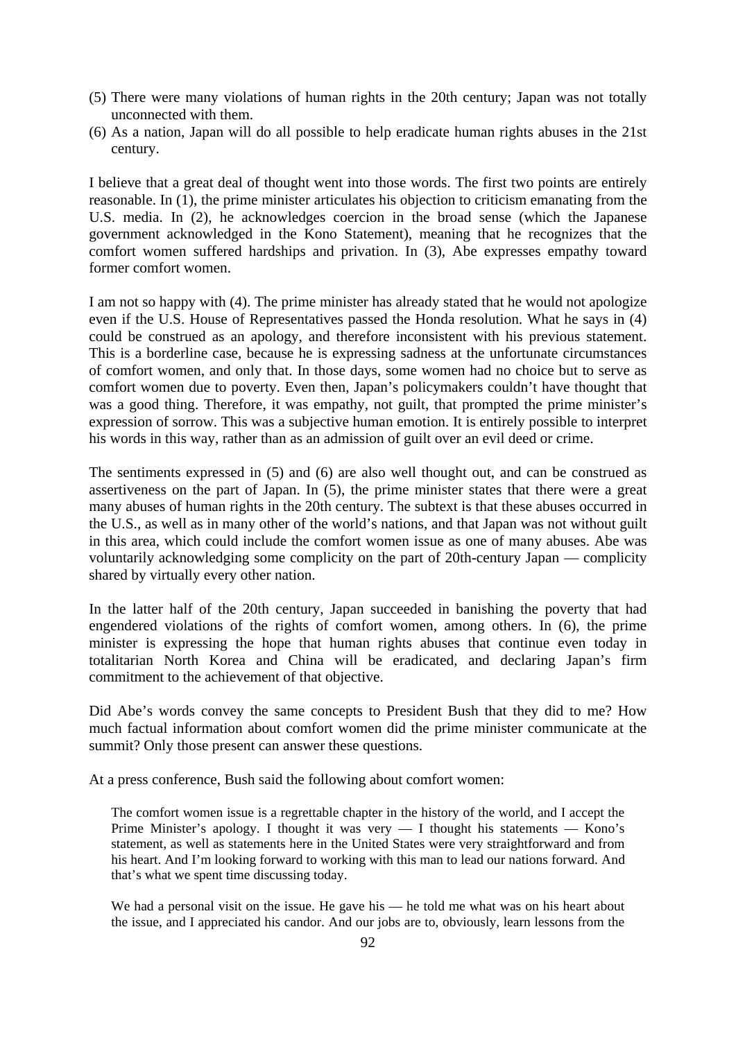(5) There were many violations of human rights in the 20th century; Japan was not totally unconnected with them.
(6) As a nation, Japan will do all possible to help eradicate human rights abuses in the 21st century.

I believe that a great deal of thought went into those words. The first two points are entirely reasonable. In (1), the prime minister articulates his objection to criticism emanating from the U.S. media. In (2), he acknowledges coercion in the broad sense (which the Japanese government acknowledged in the Kono Statement), meaning that he recognizes that the comfort women suffered hardships and privation. In (3), Abe expresses empathy toward former comfort women.

I am not so happy with (4). The prime minister has already stated that he would not apologize even if the U.S. House of Representatives passed the Honda resolution. What he says in (4) could be construed as an apology, and therefore inconsistent with his previous statement. This is a borderline case, because he is expressing sadness at the unfortunate circumstances of comfort women, and only that. In those days, some women had no choice but to serve as comfort women due to poverty. Even then, Japan's policymakers couldn't have thought that was a good thing. Therefore, it was empathy, not guilt, that prompted the prime minister's expression of sorrow. This was a subjective human emotion. It is entirely possible to interpret his words in this way, rather than as an admission of guilt over an evil deed or crime.

The sentiments expressed in (5) and (6) are also well thought out, and can be construed as assertiveness on the part of Japan. In (5), the prime minister states that there were a great many abuses of human rights in the 20th century. The subtext is that these abuses occurred in the U.S., as well as in many other of the world's nations, and that Japan was not without guilt in this area, which could include the comfort women issue as one of many abuses. Abe was voluntarily acknowledging some complicity on the part of 20th-century Japan — complicity shared by virtually every other nation.

In the latter half of the 20th century, Japan succeeded in banishing the poverty that had engendered violations of the rights of comfort women, among others. In (6), the prime minister is expressing the hope that human rights abuses that continue even today in totalitarian North Korea and China will be eradicated, and declaring Japan's firm commitment to the achievement of that objective.

Did Abe's words convey the same concepts to President Bush that they did to me? How much factual information about comfort women did the prime minister communicate at the summit? Only those present can answer these questions.

At a press conference, Bush said the following about comfort women:

> The comfort women issue is a regrettable chapter in the history of the world, and I accept the Prime Minister's apology. I thought it was very — I thought his statements — Kono's statement, as well as statements here in the United States were very straightforward and from his heart. And I'm looking forward to working with this man to lead our nations forward. And that's what we spent time discussing today.
>
> We had a personal visit on the issue. He gave his — he told me what was on his heart about the issue, and I appreciated his candor. And our jobs are to, obviously, learn lessons from the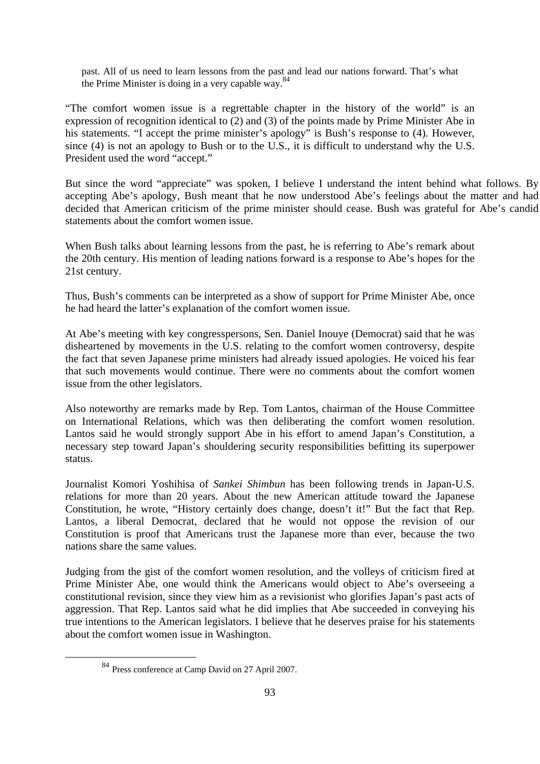> past. All of us need to learn lessons from the past and lead our nations forward. That's what the Prime Minister is doing in a very capable way.[84]

"The comfort women issue is a regrettable chapter in the history of the world" is an expression of recognition identical to (2) and (3) of the points made by Prime Minister Abe in his statements. "I accept the prime minister's apology" is Bush's response to (4). However, since (4) is not an apology to Bush or to the U.S., it is difficult to understand why the U.S. President used the word "accept."

But since the word "appreciate" was spoken, I believe I understand the intent behind what follows. By accepting Abe's apology, Bush meant that he now understood Abe's feelings about the matter and had decided that American criticism of the prime minister should cease. Bush was grateful for Abe's candid statements about the comfort women issue.

When Bush talks about learning lessons from the past, he is referring to Abe's remark about the 20th century. His mention of leading nations forward is a response to Abe's hopes for the 21st century.

Thus, Bush's comments can be interpreted as a show of support for Prime Minister Abe, once he had heard the latter's explanation of the comfort women issue.

At Abe's meeting with key congresspersons, Sen. Daniel Inouye (Democrat) said that he was disheartened by movements in the U.S. relating to the comfort women controversy, despite the fact that seven Japanese prime ministers had already issued apologies. He voiced his fear that such movements would continue. There were no comments about the comfort women issue from the other legislators.

Also noteworthy are remarks made by Rep. Tom Lantos, chairman of the House Committee on International Relations, which was then deliberating the comfort women resolution. Lantos said he would strongly support Abe in his effort to amend Japan's Constitution, a necessary step toward Japan's shouldering security responsibilities befitting its superpower status.

Journalist Komori Yoshihisa of *Sankei Shimbun* has been following trends in Japan-U.S. relations for more than 20 years. About the new American attitude toward the Japanese Constitution, he wrote, "History certainly does change, doesn't it!" But the fact that Rep. Lantos, a liberal Democrat, declared that he would not oppose the revision of our Constitution is proof that Americans trust the Japanese more than ever, because the two nations share the same values.

Judging from the gist of the comfort women resolution, and the volleys of criticism fired at Prime Minister Abe, one would think the Americans would object to Abe's overseeing a constitutional revision, since they view him as a revisionist who glorifies Japan's past acts of aggression. That Rep. Lantos said what he did implies that Abe succeeded in conveying his true intentions to the American legislators. I believe that he deserves praise for his statements about the comfort women issue in Washington.

---

[84] Press conference at Camp David on 27 April 2007.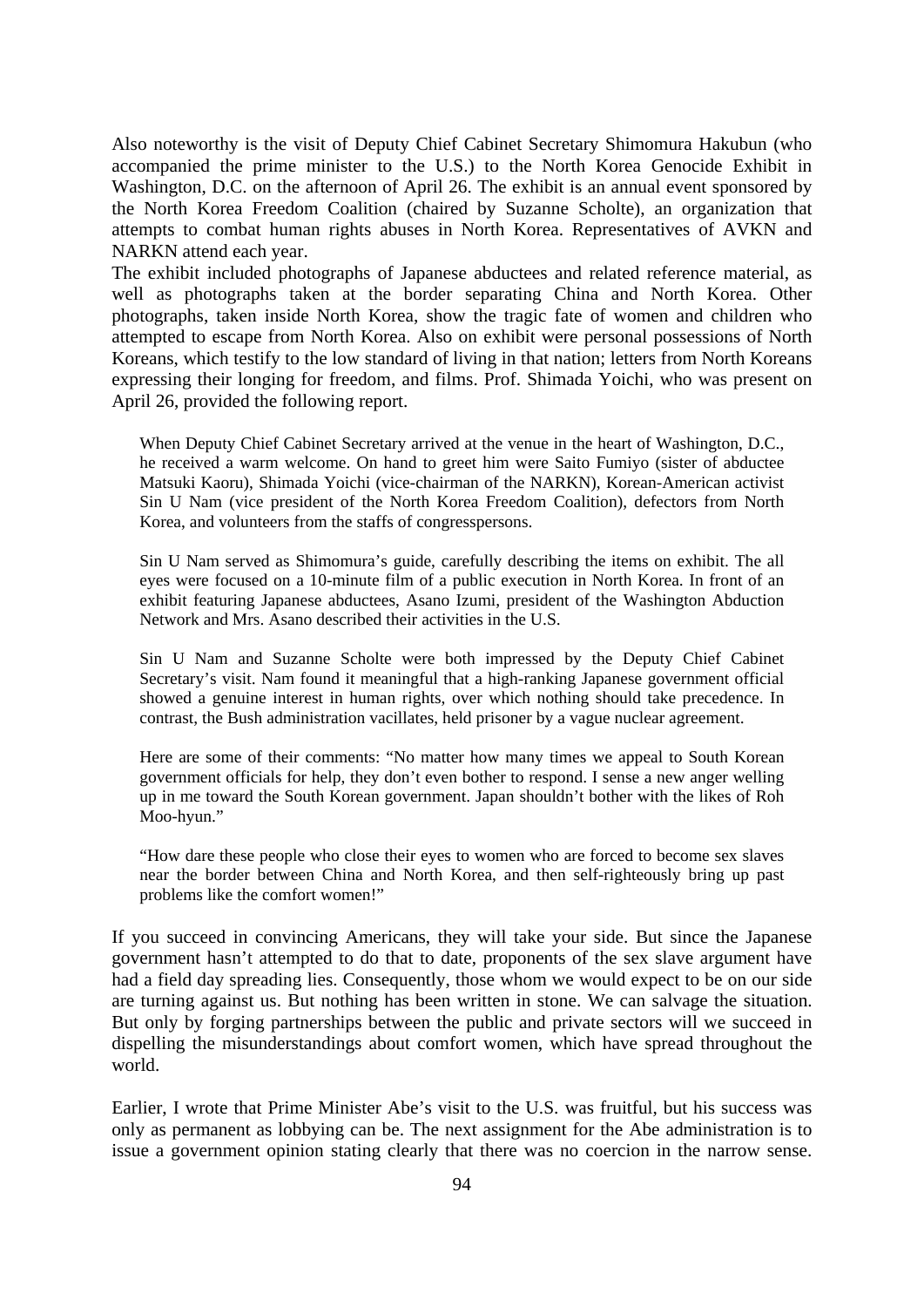Also noteworthy is the visit of Deputy Chief Cabinet Secretary Shimomura Hakubun (who accompanied the prime minister to the U.S.) to the North Korea Genocide Exhibit in Washington, D.C. on the afternoon of April 26. The exhibit is an annual event sponsored by the North Korea Freedom Coalition (chaired by Suzanne Scholte), an organization that attempts to combat human rights abuses in North Korea. Representatives of AVKN and NARKN attend each year.
The exhibit included photographs of Japanese abductees and related reference material, as well as photographs taken at the border separating China and North Korea. Other photographs, taken inside North Korea, show the tragic fate of women and children who attempted to escape from North Korea. Also on exhibit were personal possessions of North Koreans, which testify to the low standard of living in that nation; letters from North Koreans expressing their longing for freedom, and films. Prof. Shimada Yoichi, who was present on April 26, provided the following report.

> When Deputy Chief Cabinet Secretary arrived at the venue in the heart of Washington, D.C., he received a warm welcome. On hand to greet him were Saito Fumiyo (sister of abductee Matsuki Kaoru), Shimada Yoichi (vice-chairman of the NARKN), Korean-American activist Sin U Nam (vice president of the North Korea Freedom Coalition), defectors from North Korea, and volunteers from the staffs of congresspersons.
>
> Sin U Nam served as Shimomura's guide, carefully describing the items on exhibit. The all eyes were focused on a 10-minute film of a public execution in North Korea. In front of an exhibit featuring Japanese abductees, Asano Izumi, president of the Washington Abduction Network and Mrs. Asano described their activities in the U.S.
>
> Sin U Nam and Suzanne Scholte were both impressed by the Deputy Chief Cabinet Secretary's visit. Nam found it meaningful that a high-ranking Japanese government official showed a genuine interest in human rights, over which nothing should take precedence. In contrast, the Bush administration vacillates, held prisoner by a vague nuclear agreement.
>
> Here are some of their comments: "No matter how many times we appeal to South Korean government officials for help, they don't even bother to respond. I sense a new anger welling up in me toward the South Korean government. Japan shouldn't bother with the likes of Roh Moo-hyun."
>
> "How dare these people who close their eyes to women who are forced to become sex slaves near the border between China and North Korea, and then self-righteously bring up past problems like the comfort women!"

If you succeed in convincing Americans, they will take your side. But since the Japanese government hasn't attempted to do that to date, proponents of the sex slave argument have had a field day spreading lies. Consequently, those whom we would expect to be on our side are turning against us. But nothing has been written in stone. We can salvage the situation. But only by forging partnerships between the public and private sectors will we succeed in dispelling the misunderstandings about comfort women, which have spread throughout the world.

Earlier, I wrote that Prime Minister Abe's visit to the U.S. was fruitful, but his success was only as permanent as lobbying can be. The next assignment for the Abe administration is to issue a government opinion stating clearly that there was no coercion in the narrow sense.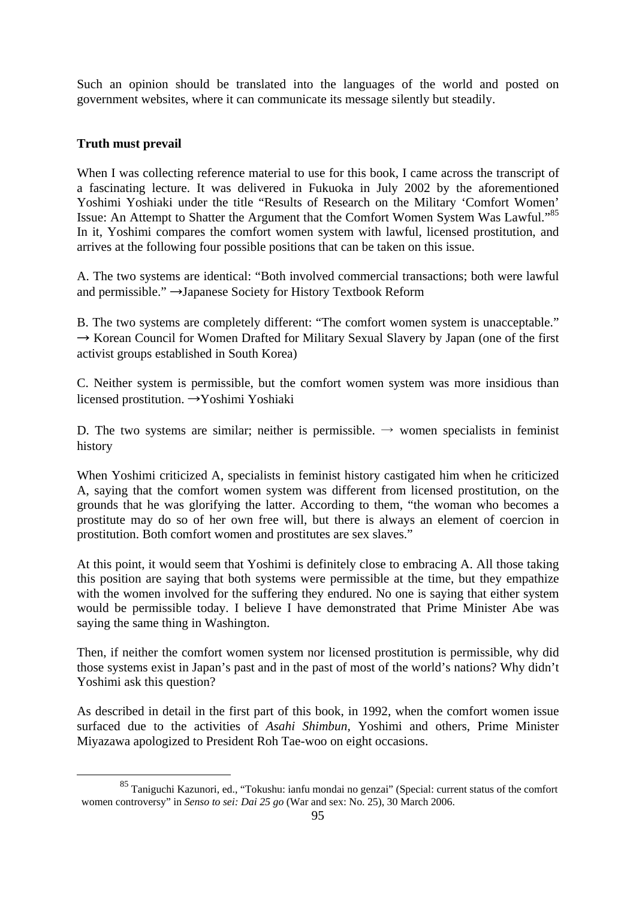Such an opinion should be translated into the languages of the world and posted on government websites, where it can communicate its message silently but steadily.

**Truth must prevail**

When I was collecting reference material to use for this book, I came across the transcript of a fascinating lecture. It was delivered in Fukuoka in July 2002 by the aforementioned Yoshimi Yoshiaki under the title "Results of Research on the Military 'Comfort Women' Issue: An Attempt to Shatter the Argument that the Comfort Women System Was Lawful."[85] In it, Yoshimi compares the comfort women system with lawful, licensed prostitution, and arrives at the following four possible positions that can be taken on this issue.

A. The two systems are identical: "Both involved commercial transactions; both were lawful and permissible." →Japanese Society for History Textbook Reform

B. The two systems are completely different: "The comfort women system is unacceptable." → Korean Council for Women Drafted for Military Sexual Slavery by Japan (one of the first activist groups established in South Korea)

C. Neither system is permissible, but the comfort women system was more insidious than licensed prostitution. →Yoshimi Yoshiaki

D. The two systems are similar; neither is permissible. → women specialists in feminist history

When Yoshimi criticized A, specialists in feminist history castigated him when he criticized A, saying that the comfort women system was different from licensed prostitution, on the grounds that he was glorifying the latter. According to them, "the woman who becomes a prostitute may do so of her own free will, but there is always an element of coercion in prostitution. Both comfort women and prostitutes are sex slaves."

At this point, it would seem that Yoshimi is definitely close to embracing A. All those taking this position are saying that both systems were permissible at the time, but they empathize with the women involved for the suffering they endured. No one is saying that either system would be permissible today. I believe I have demonstrated that Prime Minister Abe was saying the same thing in Washington.

Then, if neither the comfort women system nor licensed prostitution is permissible, why did those systems exist in Japan's past and in the past of most of the world's nations? Why didn't Yoshimi ask this question?

As described in detail in the first part of this book, in 1992, when the comfort women issue surfaced due to the activities of *Asahi Shimbun,* Yoshimi and others, Prime Minister Miyazawa apologized to President Roh Tae-woo on eight occasions.

---

[85] Taniguchi Kazunori, ed., "Tokushu: ianfu mondai no genzai" (Special: current status of the comfort women controversy" in *Senso to sei: Dai 25 go* (War and sex: No. 25), 30 March 2006.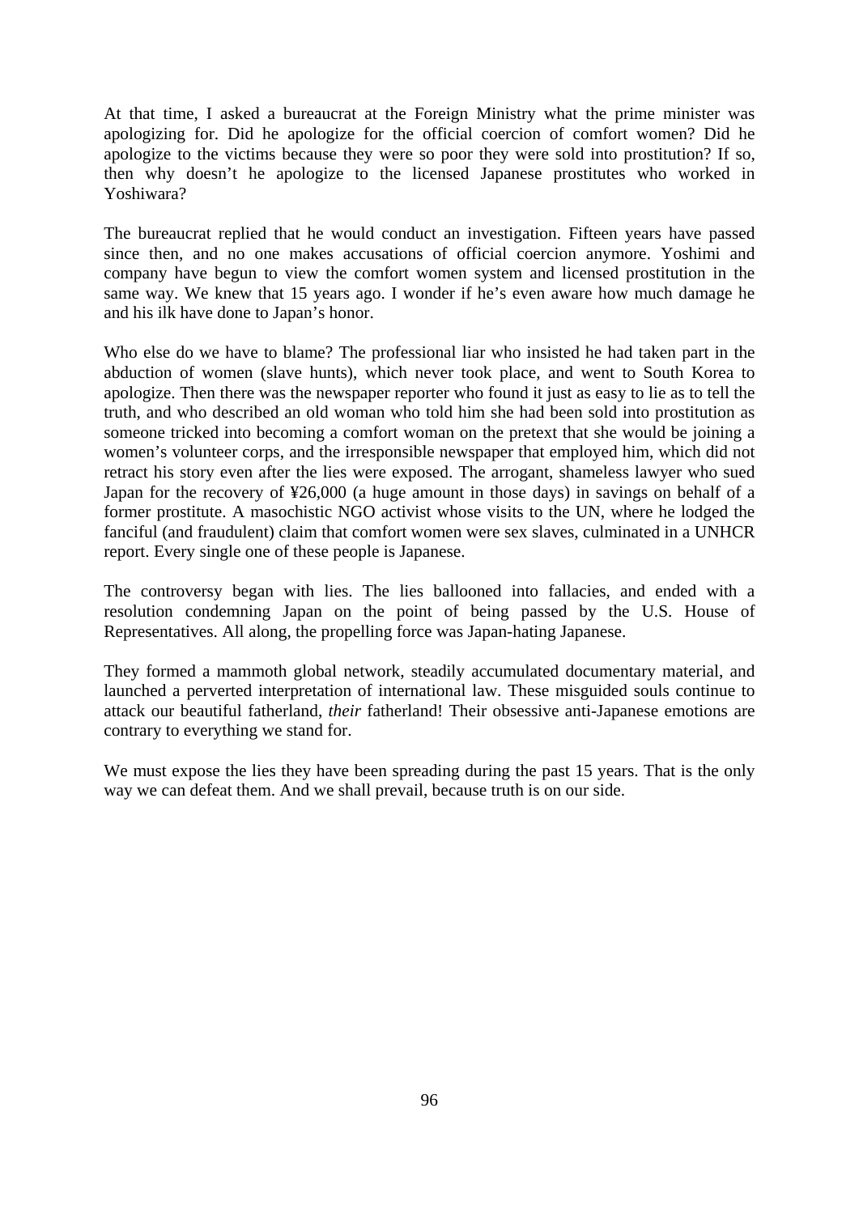At that time, I asked a bureaucrat at the Foreign Ministry what the prime minister was apologizing for. Did he apologize for the official coercion of comfort women? Did he apologize to the victims because they were so poor they were sold into prostitution? If so, then why doesn't he apologize to the licensed Japanese prostitutes who worked in Yoshiwara?

The bureaucrat replied that he would conduct an investigation. Fifteen years have passed since then, and no one makes accusations of official coercion anymore. Yoshimi and company have begun to view the comfort women system and licensed prostitution in the same way. We knew that 15 years ago. I wonder if he's even aware how much damage he and his ilk have done to Japan's honor.

Who else do we have to blame? The professional liar who insisted he had taken part in the abduction of women (slave hunts), which never took place, and went to South Korea to apologize. Then there was the newspaper reporter who found it just as easy to lie as to tell the truth, and who described an old woman who told him she had been sold into prostitution as someone tricked into becoming a comfort woman on the pretext that she would be joining a women's volunteer corps, and the irresponsible newspaper that employed him, which did not retract his story even after the lies were exposed. The arrogant, shameless lawyer who sued Japan for the recovery of ¥26,000 (a huge amount in those days) in savings on behalf of a former prostitute. A masochistic NGO activist whose visits to the UN, where he lodged the fanciful (and fraudulent) claim that comfort women were sex slaves, culminated in a UNHCR report. Every single one of these people is Japanese.

The controversy began with lies. The lies ballooned into fallacies, and ended with a resolution condemning Japan on the point of being passed by the U.S. House of Representatives. All along, the propelling force was Japan-hating Japanese.

They formed a mammoth global network, steadily accumulated documentary material, and launched a perverted interpretation of international law. These misguided souls continue to attack our beautiful fatherland, *their* fatherland! Their obsessive anti-Japanese emotions are contrary to everything we stand for.

We must expose the lies they have been spreading during the past 15 years. That is the only way we can defeat them. And we shall prevail, because truth is on our side.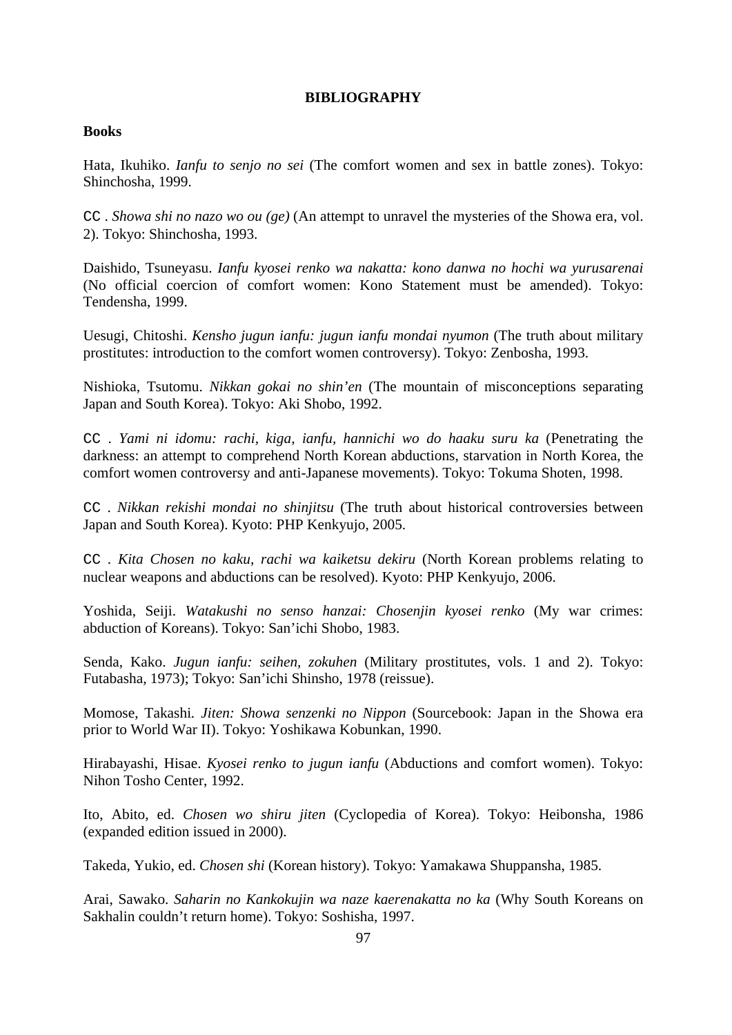**BIBLIOGRAPHY**

**Books**

Hata, Ikuhiko. *Ianfu to senjo no sei* (The comfort women and sex in battle zones). Tokyo: Shinchosha, 1999.

CC . *Showa shi no nazo wo ou (ge)* (An attempt to unravel the mysteries of the Showa era, vol. 2). Tokyo: Shinchosha, 1993.

Daishido, Tsuneyasu. *Ianfu kyosei renko wa nakatta: kono danwa no hochi wa yurusarenai* (No official coercion of comfort women: Kono Statement must be amended). Tokyo: Tendensha, 1999.

Uesugi, Chitoshi. *Kensho jugun ianfu: jugun ianfu mondai nyumon* (The truth about military prostitutes: introduction to the comfort women controversy). Tokyo: Zenbosha, 1993.

Nishioka, Tsutomu. *Nikkan gokai no shin'en* (The mountain of misconceptions separating Japan and South Korea). Tokyo: Aki Shobo, 1992.

CC . *Yami ni idomu: rachi, kiga, ianfu, hannichi wo do haaku suru ka* (Penetrating the darkness: an attempt to comprehend North Korean abductions, starvation in North Korea, the comfort women controversy and anti-Japanese movements). Tokyo: Tokuma Shoten, 1998.

CC . *Nikkan rekishi mondai no shinjitsu* (The truth about historical controversies between Japan and South Korea). Kyoto: PHP Kenkyujo, 2005.

CC . *Kita Chosen no kaku, rachi wa kaiketsu dekiru* (North Korean problems relating to nuclear weapons and abductions can be resolved). Kyoto: PHP Kenkyujo, 2006.

Yoshida, Seiji. *Watakushi no senso hanzai: Chosenjin kyosei renko* (My war crimes: abduction of Koreans). Tokyo: San'ichi Shobo, 1983.

Senda, Kako. *Jugun ianfu: seihen, zokuhen* (Military prostitutes, vols. 1 and 2). Tokyo: Futabasha, 1973); Tokyo: San'ichi Shinsho, 1978 (reissue).

Momose, Takashi. *Jiten: Showa senzenki no Nippon* (Sourcebook: Japan in the Showa era prior to World War II). Tokyo: Yoshikawa Kobunkan, 1990.

Hirabayashi, Hisae. *Kyosei renko to jugun ianfu* (Abductions and comfort women). Tokyo: Nihon Tosho Center, 1992.

Ito, Abito, ed. *Chosen wo shiru jiten* (Cyclopedia of Korea). Tokyo: Heibonsha, 1986 (expanded edition issued in 2000).

Takeda, Yukio, ed. *Chosen shi* (Korean history). Tokyo: Yamakawa Shuppansha, 1985.

Arai, Sawako. *Saharin no Kankokujin wa naze kaerenakatta no ka* (Why South Koreans on Sakhalin couldn't return home). Tokyo: Soshisha, 1997.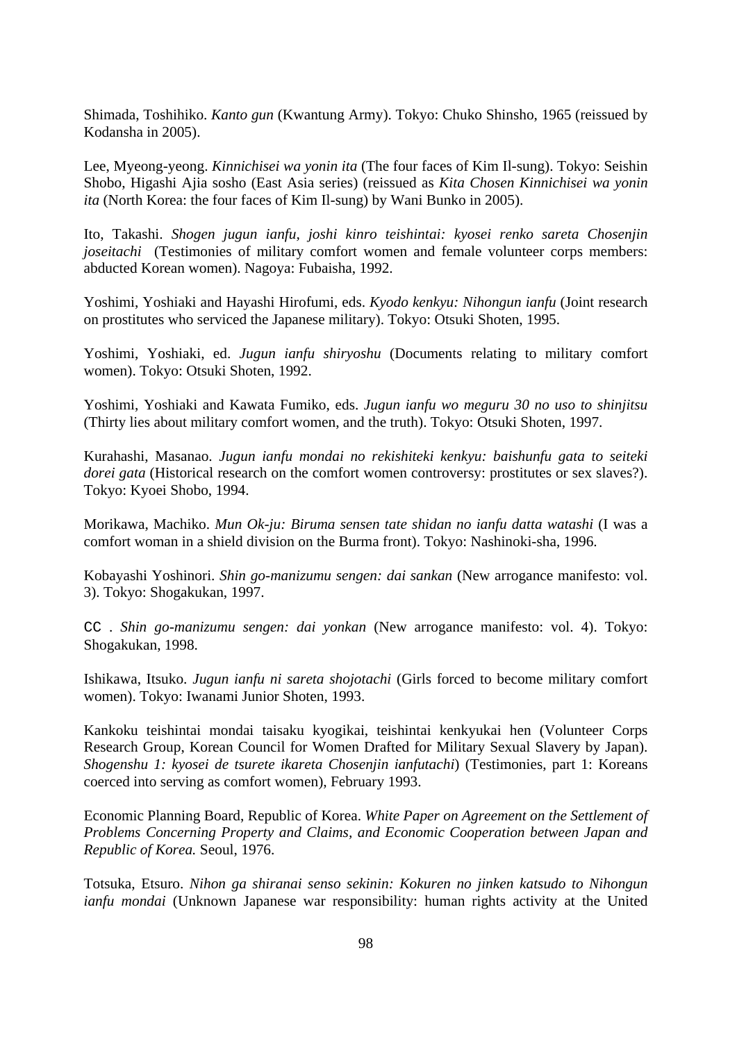Shimada, Toshihiko. *Kanto gun* (Kwantung Army). Tokyo: Chuko Shinsho, 1965 (reissued by Kodansha in 2005).

Lee, Myeong-yeong. *Kinnichisei wa yonin ita* (The four faces of Kim Il-sung). Tokyo: Seishin Shobo, Higashi Ajia sosho (East Asia series) (reissued as *Kita Chosen Kinnichisei wa yonin ita* (North Korea: the four faces of Kim Il-sung) by Wani Bunko in 2005).

Ito, Takashi. *Shogen jugun ianfu, joshi kinro teishintai: kyosei renko sareta Chosenjin joseitachi* (Testimonies of military comfort women and female volunteer corps members: abducted Korean women). Nagoya: Fubaisha, 1992.

Yoshimi, Yoshiaki and Hayashi Hirofumi, eds. *Kyodo kenkyu: Nihongun ianfu* (Joint research on prostitutes who serviced the Japanese military). Tokyo: Otsuki Shoten, 1995.

Yoshimi, Yoshiaki, ed. *Jugun ianfu shiryoshu* (Documents relating to military comfort women). Tokyo: Otsuki Shoten, 1992.

Yoshimi, Yoshiaki and Kawata Fumiko, eds. *Jugun ianfu wo meguru 30 no uso to shinjitsu* (Thirty lies about military comfort women, and the truth). Tokyo: Otsuki Shoten, 1997.

Kurahashi, Masanao. *Jugun ianfu mondai no rekishiteki kenkyu: baishunfu gata to seiteki dorei gata* (Historical research on the comfort women controversy: prostitutes or sex slaves?). Tokyo: Kyoei Shobo, 1994.

Morikawa, Machiko. *Mun Ok-ju: Biruma sensen tate shidan no ianfu datta watashi* (I was a comfort woman in a shield division on the Burma front). Tokyo: Nashinoki-sha, 1996.

Kobayashi Yoshinori. *Shin go-manizumu sengen: dai sankan* (New arrogance manifesto: vol. 3). Tokyo: Shogakukan, 1997.

CC . *Shin go-manizumu sengen: dai yonkan* (New arrogance manifesto: vol. 4). Tokyo: Shogakukan, 1998.

Ishikawa, Itsuko. *Jugun ianfu ni sareta shojotachi* (Girls forced to become military comfort women). Tokyo: Iwanami Junior Shoten, 1993.

Kankoku teishintai mondai taisaku kyogikai, teishintai kenkyukai hen (Volunteer Corps Research Group, Korean Council for Women Drafted for Military Sexual Slavery by Japan). *Shogenshu 1: kyosei de tsurete ikareta Chosenjin ianfutachi*) (Testimonies, part 1: Koreans coerced into serving as comfort women), February 1993.

Economic Planning Board, Republic of Korea. *White Paper on Agreement on the Settlement of Problems Concerning Property and Claims, and Economic Cooperation between Japan and Republic of Korea.* Seoul, 1976.

Totsuka, Etsuro. *Nihon ga shiranai senso sekinin: Kokuren no jinken katsudo to Nihongun ianfu mondai* (Unknown Japanese war responsibility: human rights activity at the United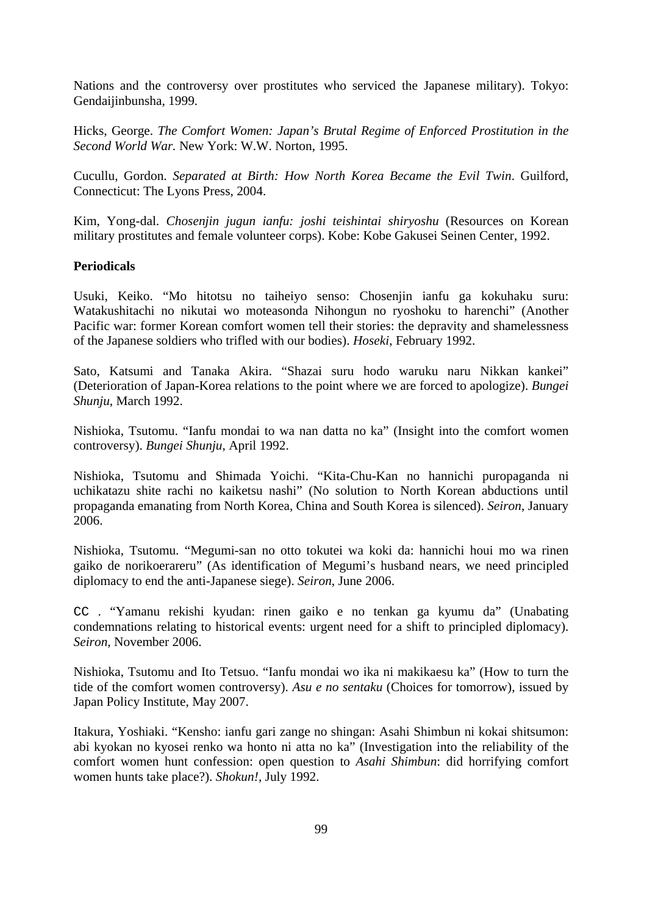Nations and the controversy over prostitutes who serviced the Japanese military). Tokyo: Gendaijinbunsha, 1999.

Hicks, George. *The Comfort Women: Japan's Brutal Regime of Enforced Prostitution in the Second World War.* New York: W.W. Norton, 1995.

Cucullu, Gordon. *Separated at Birth: How North Korea Became the Evil Twin*. Guilford, Connecticut: The Lyons Press, 2004.

Kim, Yong-dal. *Chosenjin jugun ianfu: joshi teishintai shiryoshu* (Resources on Korean military prostitutes and female volunteer corps). Kobe: Kobe Gakusei Seinen Center, 1992.

**Periodicals**

Usuki, Keiko. "Mo hitotsu no taiheiyo senso: Chosenjin ianfu ga kokuhaku suru: Watakushitachi no nikutai wo moteasonda Nihongun no ryoshoku to harenchi" (Another Pacific war: former Korean comfort women tell their stories: the depravity and shamelessness of the Japanese soldiers who trifled with our bodies). *Hoseki*, February 1992.

Sato, Katsumi and Tanaka Akira. "Shazai suru hodo waruku naru Nikkan kankei" (Deterioration of Japan-Korea relations to the point where we are forced to apologize). *Bungei Shunju*, March 1992.

Nishioka, Tsutomu. "Ianfu mondai to wa nan datta no ka" (Insight into the comfort women controversy). *Bungei Shunju*, April 1992.

Nishioka, Tsutomu and Shimada Yoichi. "Kita-Chu-Kan no hannichi puropaganda ni uchikatazu shite rachi no kaiketsu nashi" (No solution to North Korean abductions until propaganda emanating from North Korea, China and South Korea is silenced). *Seiron*, January 2006.

Nishioka, Tsutomu. "Megumi-san no otto tokutei wa koki da: hannichi houi mo wa rinen gaiko de norikoerareru" (As identification of Megumi's husband nears, we need principled diplomacy to end the anti-Japanese siege). *Seiron*, June 2006.

CC . "Yamanu rekishi kyudan: rinen gaiko e no tenkan ga kyumu da" (Unabating condemnations relating to historical events: urgent need for a shift to principled diplomacy). *Seiron*, November 2006.

Nishioka, Tsutomu and Ito Tetsuo. "Ianfu mondai wo ika ni makikaesu ka" (How to turn the tide of the comfort women controversy). *Asu e no sentaku* (Choices for tomorrow), issued by Japan Policy Institute, May 2007.

Itakura, Yoshiaki. "Kensho: ianfu gari zange no shingan: Asahi Shimbun ni kokai shitsumon: abi kyokan no kyosei renko wa honto ni atta no ka" (Investigation into the reliability of the comfort women hunt confession: open question to *Asahi Shimbun*: did horrifying comfort women hunts take place?). *Shokun!*, July 1992.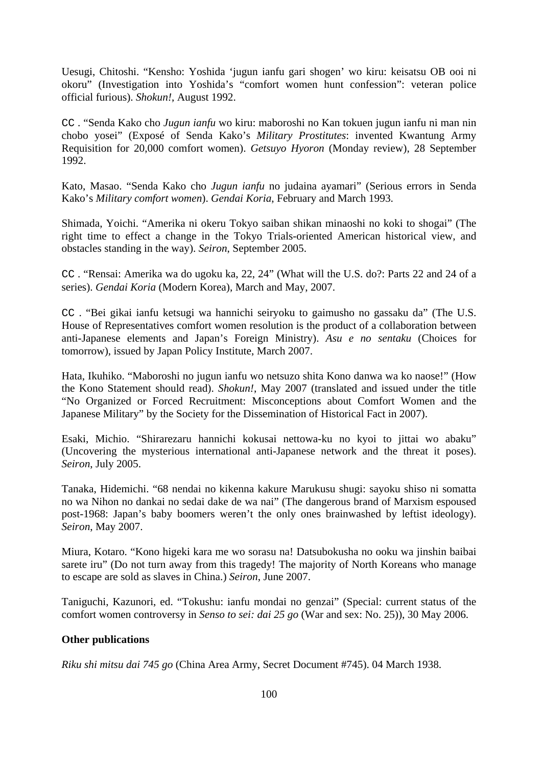Uesugi, Chitoshi. "Kensho: Yoshida 'jugun ianfu gari shogen' wo kiru: keisatsu OB ooi ni okoru" (Investigation into Yoshida's "comfort women hunt confession": veteran police official furious). *Shokun!*, August 1992.

CC . "Senda Kako cho *Jugun ianfu* wo kiru: maboroshi no Kan tokuen jugun ianfu ni man nin chobo yosei" (Exposé of Senda Kako's *Military Prostitutes*: invented Kwantung Army Requisition for 20,000 comfort women). *Getsuyo Hyoron* (Monday review), 28 September 1992.

Kato, Masao. "Senda Kako cho *Jugun ianfu* no judaina ayamari" (Serious errors in Senda Kako's *Military comfort women*). *Gendai Koria*, February and March 1993.

Shimada, Yoichi. "Amerika ni okeru Tokyo saiban shikan minaoshi no koki to shogai" (The right time to effect a change in the Tokyo Trials-oriented American historical view, and obstacles standing in the way). *Seiron*, September 2005.

CC . "Rensai: Amerika wa do ugoku ka, 22, 24" (What will the U.S. do?: Parts 22 and 24 of a series). *Gendai Koria* (Modern Korea), March and May, 2007.

CC . "Bei gikai ianfu ketsugi wa hannichi seiryoku to gaimusho no gassaku da" (The U.S. House of Representatives comfort women resolution is the product of a collaboration between anti-Japanese elements and Japan's Foreign Ministry). *Asu e no sentaku* (Choices for tomorrow), issued by Japan Policy Institute, March 2007.

Hata, Ikuhiko. "Maboroshi no jugun ianfu wo netsuzo shita Kono danwa wa ko naose!" (How the Kono Statement should read). *Shokun!*, May 2007 (translated and issued under the title "No Organized or Forced Recruitment: Misconceptions about Comfort Women and the Japanese Military" by the Society for the Dissemination of Historical Fact in 2007).

Esaki, Michio. "Shirarezaru hannichi kokusai nettowa-ku no kyoi to jittai wo abaku" (Uncovering the mysterious international anti-Japanese network and the threat it poses). *Seiron*, July 2005.

Tanaka, Hidemichi. "68 nendai no kikenna kakure Marukusu shugi: sayoku shiso ni somatta no wa Nihon no dankai no sedai dake de wa nai" (The dangerous brand of Marxism espoused post-1968: Japan's baby boomers weren't the only ones brainwashed by leftist ideology). *Seiron*, May 2007.

Miura, Kotaro. "Kono higeki kara me wo sorasu na! Datsubokusha no ooku wa jinshin baibai sarete iru" (Do not turn away from this tragedy! The majority of North Koreans who manage to escape are sold as slaves in China.) *Seiron*, June 2007.

Taniguchi, Kazunori, ed. "Tokushu: ianfu mondai no genzai" (Special: current status of the comfort women controversy in *Senso to sei: dai 25 go* (War and sex: No. 25)), 30 May 2006.

**Other publications**

*Riku shi mitsu dai 745 go* (China Area Army, Secret Document #745). 04 March 1938.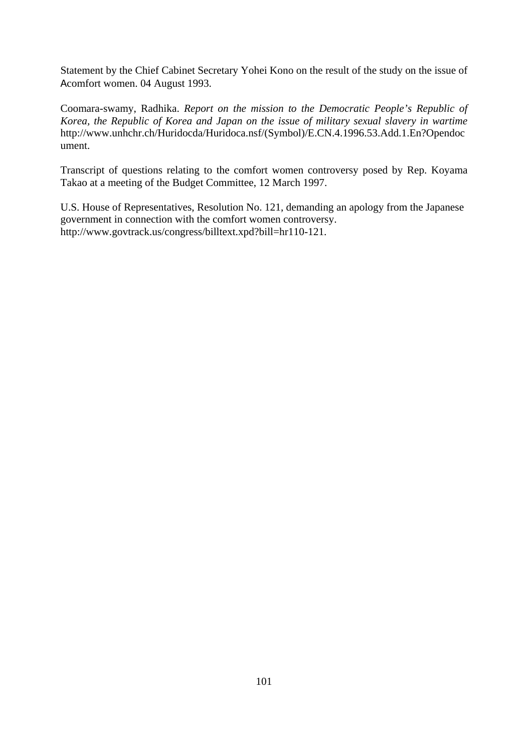Statement by the Chief Cabinet Secretary Yohei Kono on the result of the study on the issue of Acomfort women. 04 August 1993.

Coomara-swamy, Radhika. *Report on the mission to the Democratic People's Republic of Korea, the Republic of Korea and Japan on the issue of military sexual slavery in wartime* http://www.unhchr.ch/Huridocda/Huridoca.nsf/(Symbol)/E.CN.4.1996.53.Add.1.En?Opendocument.

Transcript of questions relating to the comfort women controversy posed by Rep. Koyama Takao at a meeting of the Budget Committee, 12 March 1997.

U.S. House of Representatives, Resolution No. 121, demanding an apology from the Japanese government in connection with the comfort women controversy. http://www.govtrack.us/congress/billtext.xpd?bill=hr110-121.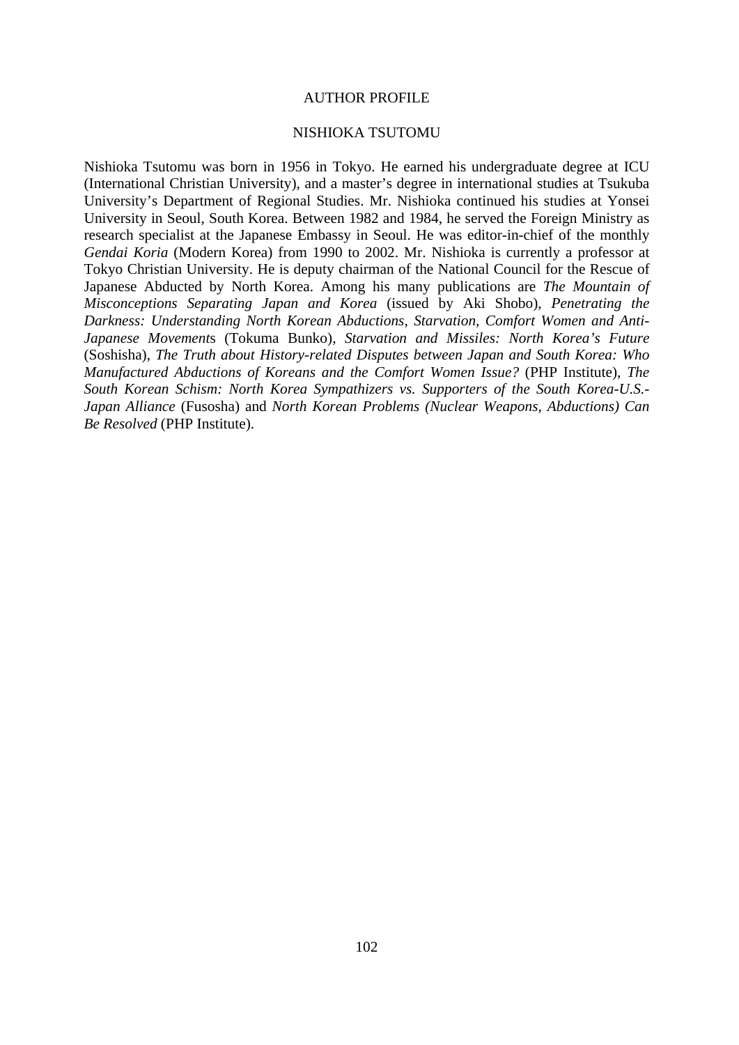# AUTHOR PROFILE

## NISHIOKA TSUTOMU

Nishioka Tsutomu was born in 1956 in Tokyo. He earned his undergraduate degree at ICU (International Christian University), and a master's degree in international studies at Tsukuba University's Department of Regional Studies. Mr. Nishioka continued his studies at Yonsei University in Seoul, South Korea. Between 1982 and 1984, he served the Foreign Ministry as research specialist at the Japanese Embassy in Seoul. He was editor-in-chief of the monthly *Gendai Koria* (Modern Korea) from 1990 to 2002. Mr. Nishioka is currently a professor at Tokyo Christian University. He is deputy chairman of the National Council for the Rescue of Japanese Abducted by North Korea. Among his many publications are *The Mountain of Misconceptions Separating Japan and Korea* (issued by Aki Shobo), *Penetrating the Darkness: Understanding North Korean Abductions, Starvation, Comfort Women and Anti-Japanese Movement*s (Tokuma Bunko), *Starvation and Missiles: North Korea's Future* (Soshisha), *The Truth about History-related Disputes between Japan and South Korea: Who Manufactured Abductions of Koreans and the Comfort Women Issue?* (PHP Institute), *The South Korean Schism: North Korea Sympathizers vs. Supporters of the South Korea-U.S.-Japan Alliance* (Fusosha) and *North Korean Problems (Nuclear Weapons, Abductions) Can Be Resolved* (PHP Institute).